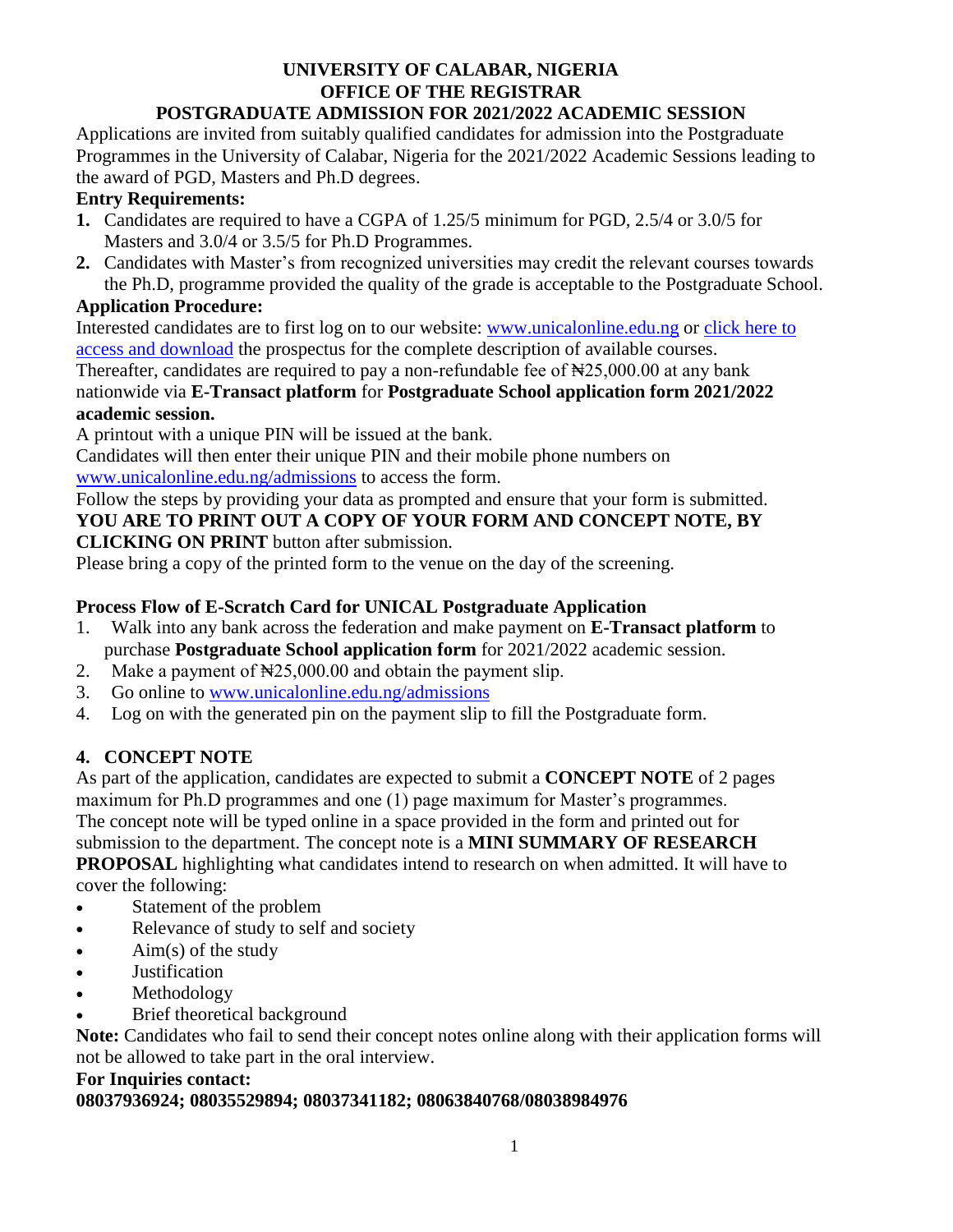# UNIVERSITY OF CALABAR, NIGERIA
## OFFICE OF THE REGISTRAR
## POSTGRADUATE ADMISSION FOR 2021/2022 ACADEMIC SESSION

Applications are invited from suitably qualified candidates for admission into the Postgraduate Programmes in the University of Calabar, Nigeria for the 2021/2022 Academic Sessions leading to the award of PGD, Masters and Ph.D degrees.

**Entry Requirements:**

1. Candidates are required to have a CGPA of 1.25/5 minimum for PGD, 2.5/4 or 3.0/5 for Masters and 3.0/4 or 3.5/5 for Ph.D Programmes.
2. Candidates with Master's from recognized universities may credit the relevant courses towards the Ph.D, programme provided the quality of the grade is acceptable to the Postgraduate School.

**Application Procedure:**

Interested candidates are to first log on to our website: www.unicalonline.edu.ng or click here to access and download the prospectus for the complete description of available courses.

Thereafter, candidates are required to pay a non-refundable fee of ₦25,000.00 at any bank nationwide via **E-Transact platform** for **Postgraduate School application form 2021/2022 academic session.**

A printout with a unique PIN will be issued at the bank.

Candidates will then enter their unique PIN and their mobile phone numbers on www.unicalonline.edu.ng/admissions to access the form.

Follow the steps by providing your data as prompted and ensure that your form is submitted.

**YOU ARE TO PRINT OUT A COPY OF YOUR FORM AND CONCEPT NOTE, BY CLICKING ON PRINT** button after submission.

Please bring a copy of the printed form to the venue on the day of the screening.

**Process Flow of E-Scratch Card for UNICAL Postgraduate Application**

1. Walk into any bank across the federation and make payment on **E-Transact platform** to purchase **Postgraduate School application form** for 2021/2022 academic session.
2. Make a payment of ₦25,000.00 and obtain the payment slip.
3. Go online to www.unicalonline.edu.ng/admissions
4. Log on with the generated pin on the payment slip to fill the Postgraduate form.

**4. CONCEPT NOTE**

As part of the application, candidates are expected to submit a **CONCEPT NOTE** of 2 pages maximum for Ph.D programmes and one (1) page maximum for Master's programmes.

The concept note will be typed online in a space provided in the form and printed out for submission to the department. The concept note is a **MINI SUMMARY OF RESEARCH PROPOSAL** highlighting what candidates intend to research on when admitted. It will have to cover the following:

- Statement of the problem
- Relevance of study to self and society
- Aim(s) of the study
- Justification
- Methodology
- Brief theoretical background

**Note:** Candidates who fail to send their concept notes online along with their application forms will not be allowed to take part in the oral interview.

**For Inquiries contact:**

**08037936924; 08035529894; 08037341182; 08063840768/08038984976**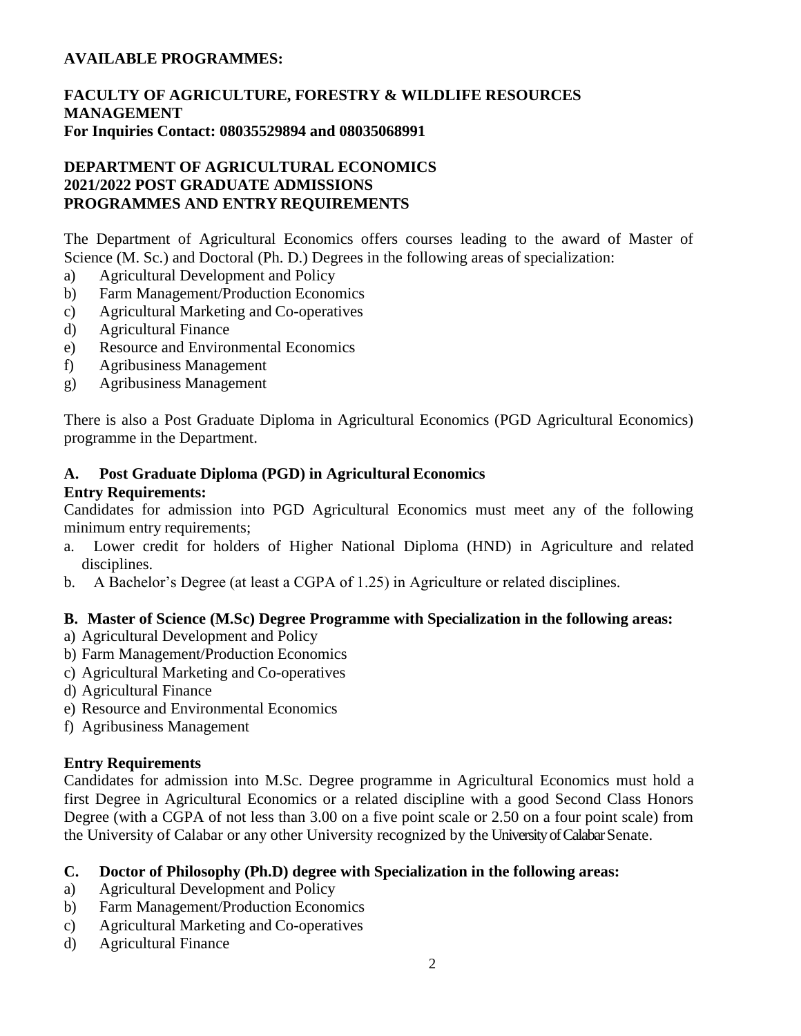**AVAILABLE PROGRAMMES:**

**FACULTY OF AGRICULTURE, FORESTRY & WILDLIFE RESOURCES MANAGEMENT**
**For Inquiries Contact: 08035529894 and 08035068991**

**DEPARTMENT OF AGRICULTURAL ECONOMICS**
**2021/2022 POST GRADUATE ADMISSIONS**
**PROGRAMMES AND ENTRY REQUIREMENTS**

The Department of Agricultural Economics offers courses leading to the award of Master of Science (M. Sc.) and Doctoral (Ph. D.) Degrees in the following areas of specialization:

a) Agricultural Development and Policy
b) Farm Management/Production Economics
c) Agricultural Marketing and Co-operatives
d) Agricultural Finance
e) Resource and Environmental Economics
f) Agribusiness Management
g) Agribusiness Management

There is also a Post Graduate Diploma in Agricultural Economics (PGD Agricultural Economics) programme in the Department.

**A. Post Graduate Diploma (PGD) in Agricultural Economics**

**Entry Requirements:**

Candidates for admission into PGD Agricultural Economics must meet any of the following minimum entry requirements;

a. Lower credit for holders of Higher National Diploma (HND) in Agriculture and related disciplines.
b. A Bachelor's Degree (at least a CGPA of 1.25) in Agriculture or related disciplines.

**B. Master of Science (M.Sc) Degree Programme with Specialization in the following areas:**

a) Agricultural Development and Policy
b) Farm Management/Production Economics
c) Agricultural Marketing and Co-operatives
d) Agricultural Finance
e) Resource and Environmental Economics
f) Agribusiness Management

**Entry Requirements**

Candidates for admission into M.Sc. Degree programme in Agricultural Economics must hold a first Degree in Agricultural Economics or a related discipline with a good Second Class Honors Degree (with a CGPA of not less than 3.00 on a five point scale or 2.50 on a four point scale) from the University of Calabar or any other University recognized by the University of Calabar Senate.

**C. Doctor of Philosophy (Ph.D) degree with Specialization in the following areas:**

a) Agricultural Development and Policy
b) Farm Management/Production Economics
c) Agricultural Marketing and Co-operatives
d) Agricultural Finance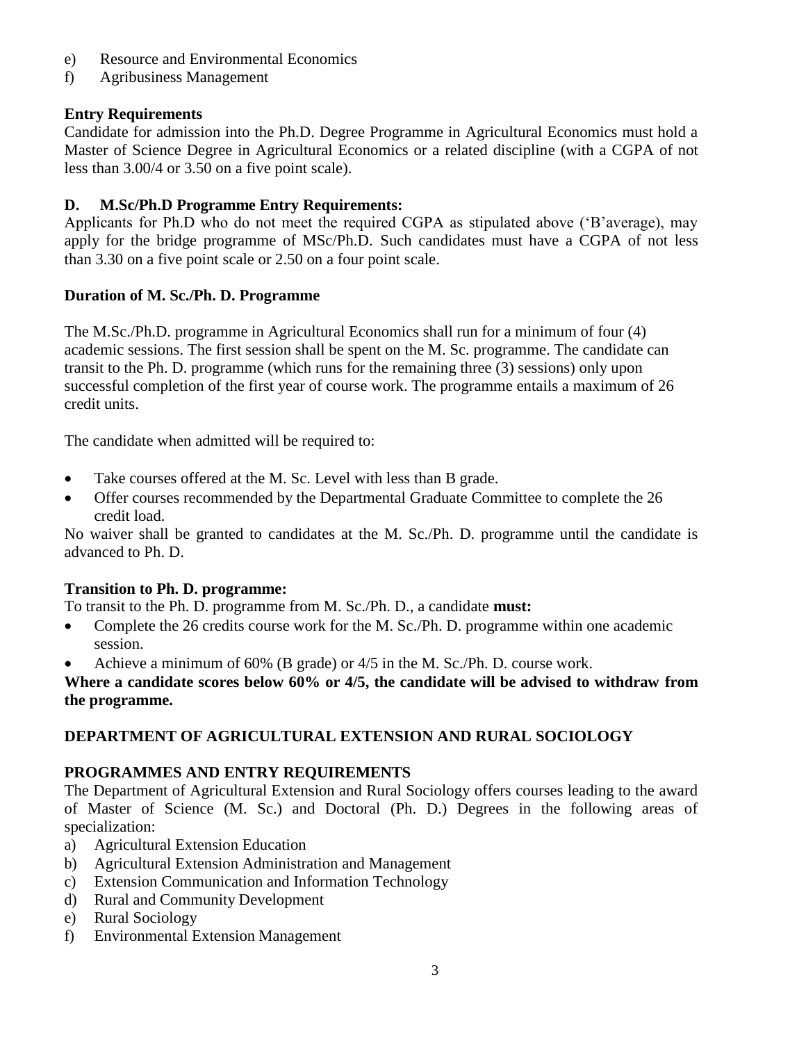e) Resource and Environmental Economics
f) Agribusiness Management

**Entry Requirements**

Candidate for admission into the Ph.D. Degree Programme in Agricultural Economics must hold a Master of Science Degree in Agricultural Economics or a related discipline (with a CGPA of not less than 3.00/4 or 3.50 on a five point scale).

**D. M.Sc/Ph.D Programme Entry Requirements:**

Applicants for Ph.D who do not meet the required CGPA as stipulated above ('B'average), may apply for the bridge programme of MSc/Ph.D. Such candidates must have a CGPA of not less than 3.30 on a five point scale or 2.50 on a four point scale.

**Duration of M. Sc./Ph. D. Programme**

The M.Sc./Ph.D. programme in Agricultural Economics shall run for a minimum of four (4) academic sessions. The first session shall be spent on the M. Sc. programme. The candidate can transit to the Ph. D. programme (which runs for the remaining three (3) sessions) only upon successful completion of the first year of course work. The programme entails a maximum of 26 credit units.

The candidate when admitted will be required to:

- Take courses offered at the M. Sc. Level with less than B grade.
- Offer courses recommended by the Departmental Graduate Committee to complete the 26 credit load.

No waiver shall be granted to candidates at the M. Sc./Ph. D. programme until the candidate is advanced to Ph. D.

**Transition to Ph. D. programme:**

To transit to the Ph. D. programme from M. Sc./Ph. D., a candidate **must:**

- Complete the 26 credits course work for the M. Sc./Ph. D. programme within one academic session.
- Achieve a minimum of 60% (B grade) or 4/5 in the M. Sc./Ph. D. course work.

**Where a candidate scores below 60% or 4/5, the candidate will be advised to withdraw from the programme.**

## DEPARTMENT OF AGRICULTURAL EXTENSION AND RURAL SOCIOLOGY

**PROGRAMMES AND ENTRY REQUIREMENTS**

The Department of Agricultural Extension and Rural Sociology offers courses leading to the award of Master of Science (M. Sc.) and Doctoral (Ph. D.) Degrees in the following areas of specialization:

a) Agricultural Extension Education
b) Agricultural Extension Administration and Management
c) Extension Communication and Information Technology
d) Rural and Community Development
e) Rural Sociology
f) Environmental Extension Management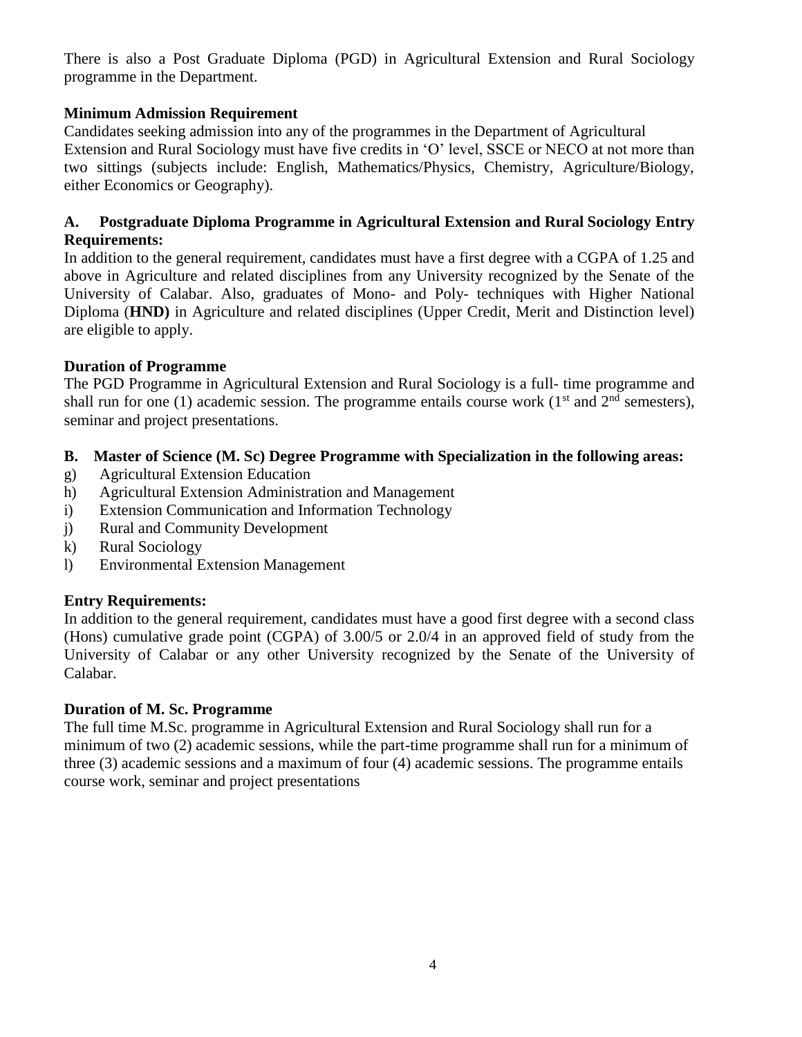There is also a Post Graduate Diploma (PGD) in Agricultural Extension and Rural Sociology programme in the Department.

**Minimum Admission Requirement**

Candidates seeking admission into any of the programmes in the Department of Agricultural Extension and Rural Sociology must have five credits in 'O' level, SSCE or NECO at not more than two sittings (subjects include: English, Mathematics/Physics, Chemistry, Agriculture/Biology, either Economics or Geography).

**A. Postgraduate Diploma Programme in Agricultural Extension and Rural Sociology Entry Requirements:**

In addition to the general requirement, candidates must have a first degree with a CGPA of 1.25 and above in Agriculture and related disciplines from any University recognized by the Senate of the University of Calabar. Also, graduates of Mono- and Poly- techniques with Higher National Diploma (**HND)** in Agriculture and related disciplines (Upper Credit, Merit and Distinction level) are eligible to apply.

**Duration of Programme**

The PGD Programme in Agricultural Extension and Rural Sociology is a full- time programme and shall run for one (1) academic session. The programme entails course work (1st and 2nd semesters), seminar and project presentations.

**B. Master of Science (M. Sc) Degree Programme with Specialization in the following areas:**

g) Agricultural Extension Education
h) Agricultural Extension Administration and Management
i) Extension Communication and Information Technology
j) Rural and Community Development
k) Rural Sociology
l) Environmental Extension Management

**Entry Requirements:**

In addition to the general requirement, candidates must have a good first degree with a second class (Hons) cumulative grade point (CGPA) of 3.00/5 or 2.0/4 in an approved field of study from the University of Calabar or any other University recognized by the Senate of the University of Calabar.

**Duration of M. Sc. Programme**

The full time M.Sc. programme in Agricultural Extension and Rural Sociology shall run for a minimum of two (2) academic sessions, while the part-time programme shall run for a minimum of three (3) academic sessions and a maximum of four (4) academic sessions. The programme entails course work, seminar and project presentations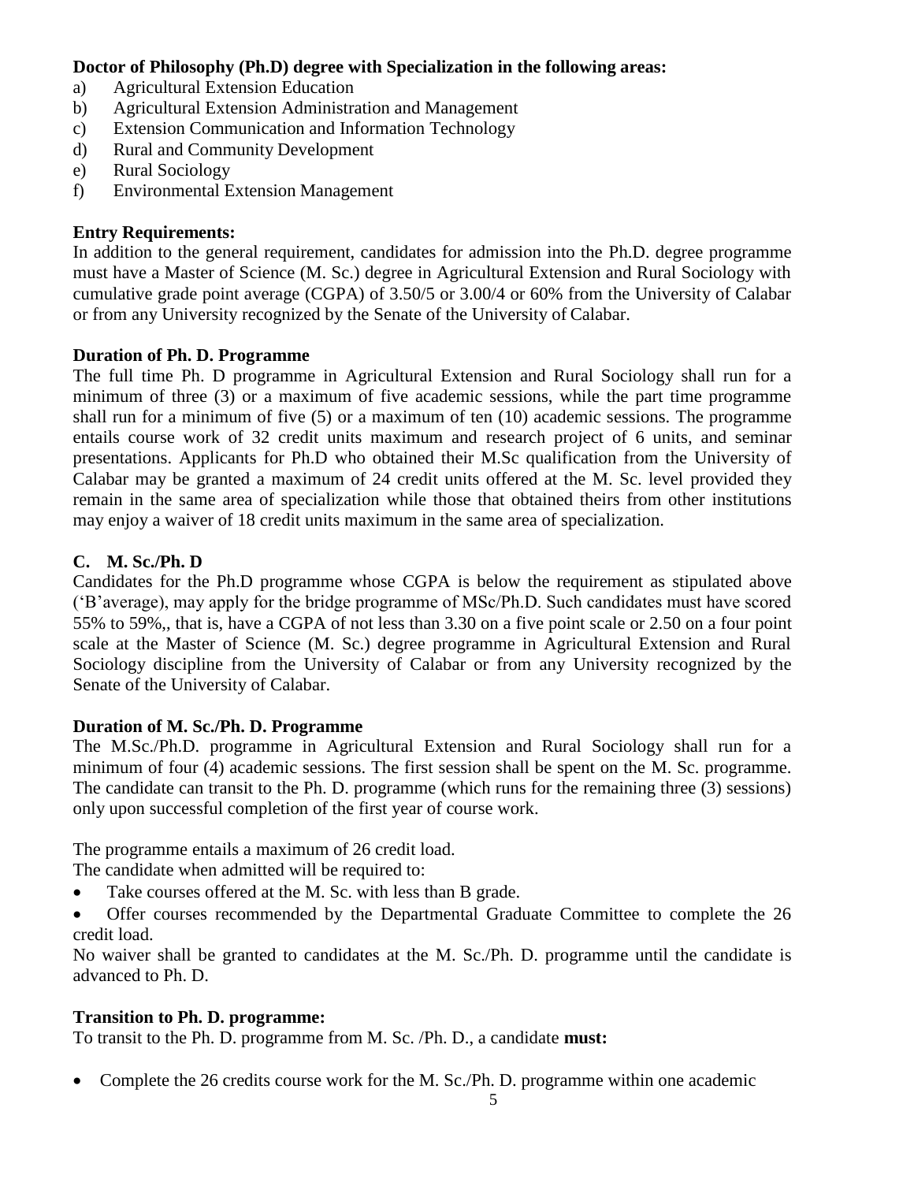**Doctor of Philosophy (Ph.D) degree with Specialization in the following areas:**

a) Agricultural Extension Education
b) Agricultural Extension Administration and Management
c) Extension Communication and Information Technology
d) Rural and Community Development
e) Rural Sociology
f) Environmental Extension Management

**Entry Requirements:**

In addition to the general requirement, candidates for admission into the Ph.D. degree programme must have a Master of Science (M. Sc.) degree in Agricultural Extension and Rural Sociology with cumulative grade point average (CGPA) of 3.50/5 or 3.00/4 or 60% from the University of Calabar or from any University recognized by the Senate of the University of Calabar.

**Duration of Ph. D. Programme**

The full time Ph. D programme in Agricultural Extension and Rural Sociology shall run for a minimum of three (3) or a maximum of five academic sessions, while the part time programme shall run for a minimum of five (5) or a maximum of ten (10) academic sessions. The programme entails course work of 32 credit units maximum and research project of 6 units, and seminar presentations. Applicants for Ph.D who obtained their M.Sc qualification from the University of Calabar may be granted a maximum of 24 credit units offered at the M. Sc. level provided they remain in the same area of specialization while those that obtained theirs from other institutions may enjoy a waiver of 18 credit units maximum in the same area of specialization.

## C. M. Sc./Ph. D

Candidates for the Ph.D programme whose CGPA is below the requirement as stipulated above ('B'average), may apply for the bridge programme of MSc/Ph.D. Such candidates must have scored 55% to 59%,, that is, have a CGPA of not less than 3.30 on a five point scale or 2.50 on a four point scale at the Master of Science (M. Sc.) degree programme in Agricultural Extension and Rural Sociology discipline from the University of Calabar or from any University recognized by the Senate of the University of Calabar.

**Duration of M. Sc./Ph. D. Programme**

The M.Sc./Ph.D. programme in Agricultural Extension and Rural Sociology shall run for a minimum of four (4) academic sessions. The first session shall be spent on the M. Sc. programme. The candidate can transit to the Ph. D. programme (which runs for the remaining three (3) sessions) only upon successful completion of the first year of course work.

The programme entails a maximum of 26 credit load.
The candidate when admitted will be required to:

- Take courses offered at the M. Sc. with less than B grade.
- Offer courses recommended by the Departmental Graduate Committee to complete the 26 credit load.

No waiver shall be granted to candidates at the M. Sc./Ph. D. programme until the candidate is advanced to Ph. D.

**Transition to Ph. D. programme:**

To transit to the Ph. D. programme from M. Sc. /Ph. D., a candidate **must:**

- Complete the 26 credits course work for the M. Sc./Ph. D. programme within one academic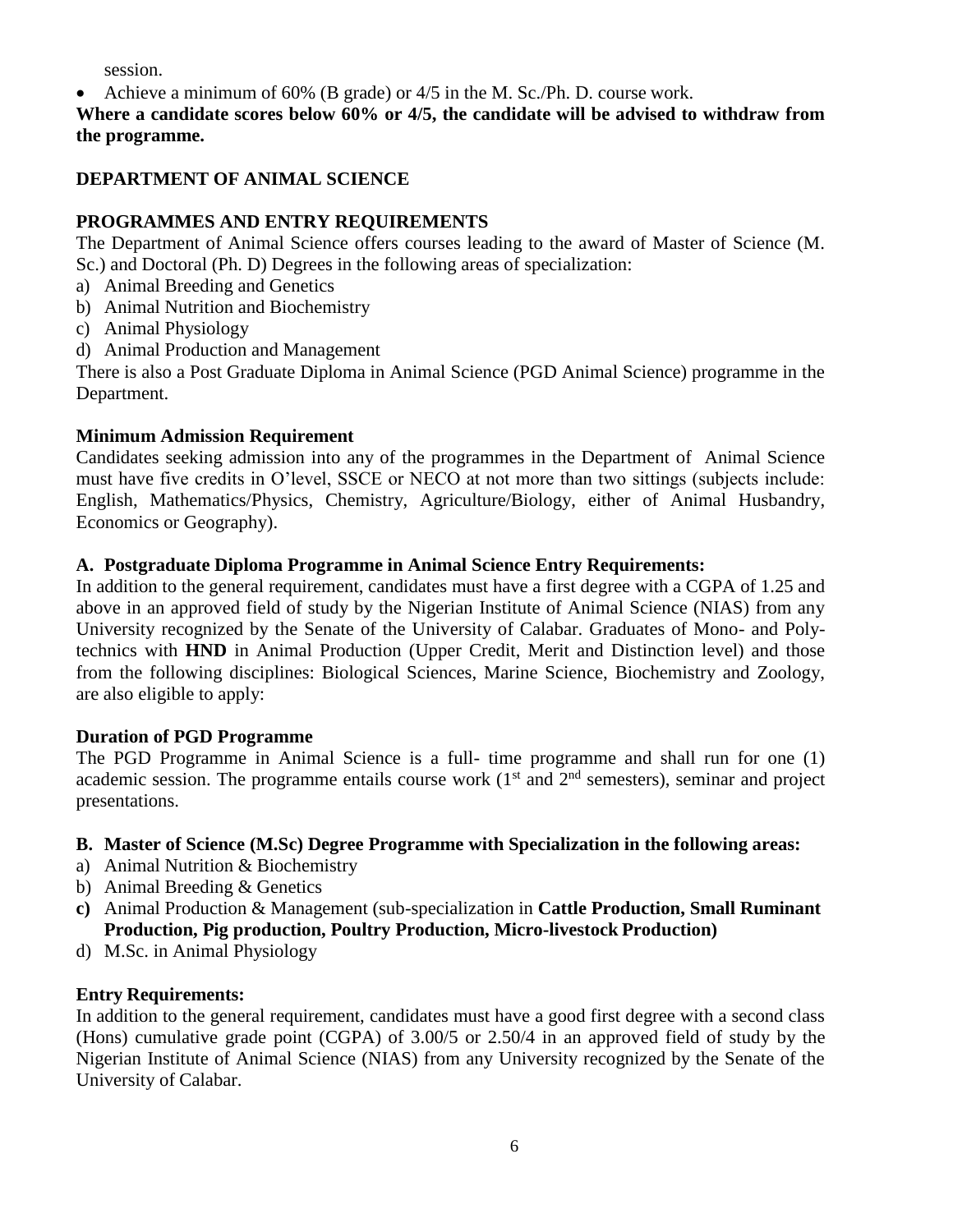session.

- Achieve a minimum of 60% (B grade) or 4/5 in the M. Sc./Ph. D. course work.

**Where a candidate scores below 60% or 4/5, the candidate will be advised to withdraw from the programme.**

## DEPARTMENT OF ANIMAL SCIENCE

### PROGRAMMES AND ENTRY REQUIREMENTS

The Department of Animal Science offers courses leading to the award of Master of Science (M. Sc.) and Doctoral (Ph. D) Degrees in the following areas of specialization:

a) Animal Breeding and Genetics
b) Animal Nutrition and Biochemistry
c) Animal Physiology
d) Animal Production and Management

There is also a Post Graduate Diploma in Animal Science (PGD Animal Science) programme in the Department.

### Minimum Admission Requirement

Candidates seeking admission into any of the programmes in the Department of Animal Science must have five credits in O'level, SSCE or NECO at not more than two sittings (subjects include: English, Mathematics/Physics, Chemistry, Agriculture/Biology, either of Animal Husbandry, Economics or Geography).

### A. Postgraduate Diploma Programme in Animal Science Entry Requirements:

In addition to the general requirement, candidates must have a first degree with a CGPA of 1.25 and above in an approved field of study by the Nigerian Institute of Animal Science (NIAS) from any University recognized by the Senate of the University of Calabar. Graduates of Mono- and Poly-technics with **HND** in Animal Production (Upper Credit, Merit and Distinction level) and those from the following disciplines: Biological Sciences, Marine Science, Biochemistry and Zoology, are also eligible to apply:

### Duration of PGD Programme

The PGD Programme in Animal Science is a full- time programme and shall run for one (1) academic session. The programme entails course work (1st and 2nd semesters), seminar and project presentations.

### B. Master of Science (M.Sc) Degree Programme with Specialization in the following areas:

a) Animal Nutrition & Biochemistry
b) Animal Breeding & Genetics
**c)** Animal Production & Management (sub-specialization in **Cattle Production, Small Ruminant Production, Pig production, Poultry Production, Micro-livestock Production)**
d) M.Sc. in Animal Physiology

### Entry Requirements:

In addition to the general requirement, candidates must have a good first degree with a second class (Hons) cumulative grade point (CGPA) of 3.00/5 or 2.50/4 in an approved field of study by the Nigerian Institute of Animal Science (NIAS) from any University recognized by the Senate of the University of Calabar.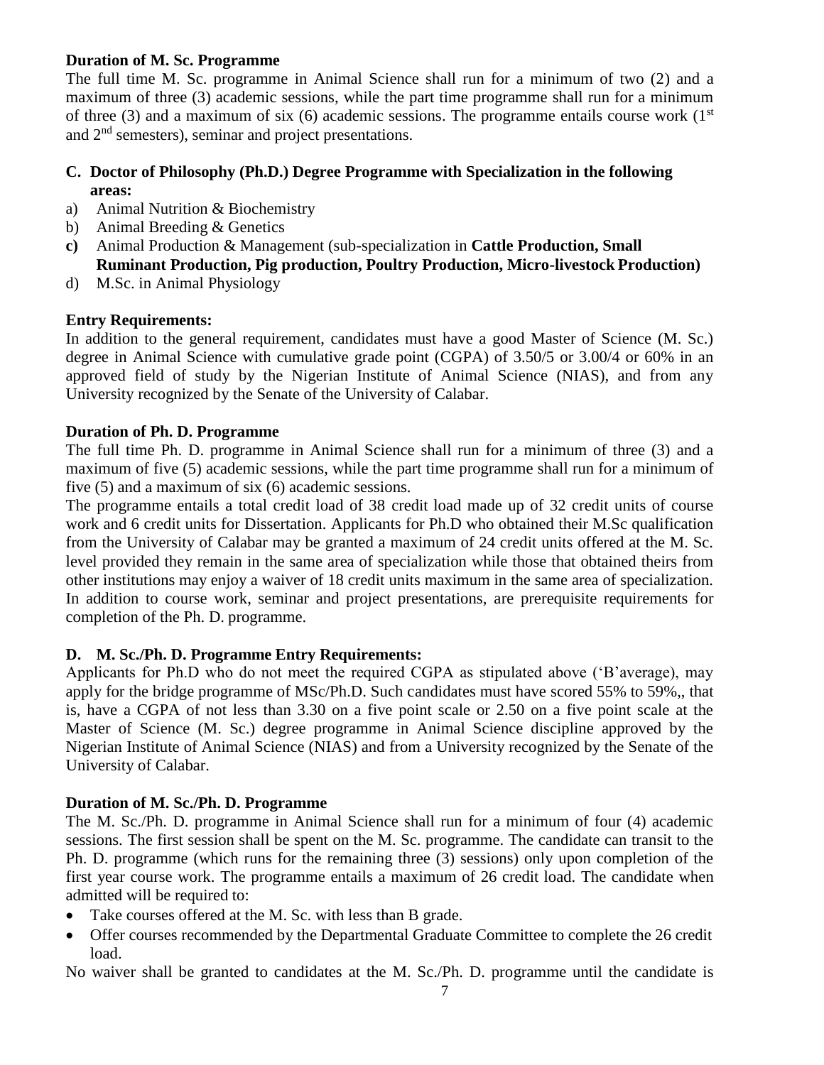**Duration of M. Sc. Programme**

The full time M. Sc. programme in Animal Science shall run for a minimum of two (2) and a maximum of three (3) academic sessions, while the part time programme shall run for a minimum of three (3) and a maximum of six (6) academic sessions. The programme entails course work (1st and 2nd semesters), seminar and project presentations.

**C. Doctor of Philosophy (Ph.D.) Degree Programme with Specialization in the following areas:**

a) Animal Nutrition & Biochemistry
b) Animal Breeding & Genetics
**c)** Animal Production & Management (sub-specialization in **Cattle Production, Small Ruminant Production, Pig production, Poultry Production, Micro-livestock Production)**
d) M.Sc. in Animal Physiology

**Entry Requirements:**

In addition to the general requirement, candidates must have a good Master of Science (M. Sc.) degree in Animal Science with cumulative grade point (CGPA) of 3.50/5 or 3.00/4 or 60% in an approved field of study by the Nigerian Institute of Animal Science (NIAS), and from any University recognized by the Senate of the University of Calabar.

**Duration of Ph. D. Programme**

The full time Ph. D. programme in Animal Science shall run for a minimum of three (3) and a maximum of five (5) academic sessions, while the part time programme shall run for a minimum of five (5) and a maximum of six (6) academic sessions.

The programme entails a total credit load of 38 credit load made up of 32 credit units of course work and 6 credit units for Dissertation. Applicants for Ph.D who obtained their M.Sc qualification from the University of Calabar may be granted a maximum of 24 credit units offered at the M. Sc. level provided they remain in the same area of specialization while those that obtained theirs from other institutions may enjoy a waiver of 18 credit units maximum in the same area of specialization. In addition to course work, seminar and project presentations, are prerequisite requirements for completion of the Ph. D. programme.

**D. M. Sc./Ph. D. Programme Entry Requirements:**

Applicants for Ph.D who do not meet the required CGPA as stipulated above ('B'average), may apply for the bridge programme of MSc/Ph.D. Such candidates must have scored 55% to 59%,, that is, have a CGPA of not less than 3.30 on a five point scale or 2.50 on a five point scale at the Master of Science (M. Sc.) degree programme in Animal Science discipline approved by the Nigerian Institute of Animal Science (NIAS) and from a University recognized by the Senate of the University of Calabar.

**Duration of M. Sc./Ph. D. Programme**

The M. Sc./Ph. D. programme in Animal Science shall run for a minimum of four (4) academic sessions. The first session shall be spent on the M. Sc. programme. The candidate can transit to the Ph. D. programme (which runs for the remaining three (3) sessions) only upon completion of the first year course work. The programme entails a maximum of 26 credit load. The candidate when admitted will be required to:

- Take courses offered at the M. Sc. with less than B grade.
- Offer courses recommended by the Departmental Graduate Committee to complete the 26 credit load.

No waiver shall be granted to candidates at the M. Sc./Ph. D. programme until the candidate is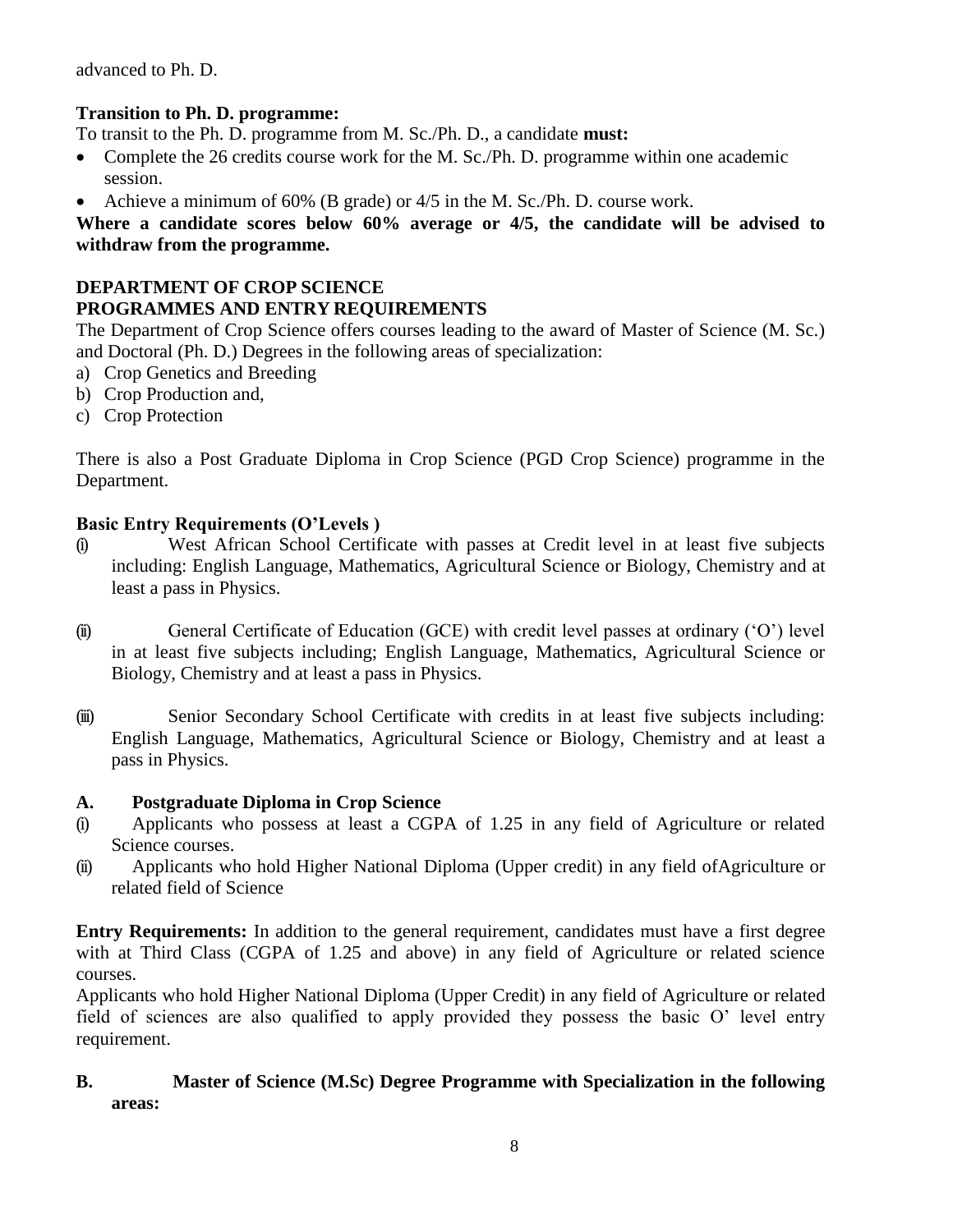advanced to Ph. D.

**Transition to Ph. D. programme:**

To transit to the Ph. D. programme from M. Sc./Ph. D., a candidate **must:**

- Complete the 26 credits course work for the M. Sc./Ph. D. programme within one academic session.
- Achieve a minimum of 60% (B grade) or 4/5 in the M. Sc./Ph. D. course work.

**Where a candidate scores below 60% average or 4/5, the candidate will be advised to withdraw from the programme.**

## DEPARTMENT OF CROP SCIENCE

## PROGRAMMES AND ENTRY REQUIREMENTS

The Department of Crop Science offers courses leading to the award of Master of Science (M. Sc.) and Doctoral (Ph. D.) Degrees in the following areas of specialization:

a) Crop Genetics and Breeding
b) Crop Production and,
c) Crop Protection

There is also a Post Graduate Diploma in Crop Science (PGD Crop Science) programme in the Department.

**Basic Entry Requirements (O'Levels )**

(i) West African School Certificate with passes at Credit level in at least five subjects including: English Language, Mathematics, Agricultural Science or Biology, Chemistry and at least a pass in Physics.

(ii) General Certificate of Education (GCE) with credit level passes at ordinary ('O') level in at least five subjects including; English Language, Mathematics, Agricultural Science or Biology, Chemistry and at least a pass in Physics.

(iii) Senior Secondary School Certificate with credits in at least five subjects including: English Language, Mathematics, Agricultural Science or Biology, Chemistry and at least a pass in Physics.

### A. Postgraduate Diploma in Crop Science

(i) Applicants who possess at least a CGPA of 1.25 in any field of Agriculture or related Science courses.

(ii) Applicants who hold Higher National Diploma (Upper credit) in any field ofAgriculture or related field of Science

**Entry Requirements:** In addition to the general requirement, candidates must have a first degree with at Third Class (CGPA of 1.25 and above) in any field of Agriculture or related science courses.

Applicants who hold Higher National Diploma (Upper Credit) in any field of Agriculture or related field of sciences are also qualified to apply provided they possess the basic O' level entry requirement.

### B. Master of Science (M.Sc) Degree Programme with Specialization in the following areas: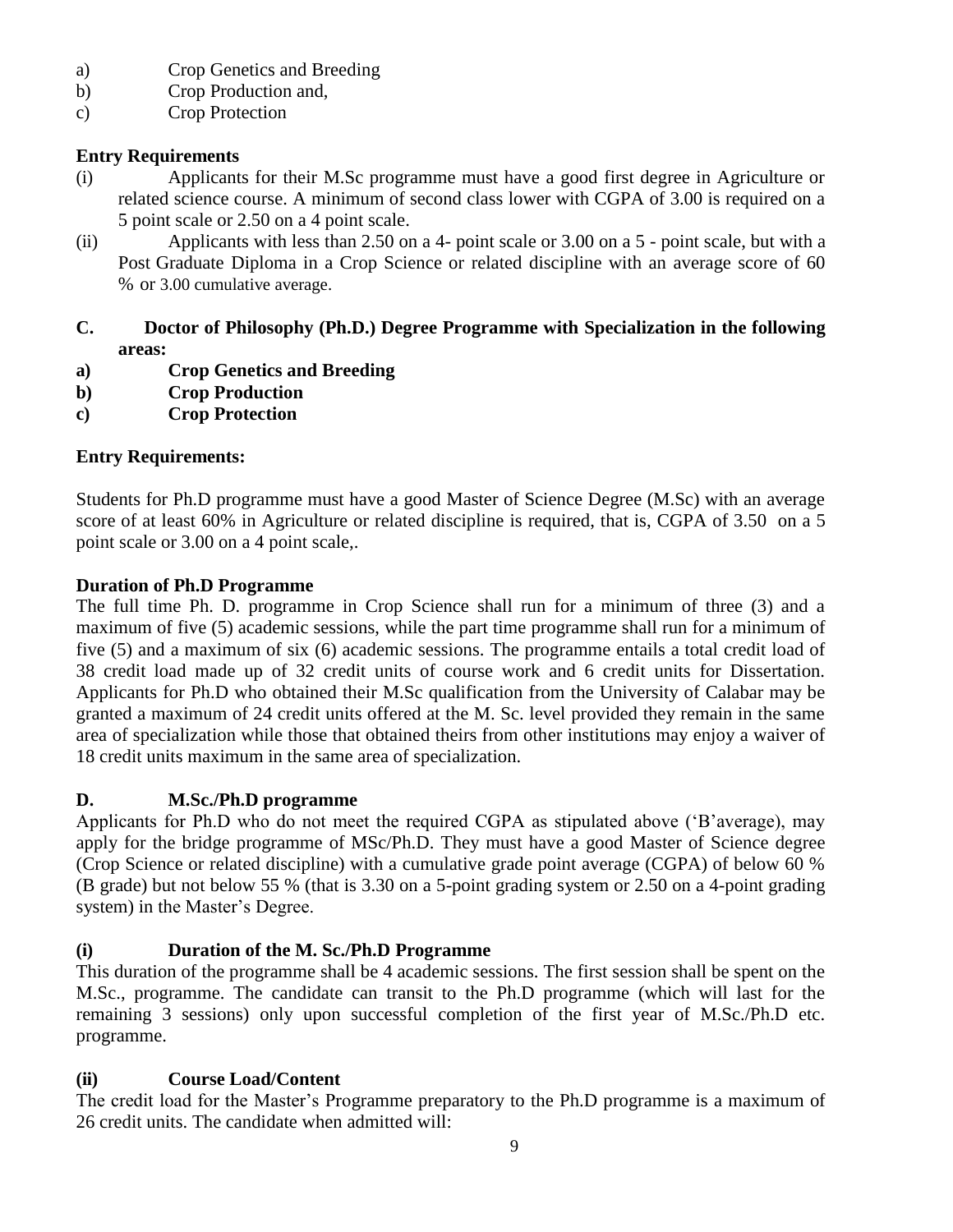a) Crop Genetics and Breeding
b) Crop Production and,
c) Crop Protection

**Entry Requirements**

(i) Applicants for their M.Sc programme must have a good first degree in Agriculture or related science course. A minimum of second class lower with CGPA of 3.00 is required on a 5 point scale or 2.50 on a 4 point scale.

(ii) Applicants with less than 2.50 on a 4- point scale or 3.00 on a 5 - point scale, but with a Post Graduate Diploma in a Crop Science or related discipline with an average score of 60 % or 3.00 cumulative average.

**C. Doctor of Philosophy (Ph.D.) Degree Programme with Specialization in the following areas:**

**a) Crop Genetics and Breeding**
**b) Crop Production**
**c) Crop Protection**

**Entry Requirements:**

Students for Ph.D programme must have a good Master of Science Degree (M.Sc) with an average score of at least 60% in Agriculture or related discipline is required, that is, CGPA of 3.50 on a 5 point scale or 3.00 on a 4 point scale,.

**Duration of Ph.D Programme**

The full time Ph. D. programme in Crop Science shall run for a minimum of three (3) and a maximum of five (5) academic sessions, while the part time programme shall run for a minimum of five (5) and a maximum of six (6) academic sessions. The programme entails a total credit load of 38 credit load made up of 32 credit units of course work and 6 credit units for Dissertation. Applicants for Ph.D who obtained their M.Sc qualification from the University of Calabar may be granted a maximum of 24 credit units offered at the M. Sc. level provided they remain in the same area of specialization while those that obtained theirs from other institutions may enjoy a waiver of 18 credit units maximum in the same area of specialization.

**D. M.Sc./Ph.D programme**

Applicants for Ph.D who do not meet the required CGPA as stipulated above ('B'average), may apply for the bridge programme of MSc/Ph.D. They must have a good Master of Science degree (Crop Science or related discipline) with a cumulative grade point average (CGPA) of below 60 % (B grade) but not below 55 % (that is 3.30 on a 5-point grading system or 2.50 on a 4-point grading system) in the Master's Degree.

**(i) Duration of the M. Sc./Ph.D Programme**

This duration of the programme shall be 4 academic sessions. The first session shall be spent on the M.Sc., programme. The candidate can transit to the Ph.D programme (which will last for the remaining 3 sessions) only upon successful completion of the first year of M.Sc./Ph.D etc. programme.

**(ii) Course Load/Content**

The credit load for the Master's Programme preparatory to the Ph.D programme is a maximum of 26 credit units. The candidate when admitted will: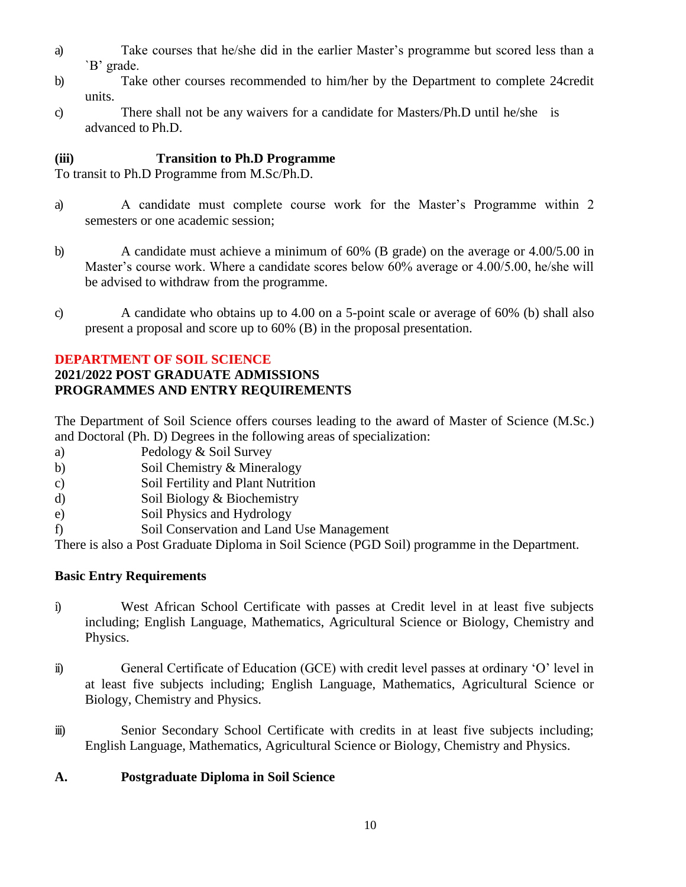a) Take courses that he/she did in the earlier Master's programme but scored less than a `B' grade.

b) Take other courses recommended to him/her by the Department to complete 24credit units.

c) There shall not be any waivers for a candidate for Masters/Ph.D until he/she is advanced to Ph.D.

**(iii) Transition to Ph.D Programme**

To transit to Ph.D Programme from M.Sc/Ph.D.

a) A candidate must complete course work for the Master's Programme within 2 semesters or one academic session;

b) A candidate must achieve a minimum of 60% (B grade) on the average or 4.00/5.00 in Master's course work. Where a candidate scores below 60% average or 4.00/5.00, he/she will be advised to withdraw from the programme.

c) A candidate who obtains up to 4.00 on a 5-point scale or average of 60% (b) shall also present a proposal and score up to 60% (B) in the proposal presentation.

## DEPARTMENT OF SOIL SCIENCE

### 2021/2022 POST GRADUATE ADMISSIONS PROGRAMMES AND ENTRY REQUIREMENTS

The Department of Soil Science offers courses leading to the award of Master of Science (M.Sc.) and Doctoral (Ph. D) Degrees in the following areas of specialization:

a) Pedology & Soil Survey
b) Soil Chemistry & Mineralogy
c) Soil Fertility and Plant Nutrition
d) Soil Biology & Biochemistry
e) Soil Physics and Hydrology
f) Soil Conservation and Land Use Management

There is also a Post Graduate Diploma in Soil Science (PGD Soil) programme in the Department.

**Basic Entry Requirements**

i) West African School Certificate with passes at Credit level in at least five subjects including; English Language, Mathematics, Agricultural Science or Biology, Chemistry and Physics.

ii) General Certificate of Education (GCE) with credit level passes at ordinary 'O' level in at least five subjects including; English Language, Mathematics, Agricultural Science or Biology, Chemistry and Physics.

iii) Senior Secondary School Certificate with credits in at least five subjects including; English Language, Mathematics, Agricultural Science or Biology, Chemistry and Physics.

**A. Postgraduate Diploma in Soil Science**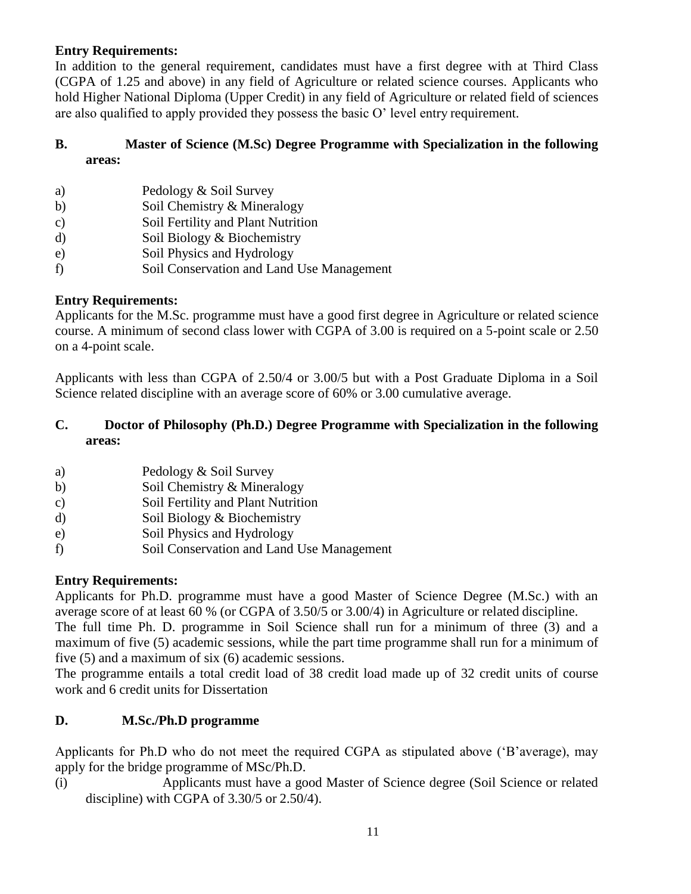**Entry Requirements:**
In addition to the general requirement, candidates must have a first degree with at Third Class (CGPA of 1.25 and above) in any field of Agriculture or related science courses. Applicants who hold Higher National Diploma (Upper Credit) in any field of Agriculture or related field of sciences are also qualified to apply provided they possess the basic O' level entry requirement.

**B. Master of Science (M.Sc) Degree Programme with Specialization in the following areas:**

a) Pedology & Soil Survey
b) Soil Chemistry & Mineralogy
c) Soil Fertility and Plant Nutrition
d) Soil Biology & Biochemistry
e) Soil Physics and Hydrology
f) Soil Conservation and Land Use Management

**Entry Requirements:**
Applicants for the M.Sc. programme must have a good first degree in Agriculture or related science course. A minimum of second class lower with CGPA of 3.00 is required on a 5-point scale or 2.50 on a 4-point scale.

Applicants with less than CGPA of 2.50/4 or 3.00/5 but with a Post Graduate Diploma in a Soil Science related discipline with an average score of 60% or 3.00 cumulative average.

**C. Doctor of Philosophy (Ph.D.) Degree Programme with Specialization in the following areas:**

a) Pedology & Soil Survey
b) Soil Chemistry & Mineralogy
c) Soil Fertility and Plant Nutrition
d) Soil Biology & Biochemistry
e) Soil Physics and Hydrology
f) Soil Conservation and Land Use Management

**Entry Requirements:**
Applicants for Ph.D. programme must have a good Master of Science Degree (M.Sc.) with an average score of at least 60 % (or CGPA of 3.50/5 or 3.00/4) in Agriculture or related discipline.
The full time Ph. D. programme in Soil Science shall run for a minimum of three (3) and a maximum of five (5) academic sessions, while the part time programme shall run for a minimum of five (5) and a maximum of six (6) academic sessions.
The programme entails a total credit load of 38 credit load made up of 32 credit units of course work and 6 credit units for Dissertation

**D. M.Sc./Ph.D programme**

Applicants for Ph.D who do not meet the required CGPA as stipulated above ('B'average), may apply for the bridge programme of MSc/Ph.D.

(i) Applicants must have a good Master of Science degree (Soil Science or related discipline) with CGPA of 3.30/5 or 2.50/4).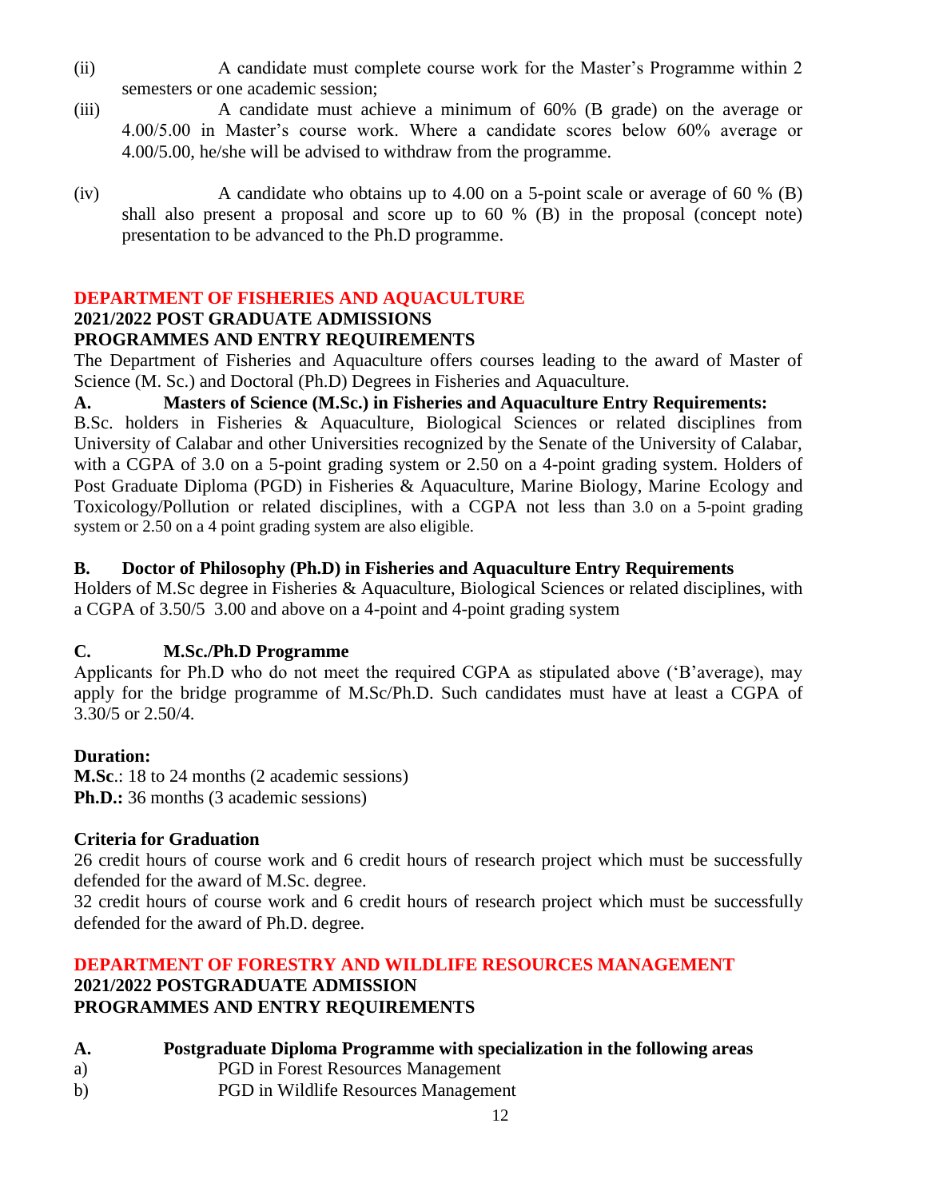(ii) A candidate must complete course work for the Master's Programme within 2 semesters or one academic session;

(iii) A candidate must achieve a minimum of 60% (B grade) on the average or 4.00/5.00 in Master's course work. Where a candidate scores below 60% average or 4.00/5.00, he/she will be advised to withdraw from the programme.

(iv) A candidate who obtains up to 4.00 on a 5-point scale or average of 60 % (B) shall also present a proposal and score up to 60 % (B) in the proposal (concept note) presentation to be advanced to the Ph.D programme.

## DEPARTMENT OF FISHERIES AND AQUACULTURE

**2021/2022 POST GRADUATE ADMISSIONS**

**PROGRAMMES AND ENTRY REQUIREMENTS**

The Department of Fisheries and Aquaculture offers courses leading to the award of Master of Science (M. Sc.) and Doctoral (Ph.D) Degrees in Fisheries and Aquaculture.

**A. Masters of Science (M.Sc.) in Fisheries and Aquaculture Entry Requirements:**

B.Sc. holders in Fisheries & Aquaculture, Biological Sciences or related disciplines from University of Calabar and other Universities recognized by the Senate of the University of Calabar, with a CGPA of 3.0 on a 5-point grading system or 2.50 on a 4-point grading system. Holders of Post Graduate Diploma (PGD) in Fisheries & Aquaculture, Marine Biology, Marine Ecology and Toxicology/Pollution or related disciplines, with a CGPA not less than 3.0 on a 5-point grading system or 2.50 on a 4 point grading system are also eligible.

**B. Doctor of Philosophy (Ph.D) in Fisheries and Aquaculture Entry Requirements**

Holders of M.Sc degree in Fisheries & Aquaculture, Biological Sciences or related disciplines, with a CGPA of 3.50/5 3.00 and above on a 4-point and 4-point grading system

**C. M.Sc./Ph.D Programme**

Applicants for Ph.D who do not meet the required CGPA as stipulated above ('B'average), may apply for the bridge programme of M.Sc/Ph.D. Such candidates must have at least a CGPA of 3.30/5 or 2.50/4.

**Duration:**

**M.Sc**.: 18 to 24 months (2 academic sessions)

**Ph.D.:** 36 months (3 academic sessions)

**Criteria for Graduation**

26 credit hours of course work and 6 credit hours of research project which must be successfully defended for the award of M.Sc. degree.

32 credit hours of course work and 6 credit hours of research project which must be successfully defended for the award of Ph.D. degree.

## DEPARTMENT OF FORESTRY AND WILDLIFE RESOURCES MANAGEMENT

**2021/2022 POSTGRADUATE ADMISSION**

**PROGRAMMES AND ENTRY REQUIREMENTS**

**A. Postgraduate Diploma Programme with specialization in the following areas**

a) PGD in Forest Resources Management

b) PGD in Wildlife Resources Management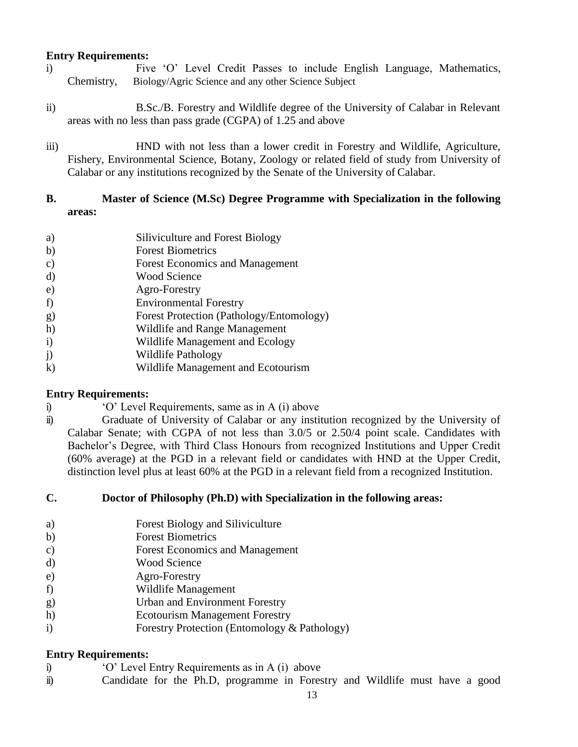**Entry Requirements:**

i) Five 'O' Level Credit Passes to include English Language, Mathematics, Chemistry, Biology/Agric Science and any other Science Subject

ii) B.Sc./B. Forestry and Wildlife degree of the University of Calabar in Relevant areas with no less than pass grade (CGPA) of 1.25 and above

iii) HND with not less than a lower credit in Forestry and Wildlife, Agriculture, Fishery, Environmental Science, Botany, Zoology or related field of study from University of Calabar or any institutions recognized by the Senate of the University of Calabar.

**B. Master of Science (M.Sc) Degree Programme with Specialization in the following areas:**

a) Siliviculture and Forest Biology
b) Forest Biometrics
c) Forest Economics and Management
d) Wood Science
e) Agro-Forestry
f) Environmental Forestry
g) Forest Protection (Pathology/Entomology)
h) Wildlife and Range Management
i) Wildlife Management and Ecology
j) Wildlife Pathology
k) Wildlife Management and Ecotourism

**Entry Requirements:**

i) 'O' Level Requirements, same as in A (i) above

ii) Graduate of University of Calabar or any institution recognized by the University of Calabar Senate; with CGPA of not less than 3.0/5 or 2.50/4 point scale. Candidates with Bachelor's Degree, with Third Class Honours from recognized Institutions and Upper Credit (60% average) at the PGD in a relevant field or candidates with HND at the Upper Credit, distinction level plus at least 60% at the PGD in a relevant field from a recognized Institution.

**C. Doctor of Philosophy (Ph.D) with Specialization in the following areas:**

a) Forest Biology and Siliviculture
b) Forest Biometrics
c) Forest Economics and Management
d) Wood Science
e) Agro-Forestry
f) Wildlife Management
g) Urban and Environment Forestry
h) Ecotourism Management Forestry
i) Forestry Protection (Entomology & Pathology)

**Entry Requirements:**

i) 'O' Level Entry Requirements as in A (i) above

ii) Candidate for the Ph.D, programme in Forestry and Wildlife must have a good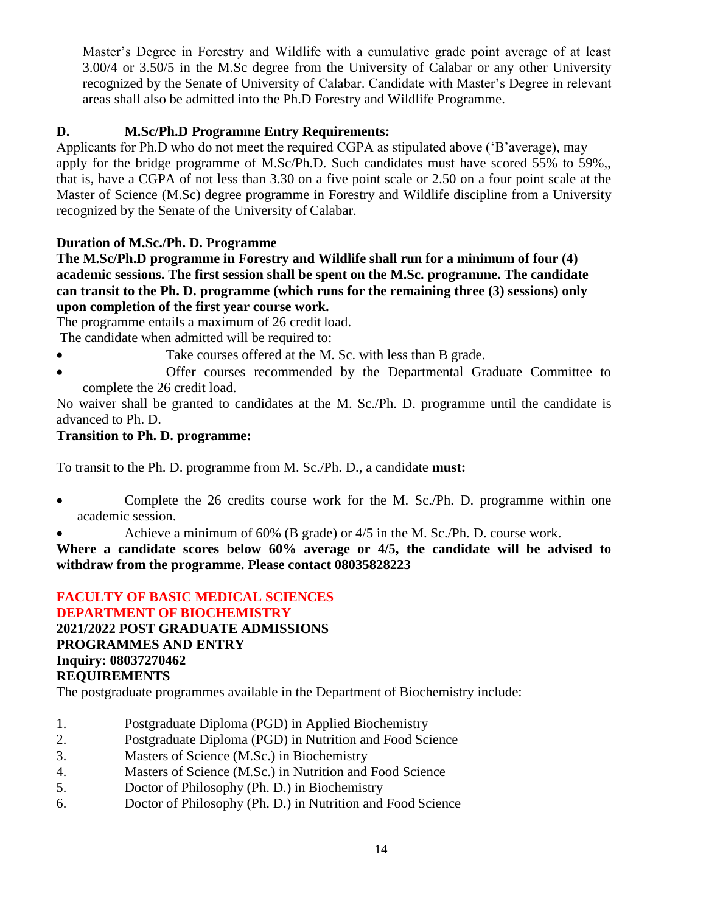Master's Degree in Forestry and Wildlife with a cumulative grade point average of at least 3.00/4 or 3.50/5 in the M.Sc degree from the University of Calabar or any other University recognized by the Senate of University of Calabar. Candidate with Master's Degree in relevant areas shall also be admitted into the Ph.D Forestry and Wildlife Programme.

**D. M.Sc/Ph.D Programme Entry Requirements:**

Applicants for Ph.D who do not meet the required CGPA as stipulated above ('B'average), may apply for the bridge programme of M.Sc/Ph.D. Such candidates must have scored 55% to 59%,, that is, have a CGPA of not less than 3.30 on a five point scale or 2.50 on a four point scale at the Master of Science (M.Sc) degree programme in Forestry and Wildlife discipline from a University recognized by the Senate of the University of Calabar.

**Duration of M.Sc./Ph. D. Programme**

**The M.Sc/Ph.D programme in Forestry and Wildlife shall run for a minimum of four (4) academic sessions. The first session shall be spent on the M.Sc. programme. The candidate can transit to the Ph. D. programme (which runs for the remaining three (3) sessions) only upon completion of the first year course work.**

The programme entails a maximum of 26 credit load.

The candidate when admitted will be required to:

- Take courses offered at the M. Sc. with less than B grade.
- Offer courses recommended by the Departmental Graduate Committee to complete the 26 credit load.

No waiver shall be granted to candidates at the M. Sc./Ph. D. programme until the candidate is advanced to Ph. D.

**Transition to Ph. D. programme:**

To transit to the Ph. D. programme from M. Sc./Ph. D., a candidate **must:**

- Complete the 26 credits course work for the M. Sc./Ph. D. programme within one academic session.
- Achieve a minimum of 60% (B grade) or 4/5 in the M. Sc./Ph. D. course work.

**Where a candidate scores below 60% average or 4/5, the candidate will be advised to withdraw from the programme. Please contact 08035828223**

## FACULTY OF BASIC MEDICAL SCIENCES
## DEPARTMENT OF BIOCHEMISTRY

**2021/2022 POST GRADUATE ADMISSIONS**
**PROGRAMMES AND ENTRY**
**Inquiry: 08037270462**
**REQUIREMENTS**

The postgraduate programmes available in the Department of Biochemistry include:

1. Postgraduate Diploma (PGD) in Applied Biochemistry
2. Postgraduate Diploma (PGD) in Nutrition and Food Science
3. Masters of Science (M.Sc.) in Biochemistry
4. Masters of Science (M.Sc.) in Nutrition and Food Science
5. Doctor of Philosophy (Ph. D.) in Biochemistry
6. Doctor of Philosophy (Ph. D.) in Nutrition and Food Science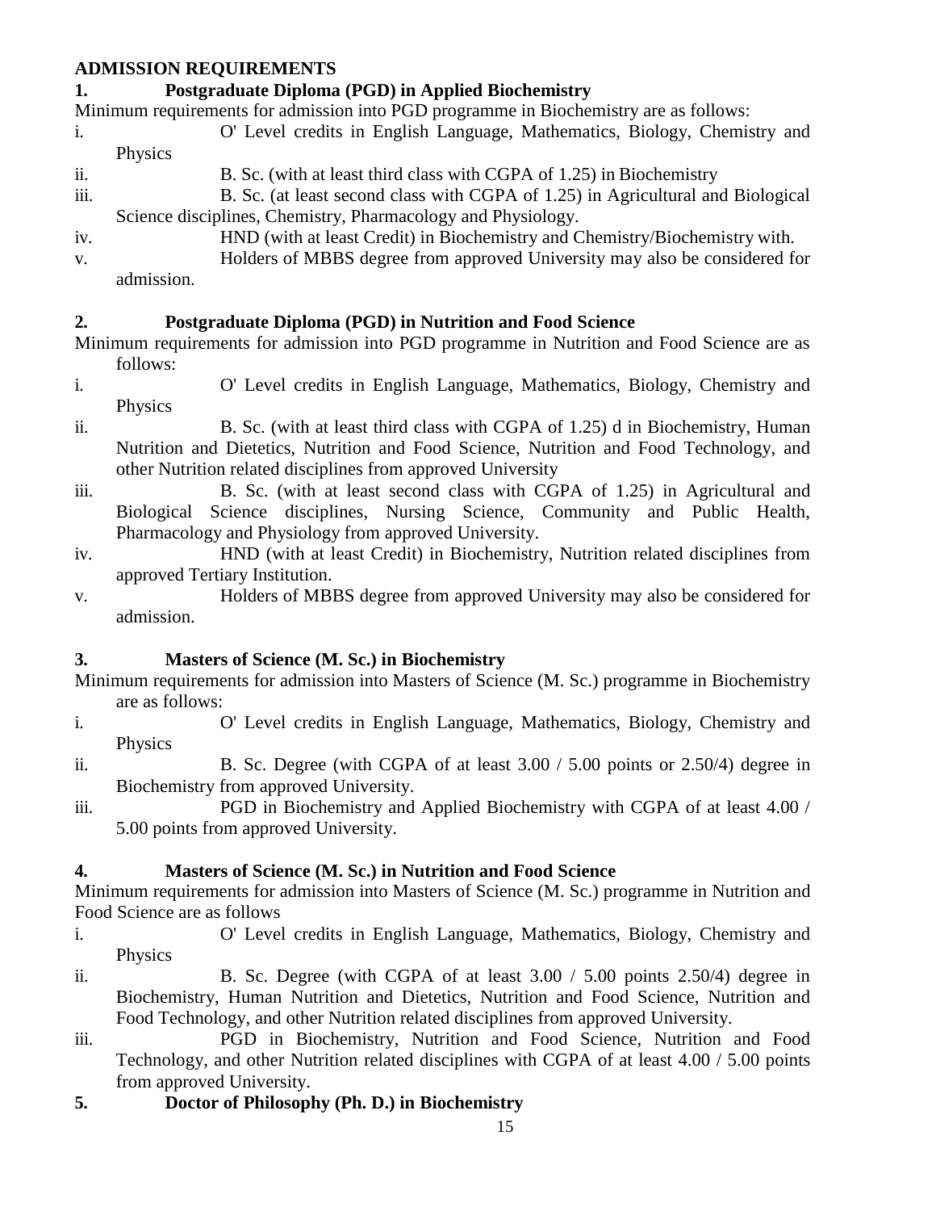## ADMISSION REQUIREMENTS

### 1. Postgraduate Diploma (PGD) in Applied Biochemistry

Minimum requirements for admission into PGD programme in Biochemistry are as follows:

i. O' Level credits in English Language, Mathematics, Biology, Chemistry and Physics
ii. B. Sc. (with at least third class with CGPA of 1.25) in Biochemistry
iii. B. Sc. (at least second class with CGPA of 1.25) in Agricultural and Biological Science disciplines, Chemistry, Pharmacology and Physiology.
iv. HND (with at least Credit) in Biochemistry and Chemistry/Biochemistry with.
v. Holders of MBBS degree from approved University may also be considered for admission.

### 2. Postgraduate Diploma (PGD) in Nutrition and Food Science

Minimum requirements for admission into PGD programme in Nutrition and Food Science are as follows:

i. O' Level credits in English Language, Mathematics, Biology, Chemistry and Physics
ii. B. Sc. (with at least third class with CGPA of 1.25) d in Biochemistry, Human Nutrition and Dietetics, Nutrition and Food Science, Nutrition and Food Technology, and other Nutrition related disciplines from approved University
iii. B. Sc. (with at least second class with CGPA of 1.25) in Agricultural and Biological Science disciplines, Nursing Science, Community and Public Health, Pharmacology and Physiology from approved University.
iv. HND (with at least Credit) in Biochemistry, Nutrition related disciplines from approved Tertiary Institution.
v. Holders of MBBS degree from approved University may also be considered for admission.

### 3. Masters of Science (M. Sc.) in Biochemistry

Minimum requirements for admission into Masters of Science (M. Sc.) programme in Biochemistry are as follows:

i. O' Level credits in English Language, Mathematics, Biology, Chemistry and Physics
ii. B. Sc. Degree (with CGPA of at least 3.00 / 5.00 points or 2.50/4) degree in Biochemistry from approved University.
iii. PGD in Biochemistry and Applied Biochemistry with CGPA of at least 4.00 / 5.00 points from approved University.

### 4. Masters of Science (M. Sc.) in Nutrition and Food Science

Minimum requirements for admission into Masters of Science (M. Sc.) programme in Nutrition and Food Science are as follows

i. O' Level credits in English Language, Mathematics, Biology, Chemistry and Physics
ii. B. Sc. Degree (with CGPA of at least 3.00 / 5.00 points 2.50/4) degree in Biochemistry, Human Nutrition and Dietetics, Nutrition and Food Science, Nutrition and Food Technology, and other Nutrition related disciplines from approved University.
iii. PGD in Biochemistry, Nutrition and Food Science, Nutrition and Food Technology, and other Nutrition related disciplines with CGPA of at least 4.00 / 5.00 points from approved University.

### 5. Doctor of Philosophy (Ph. D.) in Biochemistry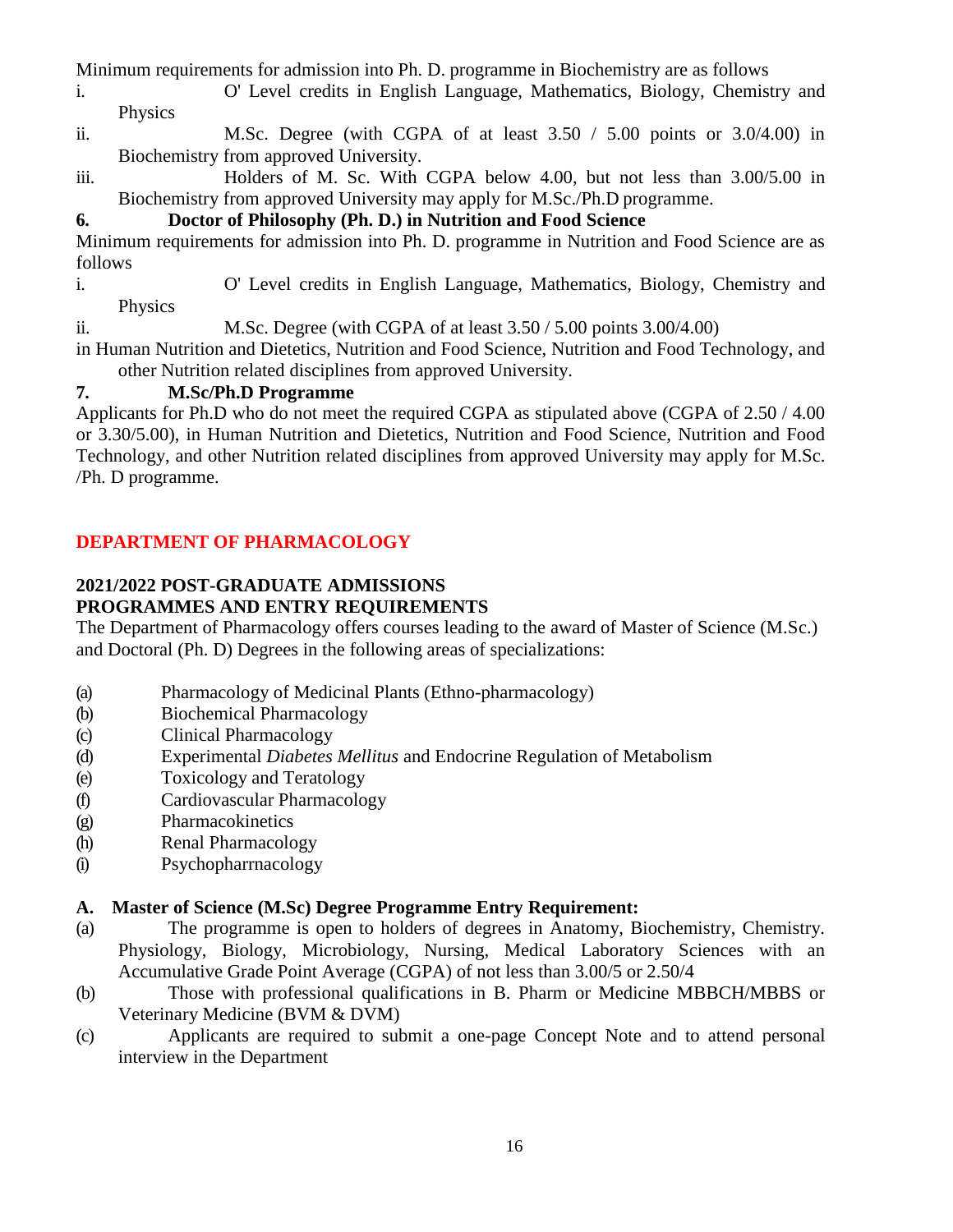Minimum requirements for admission into Ph. D. programme in Biochemistry are as follows

i. O' Level credits in English Language, Mathematics, Biology, Chemistry and Physics
ii. M.Sc. Degree (with CGPA of at least 3.50 / 5.00 points or 3.0/4.00) in Biochemistry from approved University.
iii. Holders of M. Sc. With CGPA below 4.00, but not less than 3.00/5.00 in Biochemistry from approved University may apply for M.Sc./Ph.D programme.

**6. Doctor of Philosophy (Ph. D.) in Nutrition and Food Science**

Minimum requirements for admission into Ph. D. programme in Nutrition and Food Science are as follows

i. O' Level credits in English Language, Mathematics, Biology, Chemistry and Physics
ii. M.Sc. Degree (with CGPA of at least 3.50 / 5.00 points 3.00/4.00) in Human Nutrition and Dietetics, Nutrition and Food Science, Nutrition and Food Technology, and other Nutrition related disciplines from approved University.

**7. M.Sc/Ph.D Programme**

Applicants for Ph.D who do not meet the required CGPA as stipulated above (CGPA of 2.50 / 4.00 or 3.30/5.00), in Human Nutrition and Dietetics, Nutrition and Food Science, Nutrition and Food Technology, and other Nutrition related disciplines from approved University may apply for M.Sc. /Ph. D programme.

## DEPARTMENT OF PHARMACOLOGY

### 2021/2022 POST-GRADUATE ADMISSIONS
### PROGRAMMES AND ENTRY REQUIREMENTS

The Department of Pharmacology offers courses leading to the award of Master of Science (M.Sc.) and Doctoral (Ph. D) Degrees in the following areas of specializations:

(a) Pharmacology of Medicinal Plants (Ethno-pharmacology)
(b) Biochemical Pharmacology
(c) Clinical Pharmacology
(d) Experimental *Diabetes Mellitus* and Endocrine Regulation of Metabolism
(e) Toxicology and Teratology
(f) Cardiovascular Pharmacology
(g) Pharmacokinetics
(h) Renal Pharmacology
(i) Psychopharrnacology

**A. Master of Science (M.Sc) Degree Programme Entry Requirement:**

(a) The programme is open to holders of degrees in Anatomy, Biochemistry, Chemistry. Physiology, Biology, Microbiology, Nursing, Medical Laboratory Sciences with an Accumulative Grade Point Average (CGPA) of not less than 3.00/5 or 2.50/4
(b) Those with professional qualifications in B. Pharm or Medicine MBBCH/MBBS or Veterinary Medicine (BVM & DVM)
(c) Applicants are required to submit a one-page Concept Note and to attend personal interview in the Department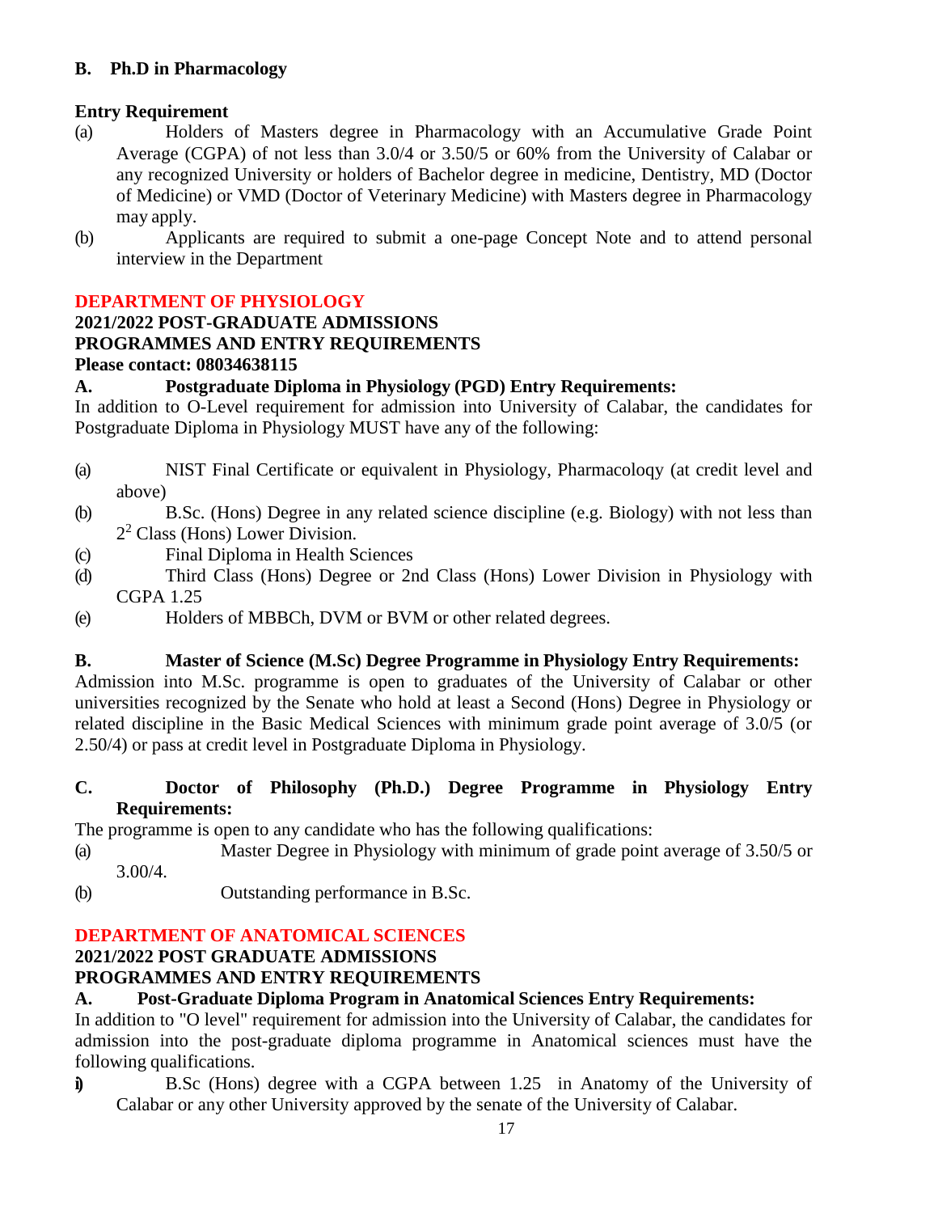## B. Ph.D in Pharmacology

**Entry Requirement**

(a) Holders of Masters degree in Pharmacology with an Accumulative Grade Point Average (CGPA) of not less than 3.0/4 or 3.50/5 or 60% from the University of Calabar or any recognized University or holders of Bachelor degree in medicine, Dentistry, MD (Doctor of Medicine) or VMD (Doctor of Veterinary Medicine) with Masters degree in Pharmacology may apply.

(b) Applicants are required to submit a one-page Concept Note and to attend personal interview in the Department

## DEPARTMENT OF PHYSIOLOGY

**2021/2022 POST-GRADUATE ADMISSIONS**
**PROGRAMMES AND ENTRY REQUIREMENTS**
**Please contact: 08034638115**

### A. Postgraduate Diploma in Physiology (PGD) Entry Requirements:

In addition to O-Level requirement for admission into University of Calabar, the candidates for Postgraduate Diploma in Physiology MUST have any of the following:

(a) NIST Final Certificate or equivalent in Physiology, Pharmacoloqy (at credit level and above)

(b) B.Sc. (Hons) Degree in any related science discipline (e.g. Biology) with not less than $2^2$ Class (Hons) Lower Division.

(c) Final Diploma in Health Sciences

(d) Third Class (Hons) Degree or 2nd Class (Hons) Lower Division in Physiology with CGPA 1.25

(e) Holders of MBBCh, DVM or BVM or other related degrees.

### B. Master of Science (M.Sc) Degree Programme in Physiology Entry Requirements:

Admission into M.Sc. programme is open to graduates of the University of Calabar or other universities recognized by the Senate who hold at least a Second (Hons) Degree in Physiology or related discipline in the Basic Medical Sciences with minimum grade point average of 3.0/5 (or 2.50/4) or pass at credit level in Postgraduate Diploma in Physiology.

### C. Doctor of Philosophy (Ph.D.) Degree Programme in Physiology Entry Requirements:

The programme is open to any candidate who has the following qualifications:

(a) Master Degree in Physiology with minimum of grade point average of 3.50/5 or 3.00/4.

(b) Outstanding performance in B.Sc.

## DEPARTMENT OF ANATOMICAL SCIENCES

**2021/2022 POST GRADUATE ADMISSIONS**
**PROGRAMMES AND ENTRY REQUIREMENTS**

### A. Post-Graduate Diploma Program in Anatomical Sciences Entry Requirements:

In addition to "O level" requirement for admission into the University of Calabar, the candidates for admission into the post-graduate diploma programme in Anatomical sciences must have the following qualifications.

i) B.Sc (Hons) degree with a CGPA between 1.25 in Anatomy of the University of Calabar or any other University approved by the senate of the University of Calabar.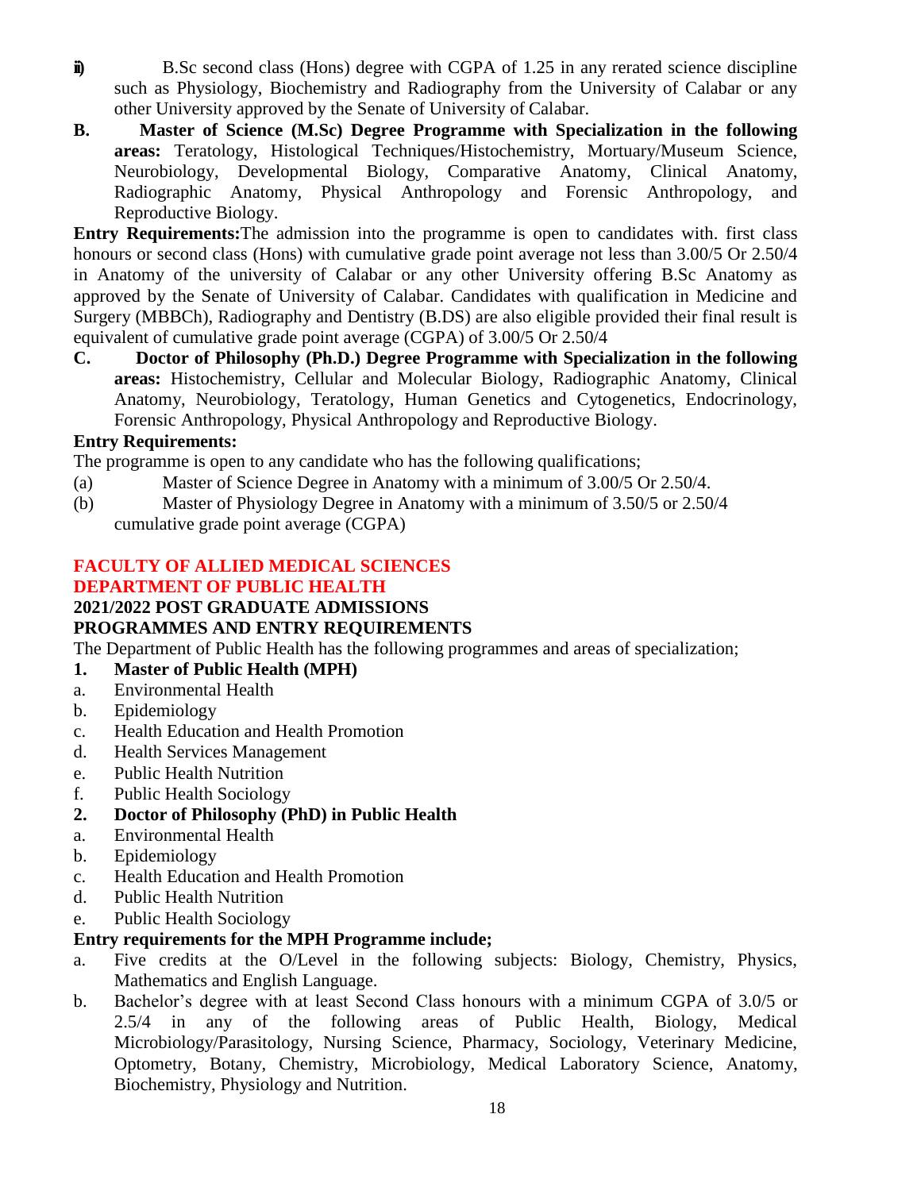ii) B.Sc second class (Hons) degree with CGPA of 1.25 in any rerated science discipline such as Physiology, Biochemistry and Radiography from the University of Calabar or any other University approved by the Senate of University of Calabar.

**B. Master of Science (M.Sc) Degree Programme with Specialization in the following areas:** Teratology, Histological Techniques/Histochemistry, Mortuary/Museum Science, Neurobiology, Developmental Biology, Comparative Anatomy, Clinical Anatomy, Radiographic Anatomy, Physical Anthropology and Forensic Anthropology, and Reproductive Biology.

**Entry Requirements:**The admission into the programme is open to candidates with. first class honours or second class (Hons) with cumulative grade point average not less than 3.00/5 Or 2.50/4 in Anatomy of the university of Calabar or any other University offering B.Sc Anatomy as approved by the Senate of University of Calabar. Candidates with qualification in Medicine and Surgery (MBBCh), Radiography and Dentistry (B.DS) are also eligible provided their final result is equivalent of cumulative grade point average (CGPA) of 3.00/5 Or 2.50/4

**C. Doctor of Philosophy (Ph.D.) Degree Programme with Specialization in the following areas:** Histochemistry, Cellular and Molecular Biology, Radiographic Anatomy, Clinical Anatomy, Neurobiology, Teratology, Human Genetics and Cytogenetics, Endocrinology, Forensic Anthropology, Physical Anthropology and Reproductive Biology.

**Entry Requirements:**

The programme is open to any candidate who has the following qualifications;

(a) Master of Science Degree in Anatomy with a minimum of 3.00/5 Or 2.50/4.

(b) Master of Physiology Degree in Anatomy with a minimum of 3.50/5 or 2.50/4 cumulative grade point average (CGPA)

## FACULTY OF ALLIED MEDICAL SCIENCES
## DEPARTMENT OF PUBLIC HEALTH
### 2021/2022 POST GRADUATE ADMISSIONS
### PROGRAMMES AND ENTRY REQUIREMENTS

The Department of Public Health has the following programmes and areas of specialization;

**1. Master of Public Health (MPH)**

a. Environmental Health
b. Epidemiology
c. Health Education and Health Promotion
d. Health Services Management
e. Public Health Nutrition
f. Public Health Sociology

**2. Doctor of Philosophy (PhD) in Public Health**

a. Environmental Health
b. Epidemiology
c. Health Education and Health Promotion
d. Public Health Nutrition
e. Public Health Sociology

**Entry requirements for the MPH Programme include;**

a. Five credits at the O/Level in the following subjects: Biology, Chemistry, Physics, Mathematics and English Language.
b. Bachelor's degree with at least Second Class honours with a minimum CGPA of 3.0/5 or 2.5/4 in any of the following areas of Public Health, Biology, Medical Microbiology/Parasitology, Nursing Science, Pharmacy, Sociology, Veterinary Medicine, Optometry, Botany, Chemistry, Microbiology, Medical Laboratory Science, Anatomy, Biochemistry, Physiology and Nutrition.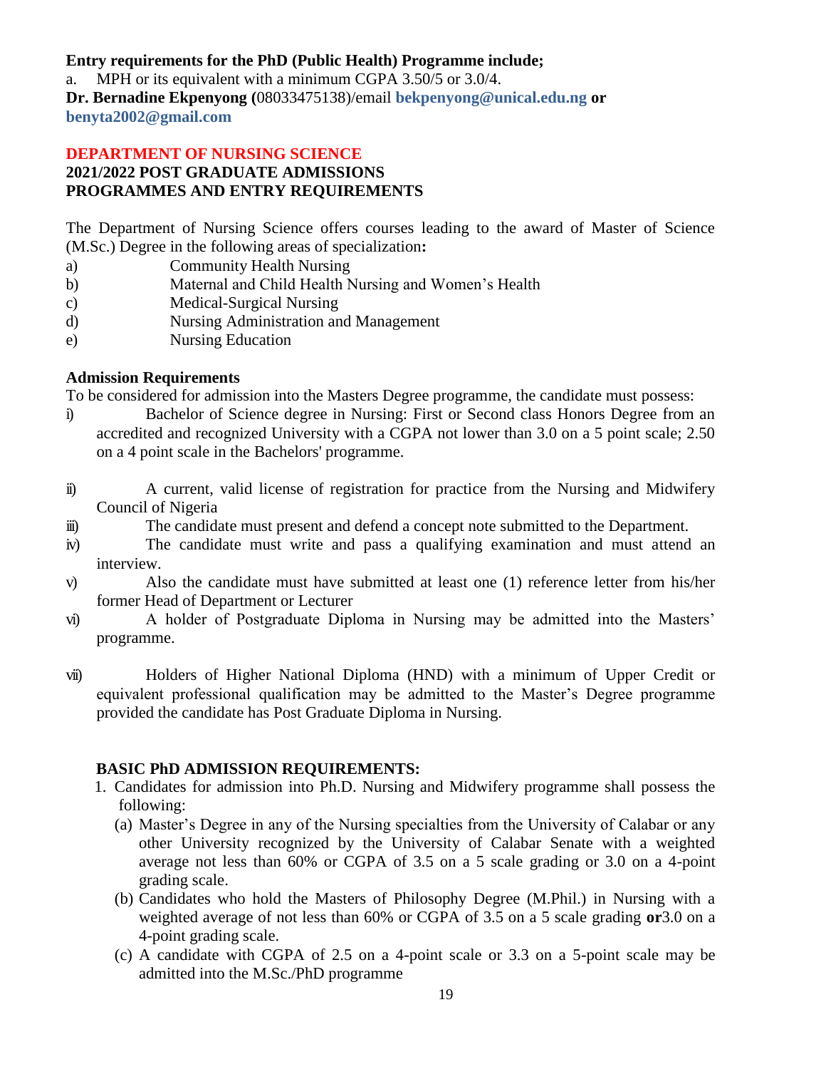**Entry requirements for the PhD (Public Health) Programme include;**

a. MPH or its equivalent with a minimum CGPA 3.50/5 or 3.0/4.

**Dr. Bernadine Ekpenyong (**08033475138)/email **bekpenyong@unical.edu.ng or benyta2002@gmail.com**

## DEPARTMENT OF NURSING SCIENCE

### 2021/2022 POST GRADUATE ADMISSIONS PROGRAMMES AND ENTRY REQUIREMENTS

The Department of Nursing Science offers courses leading to the award of Master of Science (M.Sc.) Degree in the following areas of specialization**:**

a) Community Health Nursing
b) Maternal and Child Health Nursing and Women's Health
c) Medical-Surgical Nursing
d) Nursing Administration and Management
e) Nursing Education

**Admission Requirements**

To be considered for admission into the Masters Degree programme, the candidate must possess:

i) Bachelor of Science degree in Nursing: First or Second class Honors Degree from an accredited and recognized University with a CGPA not lower than 3.0 on a 5 point scale; 2.50 on a 4 point scale in the Bachelors' programme.

ii) A current, valid license of registration for practice from the Nursing and Midwifery Council of Nigeria

iii) The candidate must present and defend a concept note submitted to the Department.

iv) The candidate must write and pass a qualifying examination and must attend an interview.

v) Also the candidate must have submitted at least one (1) reference letter from his/her former Head of Department or Lecturer

vi) A holder of Postgraduate Diploma in Nursing may be admitted into the Masters' programme.

vii) Holders of Higher National Diploma (HND) with a minimum of Upper Credit or equivalent professional qualification may be admitted to the Master's Degree programme provided the candidate has Post Graduate Diploma in Nursing.

**BASIC PhD ADMISSION REQUIREMENTS:**

1. Candidates for admission into Ph.D. Nursing and Midwifery programme shall possess the following:
   (a) Master's Degree in any of the Nursing specialties from the University of Calabar or any other University recognized by the University of Calabar Senate with a weighted average not less than 60% or CGPA of 3.5 on a 5 scale grading or 3.0 on a 4-point grading scale.
   (b) Candidates who hold the Masters of Philosophy Degree (M.Phil.) in Nursing with a weighted average of not less than 60% or CGPA of 3.5 on a 5 scale grading **or**3.0 on a 4-point grading scale.
   (c) A candidate with CGPA of 2.5 on a 4-point scale or 3.3 on a 5-point scale may be admitted into the M.Sc./PhD programme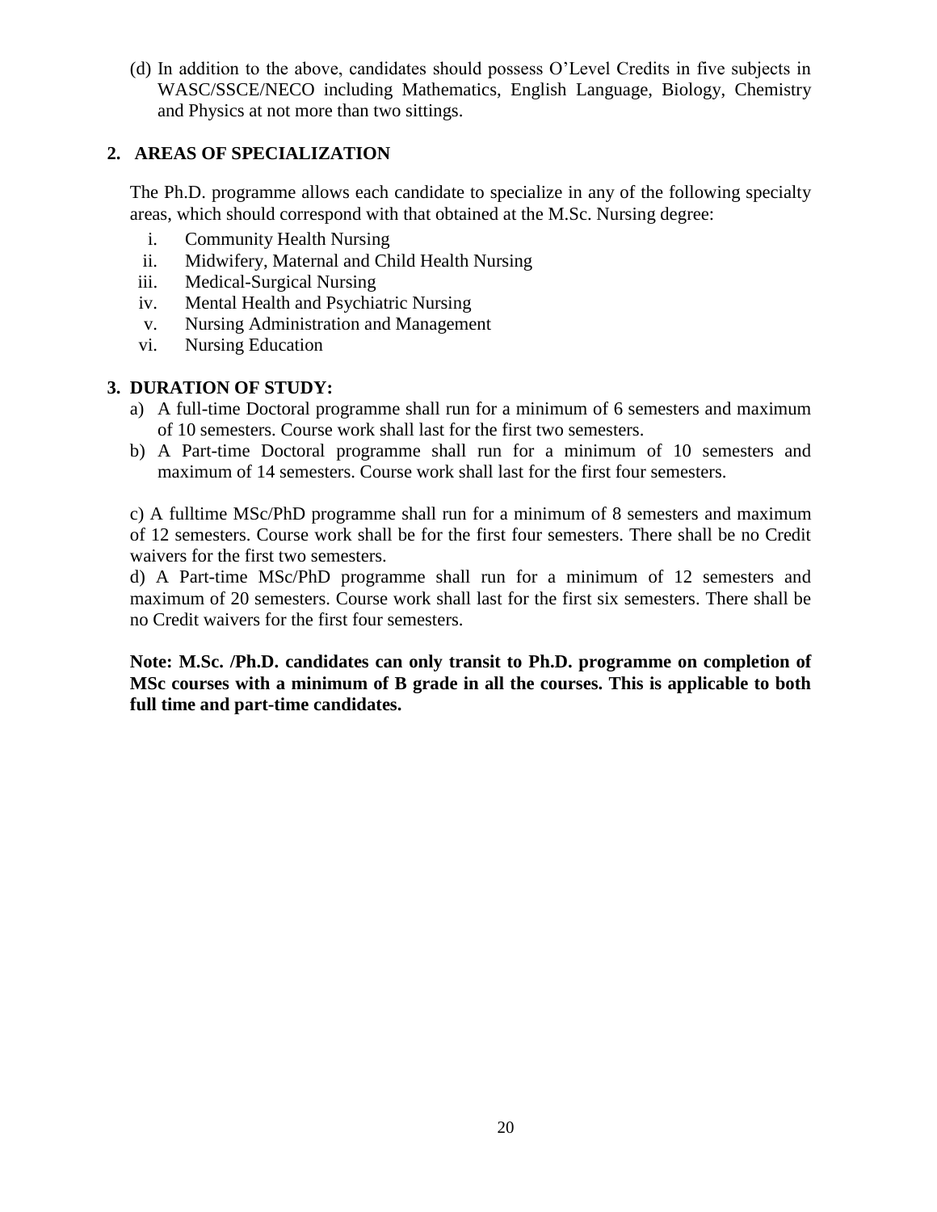(d) In addition to the above, candidates should possess O'Level Credits in five subjects in WASC/SSCE/NECO including Mathematics, English Language, Biology, Chemistry and Physics at not more than two sittings.

## 2. AREAS OF SPECIALIZATION

The Ph.D. programme allows each candidate to specialize in any of the following specialty areas, which should correspond with that obtained at the M.Sc. Nursing degree:

i. Community Health Nursing
ii. Midwifery, Maternal and Child Health Nursing
iii. Medical-Surgical Nursing
iv. Mental Health and Psychiatric Nursing
v. Nursing Administration and Management
vi. Nursing Education

## 3. DURATION OF STUDY:

a) A full-time Doctoral programme shall run for a minimum of 6 semesters and maximum of 10 semesters. Course work shall last for the first two semesters.

b) A Part-time Doctoral programme shall run for a minimum of 10 semesters and maximum of 14 semesters. Course work shall last for the first four semesters.

c) A fulltime MSc/PhD programme shall run for a minimum of 8 semesters and maximum of 12 semesters. Course work shall be for the first four semesters. There shall be no Credit waivers for the first two semesters.

d) A Part-time MSc/PhD programme shall run for a minimum of 12 semesters and maximum of 20 semesters. Course work shall last for the first six semesters. There shall be no Credit waivers for the first four semesters.

**Note: M.Sc. /Ph.D. candidates can only transit to Ph.D. programme on completion of MSc courses with a minimum of B grade in all the courses. This is applicable to both full time and part-time candidates.**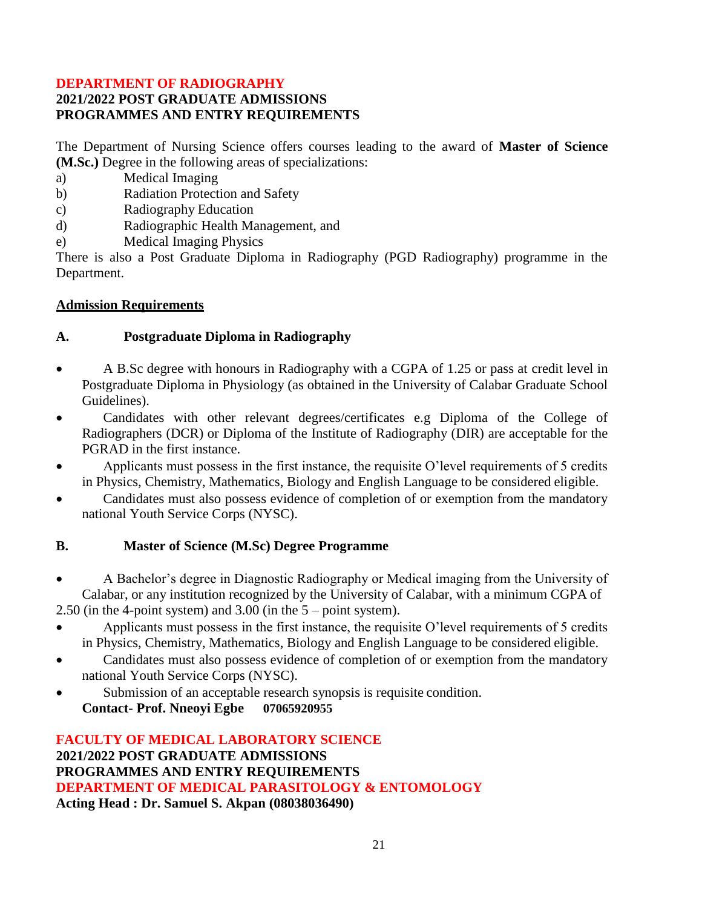## DEPARTMENT OF RADIOGRAPHY
**2021/2022 POST GRADUATE ADMISSIONS**
**PROGRAMMES AND ENTRY REQUIREMENTS**

The Department of Nursing Science offers courses leading to the award of **Master of Science (M.Sc.)** Degree in the following areas of specializations:

a) Medical Imaging
b) Radiation Protection and Safety
c) Radiography Education
d) Radiographic Health Management, and
e) Medical Imaging Physics

There is also a Post Graduate Diploma in Radiography (PGD Radiography) programme in the Department.

**Admission Requirements**

### A. Postgraduate Diploma in Radiography

- A B.Sc degree with honours in Radiography with a CGPA of 1.25 or pass at credit level in Postgraduate Diploma in Physiology (as obtained in the University of Calabar Graduate School Guidelines).
- Candidates with other relevant degrees/certificates e.g Diploma of the College of Radiographers (DCR) or Diploma of the Institute of Radiography (DIR) are acceptable for the PGRAD in the first instance.
- Applicants must possess in the first instance, the requisite O'level requirements of 5 credits in Physics, Chemistry, Mathematics, Biology and English Language to be considered eligible.
- Candidates must also possess evidence of completion of or exemption from the mandatory national Youth Service Corps (NYSC).

### B. Master of Science (M.Sc) Degree Programme

- A Bachelor's degree in Diagnostic Radiography or Medical imaging from the University of Calabar, or any institution recognized by the University of Calabar, with a minimum CGPA of 2.50 (in the 4-point system) and 3.00 (in the 5 – point system).
- Applicants must possess in the first instance, the requisite O'level requirements of 5 credits in Physics, Chemistry, Mathematics, Biology and English Language to be considered eligible.
- Candidates must also possess evidence of completion of or exemption from the mandatory national Youth Service Corps (NYSC).
- Submission of an acceptable research synopsis is requisite condition.

**Contact- Prof. Nneoyi Egbe 07065920955**

## FACULTY OF MEDICAL LABORATORY SCIENCE
**2021/2022 POST GRADUATE ADMISSIONS**
**PROGRAMMES AND ENTRY REQUIREMENTS**

## DEPARTMENT OF MEDICAL PARASITOLOGY & ENTOMOLOGY
**Acting Head : Dr. Samuel S. Akpan (08038036490)**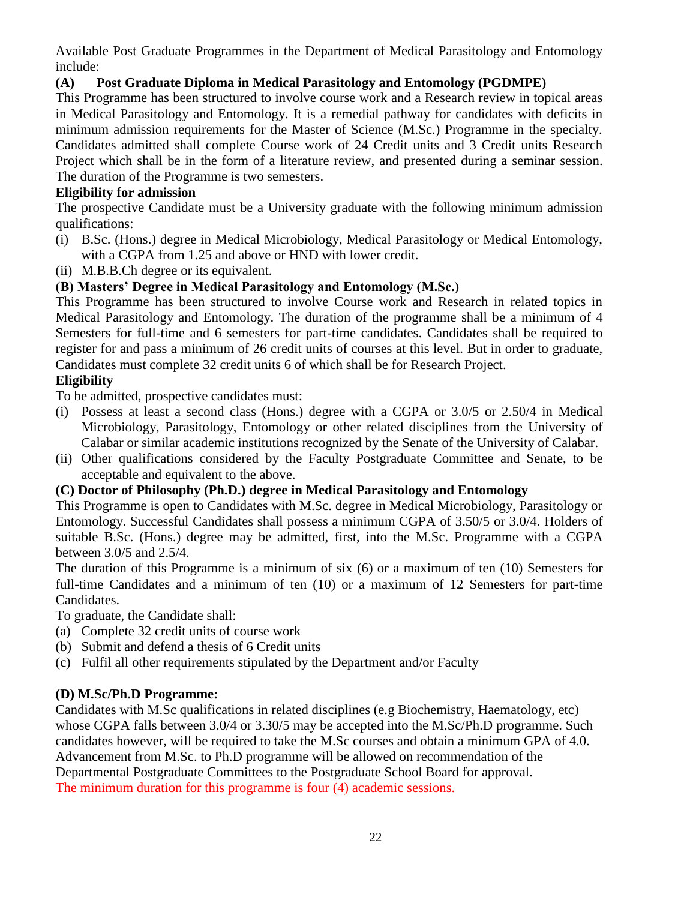Available Post Graduate Programmes in the Department of Medical Parasitology and Entomology include:

**(A) Post Graduate Diploma in Medical Parasitology and Entomology (PGDMPE)**

This Programme has been structured to involve course work and a Research review in topical areas in Medical Parasitology and Entomology. It is a remedial pathway for candidates with deficits in minimum admission requirements for the Master of Science (M.Sc.) Programme in the specialty. Candidates admitted shall complete Course work of 24 Credit units and 3 Credit units Research Project which shall be in the form of a literature review, and presented during a seminar session. The duration of the Programme is two semesters.

**Eligibility for admission**

The prospective Candidate must be a University graduate with the following minimum admission qualifications:

(i) B.Sc. (Hons.) degree in Medical Microbiology, Medical Parasitology or Medical Entomology, with a CGPA from 1.25 and above or HND with lower credit.
(ii) M.B.B.Ch degree or its equivalent.

**(B) Masters' Degree in Medical Parasitology and Entomology (M.Sc.)**

This Programme has been structured to involve Course work and Research in related topics in Medical Parasitology and Entomology. The duration of the programme shall be a minimum of 4 Semesters for full-time and 6 semesters for part-time candidates. Candidates shall be required to register for and pass a minimum of 26 credit units of courses at this level. But in order to graduate, Candidates must complete 32 credit units 6 of which shall be for Research Project.

**Eligibility**

To be admitted, prospective candidates must:

(i) Possess at least a second class (Hons.) degree with a CGPA or 3.0/5 or 2.50/4 in Medical Microbiology, Parasitology, Entomology or other related disciplines from the University of Calabar or similar academic institutions recognized by the Senate of the University of Calabar.
(ii) Other qualifications considered by the Faculty Postgraduate Committee and Senate, to be acceptable and equivalent to the above.

**(C) Doctor of Philosophy (Ph.D.) degree in Medical Parasitology and Entomology**

This Programme is open to Candidates with M.Sc. degree in Medical Microbiology, Parasitology or Entomology. Successful Candidates shall possess a minimum CGPA of 3.50/5 or 3.0/4. Holders of suitable B.Sc. (Hons.) degree may be admitted, first, into the M.Sc. Programme with a CGPA between 3.0/5 and 2.5/4.

The duration of this Programme is a minimum of six (6) or a maximum of ten (10) Semesters for full-time Candidates and a minimum of ten (10) or a maximum of 12 Semesters for part-time Candidates.

To graduate, the Candidate shall:

(a) Complete 32 credit units of course work
(b) Submit and defend a thesis of 6 Credit units
(c) Fulfil all other requirements stipulated by the Department and/or Faculty

**(D) M.Sc/Ph.D Programme:**

Candidates with M.Sc qualifications in related disciplines (e.g Biochemistry, Haematology, etc) whose CGPA falls between 3.0/4 or 3.30/5 may be accepted into the M.Sc/Ph.D programme. Such candidates however, will be required to take the M.Sc courses and obtain a minimum GPA of 4.0. Advancement from M.Sc. to Ph.D programme will be allowed on recommendation of the Departmental Postgraduate Committees to the Postgraduate School Board for approval.

The minimum duration for this programme is four (4) academic sessions.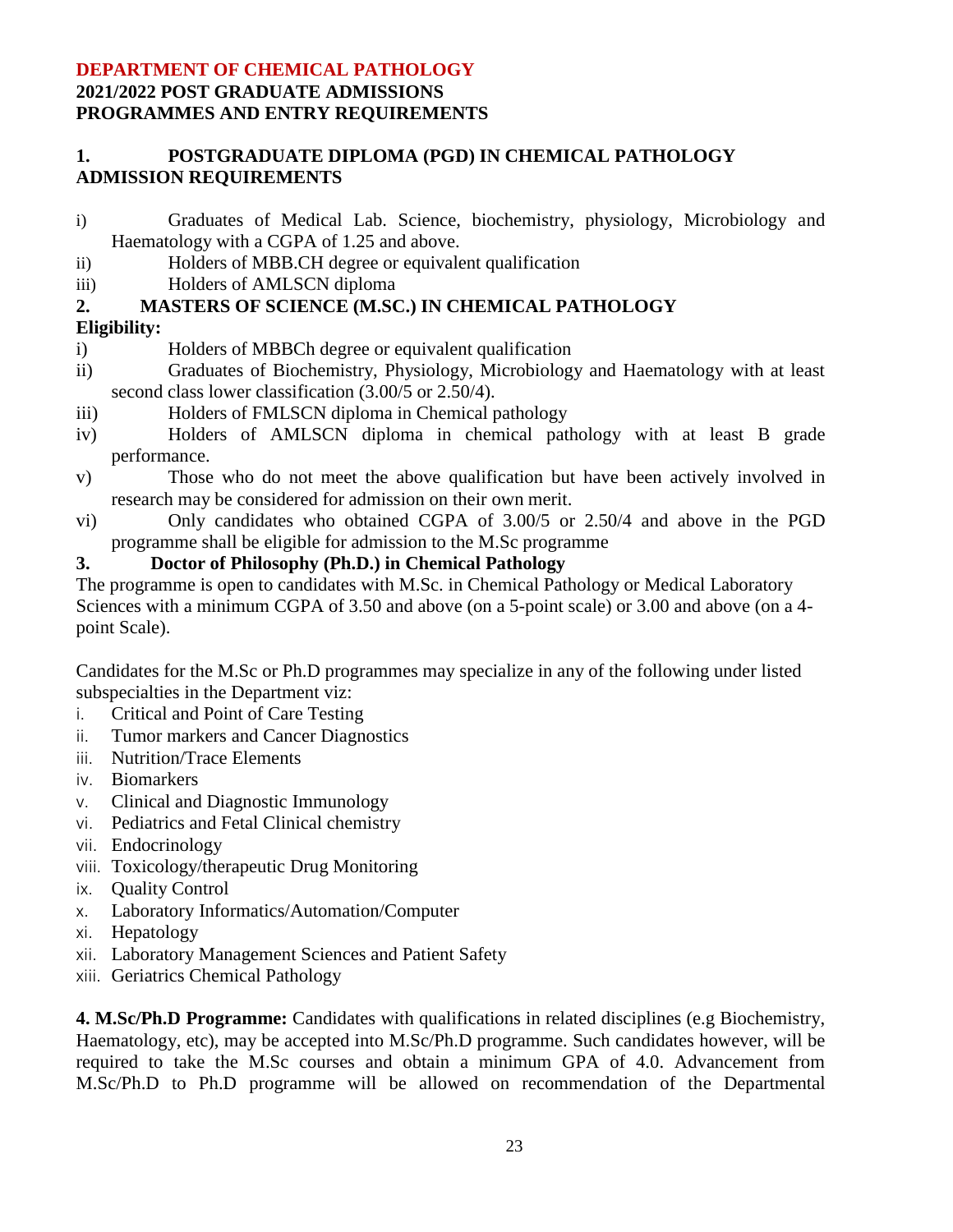# DEPARTMENT OF CHEMICAL PATHOLOGY

## 2021/2022 POST GRADUATE ADMISSIONS

## PROGRAMMES AND ENTRY REQUIREMENTS

### 1. POSTGRADUATE DIPLOMA (PGD) IN CHEMICAL PATHOLOGY ADMISSION REQUIREMENTS

i) Graduates of Medical Lab. Science, biochemistry, physiology, Microbiology and Haematology with a CGPA of 1.25 and above.

ii) Holders of MBB.CH degree or equivalent qualification

iii) Holders of AMLSCN diploma

### 2. MASTERS OF SCIENCE (M.SC.) IN CHEMICAL PATHOLOGY

**Eligibility:**

i) Holders of MBBCh degree or equivalent qualification

ii) Graduates of Biochemistry, Physiology, Microbiology and Haematology with at least second class lower classification (3.00/5 or 2.50/4).

iii) Holders of FMLSCN diploma in Chemical pathology

iv) Holders of AMLSCN diploma in chemical pathology with at least B grade performance.

v) Those who do not meet the above qualification but have been actively involved in research may be considered for admission on their own merit.

vi) Only candidates who obtained CGPA of 3.00/5 or 2.50/4 and above in the PGD programme shall be eligible for admission to the M.Sc programme

### 3. Doctor of Philosophy (Ph.D.) in Chemical Pathology

The programme is open to candidates with M.Sc. in Chemical Pathology or Medical Laboratory Sciences with a minimum CGPA of 3.50 and above (on a 5-point scale) or 3.00 and above (on a 4-point Scale).

Candidates for the M.Sc or Ph.D programmes may specialize in any of the following under listed subspecialties in the Department viz:

i. Critical and Point of Care Testing
ii. Tumor markers and Cancer Diagnostics
iii. Nutrition/Trace Elements
iv. Biomarkers
v. Clinical and Diagnostic Immunology
vi. Pediatrics and Fetal Clinical chemistry
vii. Endocrinology
viii. Toxicology/therapeutic Drug Monitoring
ix. Quality Control
x. Laboratory Informatics/Automation/Computer
xi. Hepatology
xii. Laboratory Management Sciences and Patient Safety
xiii. Geriatrics Chemical Pathology

**4. M.Sc/Ph.D Programme:** Candidates with qualifications in related disciplines (e.g Biochemistry, Haematology, etc), may be accepted into M.Sc/Ph.D programme. Such candidates however, will be required to take the M.Sc courses and obtain a minimum GPA of 4.0. Advancement from M.Sc/Ph.D to Ph.D programme will be allowed on recommendation of the Departmental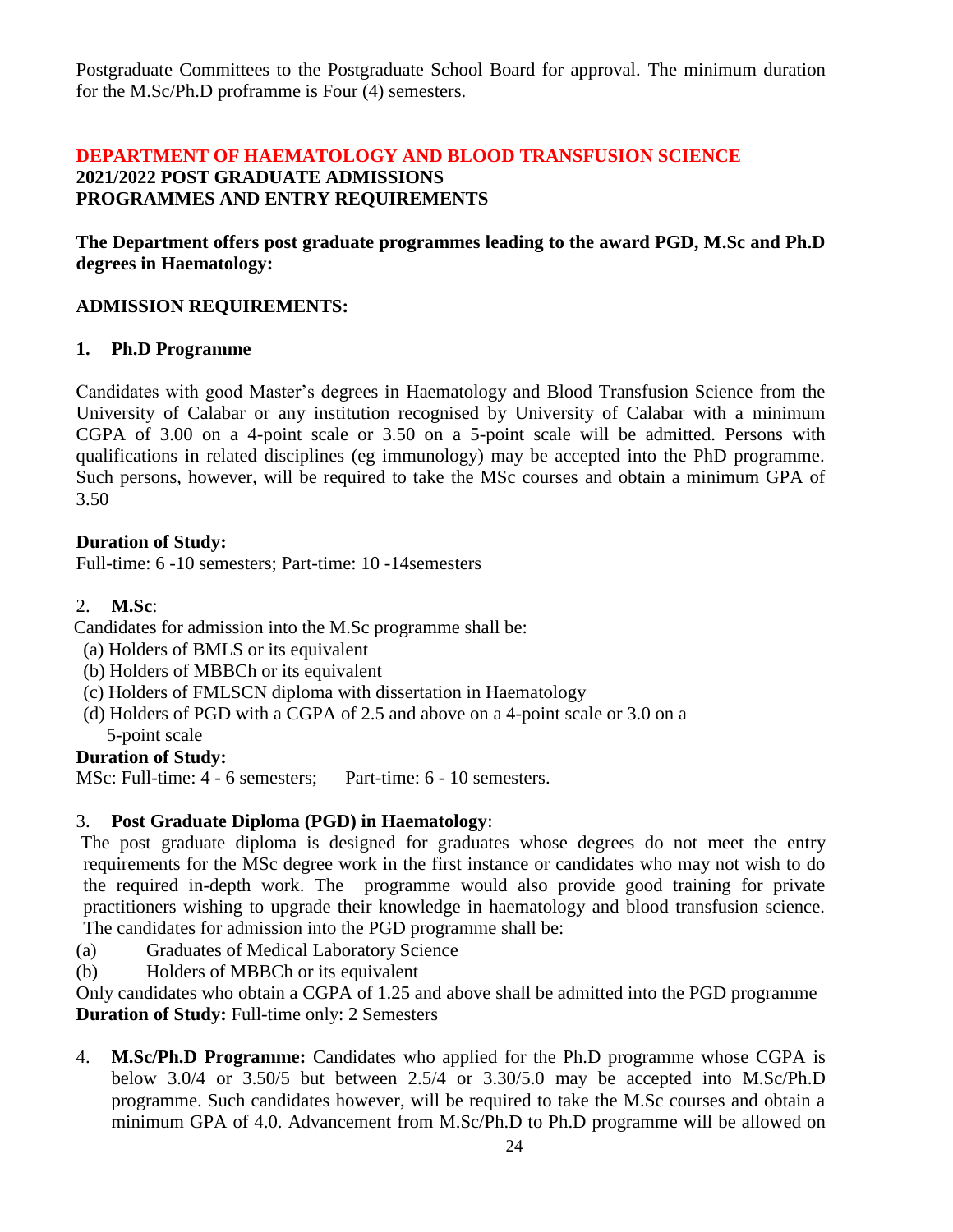Postgraduate Committees to the Postgraduate School Board for approval. The minimum duration for the M.Sc/Ph.D proframme is Four (4) semesters.

## DEPARTMENT OF HAEMATOLOGY AND BLOOD TRANSFUSION SCIENCE
**2021/2022 POST GRADUATE ADMISSIONS**
**PROGRAMMES AND ENTRY REQUIREMENTS**

**The Department offers post graduate programmes leading to the award PGD, M.Sc and Ph.D degrees in Haematology:**

### ADMISSION REQUIREMENTS:

#### 1. Ph.D Programme

Candidates with good Master's degrees in Haematology and Blood Transfusion Science from the University of Calabar or any institution recognised by University of Calabar with a minimum CGPA of 3.00 on a 4-point scale or 3.50 on a 5-point scale will be admitted. Persons with qualifications in related disciplines (eg immunology) may be accepted into the PhD programme. Such persons, however, will be required to take the MSc courses and obtain a minimum GPA of 3.50

**Duration of Study:**
Full-time: 6 -10 semesters; Part-time: 10 -14semesters

#### 2. M.Sc:

Candidates for admission into the M.Sc programme shall be:

(a) Holders of BMLS or its equivalent
(b) Holders of MBBCh or its equivalent
(c) Holders of FMLSCN diploma with dissertation in Haematology
(d) Holders of PGD with a CGPA of 2.5 and above on a 4-point scale or 3.0 on a 5-point scale

**Duration of Study:**
MSc: Full-time: 4 - 6 semesters; Part-time: 6 - 10 semesters.

#### 3. Post Graduate Diploma (PGD) in Haematology:

The post graduate diploma is designed for graduates whose degrees do not meet the entry requirements for the MSc degree work in the first instance or candidates who may not wish to do the required in-depth work. The programme would also provide good training for private practitioners wishing to upgrade their knowledge in haematology and blood transfusion science. The candidates for admission into the PGD programme shall be:

(a) Graduates of Medical Laboratory Science
(b) Holders of MBBCh or its equivalent

Only candidates who obtain a CGPA of 1.25 and above shall be admitted into the PGD programme
**Duration of Study:** Full-time only: 2 Semesters

4. **M.Sc/Ph.D Programme:** Candidates who applied for the Ph.D programme whose CGPA is below 3.0/4 or 3.50/5 but between 2.5/4 or 3.30/5.0 may be accepted into M.Sc/Ph.D programme. Such candidates however, will be required to take the M.Sc courses and obtain a minimum GPA of 4.0. Advancement from M.Sc/Ph.D to Ph.D programme will be allowed on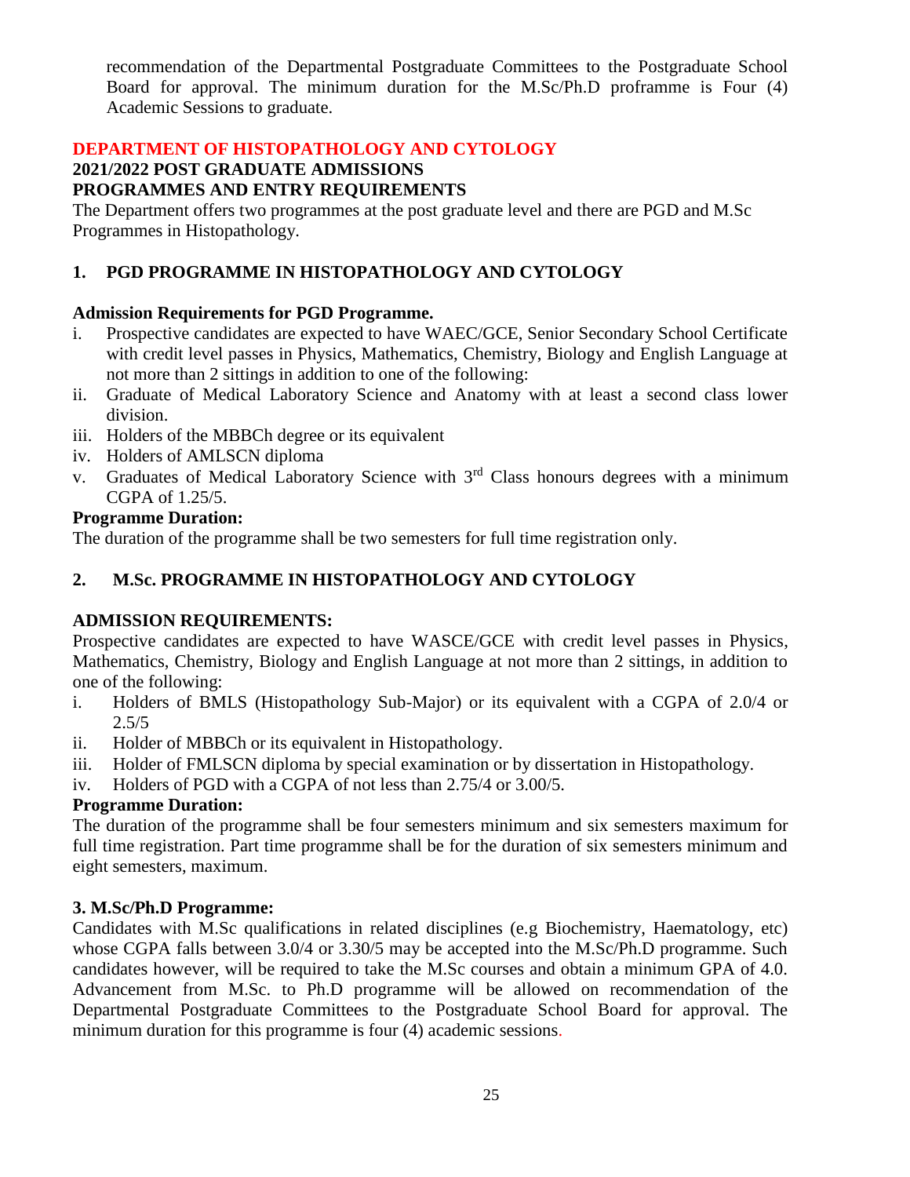recommendation of the Departmental Postgraduate Committees to the Postgraduate School Board for approval. The minimum duration for the M.Sc/Ph.D proframme is Four (4) Academic Sessions to graduate.

## DEPARTMENT OF HISTOPATHOLOGY AND CYTOLOGY

### 2021/2022 POST GRADUATE ADMISSIONS

### PROGRAMMES AND ENTRY REQUIREMENTS

The Department offers two programmes at the post graduate level and there are PGD and M.Sc Programmes in Histopathology.

### 1. PGD PROGRAMME IN HISTOPATHOLOGY AND CYTOLOGY

**Admission Requirements for PGD Programme.**

i. Prospective candidates are expected to have WAEC/GCE, Senior Secondary School Certificate with credit level passes in Physics, Mathematics, Chemistry, Biology and English Language at not more than 2 sittings in addition to one of the following:
ii. Graduate of Medical Laboratory Science and Anatomy with at least a second class lower division.
iii. Holders of the MBBCh degree or its equivalent
iv. Holders of AMLSCN diploma
v. Graduates of Medical Laboratory Science with 3rd Class honours degrees with a minimum CGPA of 1.25/5.

**Programme Duration:**

The duration of the programme shall be two semesters for full time registration only.

### 2. M.Sc. PROGRAMME IN HISTOPATHOLOGY AND CYTOLOGY

**ADMISSION REQUIREMENTS:**

Prospective candidates are expected to have WASCE/GCE with credit level passes in Physics, Mathematics, Chemistry, Biology and English Language at not more than 2 sittings, in addition to one of the following:

i. Holders of BMLS (Histopathology Sub-Major) or its equivalent with a CGPA of 2.0/4 or 2.5/5
ii. Holder of MBBCh or its equivalent in Histopathology.
iii. Holder of FMLSCN diploma by special examination or by dissertation in Histopathology.
iv. Holders of PGD with a CGPA of not less than 2.75/4 or 3.00/5.

**Programme Duration:**

The duration of the programme shall be four semesters minimum and six semesters maximum for full time registration. Part time programme shall be for the duration of six semesters minimum and eight semesters, maximum.

### 3. M.Sc/Ph.D Programme:

Candidates with M.Sc qualifications in related disciplines (e.g Biochemistry, Haematology, etc) whose CGPA falls between 3.0/4 or 3.30/5 may be accepted into the M.Sc/Ph.D programme. Such candidates however, will be required to take the M.Sc courses and obtain a minimum GPA of 4.0. Advancement from M.Sc. to Ph.D programme will be allowed on recommendation of the Departmental Postgraduate Committees to the Postgraduate School Board for approval. The minimum duration for this programme is four (4) academic sessions.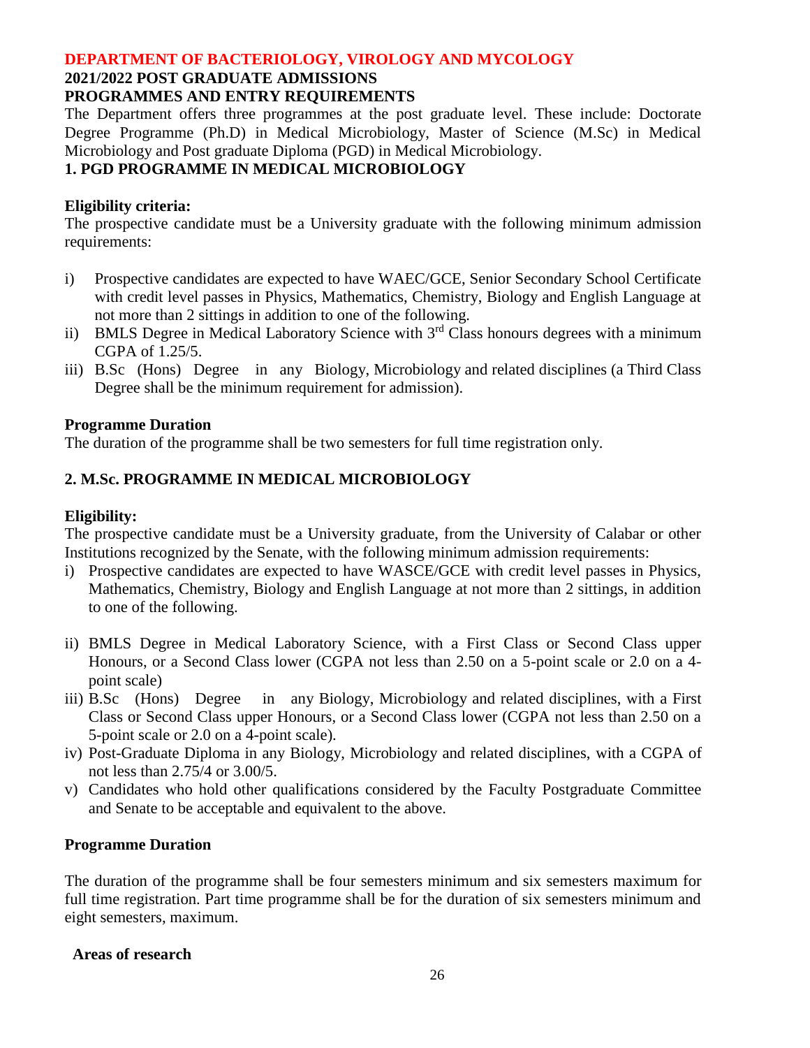## DEPARTMENT OF BACTERIOLOGY, VIROLOGY AND MYCOLOGY

### 2021/2022 POST GRADUATE ADMISSIONS

### PROGRAMMES AND ENTRY REQUIREMENTS

The Department offers three programmes at the post graduate level. These include: Doctorate Degree Programme (Ph.D) in Medical Microbiology, Master of Science (M.Sc) in Medical Microbiology and Post graduate Diploma (PGD) in Medical Microbiology.

### 1. PGD PROGRAMME IN MEDICAL MICROBIOLOGY

**Eligibility criteria:**

The prospective candidate must be a University graduate with the following minimum admission requirements:

i) Prospective candidates are expected to have WAEC/GCE, Senior Secondary School Certificate with credit level passes in Physics, Mathematics, Chemistry, Biology and English Language at not more than 2 sittings in addition to one of the following.

ii) BMLS Degree in Medical Laboratory Science with 3rd Class honours degrees with a minimum CGPA of 1.25/5.

iii) B.Sc (Hons) Degree in any Biology, Microbiology and related disciplines (a Third Class Degree shall be the minimum requirement for admission).

**Programme Duration**

The duration of the programme shall be two semesters for full time registration only.

### 2. M.Sc. PROGRAMME IN MEDICAL MICROBIOLOGY

**Eligibility:**

The prospective candidate must be a University graduate, from the University of Calabar or other Institutions recognized by the Senate, with the following minimum admission requirements:

i) Prospective candidates are expected to have WASCE/GCE with credit level passes in Physics, Mathematics, Chemistry, Biology and English Language at not more than 2 sittings, in addition to one of the following.

ii) BMLS Degree in Medical Laboratory Science, with a First Class or Second Class upper Honours, or a Second Class lower (CGPA not less than 2.50 on a 5-point scale or 2.0 on a 4-point scale)

iii) B.Sc (Hons) Degree in any Biology, Microbiology and related disciplines, with a First Class or Second Class upper Honours, or a Second Class lower (CGPA not less than 2.50 on a 5-point scale or 2.0 on a 4-point scale).

iv) Post-Graduate Diploma in any Biology, Microbiology and related disciplines, with a CGPA of not less than 2.75/4 or 3.00/5.

v) Candidates who hold other qualifications considered by the Faculty Postgraduate Committee and Senate to be acceptable and equivalent to the above.

**Programme Duration**

The duration of the programme shall be four semesters minimum and six semesters maximum for full time registration. Part time programme shall be for the duration of six semesters minimum and eight semesters, maximum.

**Areas of research**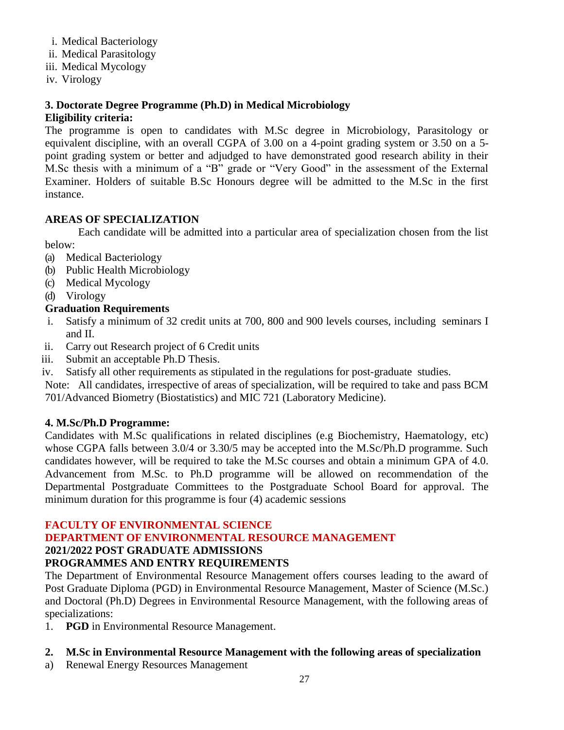i. Medical Bacteriology
ii. Medical Parasitology
iii. Medical Mycology
iv. Virology

### 3. Doctorate Degree Programme (Ph.D) in Medical Microbiology

**Eligibility criteria:**

The programme is open to candidates with M.Sc degree in Microbiology, Parasitology or equivalent discipline, with an overall CGPA of 3.00 on a 4-point grading system or 3.50 on a 5-point grading system or better and adjudged to have demonstrated good research ability in their M.Sc thesis with a minimum of a "B" grade or "Very Good" in the assessment of the External Examiner. Holders of suitable B.Sc Honours degree will be admitted to the M.Sc in the first instance.

**AREAS OF SPECIALIZATION**

Each candidate will be admitted into a particular area of specialization chosen from the list below:

(a) Medical Bacteriology
(b) Public Health Microbiology
(c) Medical Mycology
(d) Virology

**Graduation Requirements**

i. Satisfy a minimum of 32 credit units at 700, 800 and 900 levels courses, including seminars I and II.
ii. Carry out Research project of 6 Credit units
iii. Submit an acceptable Ph.D Thesis.
iv. Satisfy all other requirements as stipulated in the regulations for post-graduate studies.

Note: All candidates, irrespective of areas of specialization, will be required to take and pass BCM 701/Advanced Biometry (Biostatistics) and MIC 721 (Laboratory Medicine).

### 4. M.Sc/Ph.D Programme:

Candidates with M.Sc qualifications in related disciplines (e.g Biochemistry, Haematology, etc) whose CGPA falls between 3.0/4 or 3.30/5 may be accepted into the M.Sc/Ph.D programme. Such candidates however, will be required to take the M.Sc courses and obtain a minimum GPA of 4.0. Advancement from M.Sc. to Ph.D programme will be allowed on recommendation of the Departmental Postgraduate Committees to the Postgraduate School Board for approval. The minimum duration for this programme is four (4) academic sessions

## FACULTY OF ENVIRONMENTAL SCIENCE

## DEPARTMENT OF ENVIRONMENTAL RESOURCE MANAGEMENT

### 2021/2022 POST GRADUATE ADMISSIONS

### PROGRAMMES AND ENTRY REQUIREMENTS

The Department of Environmental Resource Management offers courses leading to the award of Post Graduate Diploma (PGD) in Environmental Resource Management, Master of Science (M.Sc.) and Doctoral (Ph.D) Degrees in Environmental Resource Management, with the following areas of specializations:

1. **PGD** in Environmental Resource Management.

**2. M.Sc in Environmental Resource Management with the following areas of specialization**

a) Renewal Energy Resources Management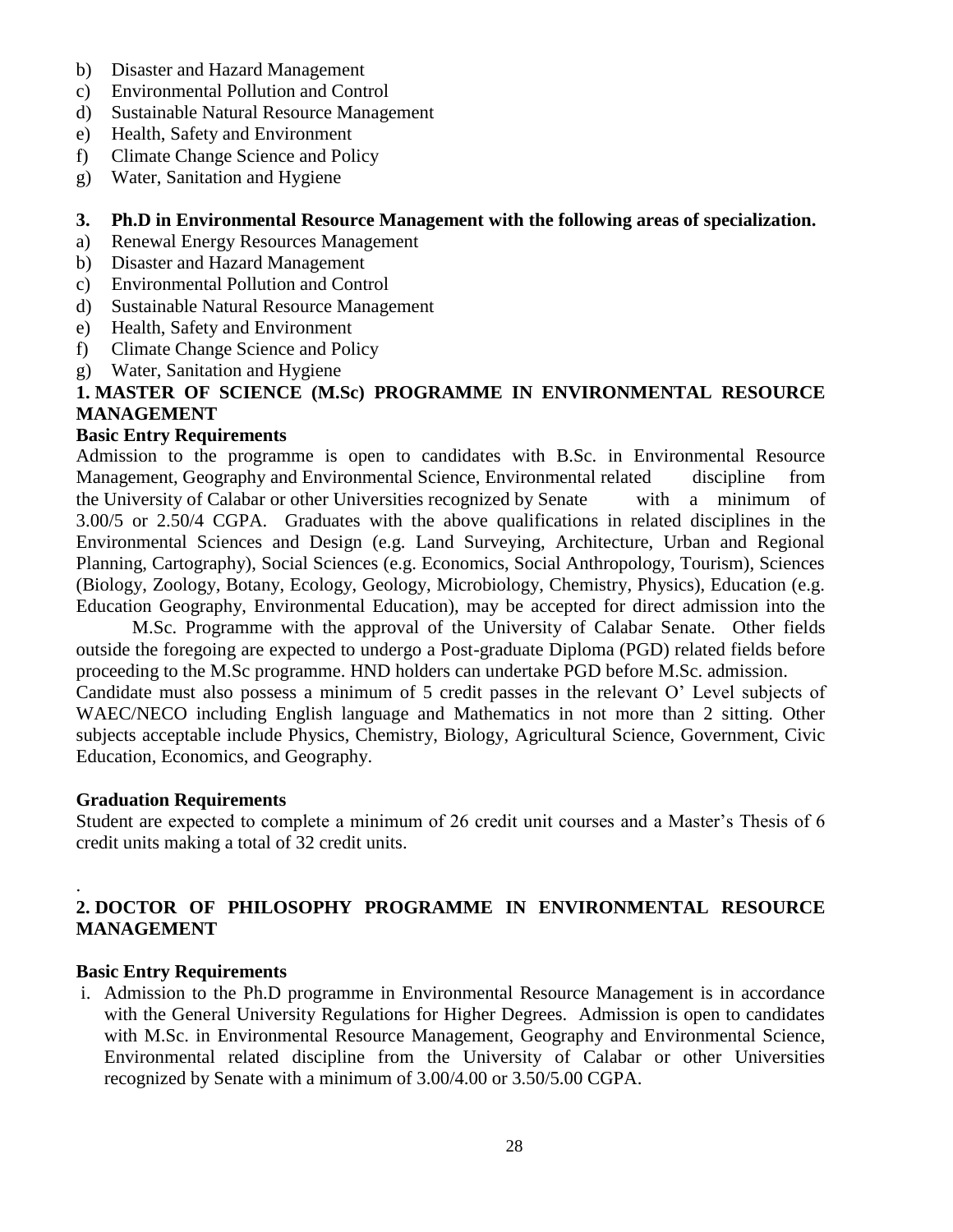b) Disaster and Hazard Management
c) Environmental Pollution and Control
d) Sustainable Natural Resource Management
e) Health, Safety and Environment
f) Climate Change Science and Policy
g) Water, Sanitation and Hygiene

**3. Ph.D in Environmental Resource Management with the following areas of specialization.**

a) Renewal Energy Resources Management
b) Disaster and Hazard Management
c) Environmental Pollution and Control
d) Sustainable Natural Resource Management
e) Health, Safety and Environment
f) Climate Change Science and Policy
g) Water, Sanitation and Hygiene

## 1. MASTER OF SCIENCE (M.Sc) PROGRAMME IN ENVIRONMENTAL RESOURCE MANAGEMENT

**Basic Entry Requirements**

Admission to the programme is open to candidates with B.Sc. in Environmental Resource Management, Geography and Environmental Science, Environmental related discipline from the University of Calabar or other Universities recognized by Senate with a minimum of 3.00/5 or 2.50/4 CGPA. Graduates with the above qualifications in related disciplines in the Environmental Sciences and Design (e.g. Land Surveying, Architecture, Urban and Regional Planning, Cartography), Social Sciences (e.g. Economics, Social Anthropology, Tourism), Sciences (Biology, Zoology, Botany, Ecology, Geology, Microbiology, Chemistry, Physics), Education (e.g. Education Geography, Environmental Education), may be accepted for direct admission into the M.Sc. Programme with the approval of the University of Calabar Senate. Other fields outside the foregoing are expected to undergo a Post-graduate Diploma (PGD) related fields before proceeding to the M.Sc programme. HND holders can undertake PGD before M.Sc. admission.

Candidate must also possess a minimum of 5 credit passes in the relevant O' Level subjects of WAEC/NECO including English language and Mathematics in not more than 2 sitting. Other subjects acceptable include Physics, Chemistry, Biology, Agricultural Science, Government, Civic Education, Economics, and Geography.

**Graduation Requirements**

Student are expected to complete a minimum of 26 credit unit courses and a Master's Thesis of 6 credit units making a total of 32 credit units.

## 2. DOCTOR OF PHILOSOPHY PROGRAMME IN ENVIRONMENTAL RESOURCE MANAGEMENT

**Basic Entry Requirements**

i. Admission to the Ph.D programme in Environmental Resource Management is in accordance with the General University Regulations for Higher Degrees. Admission is open to candidates with M.Sc. in Environmental Resource Management, Geography and Environmental Science, Environmental related discipline from the University of Calabar or other Universities recognized by Senate with a minimum of 3.00/4.00 or 3.50/5.00 CGPA.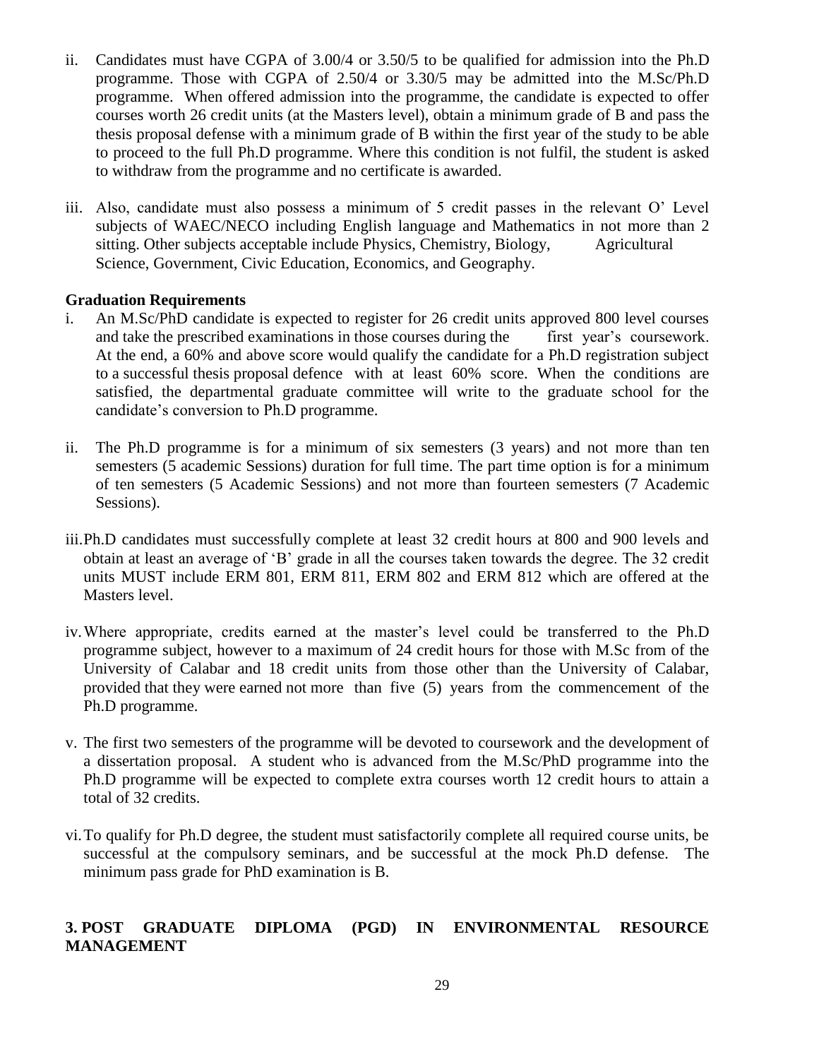ii. Candidates must have CGPA of 3.00/4 or 3.50/5 to be qualified for admission into the Ph.D programme. Those with CGPA of 2.50/4 or 3.30/5 may be admitted into the M.Sc/Ph.D programme. When offered admission into the programme, the candidate is expected to offer courses worth 26 credit units (at the Masters level), obtain a minimum grade of B and pass the thesis proposal defense with a minimum grade of B within the first year of the study to be able to proceed to the full Ph.D programme. Where this condition is not fulfil, the student is asked to withdraw from the programme and no certificate is awarded.

iii. Also, candidate must also possess a minimum of 5 credit passes in the relevant O' Level subjects of WAEC/NECO including English language and Mathematics in not more than 2 sitting. Other subjects acceptable include Physics, Chemistry, Biology, Agricultural Science, Government, Civic Education, Economics, and Geography.

**Graduation Requirements**

i. An M.Sc/PhD candidate is expected to register for 26 credit units approved 800 level courses and take the prescribed examinations in those courses during the first year's coursework. At the end, a 60% and above score would qualify the candidate for a Ph.D registration subject to a successful thesis proposal defence with at least 60% score. When the conditions are satisfied, the departmental graduate committee will write to the graduate school for the candidate's conversion to Ph.D programme.

ii. The Ph.D programme is for a minimum of six semesters (3 years) and not more than ten semesters (5 academic Sessions) duration for full time. The part time option is for a minimum of ten semesters (5 Academic Sessions) and not more than fourteen semesters (7 Academic Sessions).

iii. Ph.D candidates must successfully complete at least 32 credit hours at 800 and 900 levels and obtain at least an average of 'B' grade in all the courses taken towards the degree. The 32 credit units MUST include ERM 801, ERM 811, ERM 802 and ERM 812 which are offered at the Masters level.

iv. Where appropriate, credits earned at the master's level could be transferred to the Ph.D programme subject, however to a maximum of 24 credit hours for those with M.Sc from of the University of Calabar and 18 credit units from those other than the University of Calabar, provided that they were earned not more than five (5) years from the commencement of the Ph.D programme.

v. The first two semesters of the programme will be devoted to coursework and the development of a dissertation proposal. A student who is advanced from the M.Sc/PhD programme into the Ph.D programme will be expected to complete extra courses worth 12 credit hours to attain a total of 32 credits.

vi. To qualify for Ph.D degree, the student must satisfactorily complete all required course units, be successful at the compulsory seminars, and be successful at the mock Ph.D defense. The minimum pass grade for PhD examination is B.

## 3. POST GRADUATE DIPLOMA (PGD) IN ENVIRONMENTAL RESOURCE MANAGEMENT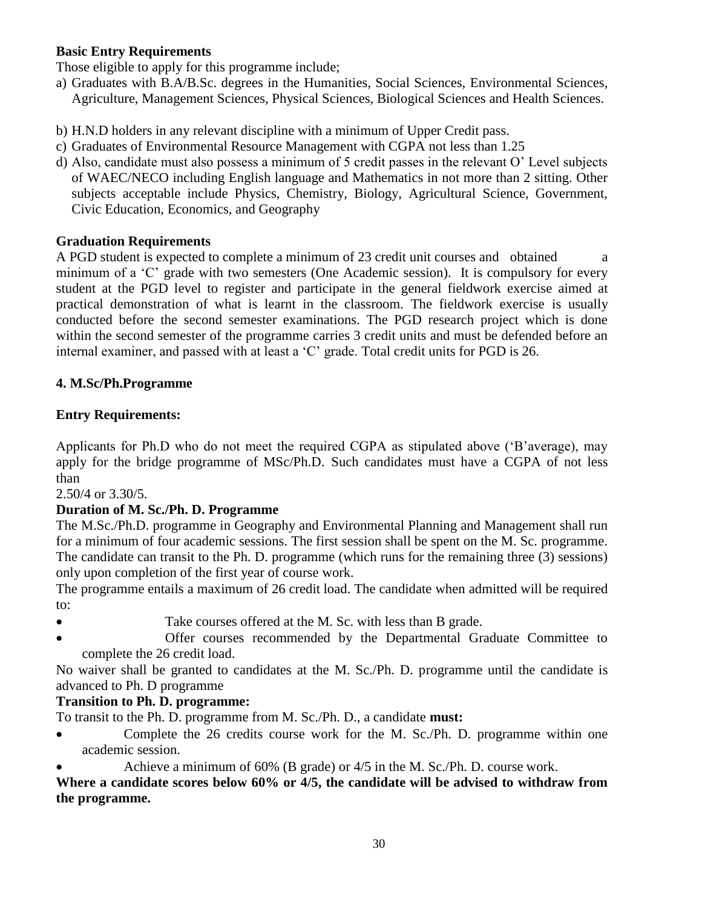**Basic Entry Requirements**

Those eligible to apply for this programme include;

a) Graduates with B.A/B.Sc. degrees in the Humanities, Social Sciences, Environmental Sciences, Agriculture, Management Sciences, Physical Sciences, Biological Sciences and Health Sciences.

b) H.N.D holders in any relevant discipline with a minimum of Upper Credit pass.

c) Graduates of Environmental Resource Management with CGPA not less than 1.25

d) Also, candidate must also possess a minimum of 5 credit passes in the relevant O' Level subjects of WAEC/NECO including English language and Mathematics in not more than 2 sitting. Other subjects acceptable include Physics, Chemistry, Biology, Agricultural Science, Government, Civic Education, Economics, and Geography

**Graduation Requirements**

A PGD student is expected to complete a minimum of 23 credit unit courses and obtained a minimum of a 'C' grade with two semesters (One Academic session). It is compulsory for every student at the PGD level to register and participate in the general fieldwork exercise aimed at practical demonstration of what is learnt in the classroom. The fieldwork exercise is usually conducted before the second semester examinations. The PGD research project which is done within the second semester of the programme carries 3 credit units and must be defended before an internal examiner, and passed with at least a 'C' grade. Total credit units for PGD is 26.

**4. M.Sc/Ph.Programme**

**Entry Requirements:**

Applicants for Ph.D who do not meet the required CGPA as stipulated above ('B'average), may apply for the bridge programme of MSc/Ph.D. Such candidates must have a CGPA of not less than
2.50/4 or 3.30/5.

**Duration of M. Sc./Ph. D. Programme**

The M.Sc./Ph.D. programme in Geography and Environmental Planning and Management shall run for a minimum of four academic sessions. The first session shall be spent on the M. Sc. programme. The candidate can transit to the Ph. D. programme (which runs for the remaining three (3) sessions) only upon completion of the first year of course work.

The programme entails a maximum of 26 credit load. The candidate when admitted will be required to:

- Take courses offered at the M. Sc. with less than B grade.
- Offer courses recommended by the Departmental Graduate Committee to complete the 26 credit load.

No waiver shall be granted to candidates at the M. Sc./Ph. D. programme until the candidate is advanced to Ph. D programme

**Transition to Ph. D. programme:**

To transit to the Ph. D. programme from M. Sc./Ph. D., a candidate **must:**

- Complete the 26 credits course work for the M. Sc./Ph. D. programme within one academic session.
- Achieve a minimum of 60% (B grade) or 4/5 in the M. Sc./Ph. D. course work.

**Where a candidate scores below 60% or 4/5, the candidate will be advised to withdraw from the programme.**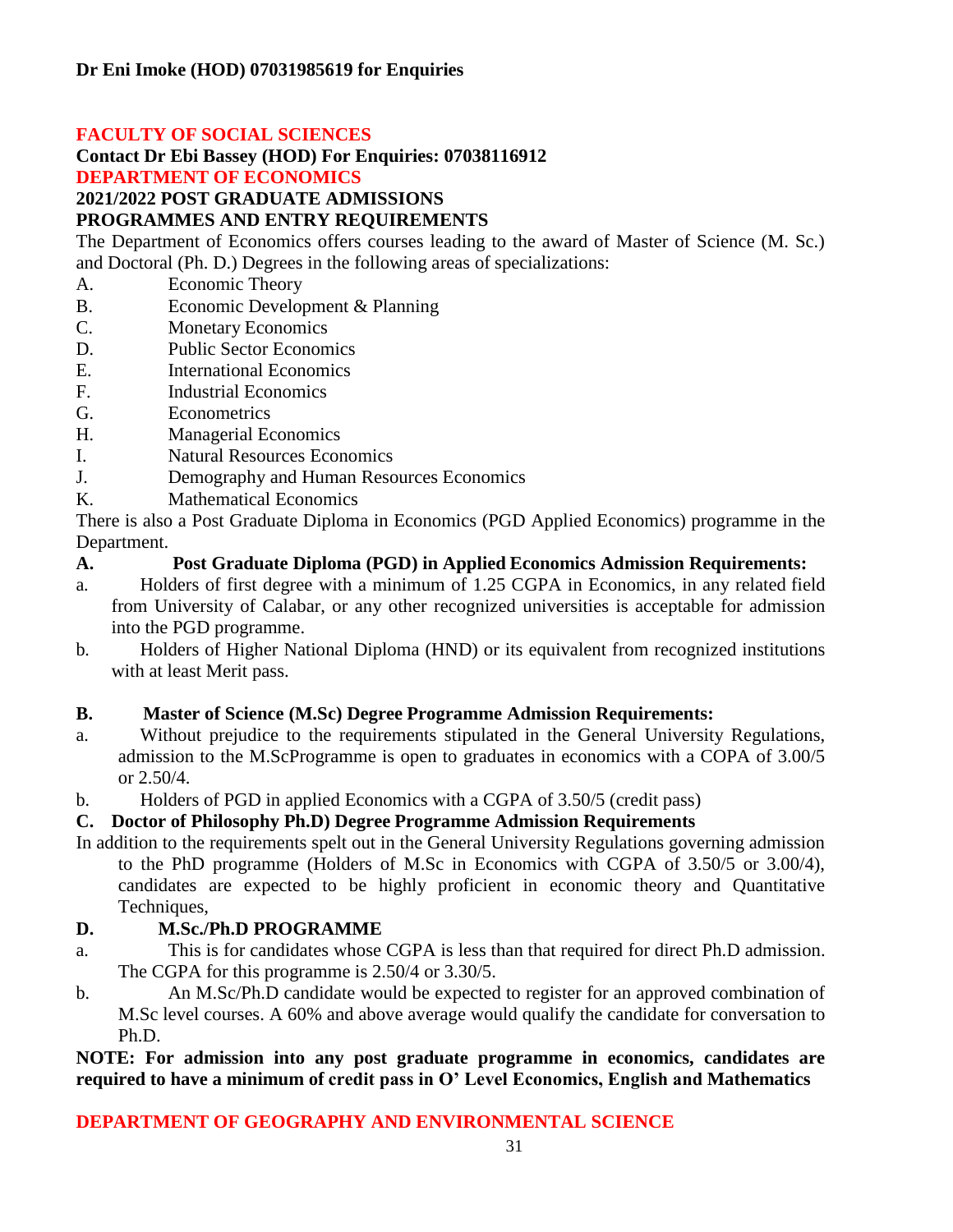**Dr Eni Imoke (HOD) 07031985619 for Enquiries**

## FACULTY OF SOCIAL SCIENCES

**Contact Dr Ebi Bassey (HOD) For Enquiries: 07038116912**

## DEPARTMENT OF ECONOMICS

**2021/2022 POST GRADUATE ADMISSIONS**

**PROGRAMMES AND ENTRY REQUIREMENTS**

The Department of Economics offers courses leading to the award of Master of Science (M. Sc.) and Doctoral (Ph. D.) Degrees in the following areas of specializations:

A. Economic Theory
B. Economic Development & Planning
C. Monetary Economics
D. Public Sector Economics
E. International Economics
F. Industrial Economics
G. Econometrics
H. Managerial Economics
I. Natural Resources Economics
J. Demography and Human Resources Economics
K. Mathematical Economics

There is also a Post Graduate Diploma in Economics (PGD Applied Economics) programme in the Department.

**A. Post Graduate Diploma (PGD) in Applied Economics Admission Requirements:**

a. Holders of first degree with a minimum of 1.25 CGPA in Economics, in any related field from University of Calabar, or any other recognized universities is acceptable for admission into the PGD programme.

b. Holders of Higher National Diploma (HND) or its equivalent from recognized institutions with at least Merit pass.

**B. Master of Science (M.Sc) Degree Programme Admission Requirements:**

a. Without prejudice to the requirements stipulated in the General University Regulations, admission to the M.ScProgramme is open to graduates in economics with a COPA of 3.00/5 or 2.50/4.

b. Holders of PGD in applied Economics with a CGPA of 3.50/5 (credit pass)

**C. Doctor of Philosophy Ph.D) Degree Programme Admission Requirements**

In addition to the requirements spelt out in the General University Regulations governing admission to the PhD programme (Holders of M.Sc in Economics with CGPA of 3.50/5 or 3.00/4), candidates are expected to be highly proficient in economic theory and Quantitative Techniques,

**D. M.Sc./Ph.D PROGRAMME**

a. This is for candidates whose CGPA is less than that required for direct Ph.D admission. The CGPA for this programme is 2.50/4 or 3.30/5.

b. An M.Sc/Ph.D candidate would be expected to register for an approved combination of M.Sc level courses. A 60% and above average would qualify the candidate for conversation to Ph.D.

**NOTE: For admission into any post graduate programme in economics, candidates are required to have a minimum of credit pass in O' Level Economics, English and Mathematics**

## DEPARTMENT OF GEOGRAPHY AND ENVIRONMENTAL SCIENCE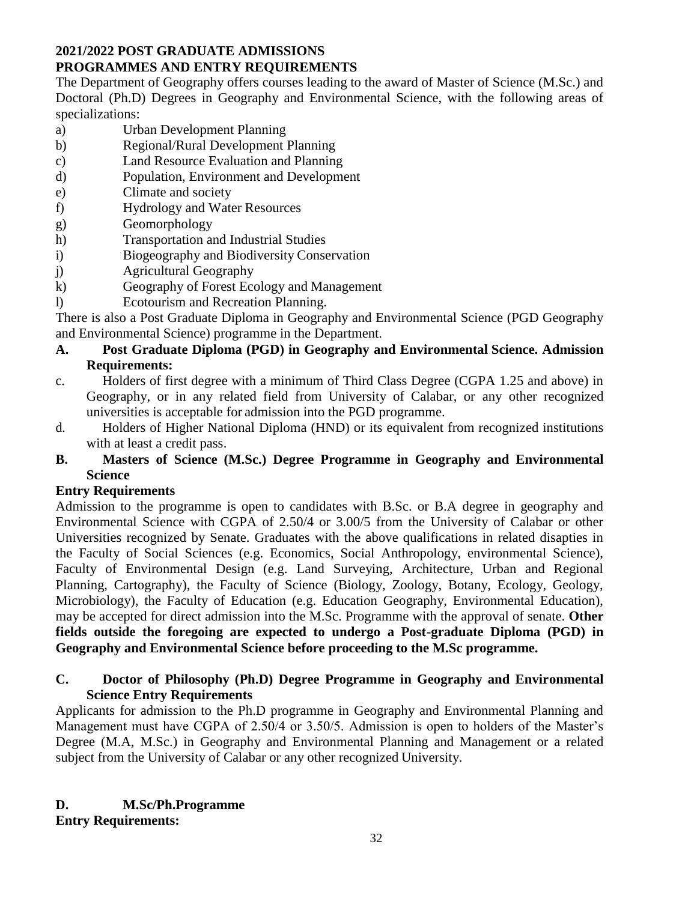**2021/2022 POST GRADUATE ADMISSIONS**
**PROGRAMMES AND ENTRY REQUIREMENTS**

The Department of Geography offers courses leading to the award of Master of Science (M.Sc.) and Doctoral (Ph.D) Degrees in Geography and Environmental Science, with the following areas of specializations:

a) Urban Development Planning
b) Regional/Rural Development Planning
c) Land Resource Evaluation and Planning
d) Population, Environment and Development
e) Climate and society
f) Hydrology and Water Resources
g) Geomorphology
h) Transportation and Industrial Studies
i) Biogeography and Biodiversity Conservation
j) Agricultural Geography
k) Geography of Forest Ecology and Management
l) Ecotourism and Recreation Planning.

There is also a Post Graduate Diploma in Geography and Environmental Science (PGD Geography and Environmental Science) programme in the Department.

**A. Post Graduate Diploma (PGD) in Geography and Environmental Science. Admission Requirements:**

c. Holders of first degree with a minimum of Third Class Degree (CGPA 1.25 and above) in Geography, or in any related field from University of Calabar, or any other recognized universities is acceptable for admission into the PGD programme.

d. Holders of Higher National Diploma (HND) or its equivalent from recognized institutions with at least a credit pass.

**B. Masters of Science (M.Sc.) Degree Programme in Geography and Environmental Science**

**Entry Requirements**

Admission to the programme is open to candidates with B.Sc. or B.A degree in geography and Environmental Science with CGPA of 2.50/4 or 3.00/5 from the University of Calabar or other Universities recognized by Senate. Graduates with the above qualifications in related disapties in the Faculty of Social Sciences (e.g. Economics, Social Anthropology, environmental Science), Faculty of Environmental Design (e.g. Land Surveying, Architecture, Urban and Regional Planning, Cartography), the Faculty of Science (Biology, Zoology, Botany, Ecology, Geology, Microbiology), the Faculty of Education (e.g. Education Geography, Environmental Education), may be accepted for direct admission into the M.Sc. Programme with the approval of senate. **Other fields outside the foregoing are expected to undergo a Post-graduate Diploma (PGD) in Geography and Environmental Science before proceeding to the M.Sc programme.**

**C. Doctor of Philosophy (Ph.D) Degree Programme in Geography and Environmental Science Entry Requirements**

Applicants for admission to the Ph.D programme in Geography and Environmental Planning and Management must have CGPA of 2.50/4 or 3.50/5. Admission is open to holders of the Master's Degree (M.A, M.Sc.) in Geography and Environmental Planning and Management or a related subject from the University of Calabar or any other recognized University.

**D. M.Sc/Ph.Programme**

**Entry Requirements:**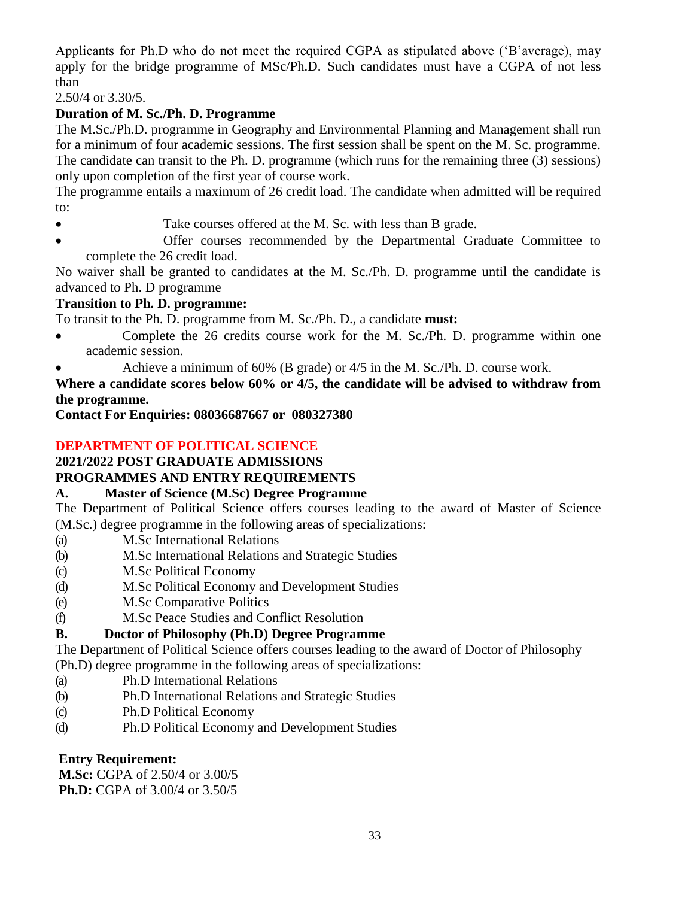Applicants for Ph.D who do not meet the required CGPA as stipulated above ('B'average), may apply for the bridge programme of MSc/Ph.D. Such candidates must have a CGPA of not less than
2.50/4 or 3.30/5.

**Duration of M. Sc./Ph. D. Programme**

The M.Sc./Ph.D. programme in Geography and Environmental Planning and Management shall run for a minimum of four academic sessions. The first session shall be spent on the M. Sc. programme. The candidate can transit to the Ph. D. programme (which runs for the remaining three (3) sessions) only upon completion of the first year of course work.

The programme entails a maximum of 26 credit load. The candidate when admitted will be required to:

- Take courses offered at the M. Sc. with less than B grade.
- Offer courses recommended by the Departmental Graduate Committee to complete the 26 credit load.

No waiver shall be granted to candidates at the M. Sc./Ph. D. programme until the candidate is advanced to Ph. D programme

**Transition to Ph. D. programme:**

To transit to the Ph. D. programme from M. Sc./Ph. D., a candidate **must:**

- Complete the 26 credits course work for the M. Sc./Ph. D. programme within one academic session.
- Achieve a minimum of 60% (B grade) or 4/5 in the M. Sc./Ph. D. course work.

**Where a candidate scores below 60% or 4/5, the candidate will be advised to withdraw from the programme.**

**Contact For Enquiries: 08036687667 or 080327380**

## DEPARTMENT OF POLITICAL SCIENCE

**2021/2022 POST GRADUATE ADMISSIONS**

**PROGRAMMES AND ENTRY REQUIREMENTS**

**A. Master of Science (M.Sc) Degree Programme**

The Department of Political Science offers courses leading to the award of Master of Science (M.Sc.) degree programme in the following areas of specializations:

(a) M.Sc International Relations
(b) M.Sc International Relations and Strategic Studies
(c) M.Sc Political Economy
(d) M.Sc Political Economy and Development Studies
(e) M.Sc Comparative Politics
(f) M.Sc Peace Studies and Conflict Resolution

**B. Doctor of Philosophy (Ph.D) Degree Programme**

The Department of Political Science offers courses leading to the award of Doctor of Philosophy (Ph.D) degree programme in the following areas of specializations:

(a) Ph.D International Relations
(b) Ph.D International Relations and Strategic Studies
(c) Ph.D Political Economy
(d) Ph.D Political Economy and Development Studies

**Entry Requirement:**

**M.Sc:** CGPA of 2.50/4 or 3.00/5
**Ph.D:** CGPA of 3.00/4 or 3.50/5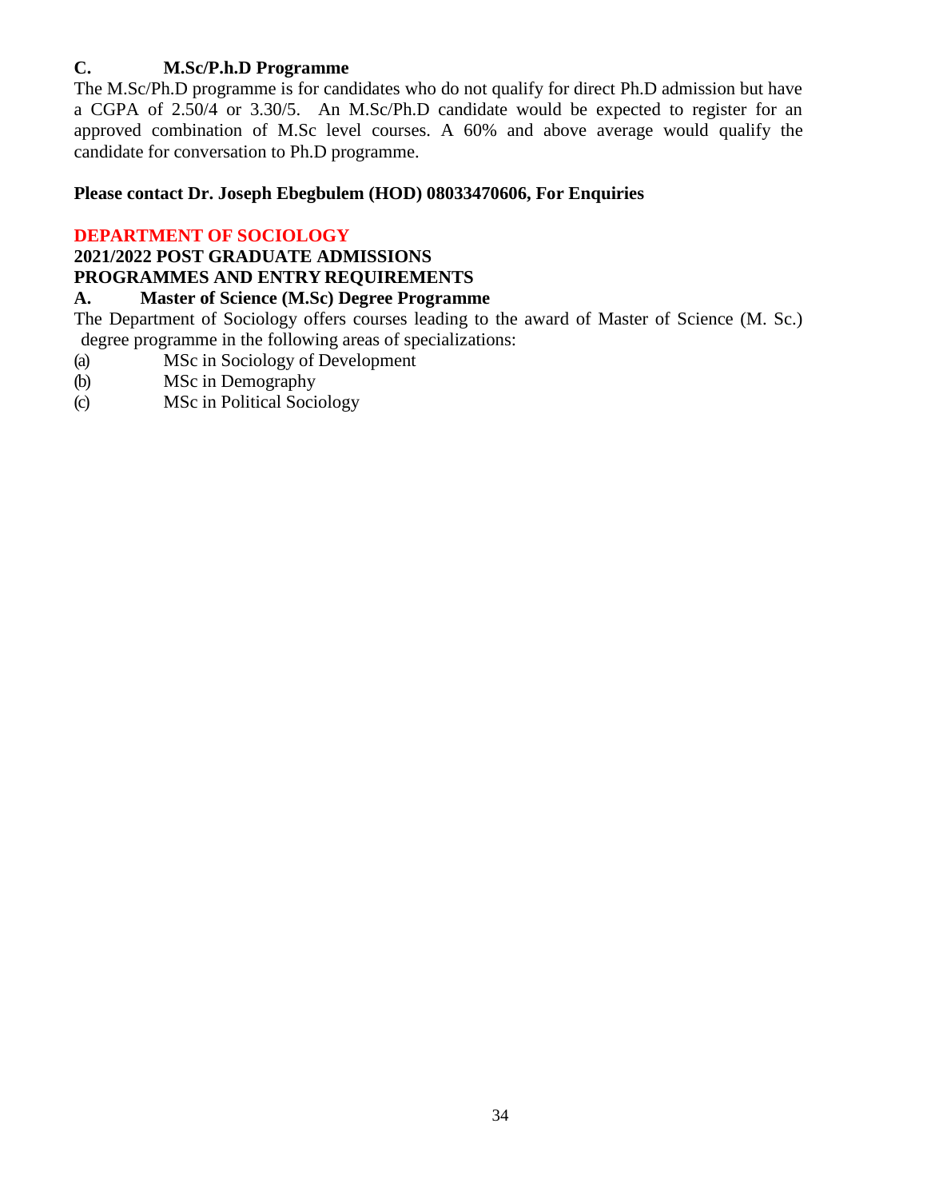### C. M.Sc/P.h.D Programme

The M.Sc/Ph.D programme is for candidates who do not qualify for direct Ph.D admission but have a CGPA of 2.50/4 or 3.30/5. An M.Sc/Ph.D candidate would be expected to register for an approved combination of M.Sc level courses. A 60% and above average would qualify the candidate for conversation to Ph.D programme.

**Please contact Dr. Joseph Ebegbulem (HOD) 08033470606, For Enquiries**

## DEPARTMENT OF SOCIOLOGY

**2021/2022 POST GRADUATE ADMISSIONS**

**PROGRAMMES AND ENTRY REQUIREMENTS**

### A. Master of Science (M.Sc) Degree Programme

The Department of Sociology offers courses leading to the award of Master of Science (M. Sc.) degree programme in the following areas of specializations:

(a) MSc in Sociology of Development

(b) MSc in Demography

(c) MSc in Political Sociology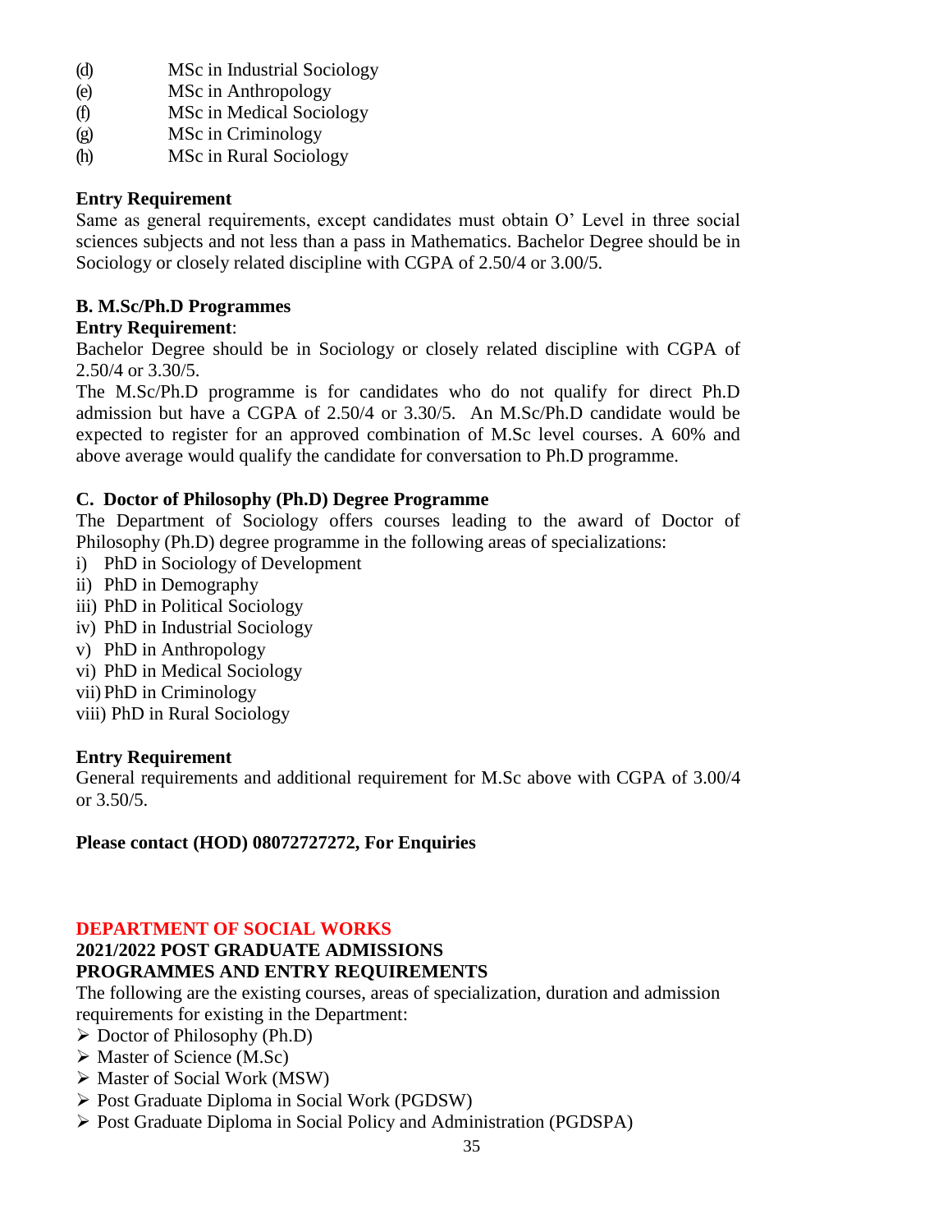(d) MSc in Industrial Sociology
(e) MSc in Anthropology
(f) MSc in Medical Sociology
(g) MSc in Criminology
(h) MSc in Rural Sociology

**Entry Requirement**

Same as general requirements, except candidates must obtain O' Level in three social sciences subjects and not less than a pass in Mathematics. Bachelor Degree should be in Sociology or closely related discipline with CGPA of 2.50/4 or 3.00/5.

**B. M.Sc/Ph.D Programmes**

**Entry Requirement**:

Bachelor Degree should be in Sociology or closely related discipline with CGPA of 2.50/4 or 3.30/5.

The M.Sc/Ph.D programme is for candidates who do not qualify for direct Ph.D admission but have a CGPA of 2.50/4 or 3.30/5. An M.Sc/Ph.D candidate would be expected to register for an approved combination of M.Sc level courses. A 60% and above average would qualify the candidate for conversation to Ph.D programme.

**C. Doctor of Philosophy (Ph.D) Degree Programme**

The Department of Sociology offers courses leading to the award of Doctor of Philosophy (Ph.D) degree programme in the following areas of specializations:

i) PhD in Sociology of Development
ii) PhD in Demography
iii) PhD in Political Sociology
iv) PhD in Industrial Sociology
v) PhD in Anthropology
vi) PhD in Medical Sociology
vii) PhD in Criminology
viii) PhD in Rural Sociology

**Entry Requirement**

General requirements and additional requirement for M.Sc above with CGPA of 3.00/4 or 3.50/5.

**Please contact (HOD) 08072727272, For Enquiries**

## DEPARTMENT OF SOCIAL WORKS

**2021/2022 POST GRADUATE ADMISSIONS**

**PROGRAMMES AND ENTRY REQUIREMENTS**

The following are the existing courses, areas of specialization, duration and admission requirements for existing in the Department:

- Doctor of Philosophy (Ph.D)
- Master of Science (M.Sc)
- Master of Social Work (MSW)
- Post Graduate Diploma in Social Work (PGDSW)
- Post Graduate Diploma in Social Policy and Administration (PGDSPA)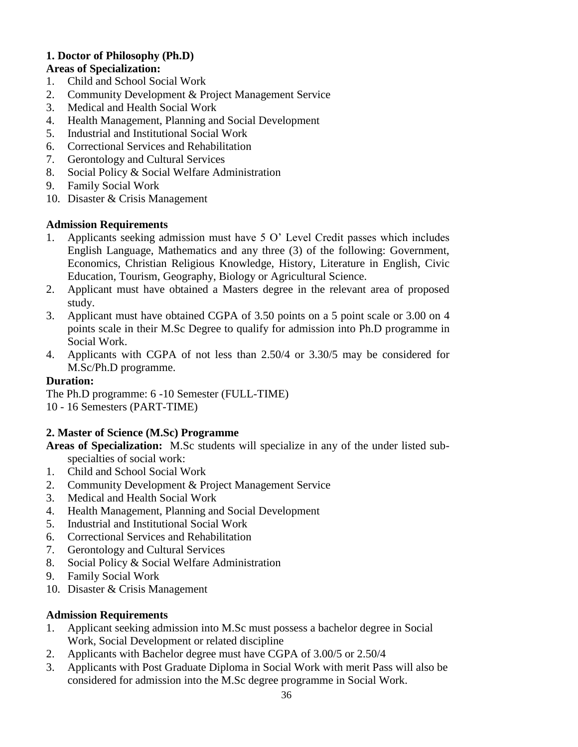**1. Doctor of Philosophy (Ph.D)**

**Areas of Specialization:**

1. Child and School Social Work
2. Community Development & Project Management Service
3. Medical and Health Social Work
4. Health Management, Planning and Social Development
5. Industrial and Institutional Social Work
6. Correctional Services and Rehabilitation
7. Gerontology and Cultural Services
8. Social Policy & Social Welfare Administration
9. Family Social Work
10. Disaster & Crisis Management

**Admission Requirements**

1. Applicants seeking admission must have 5 O' Level Credit passes which includes English Language, Mathematics and any three (3) of the following: Government, Economics, Christian Religious Knowledge, History, Literature in English, Civic Education, Tourism, Geography, Biology or Agricultural Science.
2. Applicant must have obtained a Masters degree in the relevant area of proposed study.
3. Applicant must have obtained CGPA of 3.50 points on a 5 point scale or 3.00 on 4 points scale in their M.Sc Degree to qualify for admission into Ph.D programme in Social Work.
4. Applicants with CGPA of not less than 2.50/4 or 3.30/5 may be considered for M.Sc/Ph.D programme.

**Duration:**

The Ph.D programme: 6 -10 Semester (FULL-TIME)

10 - 16 Semesters (PART-TIME)

**2. Master of Science (M.Sc) Programme**

**Areas of Specialization:** M.Sc students will specialize in any of the under listed sub-specialties of social work:

1. Child and School Social Work
2. Community Development & Project Management Service
3. Medical and Health Social Work
4. Health Management, Planning and Social Development
5. Industrial and Institutional Social Work
6. Correctional Services and Rehabilitation
7. Gerontology and Cultural Services
8. Social Policy & Social Welfare Administration
9. Family Social Work
10. Disaster & Crisis Management

**Admission Requirements**

1. Applicant seeking admission into M.Sc must possess a bachelor degree in Social Work, Social Development or related discipline
2. Applicants with Bachelor degree must have CGPA of 3.00/5 or 2.50/4
3. Applicants with Post Graduate Diploma in Social Work with merit Pass will also be considered for admission into the M.Sc degree programme in Social Work.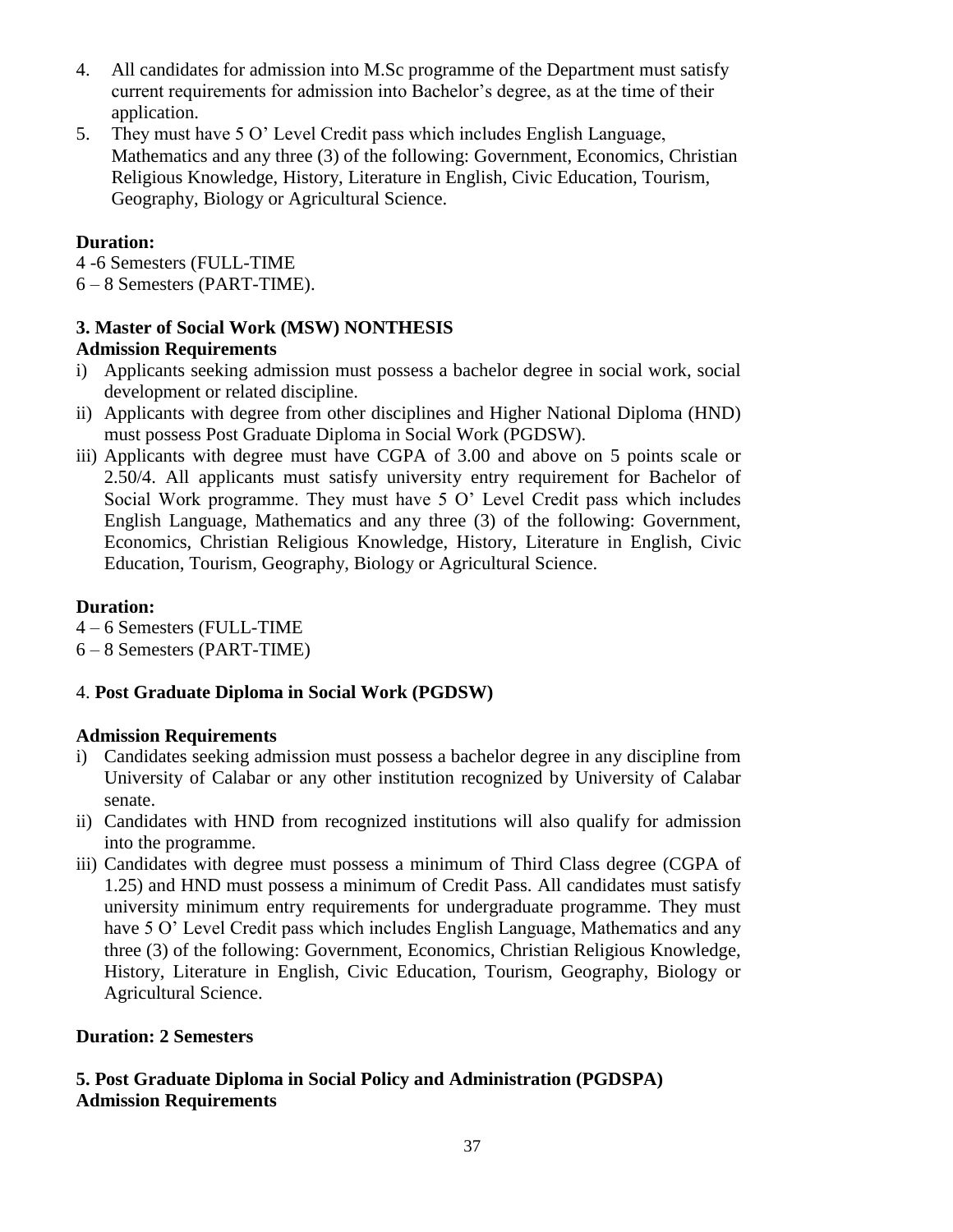4. All candidates for admission into M.Sc programme of the Department must satisfy current requirements for admission into Bachelor's degree, as at the time of their application.
5. They must have 5 O' Level Credit pass which includes English Language, Mathematics and any three (3) of the following: Government, Economics, Christian Religious Knowledge, History, Literature in English, Civic Education, Tourism, Geography, Biology or Agricultural Science.

**Duration:**

4 -6 Semesters (FULL-TIME

6 – 8 Semesters (PART-TIME).

### 3. Master of Social Work (MSW) NONTHESIS

**Admission Requirements**

i) Applicants seeking admission must possess a bachelor degree in social work, social development or related discipline.

ii) Applicants with degree from other disciplines and Higher National Diploma (HND) must possess Post Graduate Diploma in Social Work (PGDSW).

iii) Applicants with degree must have CGPA of 3.00 and above on 5 points scale or 2.50/4. All applicants must satisfy university entry requirement for Bachelor of Social Work programme. They must have 5 O' Level Credit pass which includes English Language, Mathematics and any three (3) of the following: Government, Economics, Christian Religious Knowledge, History, Literature in English, Civic Education, Tourism, Geography, Biology or Agricultural Science.

**Duration:**

4 – 6 Semesters (FULL-TIME

6 – 8 Semesters (PART-TIME)

### 4. Post Graduate Diploma in Social Work (PGDSW)

**Admission Requirements**

i) Candidates seeking admission must possess a bachelor degree in any discipline from University of Calabar or any other institution recognized by University of Calabar senate.

ii) Candidates with HND from recognized institutions will also qualify for admission into the programme.

iii) Candidates with degree must possess a minimum of Third Class degree (CGPA of 1.25) and HND must possess a minimum of Credit Pass. All candidates must satisfy university minimum entry requirements for undergraduate programme. They must have 5 O' Level Credit pass which includes English Language, Mathematics and any three (3) of the following: Government, Economics, Christian Religious Knowledge, History, Literature in English, Civic Education, Tourism, Geography, Biology or Agricultural Science.

**Duration: 2 Semesters**

### 5. Post Graduate Diploma in Social Policy and Administration (PGDSPA)

**Admission Requirements**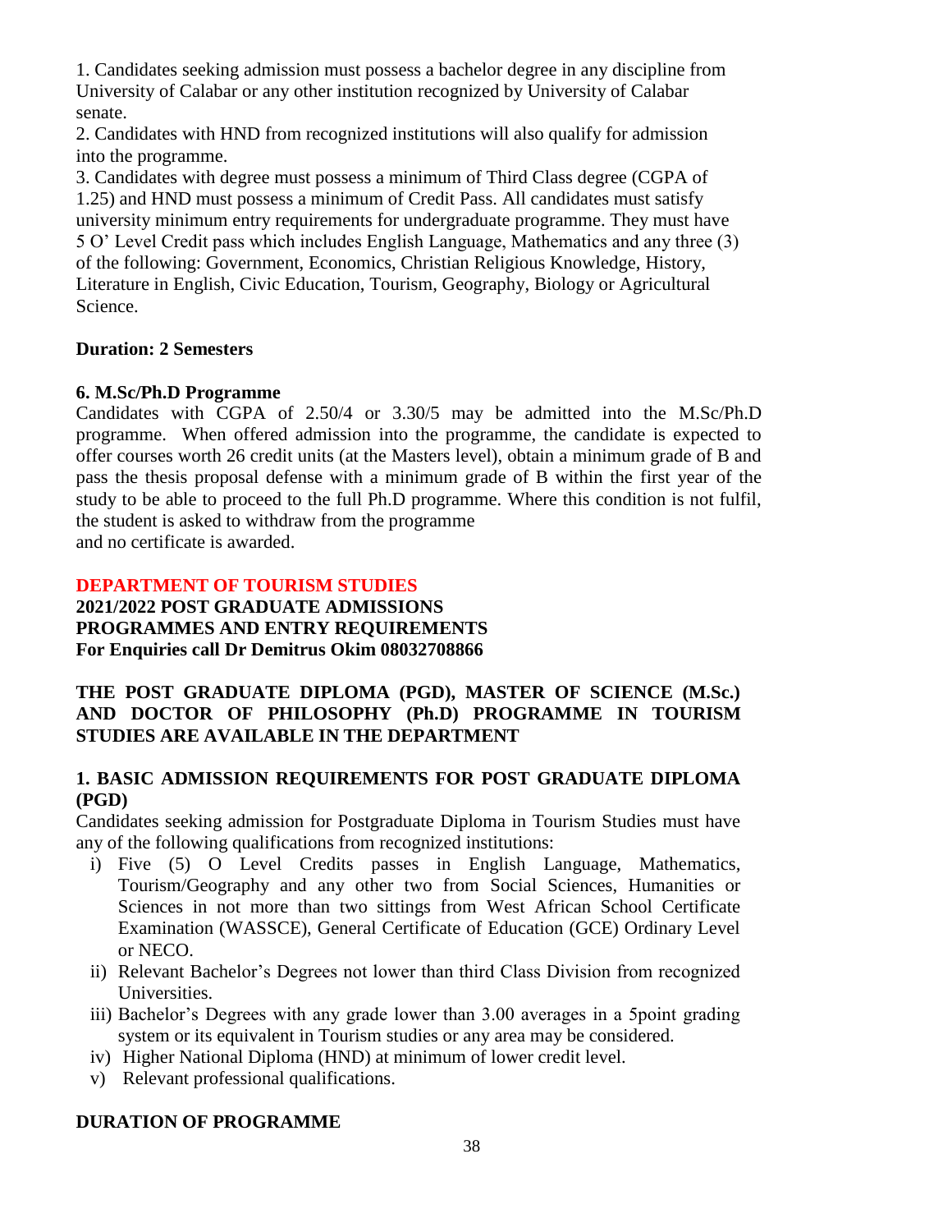1. Candidates seeking admission must possess a bachelor degree in any discipline from University of Calabar or any other institution recognized by University of Calabar senate.
2. Candidates with HND from recognized institutions will also qualify for admission into the programme.
3. Candidates with degree must possess a minimum of Third Class degree (CGPA of 1.25) and HND must possess a minimum of Credit Pass. All candidates must satisfy university minimum entry requirements for undergraduate programme. They must have 5 O' Level Credit pass which includes English Language, Mathematics and any three (3) of the following: Government, Economics, Christian Religious Knowledge, History, Literature in English, Civic Education, Tourism, Geography, Biology or Agricultural Science.

**Duration: 2 Semesters**

**6. M.Sc/Ph.D Programme**

Candidates with CGPA of 2.50/4 or 3.30/5 may be admitted into the M.Sc/Ph.D programme. When offered admission into the programme, the candidate is expected to offer courses worth 26 credit units (at the Masters level), obtain a minimum grade of B and pass the thesis proposal defense with a minimum grade of B within the first year of the study to be able to proceed to the full Ph.D programme. Where this condition is not fulfil, the student is asked to withdraw from the programme
and no certificate is awarded.

## DEPARTMENT OF TOURISM STUDIES

**2021/2022 POST GRADUATE ADMISSIONS**
**PROGRAMMES AND ENTRY REQUIREMENTS**
**For Enquiries call Dr Demitrus Okim 08032708866**

**THE POST GRADUATE DIPLOMA (PGD), MASTER OF SCIENCE (M.Sc.) AND DOCTOR OF PHILOSOPHY (Ph.D) PROGRAMME IN TOURISM STUDIES ARE AVAILABLE IN THE DEPARTMENT**

### 1. BASIC ADMISSION REQUIREMENTS FOR POST GRADUATE DIPLOMA (PGD)

Candidates seeking admission for Postgraduate Diploma in Tourism Studies must have any of the following qualifications from recognized institutions:

i) Five (5) O Level Credits passes in English Language, Mathematics, Tourism/Geography and any other two from Social Sciences, Humanities or Sciences in not more than two sittings from West African School Certificate Examination (WASSCE), General Certificate of Education (GCE) Ordinary Level or NECO.
ii) Relevant Bachelor's Degrees not lower than third Class Division from recognized Universities.
iii) Bachelor's Degrees with any grade lower than 3.00 averages in a 5point grading system or its equivalent in Tourism studies or any area may be considered.
iv) Higher National Diploma (HND) at minimum of lower credit level.
v) Relevant professional qualifications.

**DURATION OF PROGRAMME**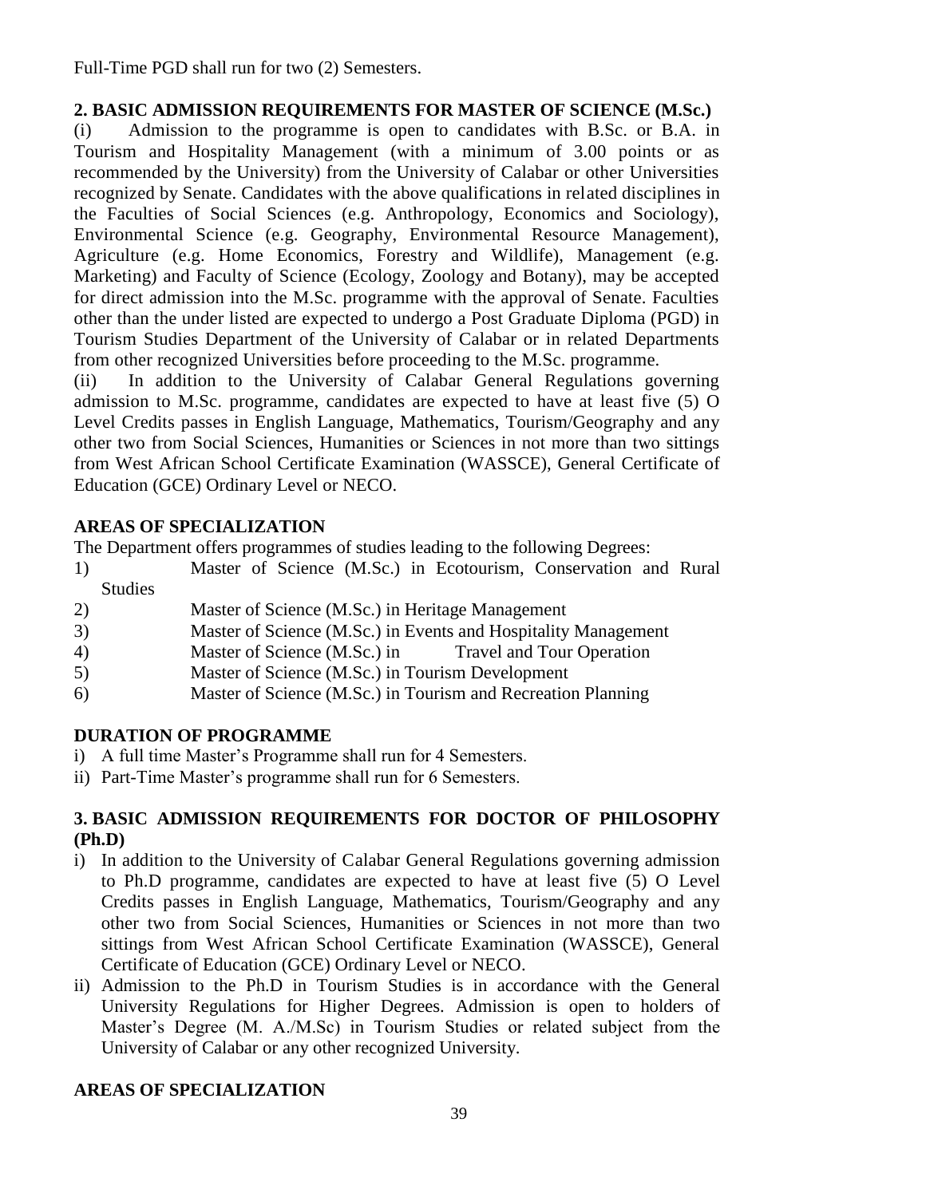Full-Time PGD shall run for two (2) Semesters.

## 2. BASIC ADMISSION REQUIREMENTS FOR MASTER OF SCIENCE (M.Sc.)

(i) Admission to the programme is open to candidates with B.Sc. or B.A. in Tourism and Hospitality Management (with a minimum of 3.00 points or as recommended by the University) from the University of Calabar or other Universities recognized by Senate. Candidates with the above qualifications in related disciplines in the Faculties of Social Sciences (e.g. Anthropology, Economics and Sociology), Environmental Science (e.g. Geography, Environmental Resource Management), Agriculture (e.g. Home Economics, Forestry and Wildlife), Management (e.g. Marketing) and Faculty of Science (Ecology, Zoology and Botany), may be accepted for direct admission into the M.Sc. programme with the approval of Senate. Faculties other than the under listed are expected to undergo a Post Graduate Diploma (PGD) in Tourism Studies Department of the University of Calabar or in related Departments from other recognized Universities before proceeding to the M.Sc. programme.

(ii) In addition to the University of Calabar General Regulations governing admission to M.Sc. programme, candidates are expected to have at least five (5) O Level Credits passes in English Language, Mathematics, Tourism/Geography and any other two from Social Sciences, Humanities or Sciences in not more than two sittings from West African School Certificate Examination (WASSCE), General Certificate of Education (GCE) Ordinary Level or NECO.

### AREAS OF SPECIALIZATION

The Department offers programmes of studies leading to the following Degrees:

1) Master of Science (M.Sc.) in Ecotourism, Conservation and Rural Studies
2) Master of Science (M.Sc.) in Heritage Management
3) Master of Science (M.Sc.) in Events and Hospitality Management
4) Master of Science (M.Sc.) in Travel and Tour Operation
5) Master of Science (M.Sc.) in Tourism Development
6) Master of Science (M.Sc.) in Tourism and Recreation Planning

### DURATION OF PROGRAMME

i) A full time Master's Programme shall run for 4 Semesters.
ii) Part-Time Master's programme shall run for 6 Semesters.

## 3. BASIC ADMISSION REQUIREMENTS FOR DOCTOR OF PHILOSOPHY (Ph.D)

i) In addition to the University of Calabar General Regulations governing admission to Ph.D programme, candidates are expected to have at least five (5) O Level Credits passes in English Language, Mathematics, Tourism/Geography and any other two from Social Sciences, Humanities or Sciences in not more than two sittings from West African School Certificate Examination (WASSCE), General Certificate of Education (GCE) Ordinary Level or NECO.
ii) Admission to the Ph.D in Tourism Studies is in accordance with the General University Regulations for Higher Degrees. Admission is open to holders of Master's Degree (M. A./M.Sc) in Tourism Studies or related subject from the University of Calabar or any other recognized University.

### AREAS OF SPECIALIZATION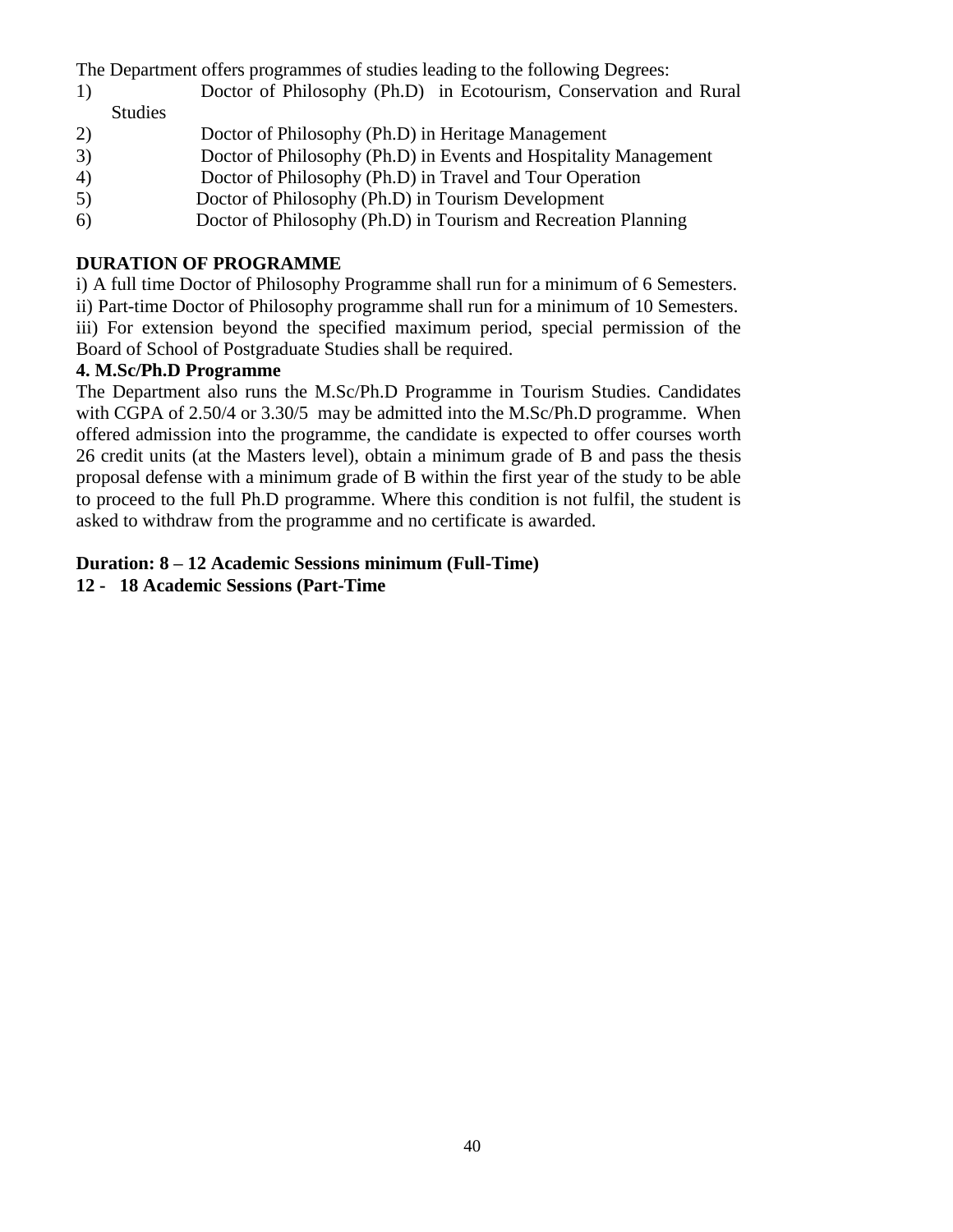The Department offers programmes of studies leading to the following Degrees:

1) Doctor of Philosophy (Ph.D) in Ecotourism, Conservation and Rural Studies
2) Doctor of Philosophy (Ph.D) in Heritage Management
3) Doctor of Philosophy (Ph.D) in Events and Hospitality Management
4) Doctor of Philosophy (Ph.D) in Travel and Tour Operation
5) Doctor of Philosophy (Ph.D) in Tourism Development
6) Doctor of Philosophy (Ph.D) in Tourism and Recreation Planning

**DURATION OF PROGRAMME**

i) A full time Doctor of Philosophy Programme shall run for a minimum of 6 Semesters.

ii) Part-time Doctor of Philosophy programme shall run for a minimum of 10 Semesters.

iii) For extension beyond the specified maximum period, special permission of the Board of School of Postgraduate Studies shall be required.

**4. M.Sc/Ph.D Programme**

The Department also runs the M.Sc/Ph.D Programme in Tourism Studies. Candidates with CGPA of 2.50/4 or 3.30/5 may be admitted into the M.Sc/Ph.D programme. When offered admission into the programme, the candidate is expected to offer courses worth 26 credit units (at the Masters level), obtain a minimum grade of B and pass the thesis proposal defense with a minimum grade of B within the first year of the study to be able to proceed to the full Ph.D programme. Where this condition is not fulfil, the student is asked to withdraw from the programme and no certificate is awarded.

**Duration: 8 – 12 Academic Sessions minimum (Full-Time)**
**12 - 18 Academic Sessions (Part-Time**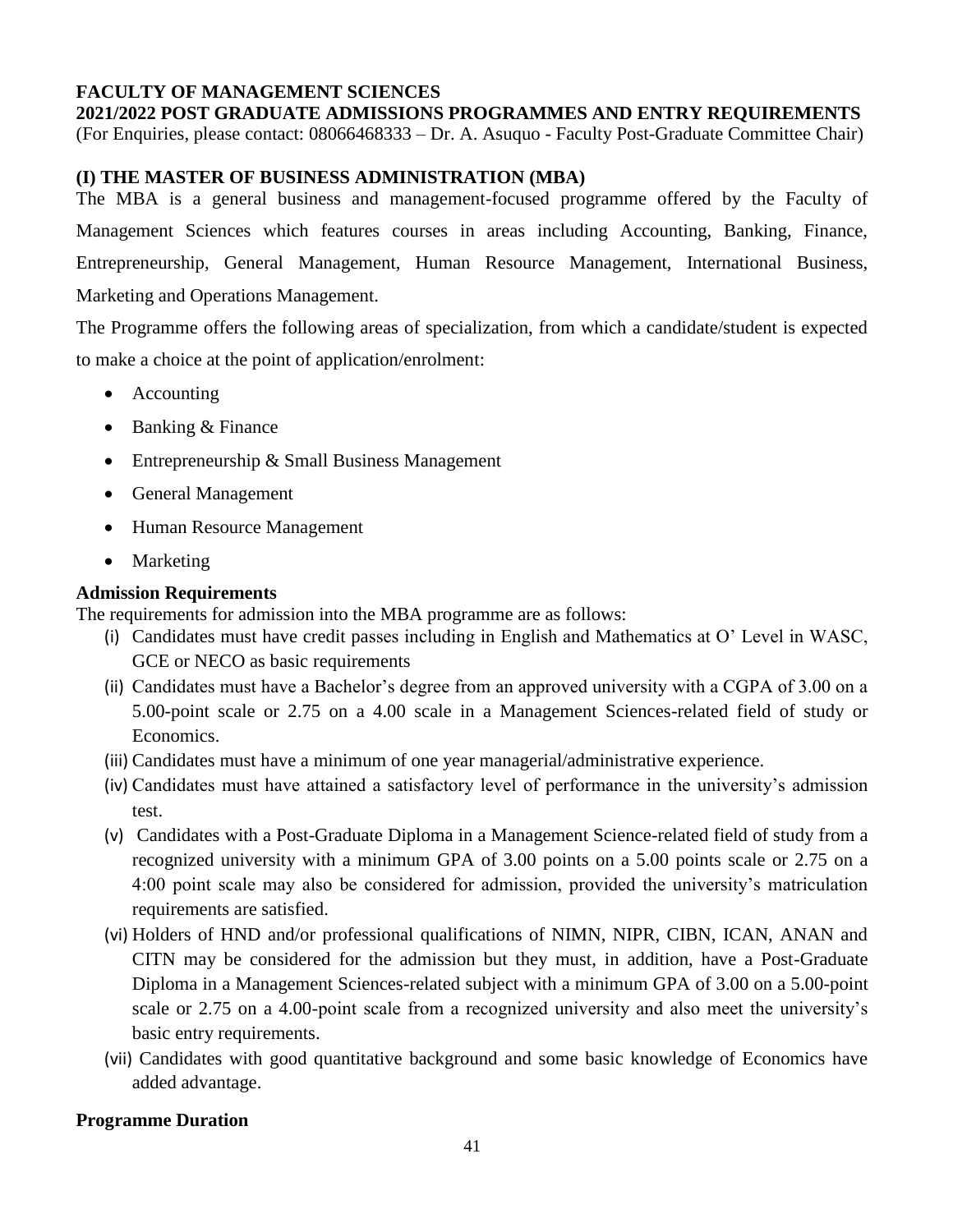**FACULTY OF MANAGEMENT SCIENCES**
**2021/2022 POST GRADUATE ADMISSIONS PROGRAMMES AND ENTRY REQUIREMENTS**
(For Enquiries, please contact: 08066468333 – Dr. A. Asuquo - Faculty Post-Graduate Committee Chair)

## (I) THE MASTER OF BUSINESS ADMINISTRATION (MBA)

The MBA is a general business and management-focused programme offered by the Faculty of Management Sciences which features courses in areas including Accounting, Banking, Finance, Entrepreneurship, General Management, Human Resource Management, International Business, Marketing and Operations Management.

The Programme offers the following areas of specialization, from which a candidate/student is expected to make a choice at the point of application/enrolment:

- Accounting
- Banking & Finance
- Entrepreneurship & Small Business Management
- General Management
- Human Resource Management
- Marketing

### Admission Requirements

The requirements for admission into the MBA programme are as follows:

(i) Candidates must have credit passes including in English and Mathematics at O' Level in WASC, GCE or NECO as basic requirements

(ii) Candidates must have a Bachelor's degree from an approved university with a CGPA of 3.00 on a 5.00-point scale or 2.75 on a 4.00 scale in a Management Sciences-related field of study or Economics.

(iii) Candidates must have a minimum of one year managerial/administrative experience.

(iv) Candidates must have attained a satisfactory level of performance in the university's admission test.

(v) Candidates with a Post-Graduate Diploma in a Management Science-related field of study from a recognized university with a minimum GPA of 3.00 points on a 5.00 points scale or 2.75 on a 4:00 point scale may also be considered for admission, provided the university's matriculation requirements are satisfied.

(vi) Holders of HND and/or professional qualifications of NIMN, NIPR, CIBN, ICAN, ANAN and CITN may be considered for the admission but they must, in addition, have a Post-Graduate Diploma in a Management Sciences-related subject with a minimum GPA of 3.00 on a 5.00-point scale or 2.75 on a 4.00-point scale from a recognized university and also meet the university's basic entry requirements.

(vii) Candidates with good quantitative background and some basic knowledge of Economics have added advantage.

### Programme Duration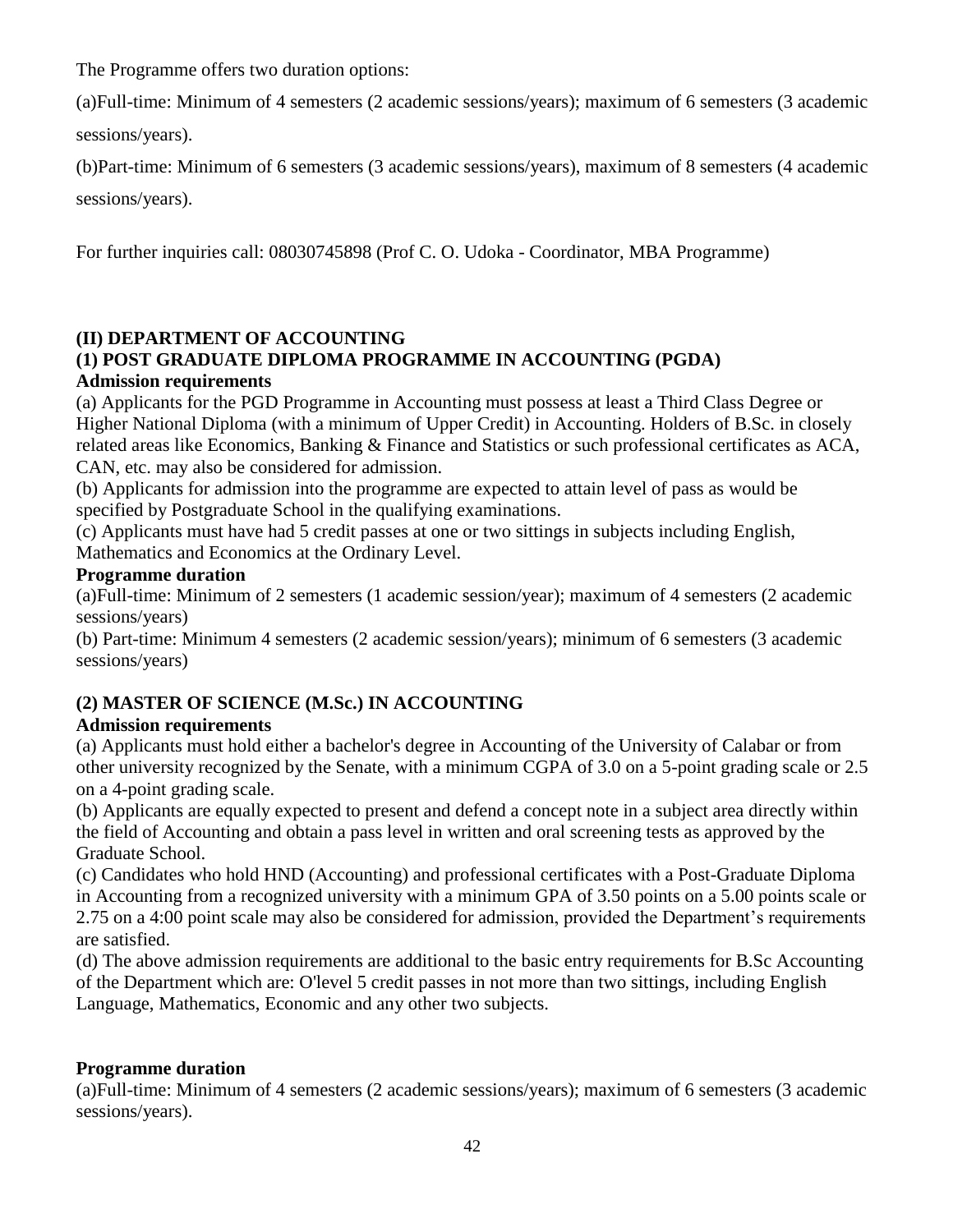The Programme offers two duration options:

(a)Full-time: Minimum of 4 semesters (2 academic sessions/years); maximum of 6 semesters (3 academic sessions/years).

(b)Part-time: Minimum of 6 semesters (3 academic sessions/years), maximum of 8 semesters (4 academic sessions/years).

For further inquiries call: 08030745898 (Prof C. O. Udoka - Coordinator, MBA Programme)

## (II) DEPARTMENT OF ACCOUNTING

### (1) POST GRADUATE DIPLOMA PROGRAMME IN ACCOUNTING (PGDA)

**Admission requirements**

(a) Applicants for the PGD Programme in Accounting must possess at least a Third Class Degree or Higher National Diploma (with a minimum of Upper Credit) in Accounting. Holders of B.Sc. in closely related areas like Economics, Banking & Finance and Statistics or such professional certificates as ACA, CAN, etc. may also be considered for admission.

(b) Applicants for admission into the programme are expected to attain level of pass as would be specified by Postgraduate School in the qualifying examinations.

(c) Applicants must have had 5 credit passes at one or two sittings in subjects including English, Mathematics and Economics at the Ordinary Level.

**Programme duration**

(a)Full-time: Minimum of 2 semesters (1 academic session/year); maximum of 4 semesters (2 academic sessions/years)

(b) Part-time: Minimum 4 semesters (2 academic session/years); minimum of 6 semesters (3 academic sessions/years)

### (2) MASTER OF SCIENCE (M.Sc.) IN ACCOUNTING

**Admission requirements**

(a) Applicants must hold either a bachelor's degree in Accounting of the University of Calabar or from other university recognized by the Senate, with a minimum CGPA of 3.0 on a 5-point grading scale or 2.5 on a 4-point grading scale.

(b) Applicants are equally expected to present and defend a concept note in a subject area directly within the field of Accounting and obtain a pass level in written and oral screening tests as approved by the Graduate School.

(c) Candidates who hold HND (Accounting) and professional certificates with a Post-Graduate Diploma in Accounting from a recognized university with a minimum GPA of 3.50 points on a 5.00 points scale or 2.75 on a 4:00 point scale may also be considered for admission, provided the Department's requirements are satisfied.

(d) The above admission requirements are additional to the basic entry requirements for B.Sc Accounting of the Department which are: O'level 5 credit passes in not more than two sittings, including English Language, Mathematics, Economic and any other two subjects.

**Programme duration**

(a)Full-time: Minimum of 4 semesters (2 academic sessions/years); maximum of 6 semesters (3 academic sessions/years).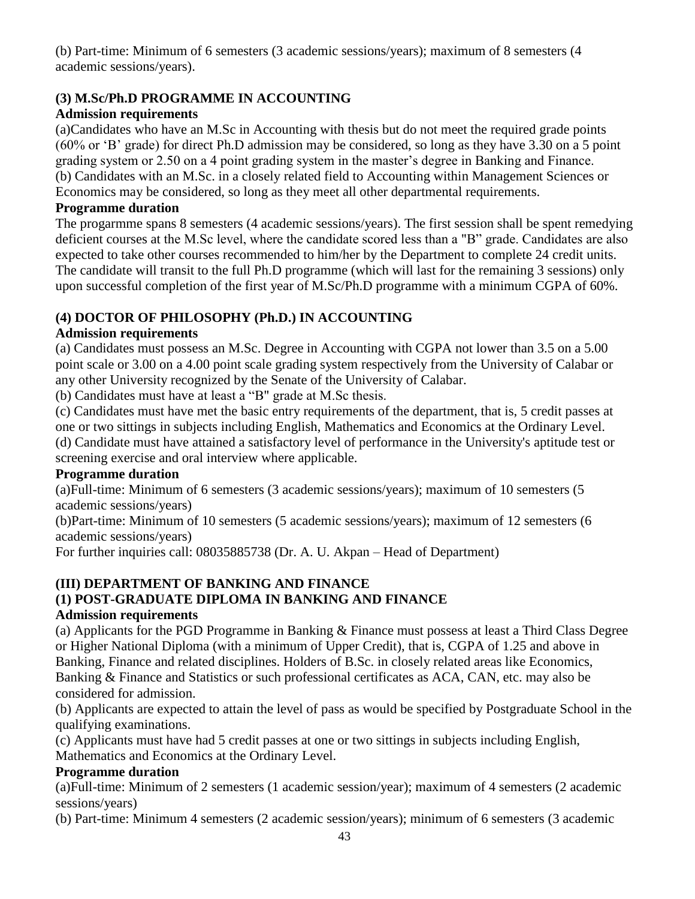(b) Part-time: Minimum of 6 semesters (3 academic sessions/years); maximum of 8 semesters (4 academic sessions/years).

### (3) M.Sc/Ph.D PROGRAMME IN ACCOUNTING

**Admission requirements**

(a)Candidates who have an M.Sc in Accounting with thesis but do not meet the required grade points (60% or 'B' grade) for direct Ph.D admission may be considered, so long as they have 3.30 on a 5 point grading system or 2.50 on a 4 point grading system in the master's degree in Banking and Finance.
(b) Candidates with an M.Sc. in a closely related field to Accounting within Management Sciences or Economics may be considered, so long as they meet all other departmental requirements.

**Programme duration**

The progarmme spans 8 semesters (4 academic sessions/years). The first session shall be spent remedying deficient courses at the M.Sc level, where the candidate scored less than a "B" grade. Candidates are also expected to take other courses recommended to him/her by the Department to complete 24 credit units. The candidate will transit to the full Ph.D programme (which will last for the remaining 3 sessions) only upon successful completion of the first year of M.Sc/Ph.D programme with a minimum CGPA of 60%.

### (4) DOCTOR OF PHILOSOPHY (Ph.D.) IN ACCOUNTING

**Admission requirements**

(a) Candidates must possess an M.Sc. Degree in Accounting with CGPA not lower than 3.5 on a 5.00 point scale or 3.00 on a 4.00 point scale grading system respectively from the University of Calabar or any other University recognized by the Senate of the University of Calabar.
(b) Candidates must have at least a "B" grade at M.Sc thesis.
(c) Candidates must have met the basic entry requirements of the department, that is, 5 credit passes at one or two sittings in subjects including English, Mathematics and Economics at the Ordinary Level.
(d) Candidate must have attained a satisfactory level of performance in the University's aptitude test or screening exercise and oral interview where applicable.

**Programme duration**

(a)Full-time: Minimum of 6 semesters (3 academic sessions/years); maximum of 10 semesters (5 academic sessions/years)
(b)Part-time: Minimum of 10 semesters (5 academic sessions/years); maximum of 12 semesters (6 academic sessions/years)
For further inquiries call: 08035885738 (Dr. A. U. Akpan – Head of Department)

## (III) DEPARTMENT OF BANKING AND FINANCE

### (1) POST-GRADUATE DIPLOMA IN BANKING AND FINANCE

**Admission requirements**

(a) Applicants for the PGD Programme in Banking & Finance must possess at least a Third Class Degree or Higher National Diploma (with a minimum of Upper Credit), that is, CGPA of 1.25 and above in Banking, Finance and related disciplines. Holders of B.Sc. in closely related areas like Economics, Banking & Finance and Statistics or such professional certificates as ACA, CAN, etc. may also be considered for admission.
(b) Applicants are expected to attain the level of pass as would be specified by Postgraduate School in the qualifying examinations.
(c) Applicants must have had 5 credit passes at one or two sittings in subjects including English, Mathematics and Economics at the Ordinary Level.

**Programme duration**

(a)Full-time: Minimum of 2 semesters (1 academic session/year); maximum of 4 semesters (2 academic sessions/years)
(b) Part-time: Minimum 4 semesters (2 academic session/years); minimum of 6 semesters (3 academic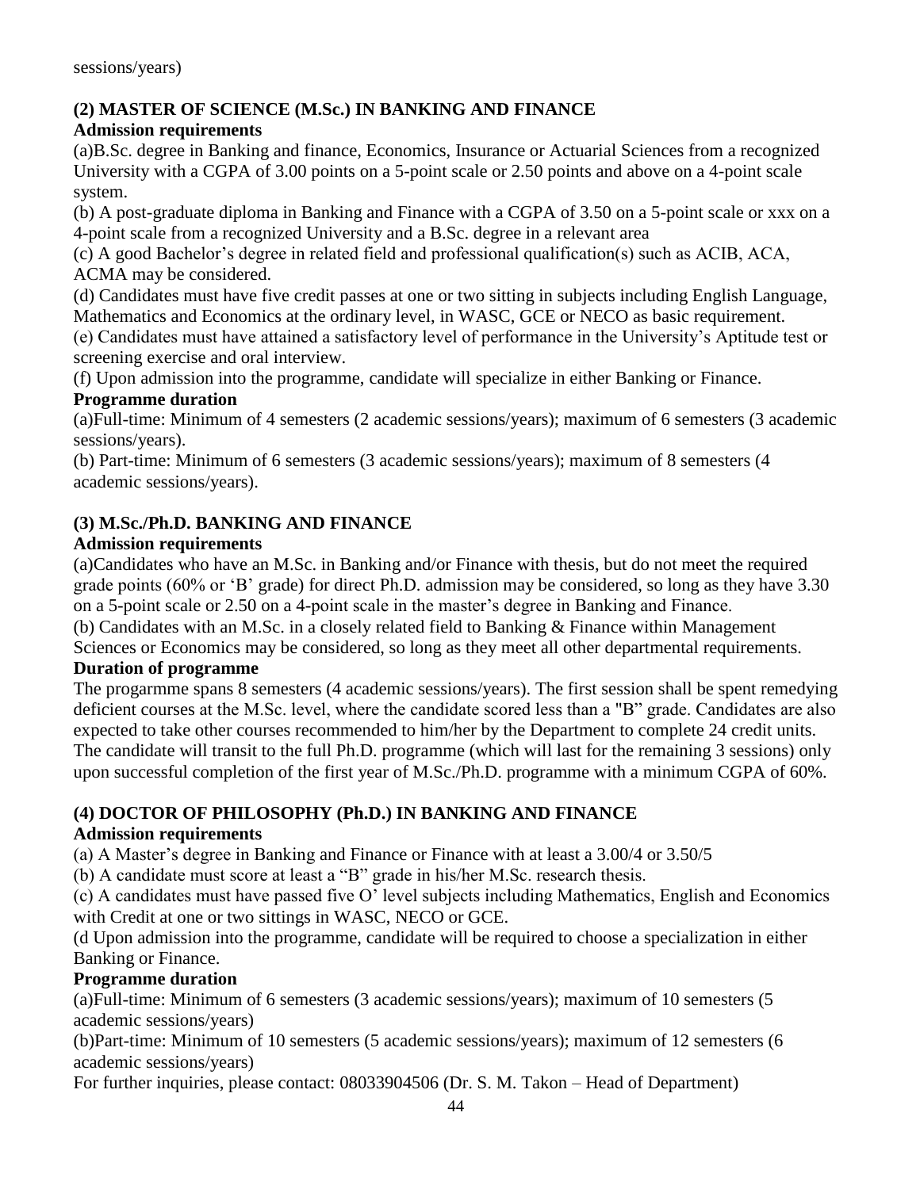sessions/years)

### (2) MASTER OF SCIENCE (M.Sc.) IN BANKING AND FINANCE

**Admission requirements**

(a)B.Sc. degree in Banking and finance, Economics, Insurance or Actuarial Sciences from a recognized University with a CGPA of 3.00 points on a 5-point scale or 2.50 points and above on a 4-point scale system.

(b) A post-graduate diploma in Banking and Finance with a CGPA of 3.50 on a 5-point scale or xxx on a 4-point scale from a recognized University and a B.Sc. degree in a relevant area

(c) A good Bachelor's degree in related field and professional qualification(s) such as ACIB, ACA, ACMA may be considered.

(d) Candidates must have five credit passes at one or two sitting in subjects including English Language, Mathematics and Economics at the ordinary level, in WASC, GCE or NECO as basic requirement.

(e) Candidates must have attained a satisfactory level of performance in the University's Aptitude test or screening exercise and oral interview.

(f) Upon admission into the programme, candidate will specialize in either Banking or Finance.

**Programme duration**

(a)Full-time: Minimum of 4 semesters (2 academic sessions/years); maximum of 6 semesters (3 academic sessions/years).

(b) Part-time: Minimum of 6 semesters (3 academic sessions/years); maximum of 8 semesters (4 academic sessions/years).

### (3) M.Sc./Ph.D. BANKING AND FINANCE

**Admission requirements**

(a)Candidates who have an M.Sc. in Banking and/or Finance with thesis, but do not meet the required grade points (60% or 'B' grade) for direct Ph.D. admission may be considered, so long as they have 3.30 on a 5-point scale or 2.50 on a 4-point scale in the master's degree in Banking and Finance.

(b) Candidates with an M.Sc. in a closely related field to Banking & Finance within Management Sciences or Economics may be considered, so long as they meet all other departmental requirements.

**Duration of programme**

The progarmme spans 8 semesters (4 academic sessions/years). The first session shall be spent remedying deficient courses at the M.Sc. level, where the candidate scored less than a "B" grade. Candidates are also expected to take other courses recommended to him/her by the Department to complete 24 credit units. The candidate will transit to the full Ph.D. programme (which will last for the remaining 3 sessions) only upon successful completion of the first year of M.Sc./Ph.D. programme with a minimum CGPA of 60%.

### (4) DOCTOR OF PHILOSOPHY (Ph.D.) IN BANKING AND FINANCE

**Admission requirements**

(a) A Master's degree in Banking and Finance or Finance with at least a 3.00/4 or 3.50/5

(b) A candidate must score at least a "B" grade in his/her M.Sc. research thesis.

(c) A candidates must have passed five O' level subjects including Mathematics, English and Economics with Credit at one or two sittings in WASC, NECO or GCE.

(d Upon admission into the programme, candidate will be required to choose a specialization in either Banking or Finance.

**Programme duration**

(a)Full-time: Minimum of 6 semesters (3 academic sessions/years); maximum of 10 semesters (5 academic sessions/years)

(b)Part-time: Minimum of 10 semesters (5 academic sessions/years); maximum of 12 semesters (6 academic sessions/years)

For further inquiries, please contact: 08033904506 (Dr. S. M. Takon – Head of Department)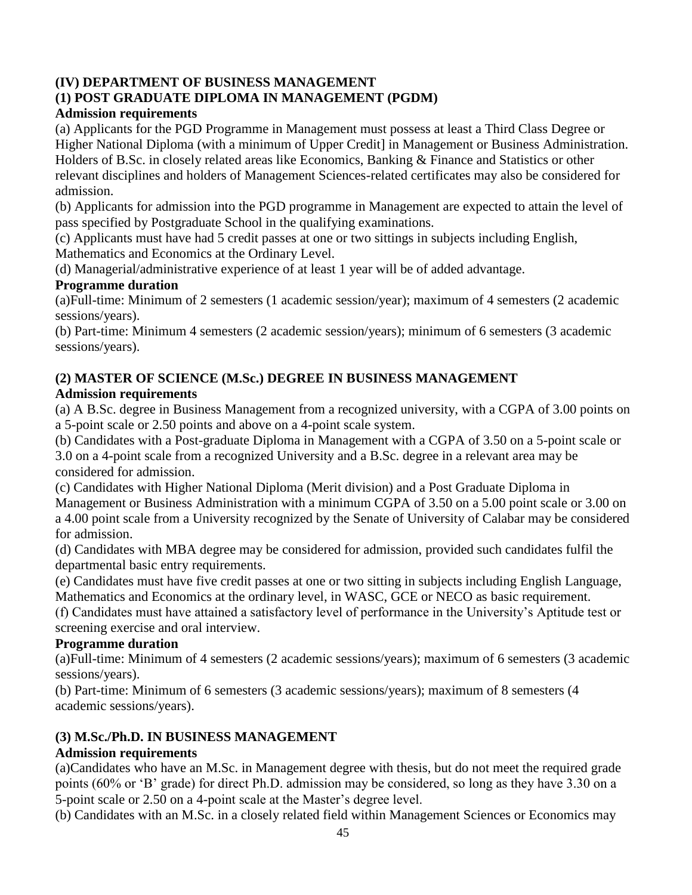**(IV) DEPARTMENT OF BUSINESS MANAGEMENT**
**(1) POST GRADUATE DIPLOMA IN MANAGEMENT (PGDM)**

**Admission requirements**

(a) Applicants for the PGD Programme in Management must possess at least a Third Class Degree or Higher National Diploma (with a minimum of Upper Credit] in Management or Business Administration. Holders of B.Sc. in closely related areas like Economics, Banking & Finance and Statistics or other relevant disciplines and holders of Management Sciences-related certificates may also be considered for admission.

(b) Applicants for admission into the PGD programme in Management are expected to attain the level of pass specified by Postgraduate School in the qualifying examinations.

(c) Applicants must have had 5 credit passes at one or two sittings in subjects including English, Mathematics and Economics at the Ordinary Level.

(d) Managerial/administrative experience of at least 1 year will be of added advantage.

**Programme duration**

(a)Full-time: Minimum of 2 semesters (1 academic session/year); maximum of 4 semesters (2 academic sessions/years).

(b) Part-time: Minimum 4 semesters (2 academic session/years); minimum of 6 semesters (3 academic sessions/years).

**(2) MASTER OF SCIENCE (M.Sc.) DEGREE IN BUSINESS MANAGEMENT**

**Admission requirements**

(a) A B.Sc. degree in Business Management from a recognized university, with a CGPA of 3.00 points on a 5-point scale or 2.50 points and above on a 4-point scale system.

(b) Candidates with a Post-graduate Diploma in Management with a CGPA of 3.50 on a 5-point scale or 3.0 on a 4-point scale from a recognized University and a B.Sc. degree in a relevant area may be considered for admission.

(c) Candidates with Higher National Diploma (Merit division) and a Post Graduate Diploma in Management or Business Administration with a minimum CGPA of 3.50 on a 5.00 point scale or 3.00 on a 4.00 point scale from a University recognized by the Senate of University of Calabar may be considered for admission.

(d) Candidates with MBA degree may be considered for admission, provided such candidates fulfil the departmental basic entry requirements.

(e) Candidates must have five credit passes at one or two sitting in subjects including English Language, Mathematics and Economics at the ordinary level, in WASC, GCE or NECO as basic requirement.

(f) Candidates must have attained a satisfactory level of performance in the University's Aptitude test or screening exercise and oral interview.

**Programme duration**

(a)Full-time: Minimum of 4 semesters (2 academic sessions/years); maximum of 6 semesters (3 academic sessions/years).

(b) Part-time: Minimum of 6 semesters (3 academic sessions/years); maximum of 8 semesters (4 academic sessions/years).

**(3) M.Sc./Ph.D. IN BUSINESS MANAGEMENT**

**Admission requirements**

(a)Candidates who have an M.Sc. in Management degree with thesis, but do not meet the required grade points (60% or 'B' grade) for direct Ph.D. admission may be considered, so long as they have 3.30 on a 5-point scale or 2.50 on a 4-point scale at the Master's degree level.

(b) Candidates with an M.Sc. in a closely related field within Management Sciences or Economics may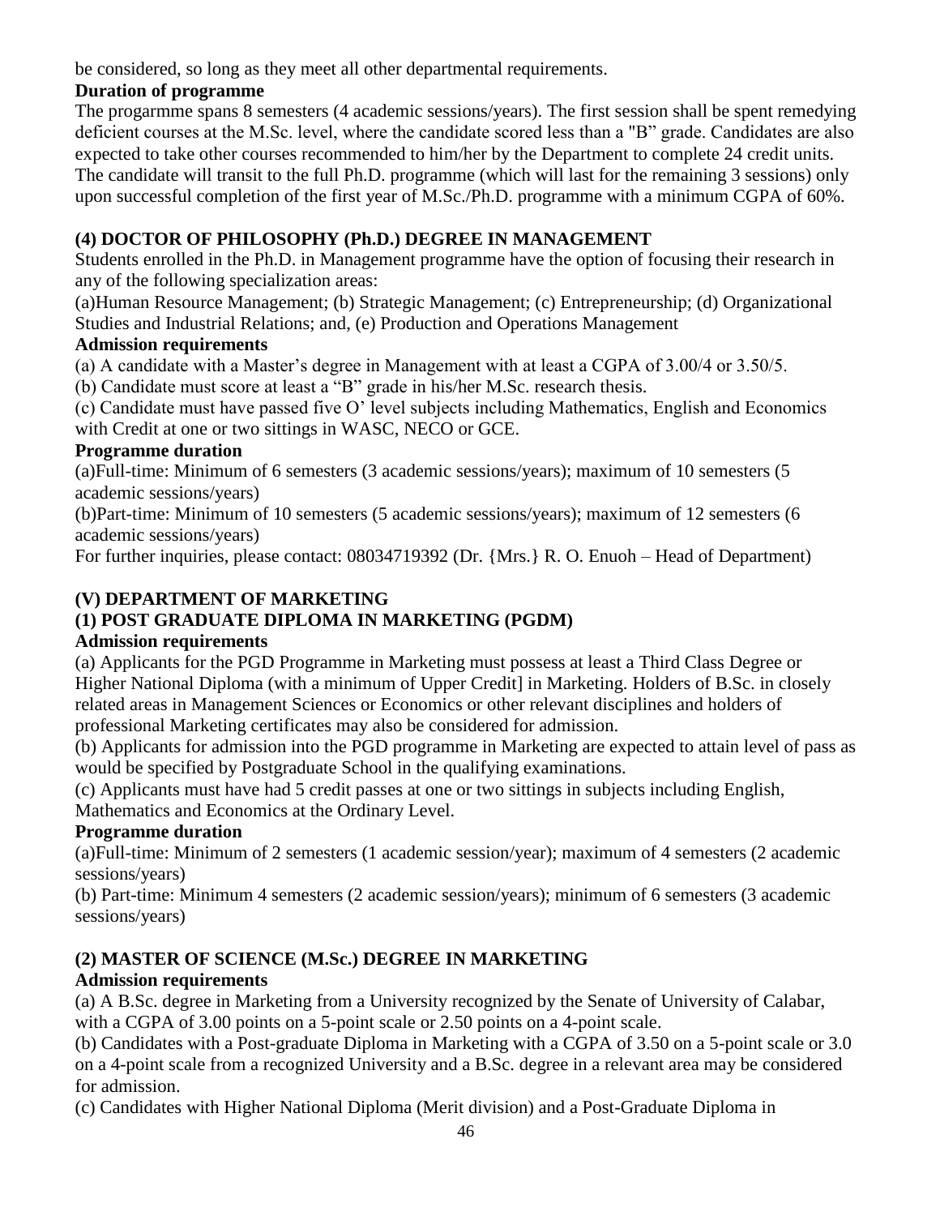be considered, so long as they meet all other departmental requirements.

**Duration of programme**

The progarmme spans 8 semesters (4 academic sessions/years). The first session shall be spent remedying deficient courses at the M.Sc. level, where the candidate scored less than a "B" grade. Candidates are also expected to take other courses recommended to him/her by the Department to complete 24 credit units. The candidate will transit to the full Ph.D. programme (which will last for the remaining 3 sessions) only upon successful completion of the first year of M.Sc./Ph.D. programme with a minimum CGPA of 60%.

### (4) DOCTOR OF PHILOSOPHY (Ph.D.) DEGREE IN MANAGEMENT

Students enrolled in the Ph.D. in Management programme have the option of focusing their research in any of the following specialization areas:

(a)Human Resource Management; (b) Strategic Management; (c) Entrepreneurship; (d) Organizational Studies and Industrial Relations; and, (e) Production and Operations Management

**Admission requirements**

(a) A candidate with a Master's degree in Management with at least a CGPA of 3.00/4 or 3.50/5.

(b) Candidate must score at least a "B" grade in his/her M.Sc. research thesis.

(c) Candidate must have passed five O' level subjects including Mathematics, English and Economics with Credit at one or two sittings in WASC, NECO or GCE.

**Programme duration**

(a)Full-time: Minimum of 6 semesters (3 academic sessions/years); maximum of 10 semesters (5 academic sessions/years)

(b)Part-time: Minimum of 10 semesters (5 academic sessions/years); maximum of 12 semesters (6 academic sessions/years)

For further inquiries, please contact: 08034719392 (Dr. {Mrs.} R. O. Enuoh – Head of Department)

## (V) DEPARTMENT OF MARKETING

### (1) POST GRADUATE DIPLOMA IN MARKETING (PGDM)

**Admission requirements**

(a) Applicants for the PGD Programme in Marketing must possess at least a Third Class Degree or Higher National Diploma (with a minimum of Upper Credit] in Marketing. Holders of B.Sc. in closely related areas in Management Sciences or Economics or other relevant disciplines and holders of professional Marketing certificates may also be considered for admission.

(b) Applicants for admission into the PGD programme in Marketing are expected to attain level of pass as would be specified by Postgraduate School in the qualifying examinations.

(c) Applicants must have had 5 credit passes at one or two sittings in subjects including English, Mathematics and Economics at the Ordinary Level.

**Programme duration**

(a)Full-time: Minimum of 2 semesters (1 academic session/year); maximum of 4 semesters (2 academic sessions/years)

(b) Part-time: Minimum 4 semesters (2 academic session/years); minimum of 6 semesters (3 academic sessions/years)

### (2) MASTER OF SCIENCE (M.Sc.) DEGREE IN MARKETING

**Admission requirements**

(a) A B.Sc. degree in Marketing from a University recognized by the Senate of University of Calabar, with a CGPA of 3.00 points on a 5-point scale or 2.50 points on a 4-point scale.

(b) Candidates with a Post-graduate Diploma in Marketing with a CGPA of 3.50 on a 5-point scale or 3.0 on a 4-point scale from a recognized University and a B.Sc. degree in a relevant area may be considered for admission.

(c) Candidates with Higher National Diploma (Merit division) and a Post-Graduate Diploma in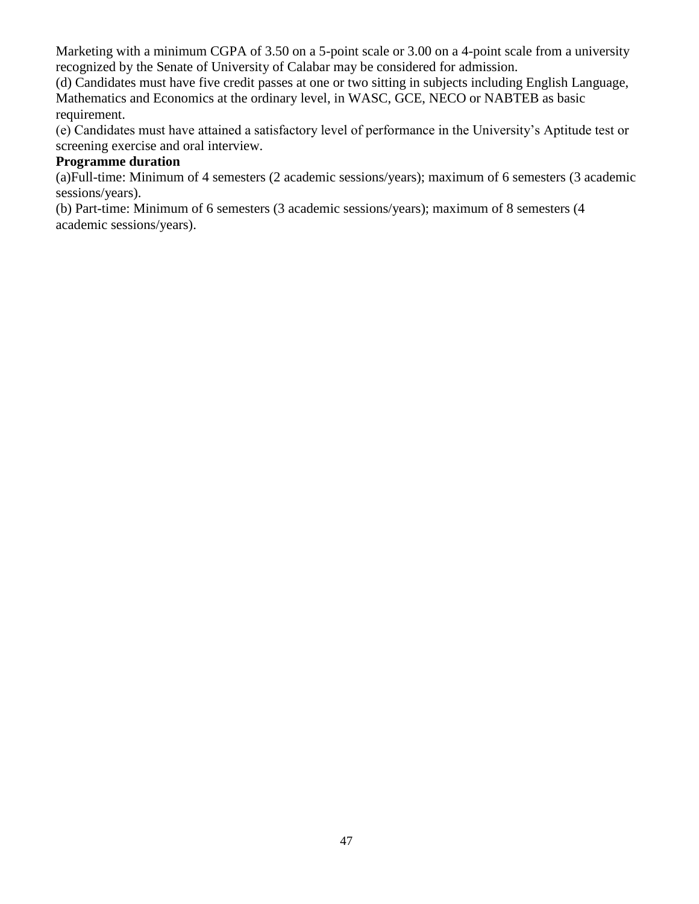Marketing with a minimum CGPA of 3.50 on a 5-point scale or 3.00 on a 4-point scale from a university recognized by the Senate of University of Calabar may be considered for admission.

(d) Candidates must have five credit passes at one or two sitting in subjects including English Language, Mathematics and Economics at the ordinary level, in WASC, GCE, NECO or NABTEB as basic requirement.

(e) Candidates must have attained a satisfactory level of performance in the University's Aptitude test or screening exercise and oral interview.

**Programme duration**

(a)Full-time: Minimum of 4 semesters (2 academic sessions/years); maximum of 6 semesters (3 academic sessions/years).

(b) Part-time: Minimum of 6 semesters (3 academic sessions/years); maximum of 8 semesters (4 academic sessions/years).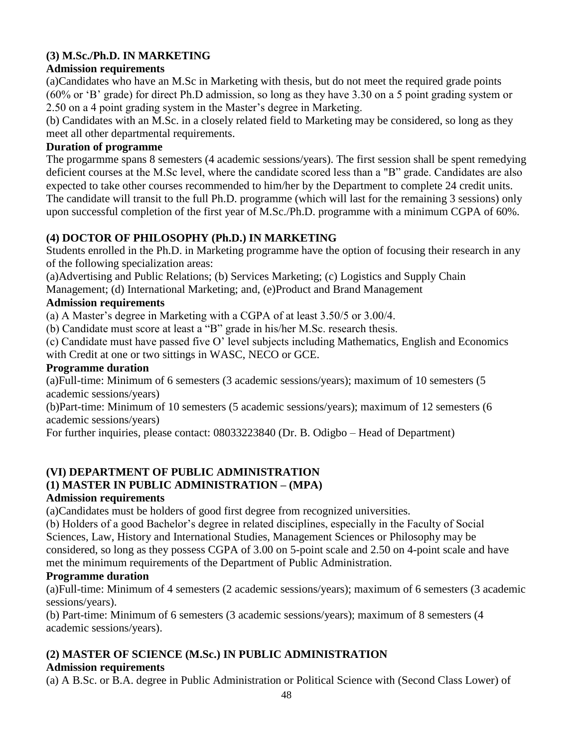### (3) M.Sc./Ph.D. IN MARKETING

**Admission requirements**

(a)Candidates who have an M.Sc in Marketing with thesis, but do not meet the required grade points (60% or 'B' grade) for direct Ph.D admission, so long as they have 3.30 on a 5 point grading system or 2.50 on a 4 point grading system in the Master's degree in Marketing.

(b) Candidates with an M.Sc. in a closely related field to Marketing may be considered, so long as they meet all other departmental requirements.

**Duration of programme**

The progarmme spans 8 semesters (4 academic sessions/years). The first session shall be spent remedying deficient courses at the M.Sc level, where the candidate scored less than a "B" grade. Candidates are also expected to take other courses recommended to him/her by the Department to complete 24 credit units. The candidate will transit to the full Ph.D. programme (which will last for the remaining 3 sessions) only upon successful completion of the first year of M.Sc./Ph.D. programme with a minimum CGPA of 60%.

### (4) DOCTOR OF PHILOSOPHY (Ph.D.) IN MARKETING

Students enrolled in the Ph.D. in Marketing programme have the option of focusing their research in any of the following specialization areas:

(a)Advertising and Public Relations; (b) Services Marketing; (c) Logistics and Supply Chain Management; (d) International Marketing; and, (e)Product and Brand Management

**Admission requirements**

(a) A Master's degree in Marketing with a CGPA of at least 3.50/5 or 3.00/4.

(b) Candidate must score at least a "B" grade in his/her M.Sc. research thesis.

(c) Candidate must have passed five O' level subjects including Mathematics, English and Economics with Credit at one or two sittings in WASC, NECO or GCE.

**Programme duration**

(a)Full-time: Minimum of 6 semesters (3 academic sessions/years); maximum of 10 semesters (5 academic sessions/years)

(b)Part-time: Minimum of 10 semesters (5 academic sessions/years); maximum of 12 semesters (6 academic sessions/years)

For further inquiries, please contact: 08033223840 (Dr. B. Odigbo – Head of Department)

## (VI) DEPARTMENT OF PUBLIC ADMINISTRATION

### (1) MASTER IN PUBLIC ADMINISTRATION – (MPA)

**Admission requirements**

(a)Candidates must be holders of good first degree from recognized universities.

(b) Holders of a good Bachelor's degree in related disciplines, especially in the Faculty of Social Sciences, Law, History and International Studies, Management Sciences or Philosophy may be considered, so long as they possess CGPA of 3.00 on 5-point scale and 2.50 on 4-point scale and have met the minimum requirements of the Department of Public Administration.

**Programme duration**

(a)Full-time: Minimum of 4 semesters (2 academic sessions/years); maximum of 6 semesters (3 academic sessions/years).

(b) Part-time: Minimum of 6 semesters (3 academic sessions/years); maximum of 8 semesters (4 academic sessions/years).

### (2) MASTER OF SCIENCE (M.Sc.) IN PUBLIC ADMINISTRATION

**Admission requirements**

(a) A B.Sc. or B.A. degree in Public Administration or Political Science with (Second Class Lower) of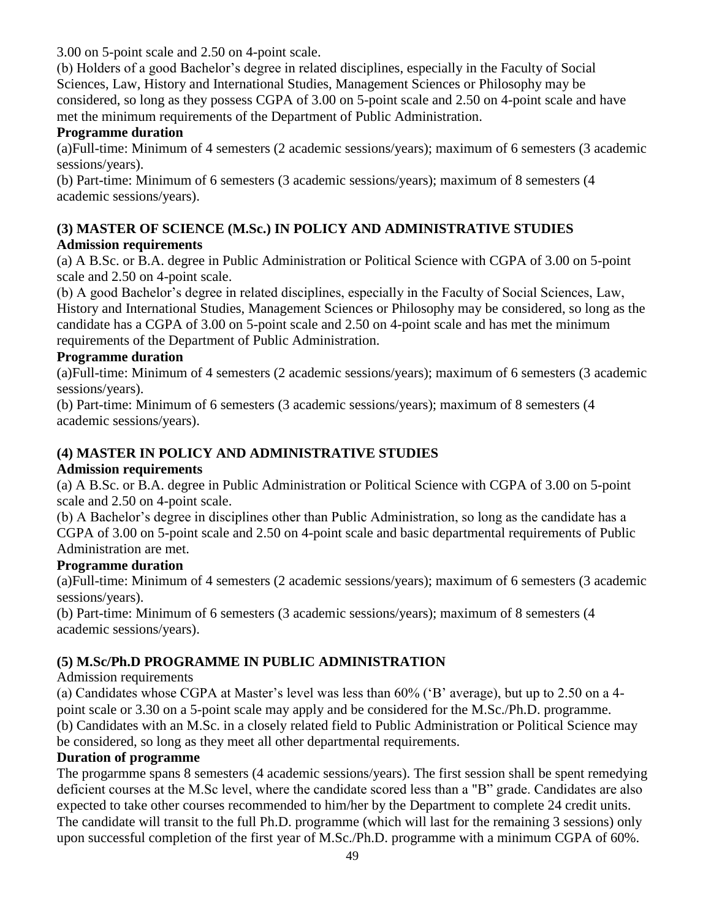3.00 on 5-point scale and 2.50 on 4-point scale.

(b) Holders of a good Bachelor's degree in related disciplines, especially in the Faculty of Social Sciences, Law, History and International Studies, Management Sciences or Philosophy may be considered, so long as they possess CGPA of 3.00 on 5-point scale and 2.50 on 4-point scale and have met the minimum requirements of the Department of Public Administration.

**Programme duration**

(a)Full-time: Minimum of 4 semesters (2 academic sessions/years); maximum of 6 semesters (3 academic sessions/years).

(b) Part-time: Minimum of 6 semesters (3 academic sessions/years); maximum of 8 semesters (4 academic sessions/years).

### (3) MASTER OF SCIENCE (M.Sc.) IN POLICY AND ADMINISTRATIVE STUDIES

**Admission requirements**

(a) A B.Sc. or B.A. degree in Public Administration or Political Science with CGPA of 3.00 on 5-point scale and 2.50 on 4-point scale.

(b) A good Bachelor's degree in related disciplines, especially in the Faculty of Social Sciences, Law, History and International Studies, Management Sciences or Philosophy may be considered, so long as the candidate has a CGPA of 3.00 on 5-point scale and 2.50 on 4-point scale and has met the minimum requirements of the Department of Public Administration.

**Programme duration**

(a)Full-time: Minimum of 4 semesters (2 academic sessions/years); maximum of 6 semesters (3 academic sessions/years).

(b) Part-time: Minimum of 6 semesters (3 academic sessions/years); maximum of 8 semesters (4 academic sessions/years).

### (4) MASTER IN POLICY AND ADMINISTRATIVE STUDIES

**Admission requirements**

(a) A B.Sc. or B.A. degree in Public Administration or Political Science with CGPA of 3.00 on 5-point scale and 2.50 on 4-point scale.

(b) A Bachelor's degree in disciplines other than Public Administration, so long as the candidate has a CGPA of 3.00 on 5-point scale and 2.50 on 4-point scale and basic departmental requirements of Public Administration are met.

**Programme duration**

(a)Full-time: Minimum of 4 semesters (2 academic sessions/years); maximum of 6 semesters (3 academic sessions/years).

(b) Part-time: Minimum of 6 semesters (3 academic sessions/years); maximum of 8 semesters (4 academic sessions/years).

### (5) M.Sc/Ph.D PROGRAMME IN PUBLIC ADMINISTRATION

Admission requirements

(a) Candidates whose CGPA at Master's level was less than 60% ('B' average), but up to 2.50 on a 4-point scale or 3.30 on a 5-point scale may apply and be considered for the M.Sc./Ph.D. programme.

(b) Candidates with an M.Sc. in a closely related field to Public Administration or Political Science may be considered, so long as they meet all other departmental requirements.

**Duration of programme**

The progarmme spans 8 semesters (4 academic sessions/years). The first session shall be spent remedying deficient courses at the M.Sc level, where the candidate scored less than a "B" grade. Candidates are also expected to take other courses recommended to him/her by the Department to complete 24 credit units. The candidate will transit to the full Ph.D. programme (which will last for the remaining 3 sessions) only upon successful completion of the first year of M.Sc./Ph.D. programme with a minimum CGPA of 60%.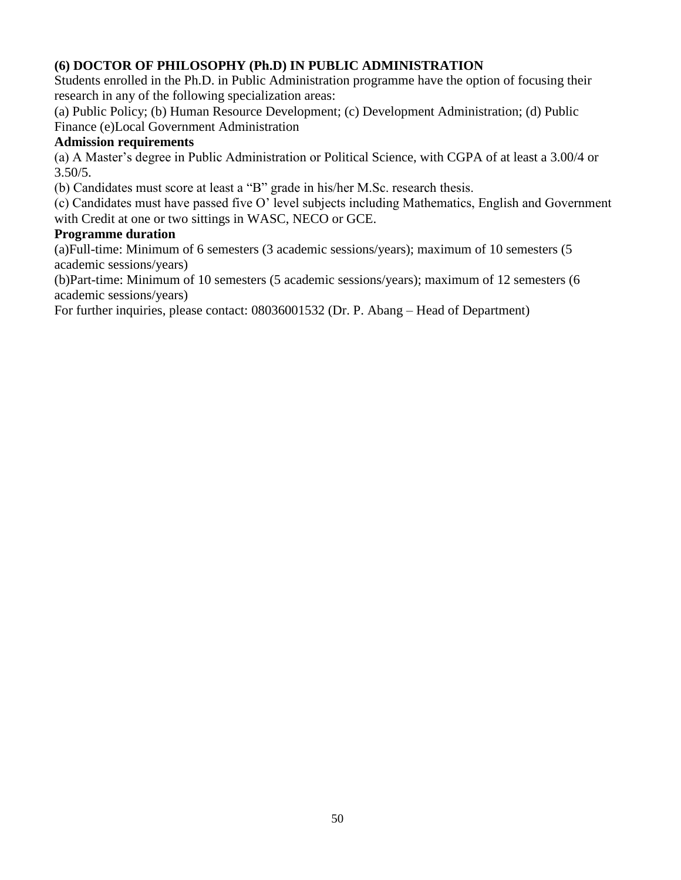**(6) DOCTOR OF PHILOSOPHY (Ph.D) IN PUBLIC ADMINISTRATION**

Students enrolled in the Ph.D. in Public Administration programme have the option of focusing their research in any of the following specialization areas:

(a) Public Policy; (b) Human Resource Development; (c) Development Administration; (d) Public Finance (e)Local Government Administration

**Admission requirements**

(a) A Master's degree in Public Administration or Political Science, with CGPA of at least a 3.00/4 or 3.50/5.

(b) Candidates must score at least a "B" grade in his/her M.Sc. research thesis.

(c) Candidates must have passed five O' level subjects including Mathematics, English and Government with Credit at one or two sittings in WASC, NECO or GCE.

**Programme duration**

(a)Full-time: Minimum of 6 semesters (3 academic sessions/years); maximum of 10 semesters (5 academic sessions/years)

(b)Part-time: Minimum of 10 semesters (5 academic sessions/years); maximum of 12 semesters (6 academic sessions/years)

For further inquiries, please contact: 08036001532 (Dr. P. Abang – Head of Department)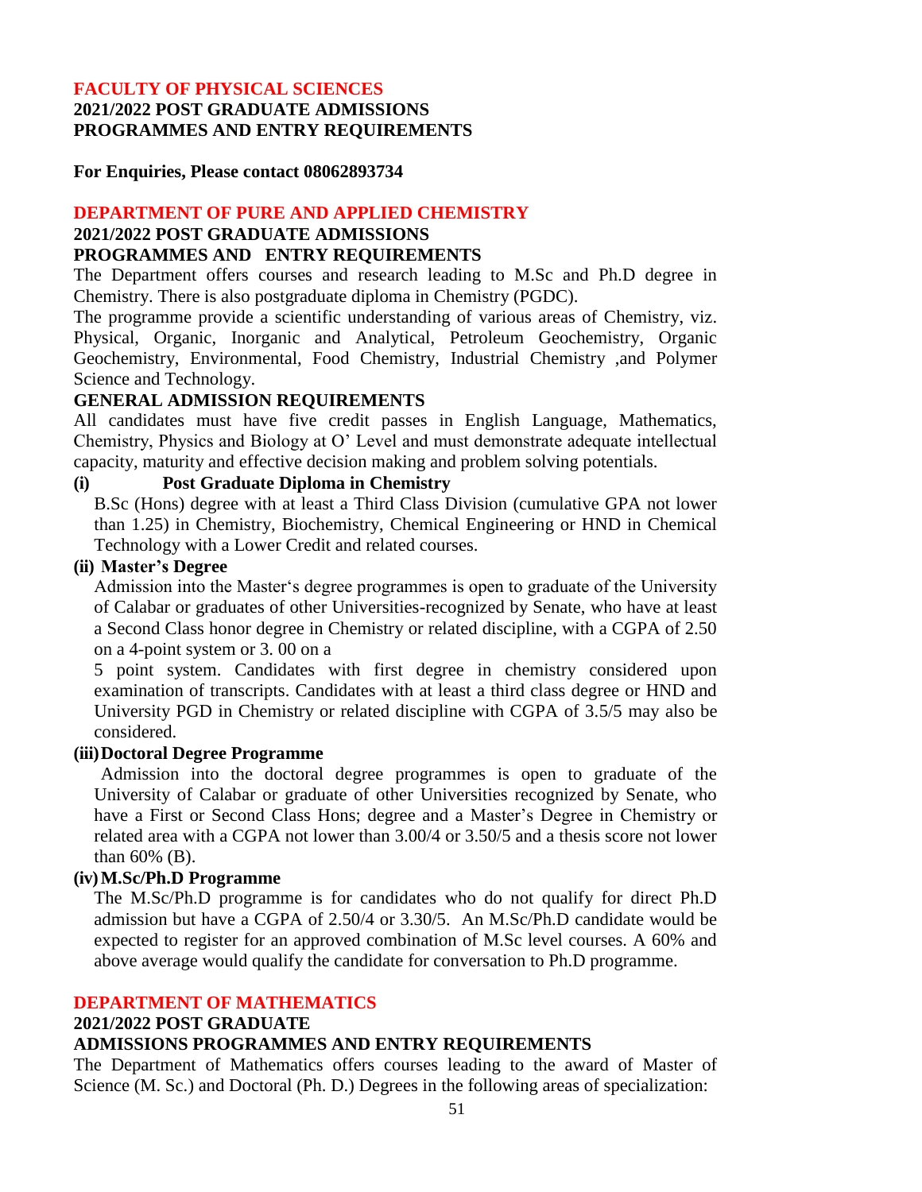## FACULTY OF PHYSICAL SCIENCES

**2021/2022 POST GRADUATE ADMISSIONS**
**PROGRAMMES AND ENTRY REQUIREMENTS**

**For Enquiries, Please contact 08062893734**

## DEPARTMENT OF PURE AND APPLIED CHEMISTRY

**2021/2022 POST GRADUATE ADMISSIONS**
**PROGRAMMES AND ENTRY REQUIREMENTS**

The Department offers courses and research leading to M.Sc and Ph.D degree in Chemistry. There is also postgraduate diploma in Chemistry (PGDC).

The programme provide a scientific understanding of various areas of Chemistry, viz. Physical, Organic, Inorganic and Analytical, Petroleum Geochemistry, Organic Geochemistry, Environmental, Food Chemistry, Industrial Chemistry ,and Polymer Science and Technology.

### GENERAL ADMISSION REQUIREMENTS

All candidates must have five credit passes in English Language, Mathematics, Chemistry, Physics and Biology at O' Level and must demonstrate adequate intellectual capacity, maturity and effective decision making and problem solving potentials.

**(i) Post Graduate Diploma in Chemistry**

B.Sc (Hons) degree with at least a Third Class Division (cumulative GPA not lower than 1.25) in Chemistry, Biochemistry, Chemical Engineering or HND in Chemical Technology with a Lower Credit and related courses.

**(ii) Master's Degree**

Admission into the Master's degree programmes is open to graduate of the University of Calabar or graduates of other Universities-recognized by Senate, who have at least a Second Class honor degree in Chemistry or related discipline, with a CGPA of 2.50 on a 4-point system or 3. 00 on a

5 point system. Candidates with first degree in chemistry considered upon examination of transcripts. Candidates with at least a third class degree or HND and University PGD in Chemistry or related discipline with CGPA of 3.5/5 may also be considered.

**(iii) Doctoral Degree Programme**

Admission into the doctoral degree programmes is open to graduate of the University of Calabar or graduate of other Universities recognized by Senate, who have a First or Second Class Hons; degree and a Master's Degree in Chemistry or related area with a CGPA not lower than 3.00/4 or 3.50/5 and a thesis score not lower than 60% (B).

**(iv) M.Sc/Ph.D Programme**

The M.Sc/Ph.D programme is for candidates who do not qualify for direct Ph.D admission but have a CGPA of 2.50/4 or 3.30/5. An M.Sc/Ph.D candidate would be expected to register for an approved combination of M.Sc level courses. A 60% and above average would qualify the candidate for conversation to Ph.D programme.

## DEPARTMENT OF MATHEMATICS

**2021/2022 POST GRADUATE**
**ADMISSIONS PROGRAMMES AND ENTRY REQUIREMENTS**

The Department of Mathematics offers courses leading to the award of Master of Science (M. Sc.) and Doctoral (Ph. D.) Degrees in the following areas of specialization: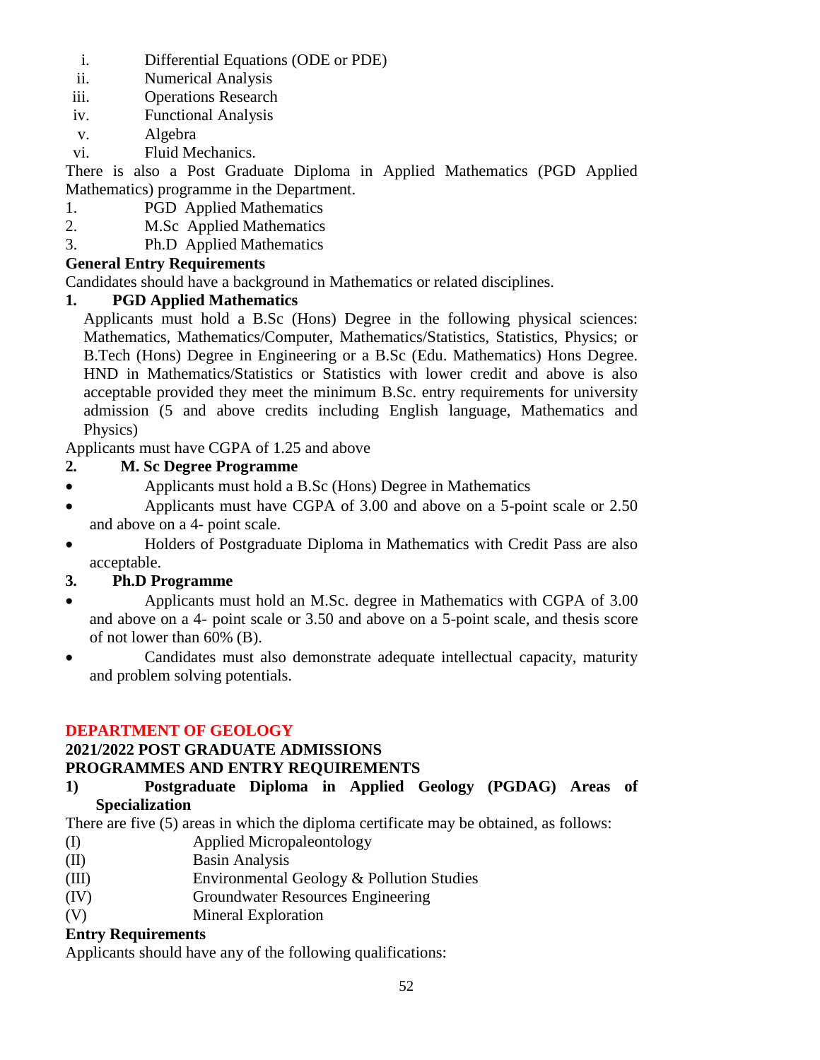i. Differential Equations (ODE or PDE)
ii. Numerical Analysis
iii. Operations Research
iv. Functional Analysis
v. Algebra
vi. Fluid Mechanics.

There is also a Post Graduate Diploma in Applied Mathematics (PGD Applied Mathematics) programme in the Department.

1. PGD Applied Mathematics
2. M.Sc Applied Mathematics
3. Ph.D Applied Mathematics

**General Entry Requirements**

Candidates should have a background in Mathematics or related disciplines.

**1. PGD Applied Mathematics**

Applicants must hold a B.Sc (Hons) Degree in the following physical sciences: Mathematics, Mathematics/Computer, Mathematics/Statistics, Statistics, Physics; or B.Tech (Hons) Degree in Engineering or a B.Sc (Edu. Mathematics) Hons Degree. HND in Mathematics/Statistics or Statistics with lower credit and above is also acceptable provided they meet the minimum B.Sc. entry requirements for university admission (5 and above credits including English language, Mathematics and Physics)

Applicants must have CGPA of 1.25 and above

**2. M. Sc Degree Programme**

- Applicants must hold a B.Sc (Hons) Degree in Mathematics
- Applicants must have CGPA of 3.00 and above on a 5-point scale or 2.50 and above on a 4- point scale.
- Holders of Postgraduate Diploma in Mathematics with Credit Pass are also acceptable.

**3. Ph.D Programme**

- Applicants must hold an M.Sc. degree in Mathematics with CGPA of 3.00 and above on a 4- point scale or 3.50 and above on a 5-point scale, and thesis score of not lower than 60% (B).
- Candidates must also demonstrate adequate intellectual capacity, maturity and problem solving potentials.

## DEPARTMENT OF GEOLOGY

**2021/2022 POST GRADUATE ADMISSIONS**
**PROGRAMMES AND ENTRY REQUIREMENTS**

**1) Postgraduate Diploma in Applied Geology (PGDAG) Areas of Specialization**

There are five (5) areas in which the diploma certificate may be obtained, as follows:

(I) Applied Micropaleontology
(II) Basin Analysis
(III) Environmental Geology & Pollution Studies
(IV) Groundwater Resources Engineering
(V) Mineral Exploration

**Entry Requirements**

Applicants should have any of the following qualifications: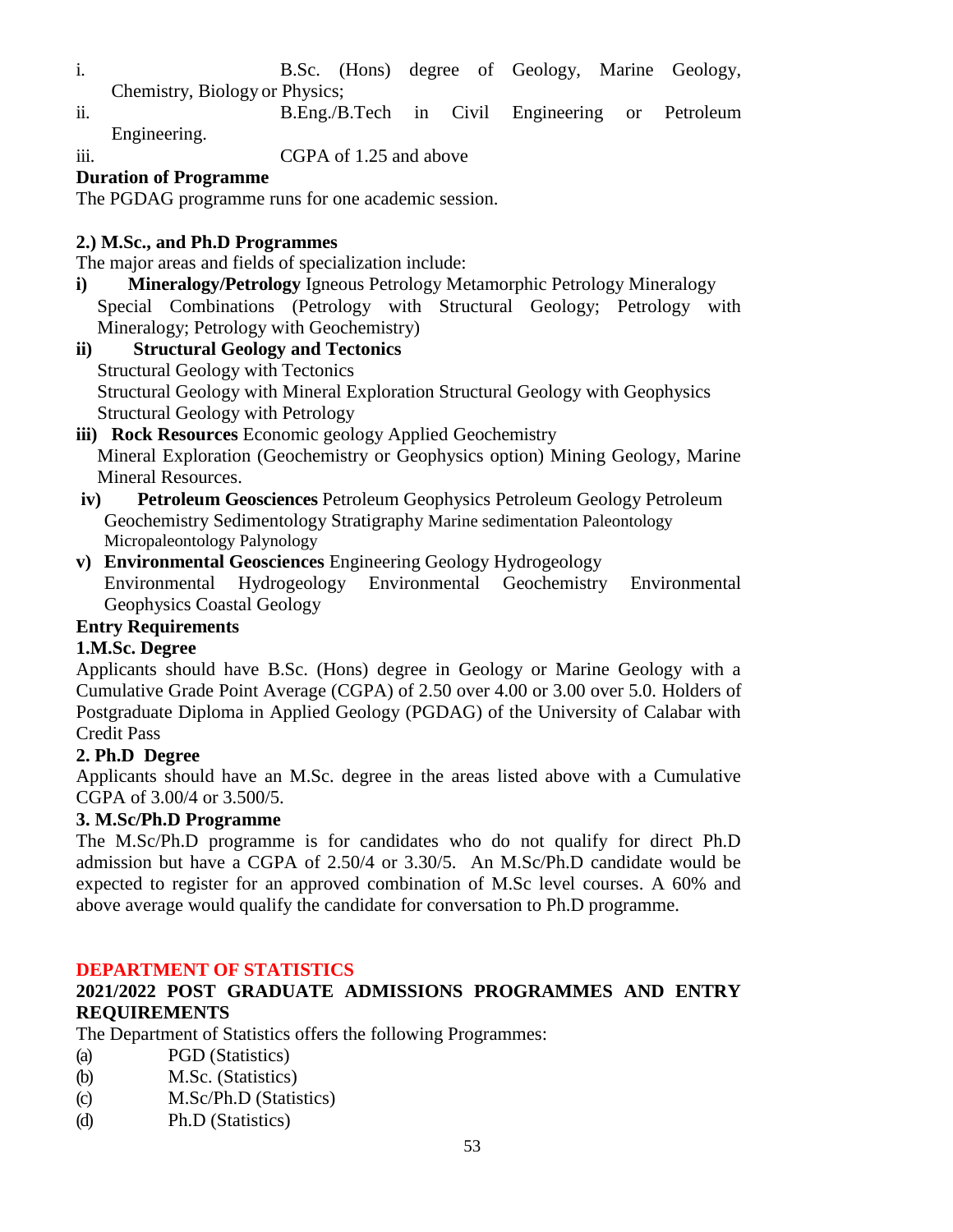i. B.Sc. (Hons) degree of Geology, Marine Geology, Chemistry, Biology or Physics;
ii. B.Eng./B.Tech in Civil Engineering or Petroleum Engineering.
iii. CGPA of 1.25 and above

**Duration of Programme**

The PGDAG programme runs for one academic session.

**2.) M.Sc., and Ph.D Programmes**

The major areas and fields of specialization include:

**i) Mineralogy/Petrology** Igneous Petrology Metamorphic Petrology Mineralogy Special Combinations (Petrology with Structural Geology; Petrology with Mineralogy; Petrology with Geochemistry)

**ii) Structural Geology and Tectonics**
Structural Geology with Tectonics
Structural Geology with Mineral Exploration Structural Geology with Geophysics
Structural Geology with Petrology

**iii) Rock Resources** Economic geology Applied Geochemistry
Mineral Exploration (Geochemistry or Geophysics option) Mining Geology, Marine Mineral Resources.

**iv) Petroleum Geosciences** Petroleum Geophysics Petroleum Geology Petroleum Geochemistry Sedimentology Stratigraphy Marine sedimentation Paleontology Micropaleontology Palynology

**v) Environmental Geosciences** Engineering Geology Hydrogeology
Environmental Hydrogeology Environmental Geochemistry Environmental Geophysics Coastal Geology

**Entry Requirements**

**1.M.Sc. Degree**

Applicants should have B.Sc. (Hons) degree in Geology or Marine Geology with a Cumulative Grade Point Average (CGPA) of 2.50 over 4.00 or 3.00 over 5.0. Holders of Postgraduate Diploma in Applied Geology (PGDAG) of the University of Calabar with Credit Pass

**2. Ph.D Degree**

Applicants should have an M.Sc. degree in the areas listed above with a Cumulative CGPA of 3.00/4 or 3.500/5.

**3. M.Sc/Ph.D Programme**

The M.Sc/Ph.D programme is for candidates who do not qualify for direct Ph.D admission but have a CGPA of 2.50/4 or 3.30/5. An M.Sc/Ph.D candidate would be expected to register for an approved combination of M.Sc level courses. A 60% and above average would qualify the candidate for conversation to Ph.D programme.

## DEPARTMENT OF STATISTICS

### 2021/2022 POST GRADUATE ADMISSIONS PROGRAMMES AND ENTRY REQUIREMENTS

The Department of Statistics offers the following Programmes:

(a) PGD (Statistics)
(b) M.Sc. (Statistics)
(c) M.Sc/Ph.D (Statistics)
(d) Ph.D (Statistics)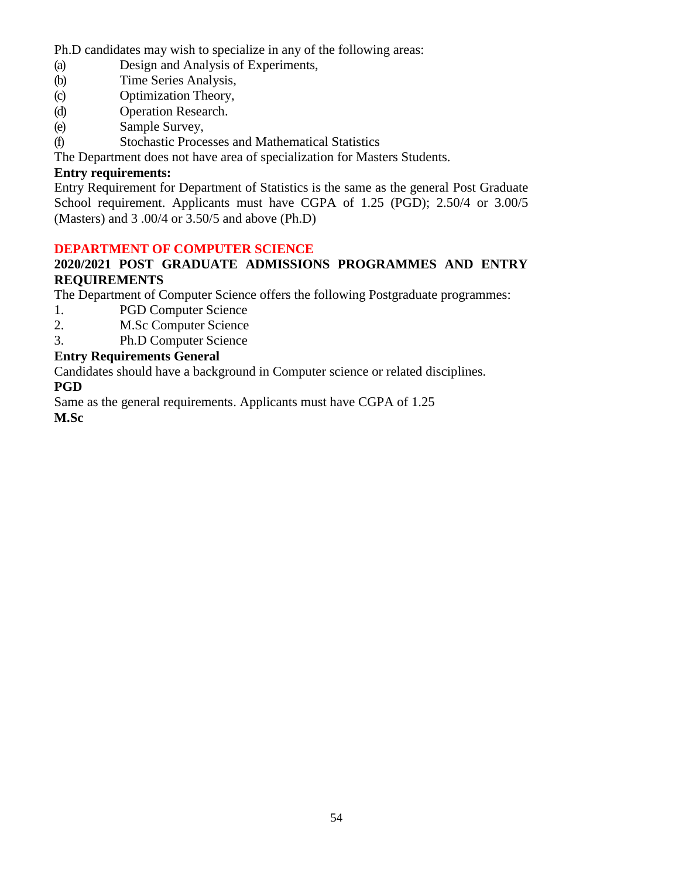Ph.D candidates may wish to specialize in any of the following areas:

(a) Design and Analysis of Experiments,
(b) Time Series Analysis,
(c) Optimization Theory,
(d) Operation Research.
(e) Sample Survey,
(f) Stochastic Processes and Mathematical Statistics

The Department does not have area of specialization for Masters Students.

**Entry requirements:**

Entry Requirement for Department of Statistics is the same as the general Post Graduate School requirement. Applicants must have CGPA of 1.25 (PGD); 2.50/4 or 3.00/5 (Masters) and 3 .00/4 or 3.50/5 and above (Ph.D)

## DEPARTMENT OF COMPUTER SCIENCE

### 2020/2021 POST GRADUATE ADMISSIONS PROGRAMMES AND ENTRY REQUIREMENTS

The Department of Computer Science offers the following Postgraduate programmes:

1. PGD Computer Science
2. M.Sc Computer Science
3. Ph.D Computer Science

**Entry Requirements General**

Candidates should have a background in Computer science or related disciplines.

**PGD**

Same as the general requirements. Applicants must have CGPA of 1.25

**M.Sc**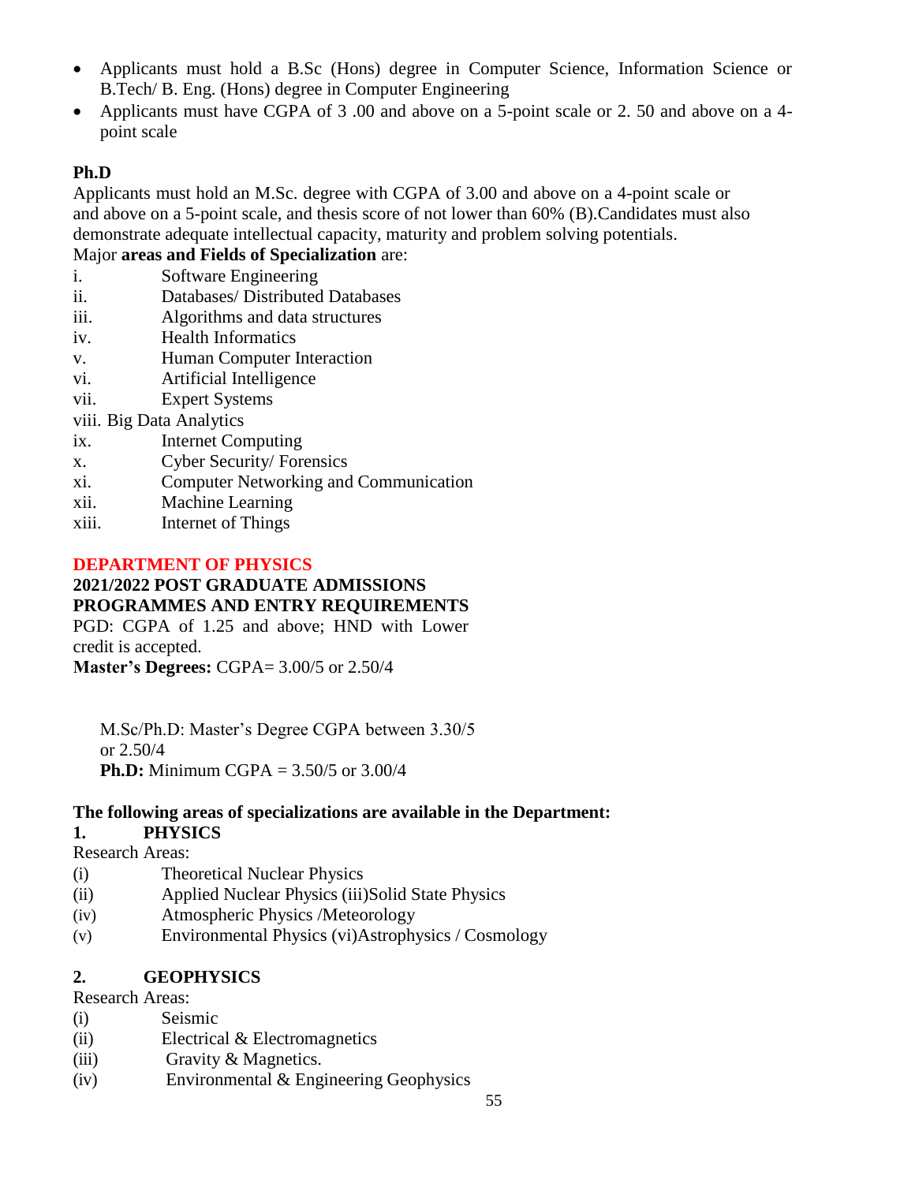- Applicants must hold a B.Sc (Hons) degree in Computer Science, Information Science or B.Tech/ B. Eng. (Hons) degree in Computer Engineering
- Applicants must have CGPA of 3 .00 and above on a 5-point scale or 2. 50 and above on a 4-point scale

**Ph.D**

Applicants must hold an M.Sc. degree with CGPA of 3.00 and above on a 4-point scale or and above on a 5-point scale, and thesis score of not lower than 60% (B).Candidates must also demonstrate adequate intellectual capacity, maturity and problem solving potentials.

Major **areas and Fields of Specialization** are:

i. Software Engineering
ii. Databases/ Distributed Databases
iii. Algorithms and data structures
iv. Health Informatics
v. Human Computer Interaction
vi. Artificial Intelligence
vii. Expert Systems
viii. Big Data Analytics
ix. Internet Computing
x. Cyber Security/ Forensics
xi. Computer Networking and Communication
xii. Machine Learning
xiii. Internet of Things

## DEPARTMENT OF PHYSICS

**2021/2022 POST GRADUATE ADMISSIONS**
**PROGRAMMES AND ENTRY REQUIREMENTS**

PGD: CGPA of 1.25 and above; HND with Lower credit is accepted.

**Master's Degrees:** CGPA= 3.00/5 or 2.50/4

M.Sc/Ph.D: Master's Degree CGPA between 3.30/5 or 2.50/4

**Ph.D:** Minimum CGPA = 3.50/5 or 3.00/4

**The following areas of specializations are available in the Department:**

**1. PHYSICS**

Research Areas:

(i) Theoretical Nuclear Physics
(ii) Applied Nuclear Physics (iii)Solid State Physics
(iv) Atmospheric Physics /Meteorology
(v) Environmental Physics (vi)Astrophysics / Cosmology

**2. GEOPHYSICS**

Research Areas:

(i) Seismic
(ii) Electrical & Electromagnetics
(iii) Gravity & Magnetics.
(iv) Environmental & Engineering Geophysics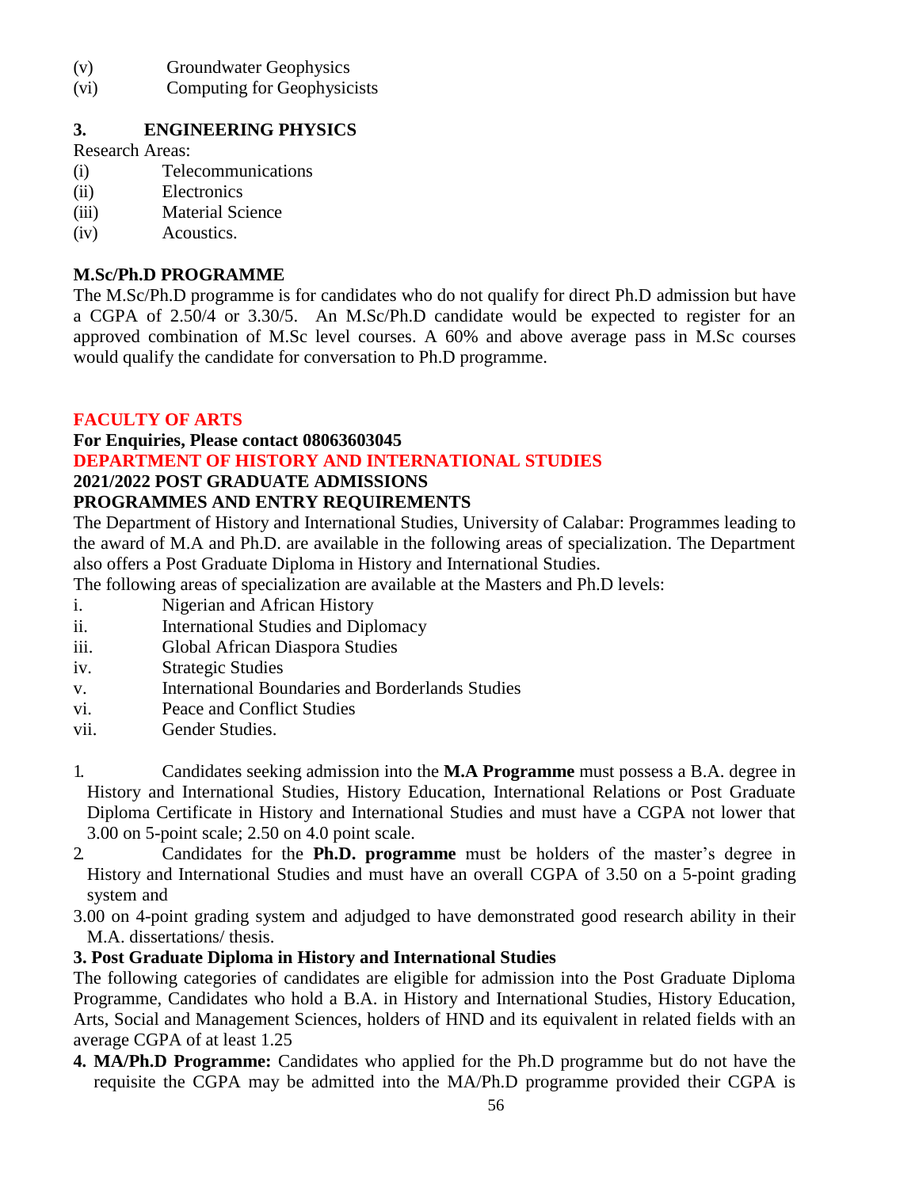(v) Groundwater Geophysics
(vi) Computing for Geophysicists

### 3. ENGINEERING PHYSICS

Research Areas:

(i) Telecommunications
(ii) Electronics
(iii) Material Science
(iv) Acoustics.

### M.Sc/Ph.D PROGRAMME

The M.Sc/Ph.D programme is for candidates who do not qualify for direct Ph.D admission but have a CGPA of 2.50/4 or 3.30/5. An M.Sc/Ph.D candidate would be expected to register for an approved combination of M.Sc level courses. A 60% and above average pass in M.Sc courses would qualify the candidate for conversation to Ph.D programme.

## FACULTY OF ARTS

**For Enquiries, Please contact 08063603045**

### DEPARTMENT OF HISTORY AND INTERNATIONAL STUDIES

### 2021/2022 POST GRADUATE ADMISSIONS

### PROGRAMMES AND ENTRY REQUIREMENTS

The Department of History and International Studies, University of Calabar: Programmes leading to the award of M.A and Ph.D. are available in the following areas of specialization. The Department also offers a Post Graduate Diploma in History and International Studies.

The following areas of specialization are available at the Masters and Ph.D levels:

i. Nigerian and African History
ii. International Studies and Diplomacy
iii. Global African Diaspora Studies
iv. Strategic Studies
v. International Boundaries and Borderlands Studies
vi. Peace and Conflict Studies
vii. Gender Studies.

1. Candidates seeking admission into the **M.A Programme** must possess a B.A. degree in History and International Studies, History Education, International Relations or Post Graduate Diploma Certificate in History and International Studies and must have a CGPA not lower that 3.00 on 5-point scale; 2.50 on 4.0 point scale.
2. Candidates for the **Ph.D. programme** must be holders of the master's degree in History and International Studies and must have an overall CGPA of 3.50 on a 5-point grading system and

3.00 on 4-point grading system and adjudged to have demonstrated good research ability in their M.A. dissertations/ thesis.

**3. Post Graduate Diploma in History and International Studies**

The following categories of candidates are eligible for admission into the Post Graduate Diploma Programme, Candidates who hold a B.A. in History and International Studies, History Education, Arts, Social and Management Sciences, holders of HND and its equivalent in related fields with an average CGPA of at least 1.25

**4. MA/Ph.D Programme:** Candidates who applied for the Ph.D programme but do not have the requisite the CGPA may be admitted into the MA/Ph.D programme provided their CGPA is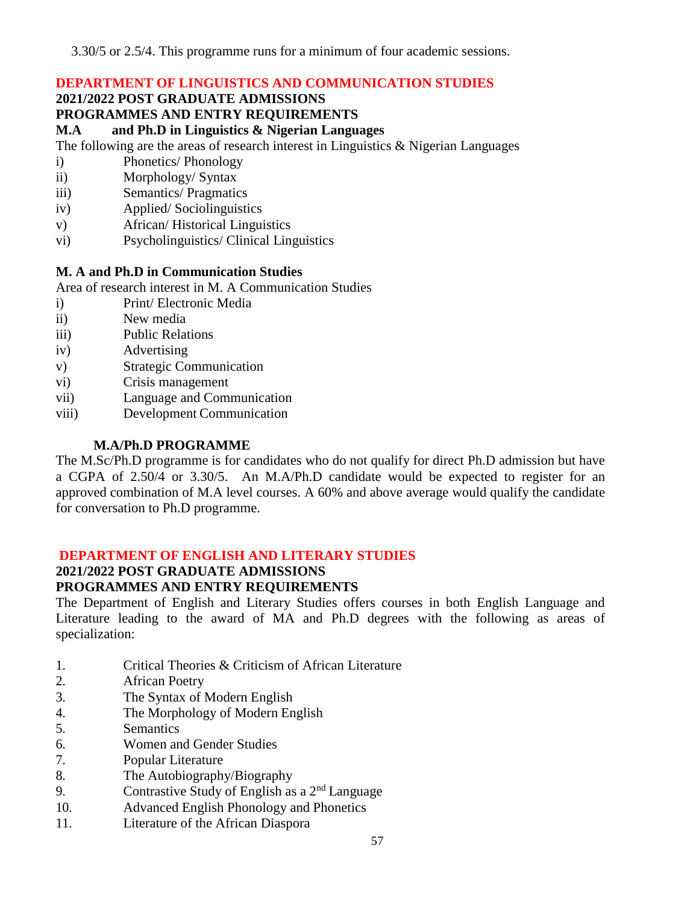3.30/5 or 2.5/4. This programme runs for a minimum of four academic sessions.

## DEPARTMENT OF LINGUISTICS AND COMMUNICATION STUDIES

**2021/2022 POST GRADUATE ADMISSIONS**

**PROGRAMMES AND ENTRY REQUIREMENTS**

**M.A and Ph.D in Linguistics & Nigerian Languages**

The following are the areas of research interest in Linguistics & Nigerian Languages

- i) Phonetics/ Phonology
- ii) Morphology/ Syntax
- iii) Semantics/ Pragmatics
- iv) Applied/ Sociolinguistics
- v) African/ Historical Linguistics
- vi) Psycholinguistics/ Clinical Linguistics

**M. A and Ph.D in Communication Studies**

Area of research interest in M. A Communication Studies

- i) Print/ Electronic Media
- ii) New media
- iii) Public Relations
- iv) Advertising
- v) Strategic Communication
- vi) Crisis management
- vii) Language and Communication
- viii) Development Communication

**M.A/Ph.D PROGRAMME**

The M.Sc/Ph.D programme is for candidates who do not qualify for direct Ph.D admission but have a CGPA of 2.50/4 or 3.30/5. An M.A/Ph.D candidate would be expected to register for an approved combination of M.A level courses. A 60% and above average would qualify the candidate for conversation to Ph.D programme.

## DEPARTMENT OF ENGLISH AND LITERARY STUDIES

**2021/2022 POST GRADUATE ADMISSIONS**

**PROGRAMMES AND ENTRY REQUIREMENTS**

The Department of English and Literary Studies offers courses in both English Language and Literature leading to the award of MA and Ph.D degrees with the following as areas of specialization:

1. Critical Theories & Criticism of African Literature
2. African Poetry
3. The Syntax of Modern English
4. The Morphology of Modern English
5. Semantics
6. Women and Gender Studies
7. Popular Literature
8. The Autobiography/Biography
9. Contrastive Study of English as a 2nd Language
10. Advanced English Phonology and Phonetics
11. Literature of the African Diaspora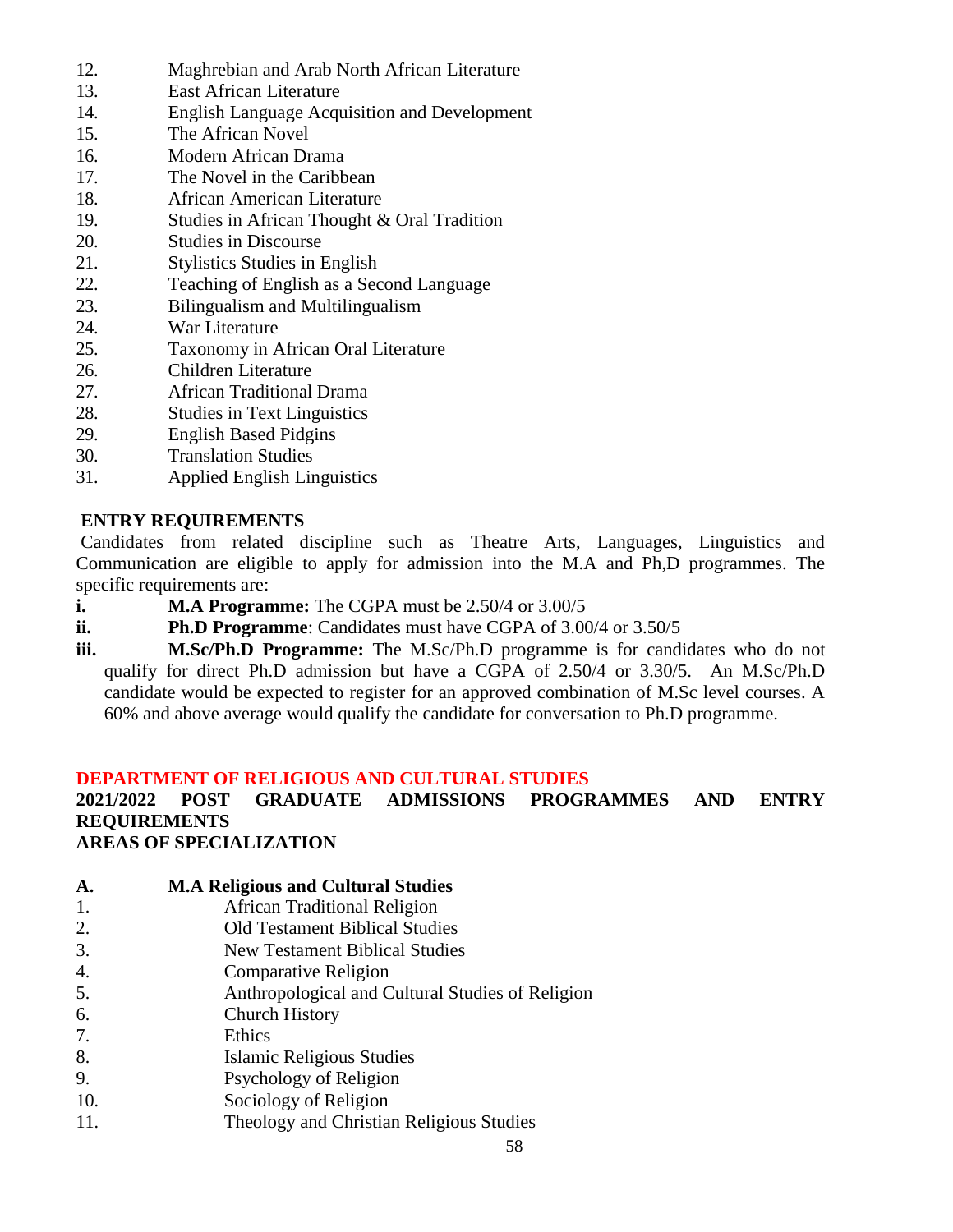12. Maghrebian and Arab North African Literature
13. East African Literature
14. English Language Acquisition and Development
15. The African Novel
16. Modern African Drama
17. The Novel in the Caribbean
18. African American Literature
19. Studies in African Thought & Oral Tradition
20. Studies in Discourse
21. Stylistics Studies in English
22. Teaching of English as a Second Language
23. Bilingualism and Multilingualism
24. War Literature
25. Taxonomy in African Oral Literature
26. Children Literature
27. African Traditional Drama
28. Studies in Text Linguistics
29. English Based Pidgins
30. Translation Studies
31. Applied English Linguistics

**ENTRY REQUIREMENTS**

Candidates from related discipline such as Theatre Arts, Languages, Linguistics and Communication are eligible to apply for admission into the M.A and Ph,D programmes. The specific requirements are:

**i.** **M.A Programme:** The CGPA must be 2.50/4 or 3.00/5

**ii.** **Ph.D Programme**: Candidates must have CGPA of 3.00/4 or 3.50/5

**iii.** **M.Sc/Ph.D Programme:** The M.Sc/Ph.D programme is for candidates who do not qualify for direct Ph.D admission but have a CGPA of 2.50/4 or 3.30/5. An M.Sc/Ph.D candidate would be expected to register for an approved combination of M.Sc level courses. A 60% and above average would qualify the candidate for conversation to Ph.D programme.

## DEPARTMENT OF RELIGIOUS AND CULTURAL STUDIES

**2021/2022 POST GRADUATE ADMISSIONS PROGRAMMES AND ENTRY REQUIREMENTS**

**AREAS OF SPECIALIZATION**

**A. M.A Religious and Cultural Studies**

1. African Traditional Religion
2. Old Testament Biblical Studies
3. New Testament Biblical Studies
4. Comparative Religion
5. Anthropological and Cultural Studies of Religion
6. Church History
7. Ethics
8. Islamic Religious Studies
9. Psychology of Religion
10. Sociology of Religion
11. Theology and Christian Religious Studies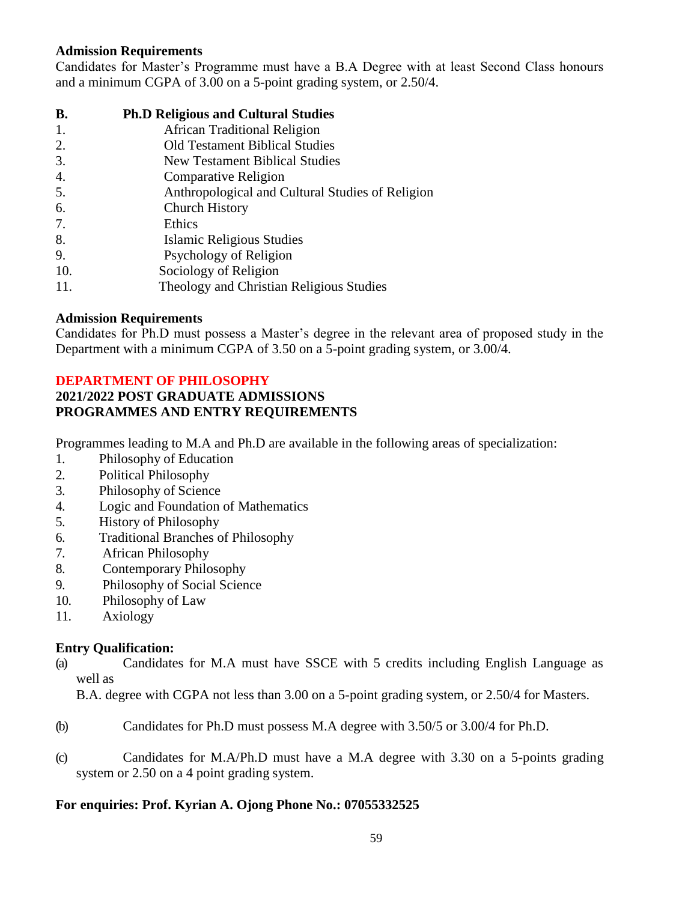**Admission Requirements**

Candidates for Master's Programme must have a B.A Degree with at least Second Class honours and a minimum CGPA of 3.00 on a 5-point grading system, or 2.50/4.

**B. Ph.D Religious and Cultural Studies**

1. African Traditional Religion
2. Old Testament Biblical Studies
3. New Testament Biblical Studies
4. Comparative Religion
5. Anthropological and Cultural Studies of Religion
6. Church History
7. Ethics
8. Islamic Religious Studies
9. Psychology of Religion
10. Sociology of Religion
11. Theology and Christian Religious Studies

**Admission Requirements**

Candidates for Ph.D must possess a Master's degree in the relevant area of proposed study in the Department with a minimum CGPA of 3.50 on a 5-point grading system, or 3.00/4.

## DEPARTMENT OF PHILOSOPHY

### 2021/2022 POST GRADUATE ADMISSIONS
### PROGRAMMES AND ENTRY REQUIREMENTS

Programmes leading to M.A and Ph.D are available in the following areas of specialization:

1. Philosophy of Education
2. Political Philosophy
3. Philosophy of Science
4. Logic and Foundation of Mathematics
5. History of Philosophy
6. Traditional Branches of Philosophy
7. African Philosophy
8. Contemporary Philosophy
9. Philosophy of Social Science
10. Philosophy of Law
11. Axiology

**Entry Qualification:**

(a) Candidates for M.A must have SSCE with 5 credits including English Language as well as B.A. degree with CGPA not less than 3.00 on a 5-point grading system, or 2.50/4 for Masters.

(b) Candidates for Ph.D must possess M.A degree with 3.50/5 or 3.00/4 for Ph.D.

(c) Candidates for M.A/Ph.D must have a M.A degree with 3.30 on a 5-points grading system or 2.50 on a 4 point grading system.

**For enquiries: Prof. Kyrian A. Ojong Phone No.: 07055332525**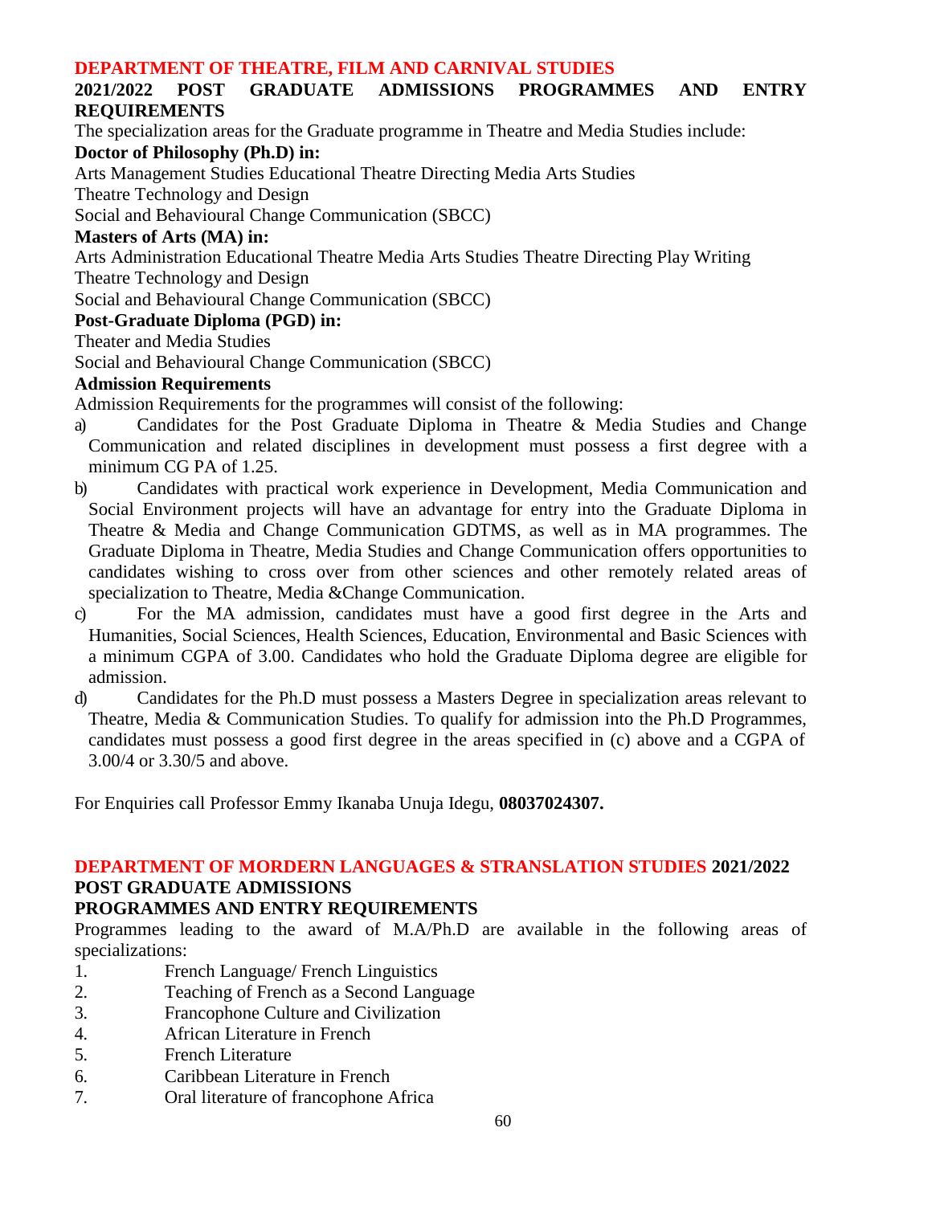## DEPARTMENT OF THEATRE, FILM AND CARNIVAL STUDIES

**2021/2022 POST GRADUATE ADMISSIONS PROGRAMMES AND ENTRY REQUIREMENTS**

The specialization areas for the Graduate programme in Theatre and Media Studies include:

**Doctor of Philosophy (Ph.D) in:**

Arts Management Studies Educational Theatre Directing Media Arts Studies
Theatre Technology and Design
Social and Behavioural Change Communication (SBCC)

**Masters of Arts (MA) in:**

Arts Administration Educational Theatre Media Arts Studies Theatre Directing Play Writing
Theatre Technology and Design
Social and Behavioural Change Communication (SBCC)

**Post-Graduate Diploma (PGD) in:**

Theater and Media Studies
Social and Behavioural Change Communication (SBCC)

**Admission Requirements**

Admission Requirements for the programmes will consist of the following:

a) Candidates for the Post Graduate Diploma in Theatre & Media Studies and Change Communication and related disciplines in development must possess a first degree with a minimum CG PA of 1.25.

b) Candidates with practical work experience in Development, Media Communication and Social Environment projects will have an advantage for entry into the Graduate Diploma in Theatre & Media and Change Communication GDTMS, as well as in MA programmes. The Graduate Diploma in Theatre, Media Studies and Change Communication offers opportunities to candidates wishing to cross over from other sciences and other remotely related areas of specialization to Theatre, Media &Change Communication.

c) For the MA admission, candidates must have a good first degree in the Arts and Humanities, Social Sciences, Health Sciences, Education, Environmental and Basic Sciences with a minimum CGPA of 3.00. Candidates who hold the Graduate Diploma degree are eligible for admission.

d) Candidates for the Ph.D must possess a Masters Degree in specialization areas relevant to Theatre, Media & Communication Studies. To qualify for admission into the Ph.D Programmes, candidates must possess a good first degree in the areas specified in (c) above and a CGPA of 3.00/4 or 3.30/5 and above.

For Enquiries call Professor Emmy Ikanaba Unuja Idegu, **08037024307.**

## DEPARTMENT OF MORDERN LANGUAGES & STRANSLATION STUDIES 2021/2022 POST GRADUATE ADMISSIONS

**PROGRAMMES AND ENTRY REQUIREMENTS**

Programmes leading to the award of M.A/Ph.D are available in the following areas of specializations:

1. French Language/ French Linguistics
2. Teaching of French as a Second Language
3. Francophone Culture and Civilization
4. African Literature in French
5. French Literature
6. Caribbean Literature in French
7. Oral literature of francophone Africa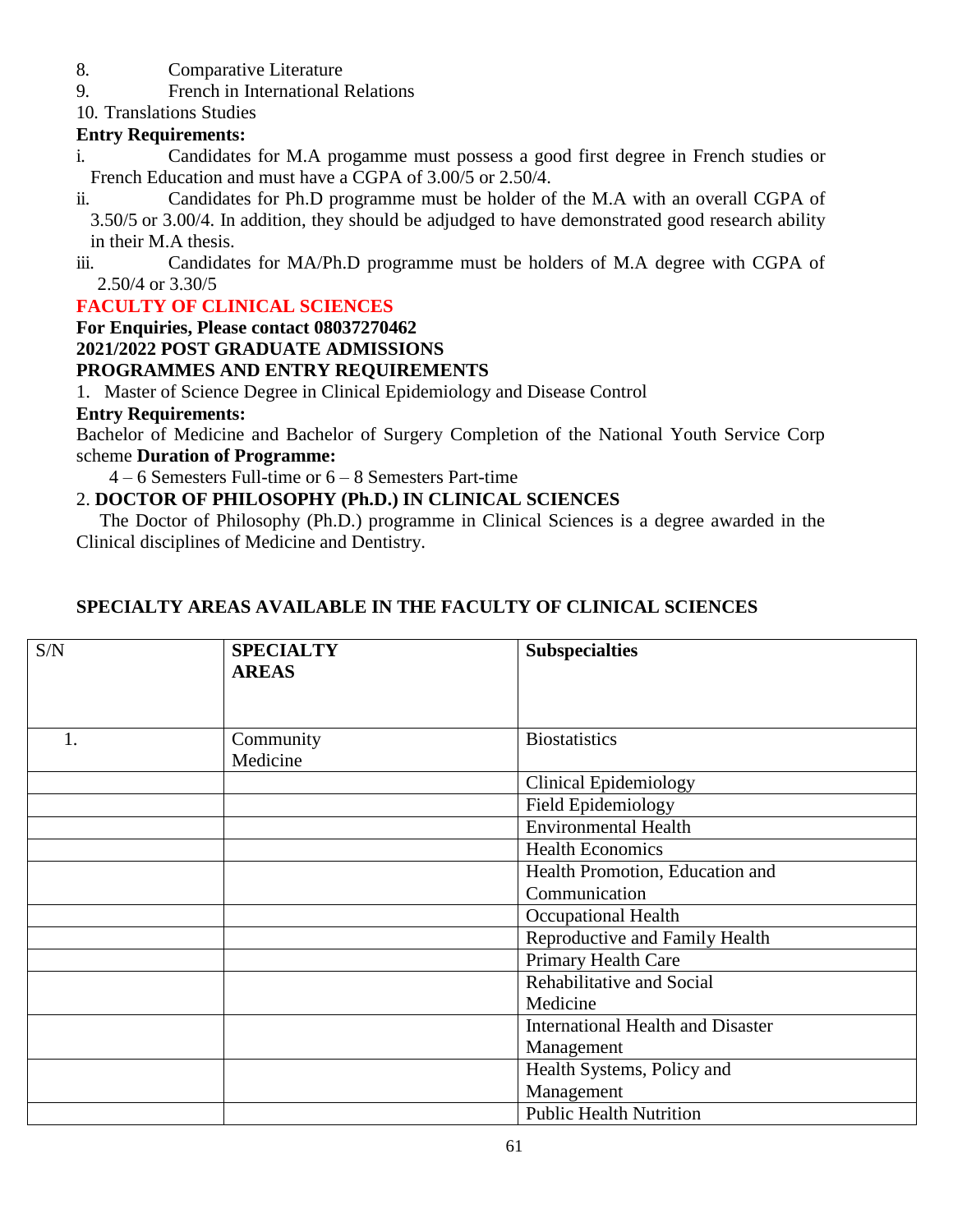8. Comparative Literature
9. French in International Relations
10. Translations Studies

**Entry Requirements:**

i. Candidates for M.A progamme must possess a good first degree in French studies or French Education and must have a CGPA of 3.00/5 or 2.50/4.

ii. Candidates for Ph.D programme must be holder of the M.A with an overall CGPA of 3.50/5 or 3.00/4. In addition, they should be adjudged to have demonstrated good research ability in their M.A thesis.

iii. Candidates for MA/Ph.D programme must be holders of M.A degree with CGPA of 2.50/4 or 3.30/5

## FACULTY OF CLINICAL SCIENCES

**For Enquiries, Please contact 08037270462**

**2021/2022 POST GRADUATE ADMISSIONS**

**PROGRAMMES AND ENTRY REQUIREMENTS**

1. Master of Science Degree in Clinical Epidemiology and Disease Control

**Entry Requirements:**

Bachelor of Medicine and Bachelor of Surgery Completion of the National Youth Service Corp scheme **Duration of Programme:**

4 – 6 Semesters Full-time or 6 – 8 Semesters Part-time

2. **DOCTOR OF PHILOSOPHY (Ph.D.) IN CLINICAL SCIENCES**

The Doctor of Philosophy (Ph.D.) programme in Clinical Sciences is a degree awarded in the Clinical disciplines of Medicine and Dentistry.

**SPECIALTY AREAS AVAILABLE IN THE FACULTY OF CLINICAL SCIENCES**

| S/N | SPECIALTY AREAS | Subspecialties |
|---|---|---|
| 1. | Community Medicine | Biostatistics |
| | | Clinical Epidemiology |
| | | Field Epidemiology |
| | | Environmental Health |
| | | Health Economics |
| | | Health Promotion, Education and Communication |
| | | Occupational Health |
| | | Reproductive and Family Health |
| | | Primary Health Care |
| | | Rehabilitative and Social Medicine |
| | | International Health and Disaster Management |
| | | Health Systems, Policy and Management |
| | | Public Health Nutrition |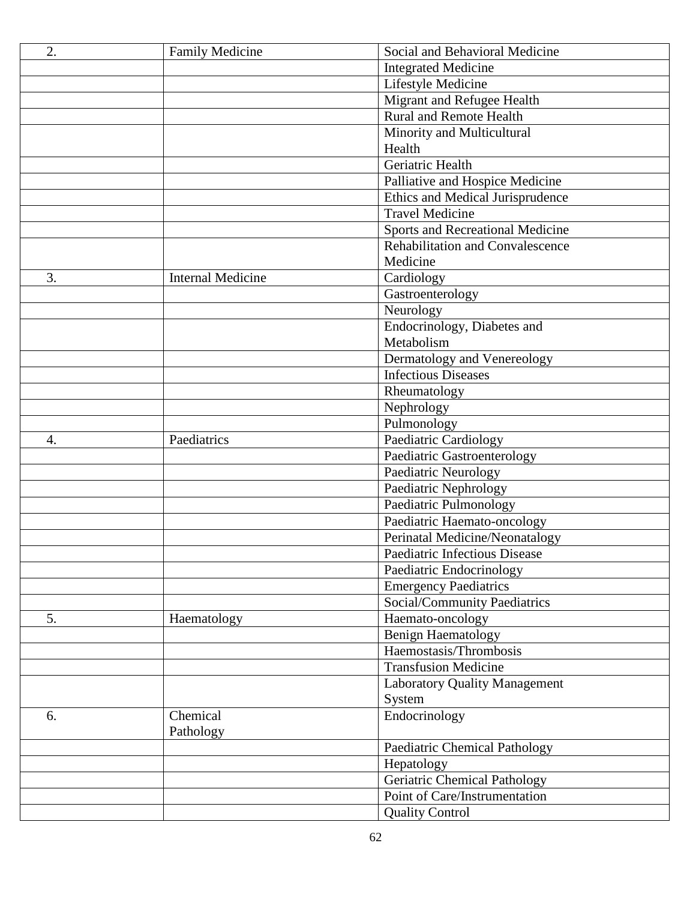| | | |
|---|---|---|
| 2. | Family Medicine | Social and Behavioral Medicine |
| | | Integrated Medicine |
| | | Lifestyle Medicine |
| | | Migrant and Refugee Health |
| | | Rural and Remote Health |
| | | Minority and Multicultural Health |
| | | Geriatric Health |
| | | Palliative and Hospice Medicine |
| | | Ethics and Medical Jurisprudence |
| | | Travel Medicine |
| | | Sports and Recreational Medicine |
| | | Rehabilitation and Convalescence Medicine |
| 3. | Internal Medicine | Cardiology |
| | | Gastroenterology |
| | | Neurology |
| | | Endocrinology, Diabetes and Metabolism |
| | | Dermatology and Venereology |
| | | Infectious Diseases |
| | | Rheumatology |
| | | Nephrology |
| | | Pulmonology |
| 4. | Paediatrics | Paediatric Cardiology |
| | | Paediatric Gastroenterology |
| | | Paediatric Neurology |
| | | Paediatric Nephrology |
| | | Paediatric Pulmonology |
| | | Paediatric Haemato-oncology |
| | | Perinatal Medicine/Neonatalogy |
| | | Paediatric Infectious Disease |
| | | Paediatric Endocrinology |
| | | Emergency Paediatrics |
| | | Social/Community Paediatrics |
| 5. | Haematology | Haemato-oncology |
| | | Benign Haematology |
| | | Haemostasis/Thrombosis |
| | | Transfusion Medicine |
| | | Laboratory Quality Management System |
| 6. | Chemical Pathology | Endocrinology |
| | | Paediatric Chemical Pathology |
| | | Hepatology |
| | | Geriatric Chemical Pathology |
| | | Point of Care/Instrumentation |
| | | Quality Control |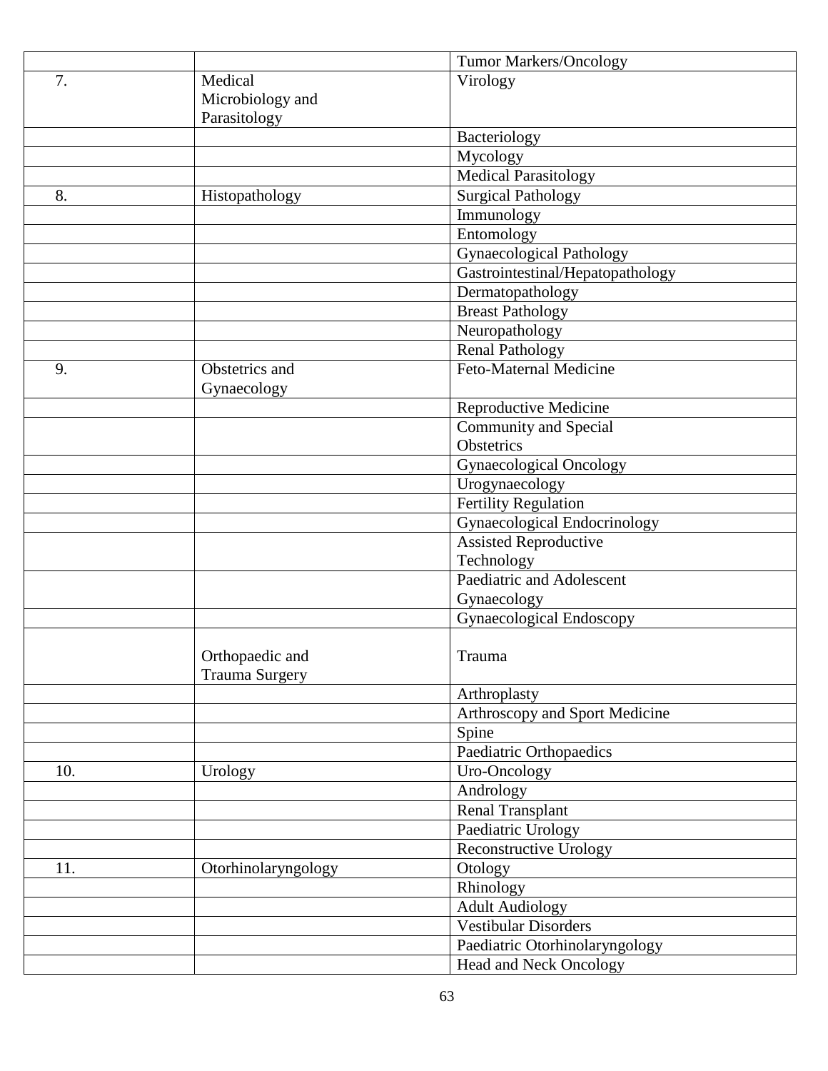| | | |
|---|---|---|
| | | Tumor Markers/Oncology |
| 7. | Medical Microbiology and Parasitology | Virology |
| | | Bacteriology |
| | | Mycology |
| | | Medical Parasitology |
| 8. | Histopathology | Surgical Pathology |
| | | Immunology |
| | | Entomology |
| | | Gynaecological Pathology |
| | | Gastrointestinal/Hepatopathology |
| | | Dermatopathology |
| | | Breast Pathology |
| | | Neuropathology |
| | | Renal Pathology |
| 9. | Obstetrics and Gynaecology | Feto-Maternal Medicine |
| | | Reproductive Medicine |
| | | Community and Special Obstetrics |
| | | Gynaecological Oncology |
| | | Urogynaecology |
| | | Fertility Regulation |
| | | Gynaecological Endocrinology |
| | | Assisted Reproductive Technology |
| | | Paediatric and Adolescent Gynaecology |
| | | Gynaecological Endoscopy |
| | Orthopaedic and Trauma Surgery | Trauma |
| | | Arthroplasty |
| | | Arthroscopy and Sport Medicine |
| | | Spine |
| | | Paediatric Orthopaedics |
| 10. | Urology | Uro-Oncology |
| | | Andrology |
| | | Renal Transplant |
| | | Paediatric Urology |
| | | Reconstructive Urology |
| 11. | Otorhinolaryngology | Otology |
| | | Rhinology |
| | | Adult Audiology |
| | | Vestibular Disorders |
| | | Paediatric Otorhinolaryngology |
| | | Head and Neck Oncology |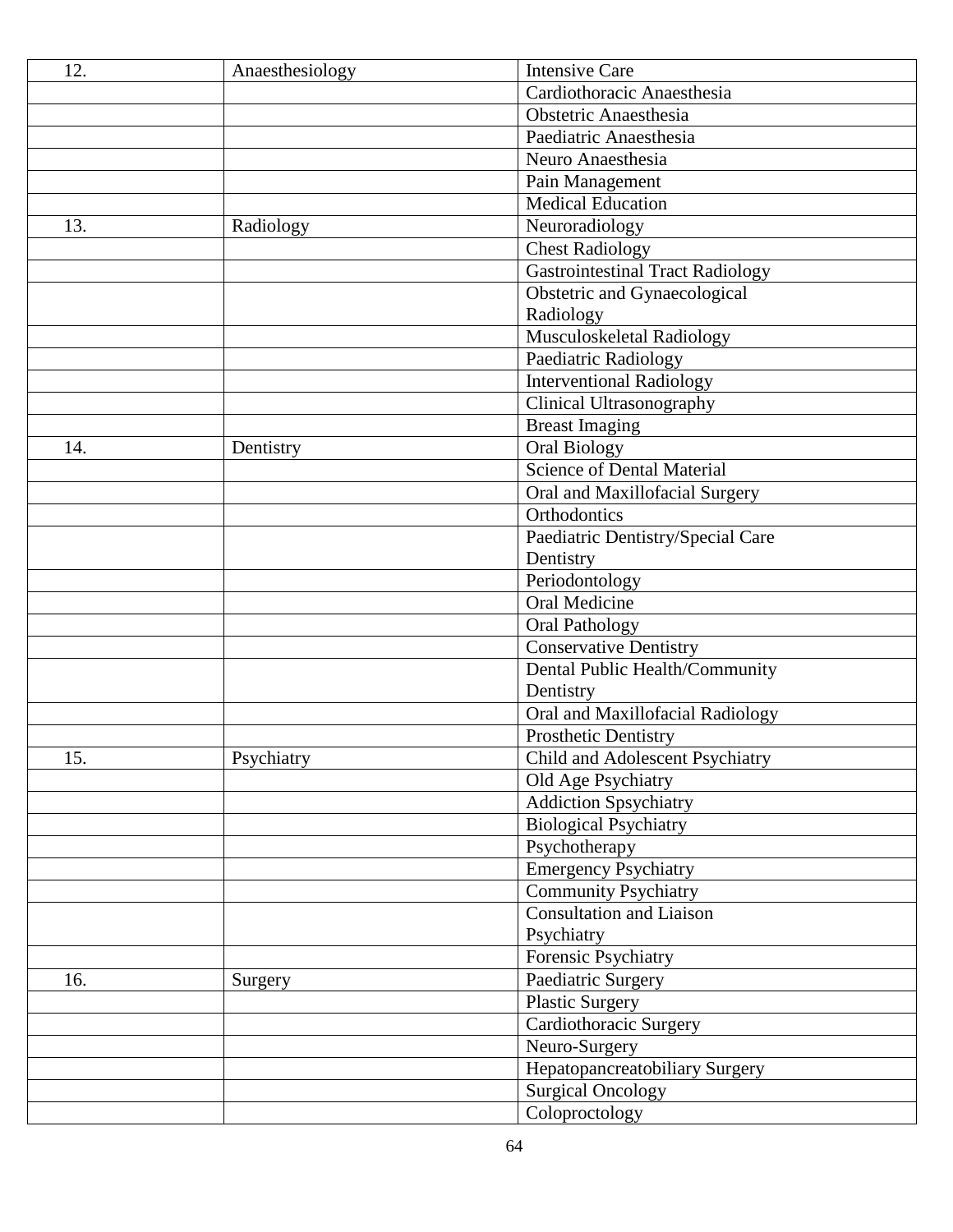| 12. | Anaesthesiology | Intensive Care |
|---|---|---|
| | | Cardiothoracic Anaesthesia |
| | | Obstetric Anaesthesia |
| | | Paediatric Anaesthesia |
| | | Neuro Anaesthesia |
| | | Pain Management |
| | | Medical Education |
| 13. | Radiology | Neuroradiology |
| | | Chest Radiology |
| | | Gastrointestinal Tract Radiology |
| | | Obstetric and Gynaecological Radiology |
| | | Musculoskeletal Radiology |
| | | Paediatric Radiology |
| | | Interventional Radiology |
| | | Clinical Ultrasonography |
| | | Breast Imaging |
| 14. | Dentistry | Oral Biology |
| | | Science of Dental Material |
| | | Oral and Maxillofacial Surgery |
| | | Orthodontics |
| | | Paediatric Dentistry/Special Care Dentistry |
| | | Periodontology |
| | | Oral Medicine |
| | | Oral Pathology |
| | | Conservative Dentistry |
| | | Dental Public Health/Community Dentistry |
| | | Oral and Maxillofacial Radiology |
| | | Prosthetic Dentistry |
| 15. | Psychiatry | Child and Adolescent Psychiatry |
| | | Old Age Psychiatry |
| | | Addiction Spsychiatry |
| | | Biological Psychiatry |
| | | Psychotherapy |
| | | Emergency Psychiatry |
| | | Community Psychiatry |
| | | Consultation and Liaison Psychiatry |
| | | Forensic Psychiatry |
| 16. | Surgery | Paediatric Surgery |
| | | Plastic Surgery |
| | | Cardiothoracic Surgery |
| | | Neuro-Surgery |
| | | Hepatopancreatobiliary Surgery |
| | | Surgical Oncology |
| | | Coloproctology |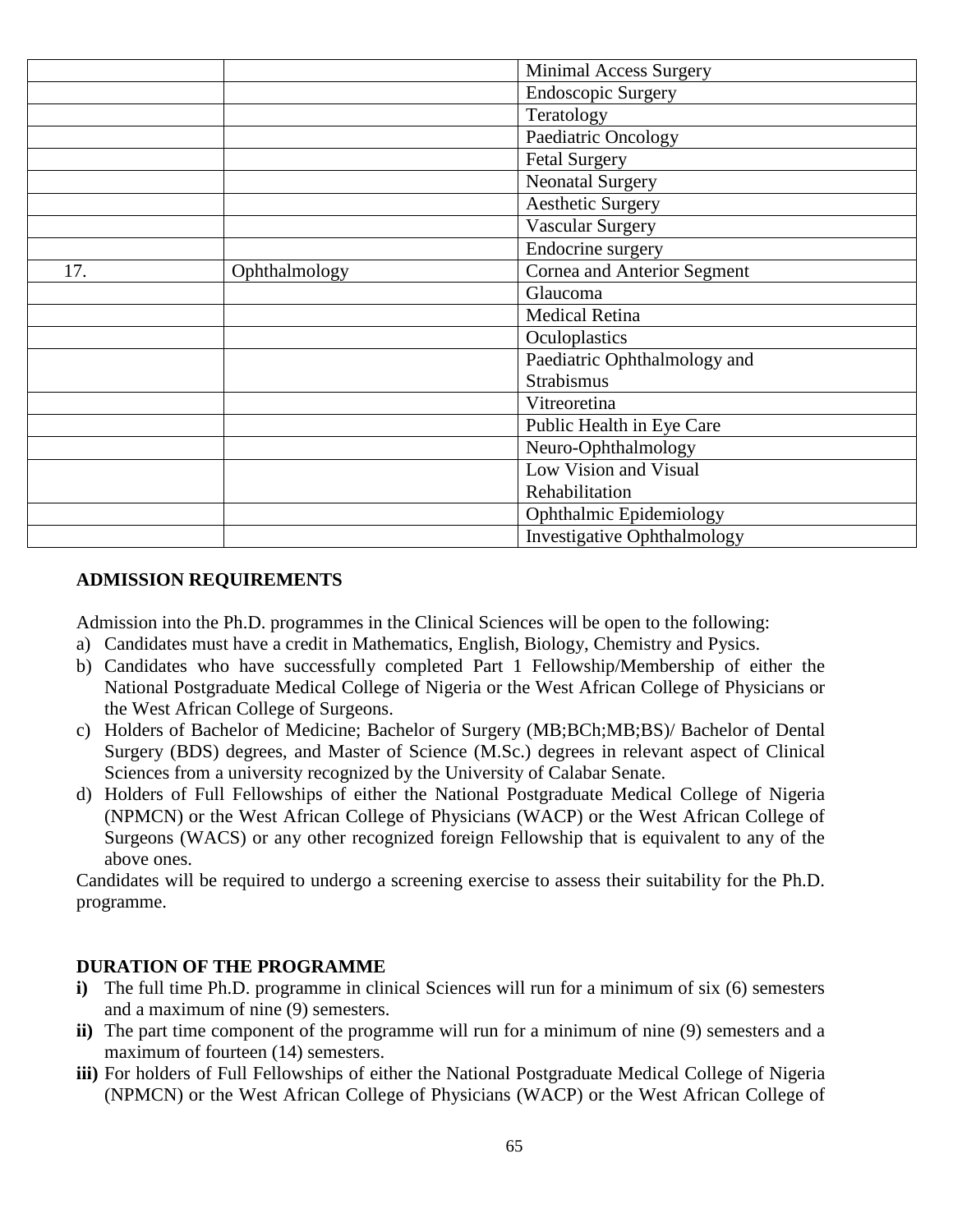| | | |
|---|---|---|
| | | Minimal Access Surgery |
| | | Endoscopic Surgery |
| | | Teratology |
| | | Paediatric Oncology |
| | | Fetal Surgery |
| | | Neonatal Surgery |
| | | Aesthetic Surgery |
| | | Vascular Surgery |
| | | Endocrine surgery |
| 17. | Ophthalmology | Cornea and Anterior Segment |
| | | Glaucoma |
| | | Medical Retina |
| | | Oculoplastics |
| | | Paediatric Ophthalmology and Strabismus |
| | | Vitreoretina |
| | | Public Health in Eye Care |
| | | Neuro-Ophthalmology |
| | | Low Vision and Visual Rehabilitation |
| | | Ophthalmic Epidemiology |
| | | Investigative Ophthalmology |

**ADMISSION REQUIREMENTS**

Admission into the Ph.D. programmes in the Clinical Sciences will be open to the following:

a) Candidates must have a credit in Mathematics, English, Biology, Chemistry and Pysics.
b) Candidates who have successfully completed Part 1 Fellowship/Membership of either the National Postgraduate Medical College of Nigeria or the West African College of Physicians or the West African College of Surgeons.
c) Holders of Bachelor of Medicine; Bachelor of Surgery (MB;BCh;MB;BS)/ Bachelor of Dental Surgery (BDS) degrees, and Master of Science (M.Sc.) degrees in relevant aspect of Clinical Sciences from a university recognized by the University of Calabar Senate.
d) Holders of Full Fellowships of either the National Postgraduate Medical College of Nigeria (NPMCN) or the West African College of Physicians (WACP) or the West African College of Surgeons (WACS) or any other recognized foreign Fellowship that is equivalent to any of the above ones.

Candidates will be required to undergo a screening exercise to assess their suitability for the Ph.D. programme.

**DURATION OF THE PROGRAMME**

**i)** The full time Ph.D. programme in clinical Sciences will run for a minimum of six (6) semesters and a maximum of nine (9) semesters.

**ii)** The part time component of the programme will run for a minimum of nine (9) semesters and a maximum of fourteen (14) semesters.

**iii)** For holders of Full Fellowships of either the National Postgraduate Medical College of Nigeria (NPMCN) or the West African College of Physicians (WACP) or the West African College of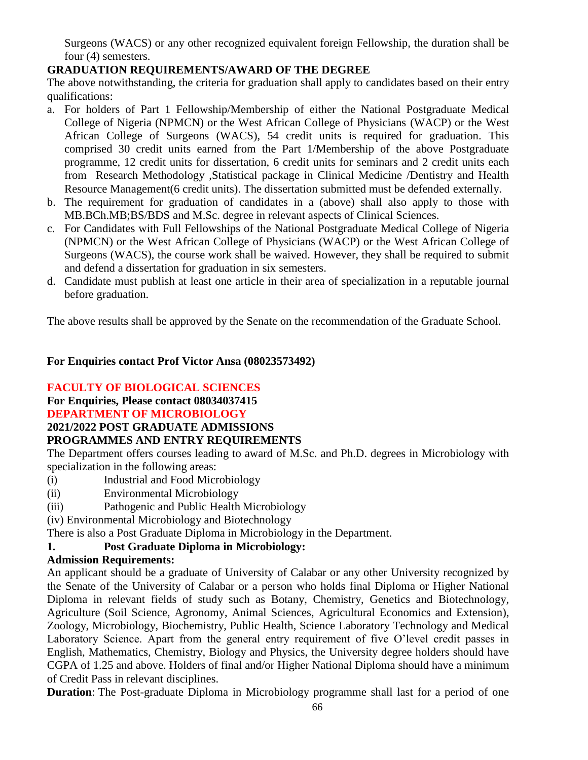Surgeons (WACS) or any other recognized equivalent foreign Fellowship, the duration shall be four (4) semesters.

**GRADUATION REQUIREMENTS/AWARD OF THE DEGREE**

The above notwithstanding, the criteria for graduation shall apply to candidates based on their entry qualifications:

a. For holders of Part 1 Fellowship/Membership of either the National Postgraduate Medical College of Nigeria (NPMCN) or the West African College of Physicians (WACP) or the West African College of Surgeons (WACS), 54 credit units is required for graduation. This comprised 30 credit units earned from the Part 1/Membership of the above Postgraduate programme, 12 credit units for dissertation, 6 credit units for seminars and 2 credit units each from Research Methodology ,Statistical package in Clinical Medicine /Dentistry and Health Resource Management(6 credit units). The dissertation submitted must be defended externally.
b. The requirement for graduation of candidates in a (above) shall also apply to those with MB.BCh.MB;BS/BDS and M.Sc. degree in relevant aspects of Clinical Sciences.
c. For Candidates with Full Fellowships of the National Postgraduate Medical College of Nigeria (NPMCN) or the West African College of Physicians (WACP) or the West African College of Surgeons (WACS), the course work shall be waived. However, they shall be required to submit and defend a dissertation for graduation in six semesters.
d. Candidate must publish at least one article in their area of specialization in a reputable journal before graduation.

The above results shall be approved by the Senate on the recommendation of the Graduate School.

**For Enquiries contact Prof Victor Ansa (08023573492)**

## FACULTY OF BIOLOGICAL SCIENCES

**For Enquiries, Please contact 08034037415**

## DEPARTMENT OF MICROBIOLOGY

**2021/2022 POST GRADUATE ADMISSIONS**

**PROGRAMMES AND ENTRY REQUIREMENTS**

The Department offers courses leading to award of M.Sc. and Ph.D. degrees in Microbiology with specialization in the following areas:

(i) Industrial and Food Microbiology
(ii) Environmental Microbiology
(iii) Pathogenic and Public Health Microbiology
(iv) Environmental Microbiology and Biotechnology

There is also a Post Graduate Diploma in Microbiology in the Department.

**1. Post Graduate Diploma in Microbiology:**

**Admission Requirements:**

An applicant should be a graduate of University of Calabar or any other University recognized by the Senate of the University of Calabar or a person who holds final Diploma or Higher National Diploma in relevant fields of study such as Botany, Chemistry, Genetics and Biotechnology, Agriculture (Soil Science, Agronomy, Animal Sciences, Agricultural Economics and Extension), Zoology, Microbiology, Biochemistry, Public Health, Science Laboratory Technology and Medical Laboratory Science. Apart from the general entry requirement of five O'level credit passes in English, Mathematics, Chemistry, Biology and Physics, the University degree holders should have CGPA of 1.25 and above. Holders of final and/or Higher National Diploma should have a minimum of Credit Pass in relevant disciplines.

**Duration**: The Post-graduate Diploma in Microbiology programme shall last for a period of one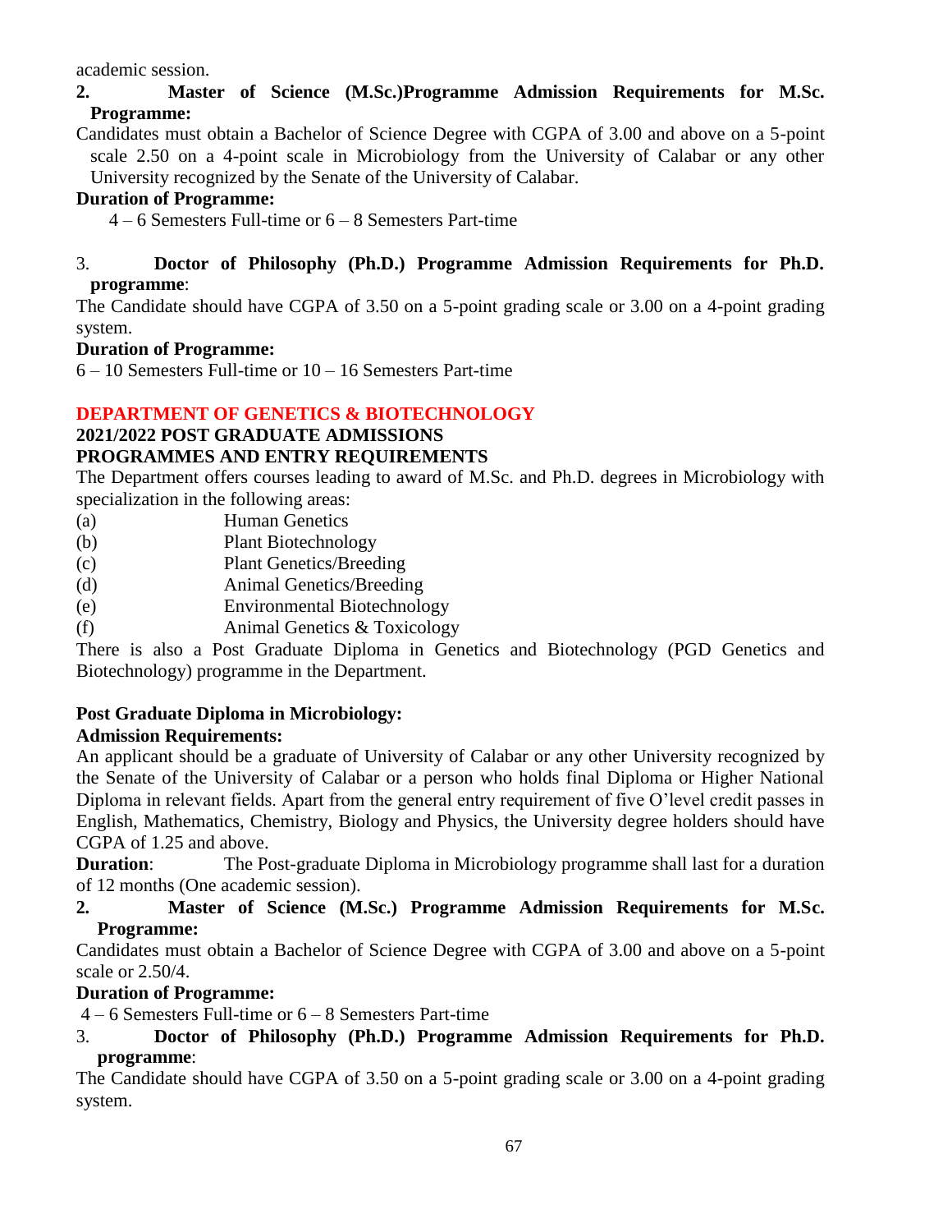academic session.

**2. Master of Science (M.Sc.)Programme Admission Requirements for M.Sc. Programme:**

Candidates must obtain a Bachelor of Science Degree with CGPA of 3.00 and above on a 5-point scale 2.50 on a 4-point scale in Microbiology from the University of Calabar or any other University recognized by the Senate of the University of Calabar.

**Duration of Programme:**

4 – 6 Semesters Full-time or 6 – 8 Semesters Part-time

3. **Doctor of Philosophy (Ph.D.) Programme Admission Requirements for Ph.D. programme**:

The Candidate should have CGPA of 3.50 on a 5-point grading scale or 3.00 on a 4-point grading system.

**Duration of Programme:**

6 – 10 Semesters Full-time or 10 – 16 Semesters Part-time

## DEPARTMENT OF GENETICS & BIOTECHNOLOGY

### 2021/2022 POST GRADUATE ADMISSIONS

### PROGRAMMES AND ENTRY REQUIREMENTS

The Department offers courses leading to award of M.Sc. and Ph.D. degrees in Microbiology with specialization in the following areas:

(a) Human Genetics
(b) Plant Biotechnology
(c) Plant Genetics/Breeding
(d) Animal Genetics/Breeding
(e) Environmental Biotechnology
(f) Animal Genetics & Toxicology

There is also a Post Graduate Diploma in Genetics and Biotechnology (PGD Genetics and Biotechnology) programme in the Department.

**Post Graduate Diploma in Microbiology:**

**Admission Requirements:**

An applicant should be a graduate of University of Calabar or any other University recognized by the Senate of the University of Calabar or a person who holds final Diploma or Higher National Diploma in relevant fields. Apart from the general entry requirement of five O'level credit passes in English, Mathematics, Chemistry, Biology and Physics, the University degree holders should have CGPA of 1.25 and above.

**Duration**: The Post-graduate Diploma in Microbiology programme shall last for a duration of 12 months (One academic session).

**2. Master of Science (M.Sc.) Programme Admission Requirements for M.Sc. Programme:**

Candidates must obtain a Bachelor of Science Degree with CGPA of 3.00 and above on a 5-point scale or 2.50/4.

**Duration of Programme:**

4 – 6 Semesters Full-time or 6 – 8 Semesters Part-time

3. **Doctor of Philosophy (Ph.D.) Programme Admission Requirements for Ph.D. programme**:

The Candidate should have CGPA of 3.50 on a 5-point grading scale or 3.00 on a 4-point grading system.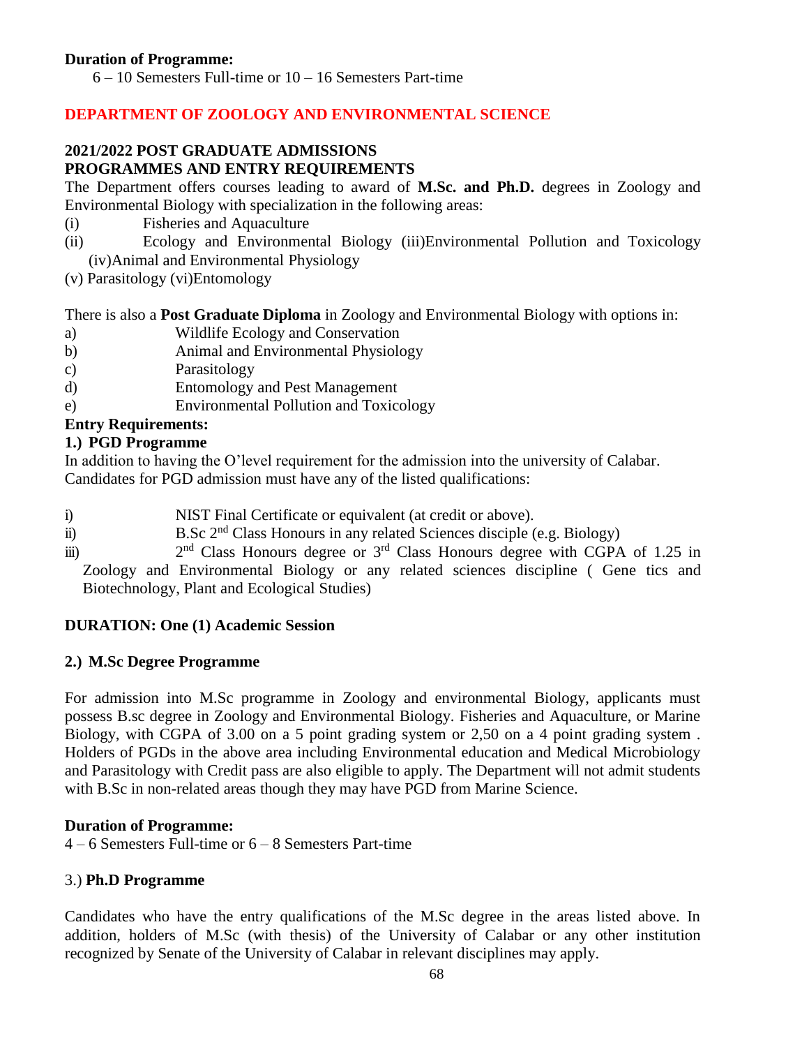**Duration of Programme:**

6 – 10 Semesters Full-time or 10 – 16 Semesters Part-time

## DEPARTMENT OF ZOOLOGY AND ENVIRONMENTAL SCIENCE

### 2021/2022 POST GRADUATE ADMISSIONS PROGRAMMES AND ENTRY REQUIREMENTS

The Department offers courses leading to award of **M.Sc. and Ph.D.** degrees in Zoology and Environmental Biology with specialization in the following areas:

(i) Fisheries and Aquaculture
(ii) Ecology and Environmental Biology (iii)Environmental Pollution and Toxicology (iv)Animal and Environmental Physiology
(v) Parasitology (vi)Entomology

There is also a **Post Graduate Diploma** in Zoology and Environmental Biology with options in:

a) Wildlife Ecology and Conservation
b) Animal and Environmental Physiology
c) Parasitology
d) Entomology and Pest Management
e) Environmental Pollution and Toxicology

**Entry Requirements:**

**1.) PGD Programme**

In addition to having the O'level requirement for the admission into the university of Calabar. Candidates for PGD admission must have any of the listed qualifications:

i) NIST Final Certificate or equivalent (at credit or above).
ii) B.Sc 2nd Class Honours in any related Sciences disciple (e.g. Biology)
iii) 2nd Class Honours degree or 3rd Class Honours degree with CGPA of 1.25 in Zoology and Environmental Biology or any related sciences discipline ( Gene tics and Biotechnology, Plant and Ecological Studies)

**DURATION: One (1) Academic Session**

**2.) M.Sc Degree Programme**

For admission into M.Sc programme in Zoology and environmental Biology, applicants must possess B.sc degree in Zoology and Environmental Biology. Fisheries and Aquaculture, or Marine Biology, with CGPA of 3.00 on a 5 point grading system or 2,50 on a 4 point grading system . Holders of PGDs in the above area including Environmental education and Medical Microbiology and Parasitology with Credit pass are also eligible to apply. The Department will not admit students with B.Sc in non-related areas though they may have PGD from Marine Science.

**Duration of Programme:**

4 – 6 Semesters Full-time or 6 – 8 Semesters Part-time

3.) **Ph.D Programme**

Candidates who have the entry qualifications of the M.Sc degree in the areas listed above. In addition, holders of M.Sc (with thesis) of the University of Calabar or any other institution recognized by Senate of the University of Calabar in relevant disciplines may apply.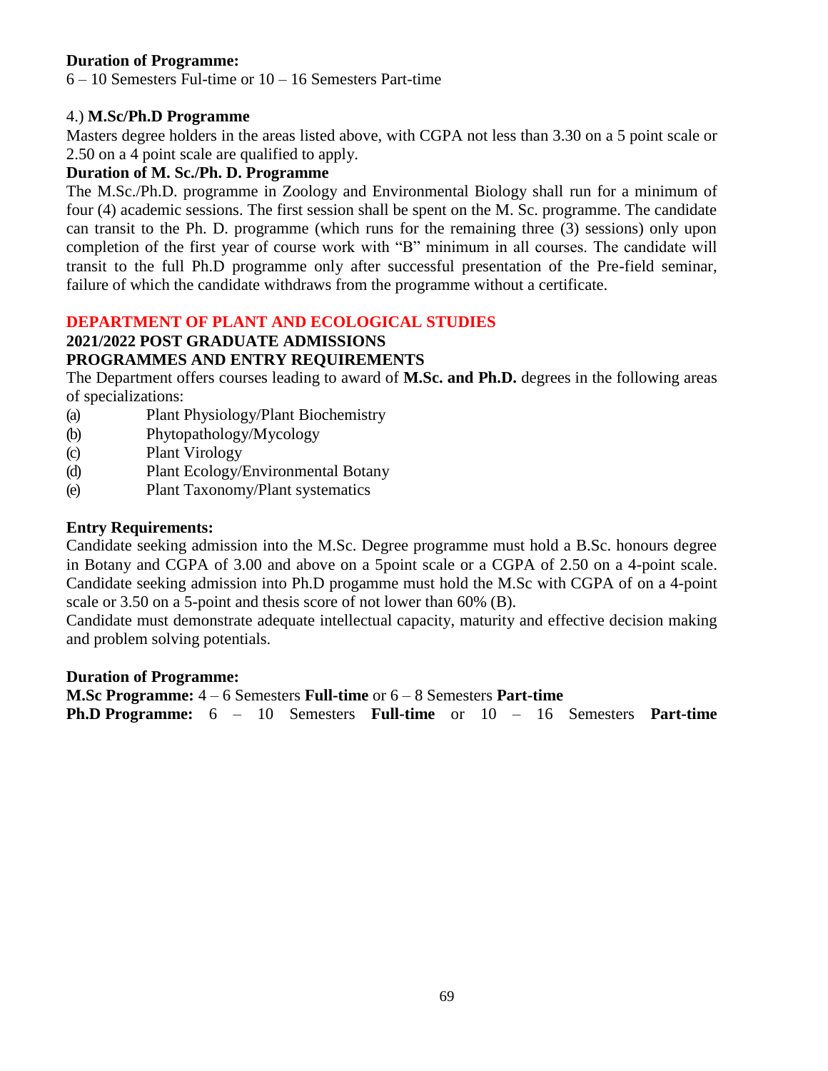**Duration of Programme:**
6 – 10 Semesters Ful-time or 10 – 16 Semesters Part-time

4.) **M.Sc/Ph.D Programme**
Masters degree holders in the areas listed above, with CGPA not less than 3.30 on a 5 point scale or 2.50 on a 4 point scale are qualified to apply.

**Duration of M. Sc./Ph. D. Programme**
The M.Sc./Ph.D. programme in Zoology and Environmental Biology shall run for a minimum of four (4) academic sessions. The first session shall be spent on the M. Sc. programme. The candidate can transit to the Ph. D. programme (which runs for the remaining three (3) sessions) only upon completion of the first year of course work with "B" minimum in all courses. The candidate will transit to the full Ph.D programme only after successful presentation of the Pre-field seminar, failure of which the candidate withdraws from the programme without a certificate.

## DEPARTMENT OF PLANT AND ECOLOGICAL STUDIES

### 2021/2022 POST GRADUATE ADMISSIONS
### PROGRAMMES AND ENTRY REQUIREMENTS

The Department offers courses leading to award of **M.Sc. and Ph.D.** degrees in the following areas of specializations:

(a) Plant Physiology/Plant Biochemistry
(b) Phytopathology/Mycology
(c) Plant Virology
(d) Plant Ecology/Environmental Botany
(e) Plant Taxonomy/Plant systematics

**Entry Requirements:**
Candidate seeking admission into the M.Sc. Degree programme must hold a B.Sc. honours degree in Botany and CGPA of 3.00 and above on a 5point scale or a CGPA of 2.50 on a 4-point scale. Candidate seeking admission into Ph.D progamme must hold the M.Sc with CGPA of on a 4-point scale or 3.50 on a 5-point and thesis score of not lower than 60% (B).
Candidate must demonstrate adequate intellectual capacity, maturity and effective decision making and problem solving potentials.

**Duration of Programme:**
**M.Sc Programme:** 4 – 6 Semesters **Full-time** or 6 – 8 Semesters **Part-time**
**Ph.D Programme:** 6 – 10 Semesters **Full-time** or 10 – 16 Semesters **Part-time**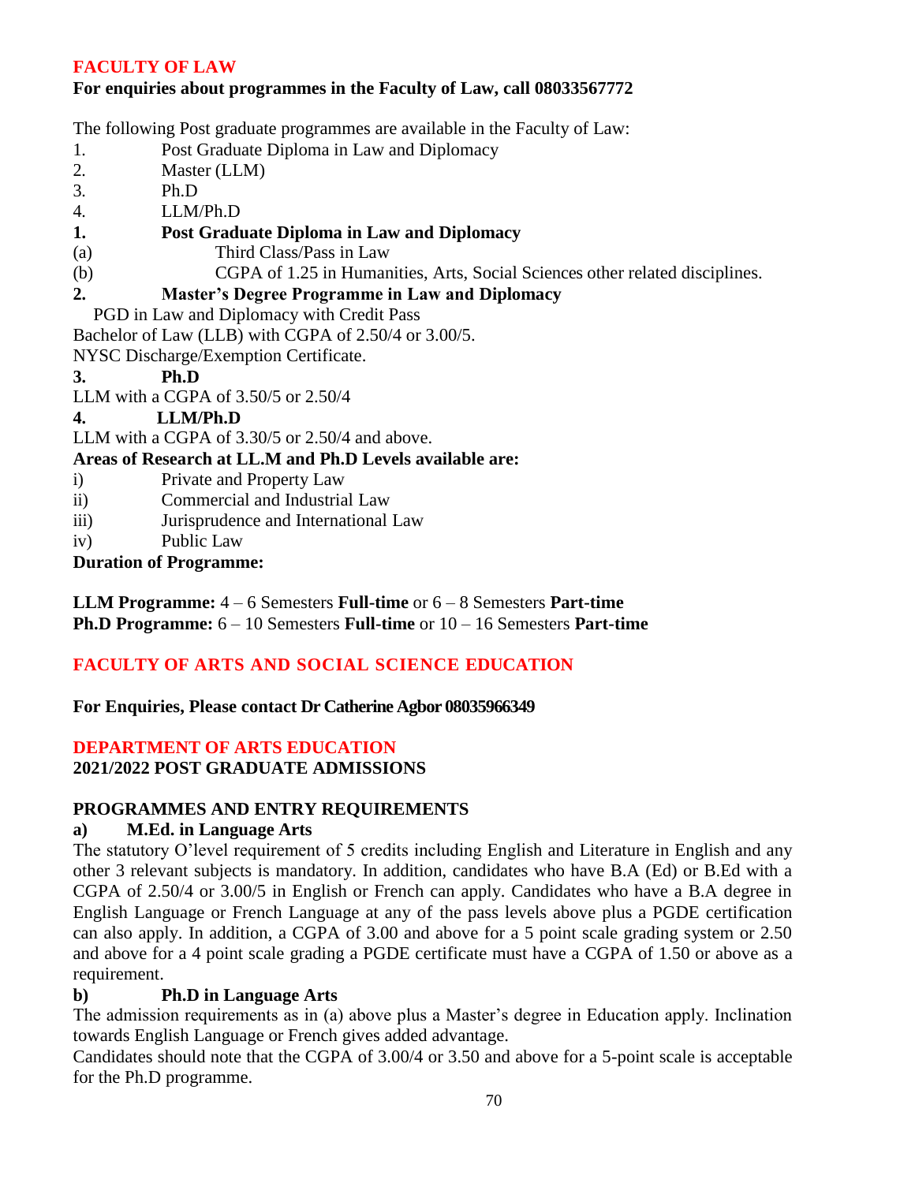## FACULTY OF LAW

**For enquiries about programmes in the Faculty of Law, call 08033567772**

The following Post graduate programmes are available in the Faculty of Law:

1. Post Graduate Diploma in Law and Diplomacy
2. Master (LLM)
3. Ph.D
4. LLM/Ph.D

**1. Post Graduate Diploma in Law and Diplomacy**

(a) Third Class/Pass in Law

(b) CGPA of 1.25 in Humanities, Arts, Social Sciences other related disciplines.

**2. Master's Degree Programme in Law and Diplomacy**

PGD in Law and Diplomacy with Credit Pass

Bachelor of Law (LLB) with CGPA of 2.50/4 or 3.00/5.

NYSC Discharge/Exemption Certificate.

**3. Ph.D**

LLM with a CGPA of 3.50/5 or 2.50/4

**4. LLM/Ph.D**

LLM with a CGPA of 3.30/5 or 2.50/4 and above.

**Areas of Research at LL.M and Ph.D Levels available are:**

i) Private and Property Law

ii) Commercial and Industrial Law

iii) Jurisprudence and International Law

iv) Public Law

**Duration of Programme:**

**LLM Programme:** 4 – 6 Semesters **Full-time** or 6 – 8 Semesters **Part-time**

**Ph.D Programme:** 6 – 10 Semesters **Full-time** or 10 – 16 Semesters **Part-time**

## FACULTY OF ARTS AND SOCIAL SCIENCE EDUCATION

**For Enquiries, Please contact Dr Catherine Agbor 08035966349**

### DEPARTMENT OF ARTS EDUCATION

**2021/2022 POST GRADUATE ADMISSIONS**

**PROGRAMMES AND ENTRY REQUIREMENTS**

**a) M.Ed. in Language Arts**

The statutory O'level requirement of 5 credits including English and Literature in English and any other 3 relevant subjects is mandatory. In addition, candidates who have B.A (Ed) or B.Ed with a CGPA of 2.50/4 or 3.00/5 in English or French can apply. Candidates who have a B.A degree in English Language or French Language at any of the pass levels above plus a PGDE certification can also apply. In addition, a CGPA of 3.00 and above for a 5 point scale grading system or 2.50 and above for a 4 point scale grading a PGDE certificate must have a CGPA of 1.50 or above as a requirement.

**b) Ph.D in Language Arts**

The admission requirements as in (a) above plus a Master's degree in Education apply. Inclination towards English Language or French gives added advantage.

Candidates should note that the CGPA of 3.00/4 or 3.50 and above for a 5-point scale is acceptable for the Ph.D programme.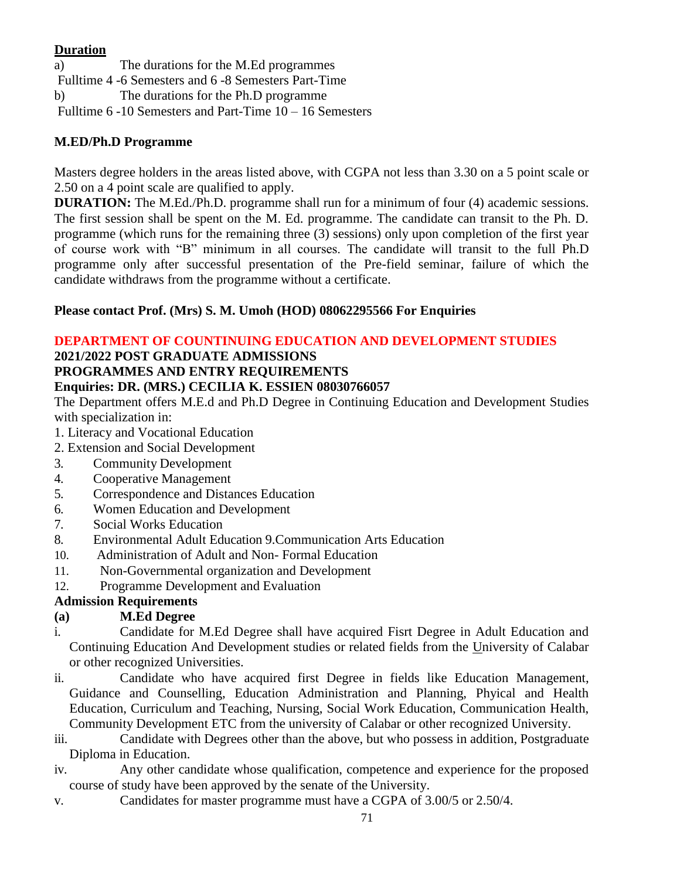## Duration

a) The durations for the M.Ed programmes

Fulltime 4 -6 Semesters and 6 -8 Semesters Part-Time

b) The durations for the Ph.D programme

Fulltime 6 -10 Semesters and Part-Time 10 – 16 Semesters

### M.ED/Ph.D Programme

Masters degree holders in the areas listed above, with CGPA not less than 3.30 on a 5 point scale or 2.50 on a 4 point scale are qualified to apply.

**DURATION:** The M.Ed./Ph.D. programme shall run for a minimum of four (4) academic sessions. The first session shall be spent on the M. Ed. programme. The candidate can transit to the Ph. D. programme (which runs for the remaining three (3) sessions) only upon completion of the first year of course work with "B" minimum in all courses. The candidate will transit to the full Ph.D programme only after successful presentation of the Pre-field seminar, failure of which the candidate withdraws from the programme without a certificate.

**Please contact Prof. (Mrs) S. M. Umoh (HOD) 08062295566 For Enquiries**

## DEPARTMENT OF COUNTINUING EDUCATION AND DEVELOPMENT STUDIES

**2021/2022 POST GRADUATE ADMISSIONS**

**PROGRAMMES AND ENTRY REQUIREMENTS**

**Enquiries: DR. (MRS.) CECILIA K. ESSIEN 08030766057**

The Department offers M.E.d and Ph.D Degree in Continuing Education and Development Studies with specialization in:

1. Literacy and Vocational Education
2. Extension and Social Development
3. Community Development
4. Cooperative Management
5. Correspondence and Distances Education
6. Women Education and Development
7. Social Works Education
8. Environmental Adult Education 9.Communication Arts Education
10. Administration of Adult and Non- Formal Education
11. Non-Governmental organization and Development
12. Programme Development and Evaluation

### Admission Requirements

**(a) M.Ed Degree**

i. Candidate for M.Ed Degree shall have acquired Fisrt Degree in Adult Education and Continuing Education And Development studies or related fields from the University of Calabar or other recognized Universities.

ii. Candidate who have acquired first Degree in fields like Education Management, Guidance and Counselling, Education Administration and Planning, Phyical and Health Education, Curriculum and Teaching, Nursing, Social Work Education, Communication Health, Community Development ETC from the university of Calabar or other recognized University.

iii. Candidate with Degrees other than the above, but who possess in addition, Postgraduate Diploma in Education.

iv. Any other candidate whose qualification, competence and experience for the proposed course of study have been approved by the senate of the University.

v. Candidates for master programme must have a CGPA of 3.00/5 or 2.50/4.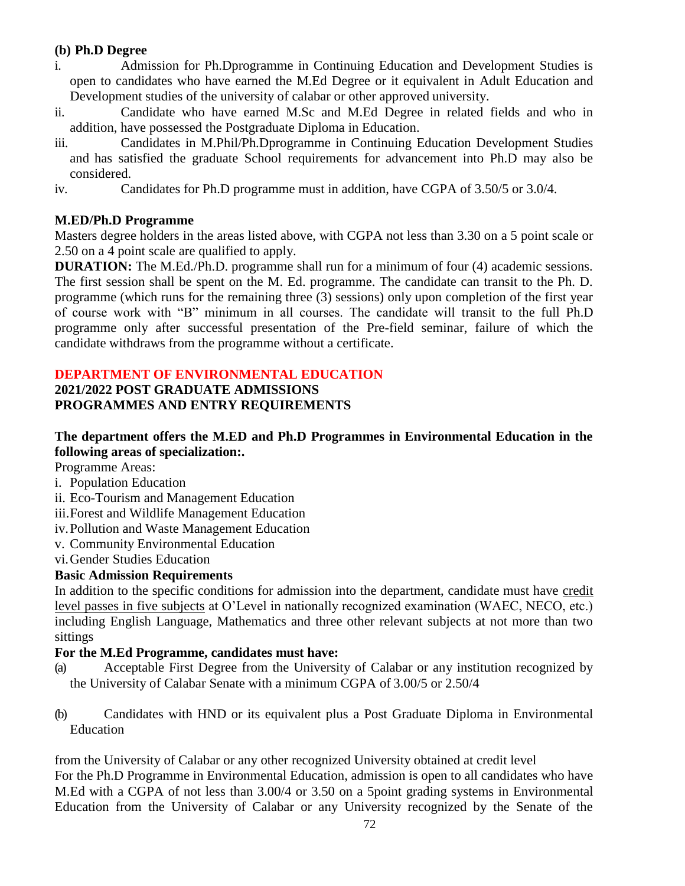**(b) Ph.D Degree**

i. Admission for Ph.Dprogramme in Continuing Education and Development Studies is open to candidates who have earned the M.Ed Degree or it equivalent in Adult Education and Development studies of the university of calabar or other approved university.

ii. Candidate who have earned M.Sc and M.Ed Degree in related fields and who in addition, have possessed the Postgraduate Diploma in Education.

iii. Candidates in M.Phil/Ph.Dprogramme in Continuing Education Development Studies and has satisfied the graduate School requirements for advancement into Ph.D may also be considered.

iv. Candidates for Ph.D programme must in addition, have CGPA of 3.50/5 or 3.0/4.

**M.ED/Ph.D Programme**

Masters degree holders in the areas listed above, with CGPA not less than 3.30 on a 5 point scale or 2.50 on a 4 point scale are qualified to apply.

**DURATION:** The M.Ed./Ph.D. programme shall run for a minimum of four (4) academic sessions. The first session shall be spent on the M. Ed. programme. The candidate can transit to the Ph. D. programme (which runs for the remaining three (3) sessions) only upon completion of the first year of course work with "B" minimum in all courses. The candidate will transit to the full Ph.D programme only after successful presentation of the Pre-field seminar, failure of which the candidate withdraws from the programme without a certificate.

## DEPARTMENT OF ENVIRONMENTAL EDUCATION

**2021/2022 POST GRADUATE ADMISSIONS**
**PROGRAMMES AND ENTRY REQUIREMENTS**

**The department offers the M.ED and Ph.D Programmes in Environmental Education in the following areas of specialization:.**

Programme Areas:

i. Population Education
ii. Eco-Tourism and Management Education
iii. Forest and Wildlife Management Education
iv. Pollution and Waste Management Education
v. Community Environmental Education
vi. Gender Studies Education

**Basic Admission Requirements**

In addition to the specific conditions for admission into the department, candidate must have credit level passes in five subjects at O'Level in nationally recognized examination (WAEC, NECO, etc.) including English Language, Mathematics and three other relevant subjects at not more than two sittings

**For the M.Ed Programme, candidates must have:**

(a) Acceptable First Degree from the University of Calabar or any institution recognized by the University of Calabar Senate with a minimum CGPA of 3.00/5 or 2.50/4

(b) Candidates with HND or its equivalent plus a Post Graduate Diploma in Environmental Education

from the University of Calabar or any other recognized University obtained at credit level

For the Ph.D Programme in Environmental Education, admission is open to all candidates who have M.Ed with a CGPA of not less than 3.00/4 or 3.50 on a 5point grading systems in Environmental Education from the University of Calabar or any University recognized by the Senate of the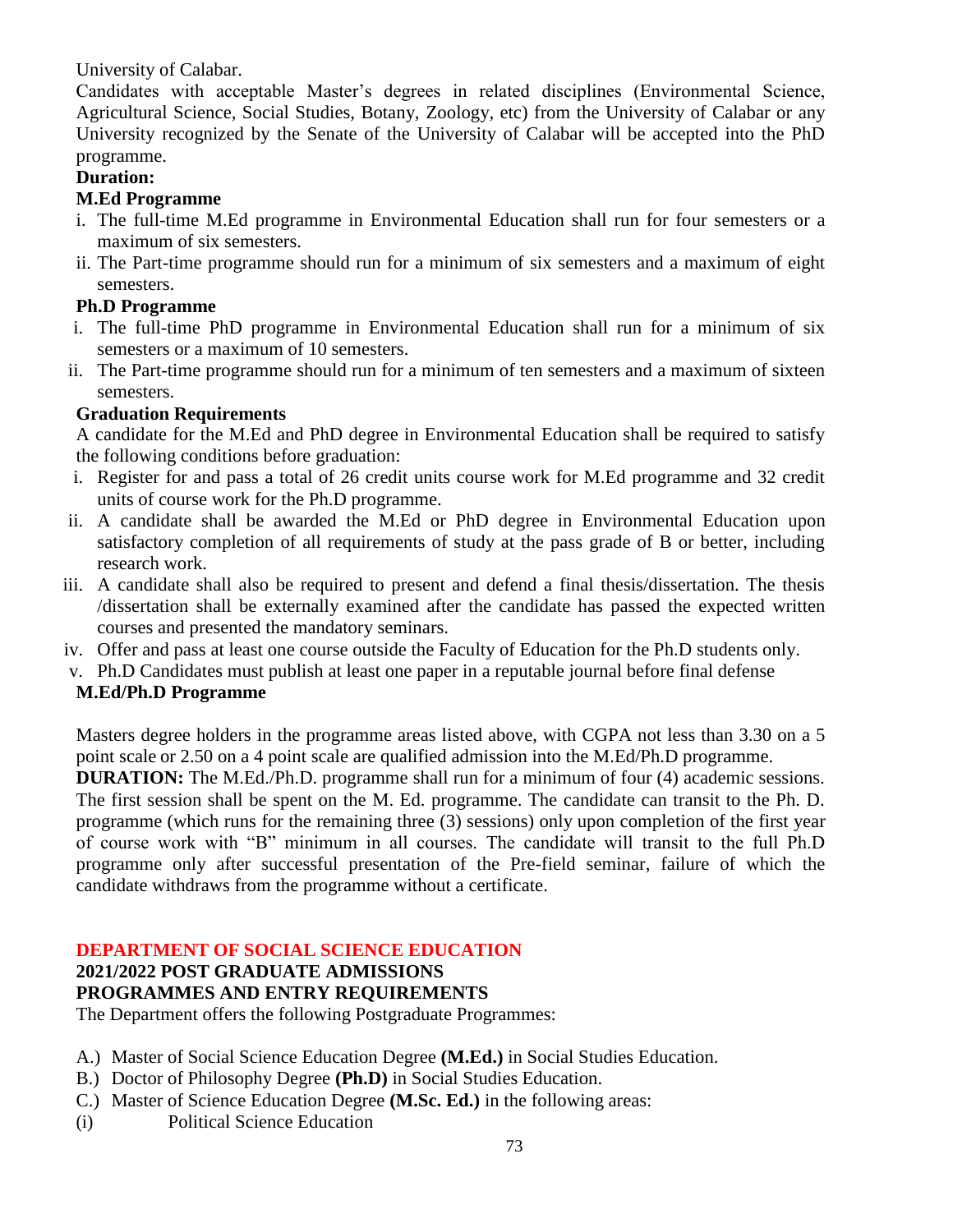University of Calabar.

Candidates with acceptable Master's degrees in related disciplines (Environmental Science, Agricultural Science, Social Studies, Botany, Zoology, etc) from the University of Calabar or any University recognized by the Senate of the University of Calabar will be accepted into the PhD programme.

**Duration:**

**M.Ed Programme**

i. The full-time M.Ed programme in Environmental Education shall run for four semesters or a maximum of six semesters.
ii. The Part-time programme should run for a minimum of six semesters and a maximum of eight semesters.

**Ph.D Programme**

i. The full-time PhD programme in Environmental Education shall run for a minimum of six semesters or a maximum of 10 semesters.
ii. The Part-time programme should run for a minimum of ten semesters and a maximum of sixteen semesters.

**Graduation Requirements**

A candidate for the M.Ed and PhD degree in Environmental Education shall be required to satisfy the following conditions before graduation:

i. Register for and pass a total of 26 credit units course work for M.Ed programme and 32 credit units of course work for the Ph.D programme.
ii. A candidate shall be awarded the M.Ed or PhD degree in Environmental Education upon satisfactory completion of all requirements of study at the pass grade of B or better, including research work.
iii. A candidate shall also be required to present and defend a final thesis/dissertation. The thesis /dissertation shall be externally examined after the candidate has passed the expected written courses and presented the mandatory seminars.
iv. Offer and pass at least one course outside the Faculty of Education for the Ph.D students only.
v. Ph.D Candidates must publish at least one paper in a reputable journal before final defense

**M.Ed/Ph.D Programme**

Masters degree holders in the programme areas listed above, with CGPA not less than 3.30 on a 5 point scale or 2.50 on a 4 point scale are qualified admission into the M.Ed/Ph.D programme.

**DURATION:** The M.Ed./Ph.D. programme shall run for a minimum of four (4) academic sessions. The first session shall be spent on the M. Ed. programme. The candidate can transit to the Ph. D. programme (which runs for the remaining three (3) sessions) only upon completion of the first year of course work with "B" minimum in all courses. The candidate will transit to the full Ph.D programme only after successful presentation of the Pre-field seminar, failure of which the candidate withdraws from the programme without a certificate.

## DEPARTMENT OF SOCIAL SCIENCE EDUCATION

### 2021/2022 POST GRADUATE ADMISSIONS

### PROGRAMMES AND ENTRY REQUIREMENTS

The Department offers the following Postgraduate Programmes:

A.) Master of Social Science Education Degree **(M.Ed.)** in Social Studies Education.
B.) Doctor of Philosophy Degree **(Ph.D)** in Social Studies Education.
C.) Master of Science Education Degree **(M.Sc. Ed.)** in the following areas:

(i) Political Science Education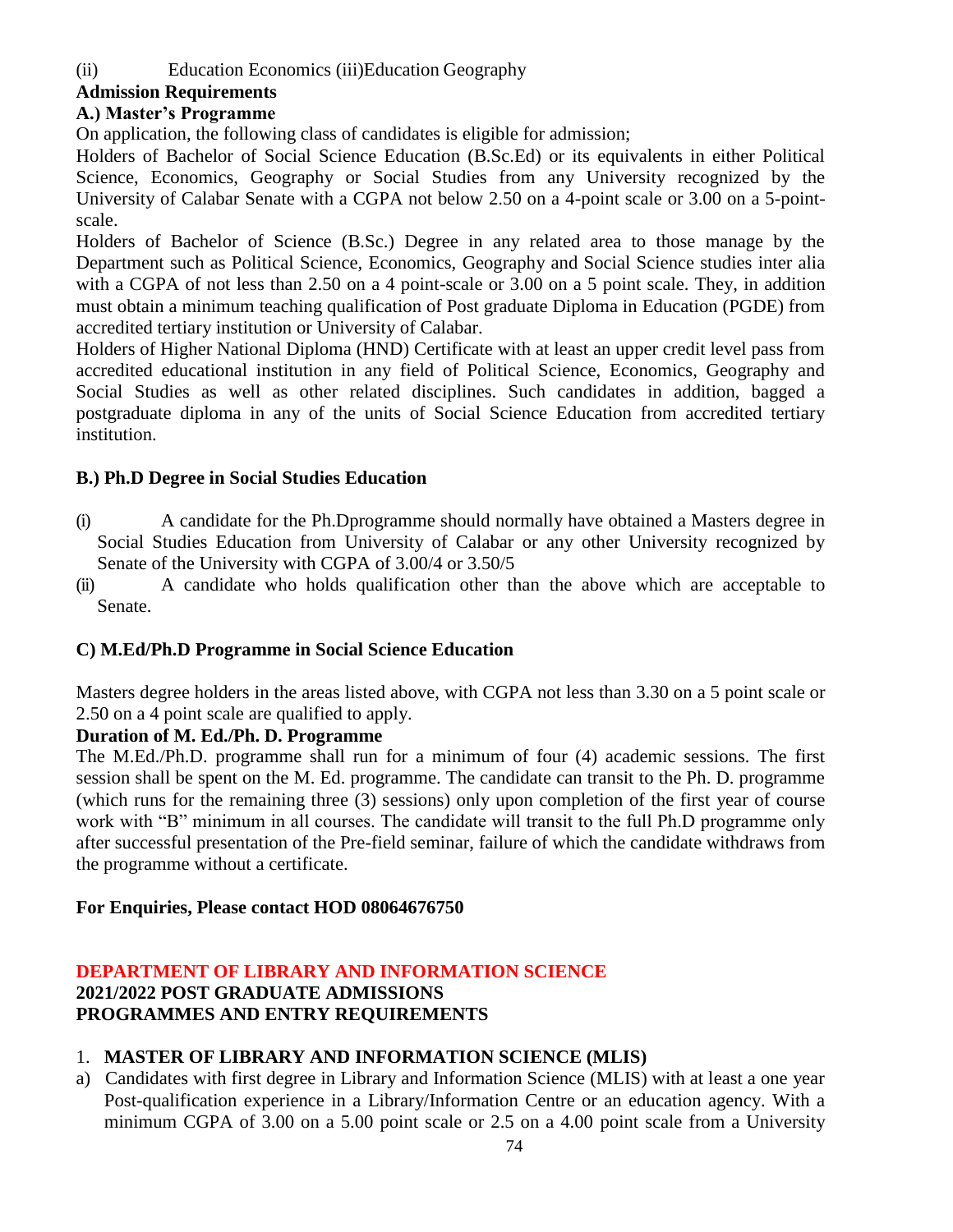(ii) Education Economics (iii)Education Geography

**Admission Requirements**

**A.) Master's Programme**

On application, the following class of candidates is eligible for admission;

Holders of Bachelor of Social Science Education (B.Sc.Ed) or its equivalents in either Political Science, Economics, Geography or Social Studies from any University recognized by the University of Calabar Senate with a CGPA not below 2.50 on a 4-point scale or 3.00 on a 5-point-scale.

Holders of Bachelor of Science (B.Sc.) Degree in any related area to those manage by the Department such as Political Science, Economics, Geography and Social Science studies inter alia with a CGPA of not less than 2.50 on a 4 point-scale or 3.00 on a 5 point scale. They, in addition must obtain a minimum teaching qualification of Post graduate Diploma in Education (PGDE) from accredited tertiary institution or University of Calabar.

Holders of Higher National Diploma (HND) Certificate with at least an upper credit level pass from accredited educational institution in any field of Political Science, Economics, Geography and Social Studies as well as other related disciplines. Such candidates in addition, bagged a postgraduate diploma in any of the units of Social Science Education from accredited tertiary institution.

**B.) Ph.D Degree in Social Studies Education**

(i) A candidate for the Ph.Dprogramme should normally have obtained a Masters degree in Social Studies Education from University of Calabar or any other University recognized by Senate of the University with CGPA of 3.00/4 or 3.50/5

(ii) A candidate who holds qualification other than the above which are acceptable to Senate.

**C) M.Ed/Ph.D Programme in Social Science Education**

Masters degree holders in the areas listed above, with CGPA not less than 3.30 on a 5 point scale or 2.50 on a 4 point scale are qualified to apply.

**Duration of M. Ed./Ph. D. Programme**

The M.Ed./Ph.D. programme shall run for a minimum of four (4) academic sessions. The first session shall be spent on the M. Ed. programme. The candidate can transit to the Ph. D. programme (which runs for the remaining three (3) sessions) only upon completion of the first year of course work with "B" minimum in all courses. The candidate will transit to the full Ph.D programme only after successful presentation of the Pre-field seminar, failure of which the candidate withdraws from the programme without a certificate.

**For Enquiries, Please contact HOD 08064676750**

## DEPARTMENT OF LIBRARY AND INFORMATION SCIENCE

**2021/2022 POST GRADUATE ADMISSIONS**

**PROGRAMMES AND ENTRY REQUIREMENTS**

1. **MASTER OF LIBRARY AND INFORMATION SCIENCE (MLIS)**

a) Candidates with first degree in Library and Information Science (MLIS) with at least a one year Post-qualification experience in a Library/Information Centre or an education agency. With a minimum CGPA of 3.00 on a 5.00 point scale or 2.5 on a 4.00 point scale from a University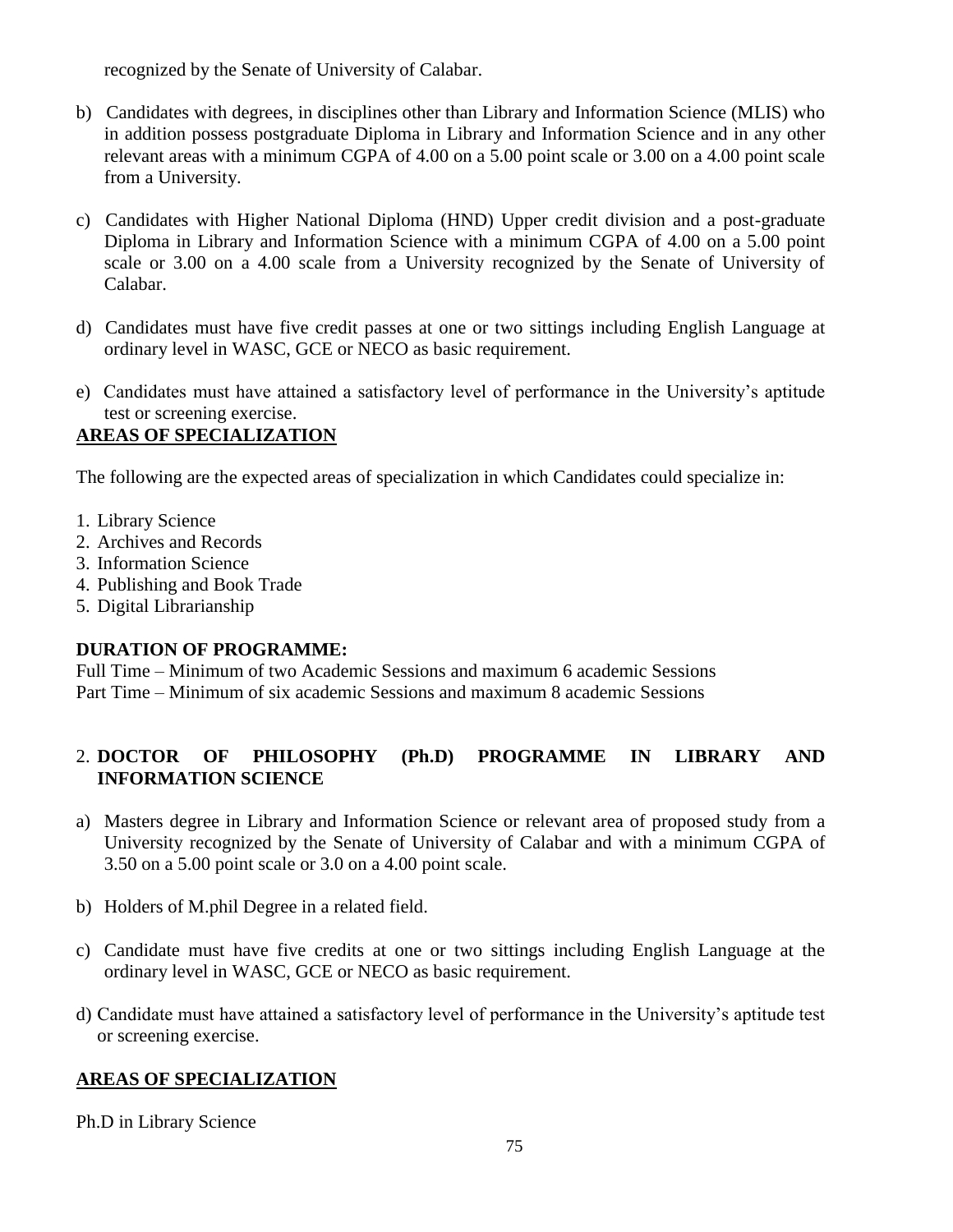recognized by the Senate of University of Calabar.

b) Candidates with degrees, in disciplines other than Library and Information Science (MLIS) who in addition possess postgraduate Diploma in Library and Information Science and in any other relevant areas with a minimum CGPA of 4.00 on a 5.00 point scale or 3.00 on a 4.00 point scale from a University.

c) Candidates with Higher National Diploma (HND) Upper credit division and a post-graduate Diploma in Library and Information Science with a minimum CGPA of 4.00 on a 5.00 point scale or 3.00 on a 4.00 scale from a University recognized by the Senate of University of Calabar.

d) Candidates must have five credit passes at one or two sittings including English Language at ordinary level in WASC, GCE or NECO as basic requirement.

e) Candidates must have attained a satisfactory level of performance in the University's aptitude test or screening exercise.

**AREAS OF SPECIALIZATION**

The following are the expected areas of specialization in which Candidates could specialize in:

1. Library Science
2. Archives and Records
3. Information Science
4. Publishing and Book Trade
5. Digital Librarianship

**DURATION OF PROGRAMME:**

Full Time – Minimum of two Academic Sessions and maximum 6 academic Sessions
Part Time – Minimum of six academic Sessions and maximum 8 academic Sessions

## 2. DOCTOR OF PHILOSOPHY (Ph.D) PROGRAMME IN LIBRARY AND INFORMATION SCIENCE

a) Masters degree in Library and Information Science or relevant area of proposed study from a University recognized by the Senate of University of Calabar and with a minimum CGPA of 3.50 on a 5.00 point scale or 3.0 on a 4.00 point scale.

b) Holders of M.phil Degree in a related field.

c) Candidate must have five credits at one or two sittings including English Language at the ordinary level in WASC, GCE or NECO as basic requirement.

d) Candidate must have attained a satisfactory level of performance in the University's aptitude test or screening exercise.

**AREAS OF SPECIALIZATION**

Ph.D in Library Science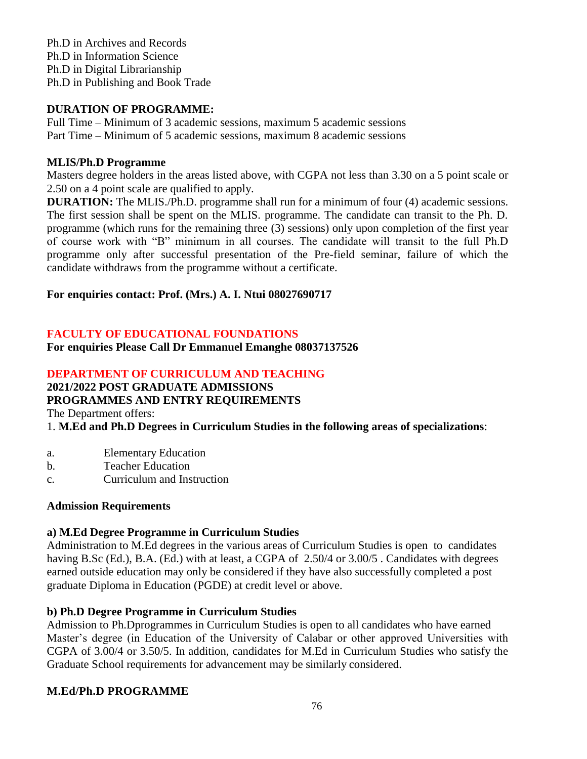Ph.D in Archives and Records
Ph.D in Information Science
Ph.D in Digital Librarianship
Ph.D in Publishing and Book Trade

**DURATION OF PROGRAMME:**
Full Time – Minimum of 3 academic sessions, maximum 5 academic sessions
Part Time – Minimum of 5 academic sessions, maximum 8 academic sessions

**MLIS/Ph.D Programme**
Masters degree holders in the areas listed above, with CGPA not less than 3.30 on a 5 point scale or 2.50 on a 4 point scale are qualified to apply.
**DURATION:** The MLIS./Ph.D. programme shall run for a minimum of four (4) academic sessions. The first session shall be spent on the MLIS. programme. The candidate can transit to the Ph. D. programme (which runs for the remaining three (3) sessions) only upon completion of the first year of course work with "B" minimum in all courses. The candidate will transit to the full Ph.D programme only after successful presentation of the Pre-field seminar, failure of which the candidate withdraws from the programme without a certificate.

**For enquiries contact: Prof. (Mrs.) A. I. Ntui 08027690717**

## FACULTY OF EDUCATIONAL FOUNDATIONS

**For enquiries Please Call Dr Emmanuel Emanghe 08037137526**

## DEPARTMENT OF CURRICULUM AND TEACHING

**2021/2022 POST GRADUATE ADMISSIONS**
**PROGRAMMES AND ENTRY REQUIREMENTS**

The Department offers:
1. **M.Ed and Ph.D Degrees in Curriculum Studies in the following areas of specializations**:

a. Elementary Education
b. Teacher Education
c. Curriculum and Instruction

**Admission Requirements**

**a) M.Ed Degree Programme in Curriculum Studies**
Administration to M.Ed degrees in the various areas of Curriculum Studies is open to candidates having B.Sc (Ed.), B.A. (Ed.) with at least, a CGPA of 2.50/4 or 3.00/5 . Candidates with degrees earned outside education may only be considered if they have also successfully completed a post graduate Diploma in Education (PGDE) at credit level or above.

**b) Ph.D Degree Programme in Curriculum Studies**
Admission to Ph.Dprogrammes in Curriculum Studies is open to all candidates who have earned Master's degree (in Education of the University of Calabar or other approved Universities with CGPA of 3.00/4 or 3.50/5. In addition, candidates for M.Ed in Curriculum Studies who satisfy the Graduate School requirements for advancement may be similarly considered.

**M.Ed/Ph.D PROGRAMME**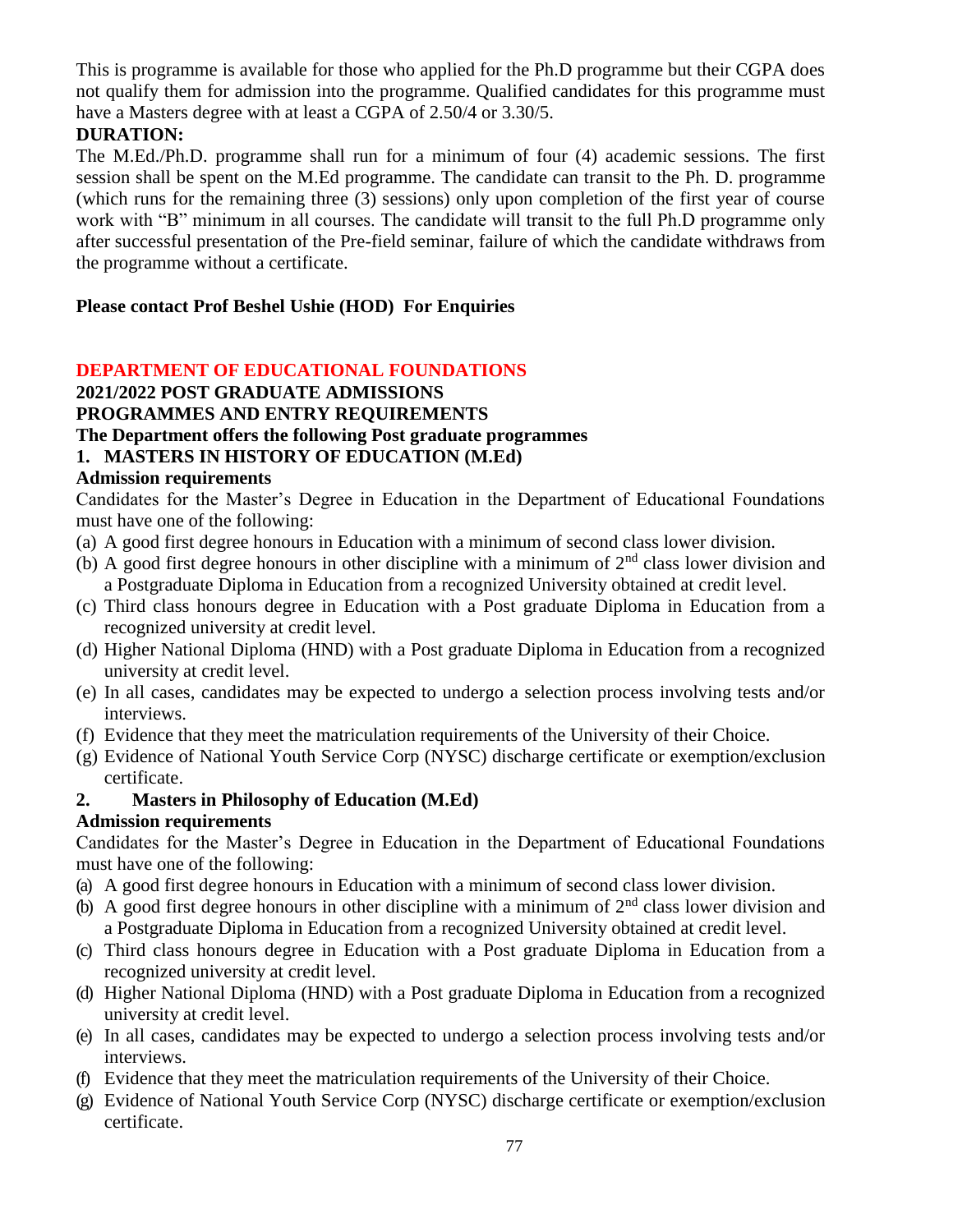This is programme is available for those who applied for the Ph.D programme but their CGPA does not qualify them for admission into the programme. Qualified candidates for this programme must have a Masters degree with at least a CGPA of 2.50/4 or 3.30/5.

**DURATION:**

The M.Ed./Ph.D. programme shall run for a minimum of four (4) academic sessions. The first session shall be spent on the M.Ed programme. The candidate can transit to the Ph. D. programme (which runs for the remaining three (3) sessions) only upon completion of the first year of course work with "B" minimum in all courses. The candidate will transit to the full Ph.D programme only after successful presentation of the Pre-field seminar, failure of which the candidate withdraws from the programme without a certificate.

**Please contact Prof Beshel Ushie (HOD) For Enquiries**

## DEPARTMENT OF EDUCATIONAL FOUNDATIONS

**2021/2022 POST GRADUATE ADMISSIONS**

**PROGRAMMES AND ENTRY REQUIREMENTS**

**The Department offers the following Post graduate programmes**

### 1. MASTERS IN HISTORY OF EDUCATION (M.Ed)

**Admission requirements**

Candidates for the Master's Degree in Education in the Department of Educational Foundations must have one of the following:

(a) A good first degree honours in Education with a minimum of second class lower division.
(b) A good first degree honours in other discipline with a minimum of 2nd class lower division and a Postgraduate Diploma in Education from a recognized University obtained at credit level.
(c) Third class honours degree in Education with a Post graduate Diploma in Education from a recognized university at credit level.
(d) Higher National Diploma (HND) with a Post graduate Diploma in Education from a recognized university at credit level.
(e) In all cases, candidates may be expected to undergo a selection process involving tests and/or interviews.
(f) Evidence that they meet the matriculation requirements of the University of their Choice.
(g) Evidence of National Youth Service Corp (NYSC) discharge certificate or exemption/exclusion certificate.

### 2. Masters in Philosophy of Education (M.Ed)

**Admission requirements**

Candidates for the Master's Degree in Education in the Department of Educational Foundations must have one of the following:

(a) A good first degree honours in Education with a minimum of second class lower division.
(b) A good first degree honours in other discipline with a minimum of 2nd class lower division and a Postgraduate Diploma in Education from a recognized University obtained at credit level.
(c) Third class honours degree in Education with a Post graduate Diploma in Education from a recognized university at credit level.
(d) Higher National Diploma (HND) with a Post graduate Diploma in Education from a recognized university at credit level.
(e) In all cases, candidates may be expected to undergo a selection process involving tests and/or interviews.
(f) Evidence that they meet the matriculation requirements of the University of their Choice.
(g) Evidence of National Youth Service Corp (NYSC) discharge certificate or exemption/exclusion certificate.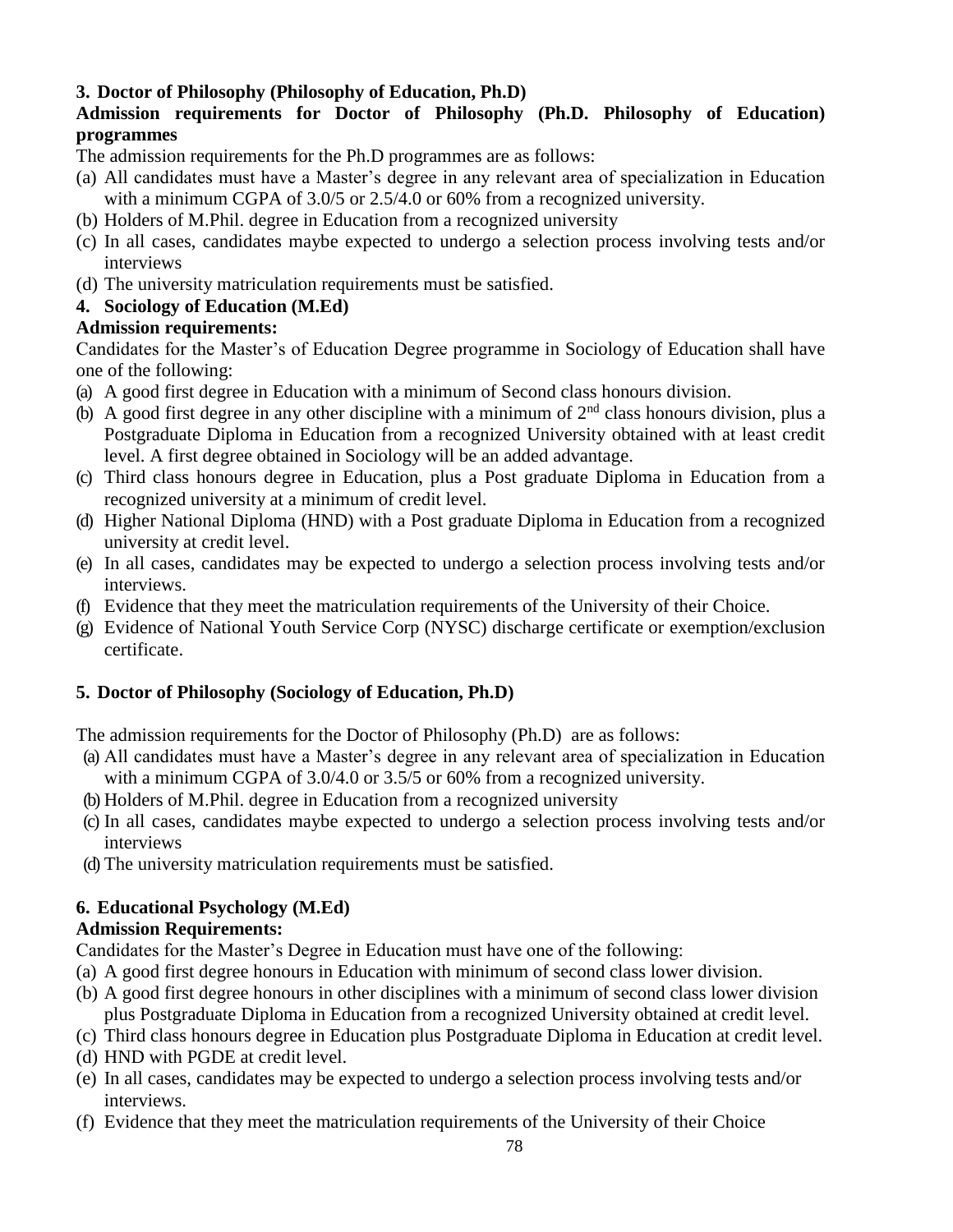### 3. Doctor of Philosophy (Philosophy of Education, Ph.D)

**Admission requirements for Doctor of Philosophy (Ph.D. Philosophy of Education) programmes**

The admission requirements for the Ph.D programmes are as follows:

(a) All candidates must have a Master's degree in any relevant area of specialization in Education with a minimum CGPA of 3.0/5 or 2.5/4.0 or 60% from a recognized university.
(b) Holders of M.Phil. degree in Education from a recognized university
(c) In all cases, candidates maybe expected to undergo a selection process involving tests and/or interviews
(d) The university matriculation requirements must be satisfied.

### 4. Sociology of Education (M.Ed)

**Admission requirements:**

Candidates for the Master's of Education Degree programme in Sociology of Education shall have one of the following:

(a) A good first degree in Education with a minimum of Second class honours division.
(b) A good first degree in any other discipline with a minimum of 2nd class honours division, plus a Postgraduate Diploma in Education from a recognized University obtained with at least credit level. A first degree obtained in Sociology will be an added advantage.
(c) Third class honours degree in Education, plus a Post graduate Diploma in Education from a recognized university at a minimum of credit level.
(d) Higher National Diploma (HND) with a Post graduate Diploma in Education from a recognized university at credit level.
(e) In all cases, candidates may be expected to undergo a selection process involving tests and/or interviews.
(f) Evidence that they meet the matriculation requirements of the University of their Choice.
(g) Evidence of National Youth Service Corp (NYSC) discharge certificate or exemption/exclusion certificate.

### 5. Doctor of Philosophy (Sociology of Education, Ph.D)

The admission requirements for the Doctor of Philosophy (Ph.D) are as follows:

(a) All candidates must have a Master's degree in any relevant area of specialization in Education with a minimum CGPA of 3.0/4.0 or 3.5/5 or 60% from a recognized university.
(b) Holders of M.Phil. degree in Education from a recognized university
(c) In all cases, candidates maybe expected to undergo a selection process involving tests and/or interviews
(d) The university matriculation requirements must be satisfied.

### 6. Educational Psychology (M.Ed)

**Admission Requirements:**

Candidates for the Master's Degree in Education must have one of the following:

(a) A good first degree honours in Education with minimum of second class lower division.
(b) A good first degree honours in other disciplines with a minimum of second class lower division plus Postgraduate Diploma in Education from a recognized University obtained at credit level.
(c) Third class honours degree in Education plus Postgraduate Diploma in Education at credit level.
(d) HND with PGDE at credit level.
(e) In all cases, candidates may be expected to undergo a selection process involving tests and/or interviews.
(f) Evidence that they meet the matriculation requirements of the University of their Choice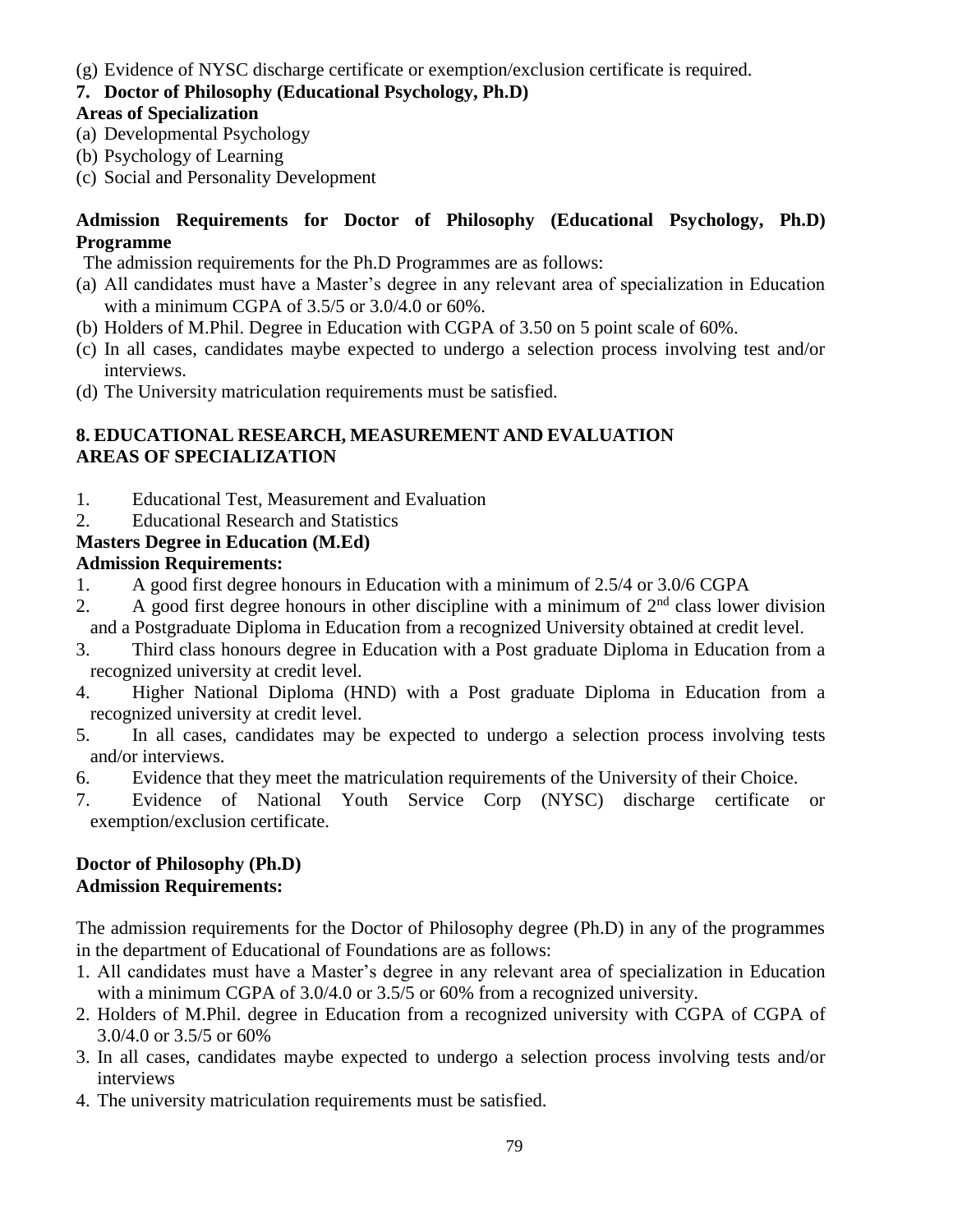(g) Evidence of NYSC discharge certificate or exemption/exclusion certificate is required.

**7. Doctor of Philosophy (Educational Psychology, Ph.D)**

**Areas of Specialization**

(a) Developmental Psychology
(b) Psychology of Learning
(c) Social and Personality Development

**Admission Requirements for Doctor of Philosophy (Educational Psychology, Ph.D) Programme**

The admission requirements for the Ph.D Programmes are as follows:

(a) All candidates must have a Master's degree in any relevant area of specialization in Education with a minimum CGPA of 3.5/5 or 3.0/4.0 or 60%.
(b) Holders of M.Phil. Degree in Education with CGPA of 3.50 on 5 point scale of 60%.
(c) In all cases, candidates maybe expected to undergo a selection process involving test and/or interviews.
(d) The University matriculation requirements must be satisfied.

**8. EDUCATIONAL RESEARCH, MEASUREMENT AND EVALUATION**
**AREAS OF SPECIALIZATION**

1. Educational Test, Measurement and Evaluation
2. Educational Research and Statistics

**Masters Degree in Education (M.Ed)**

**Admission Requirements:**

1. A good first degree honours in Education with a minimum of 2.5/4 or 3.0/6 CGPA
2. A good first degree honours in other discipline with a minimum of 2nd class lower division and a Postgraduate Diploma in Education from a recognized University obtained at credit level.
3. Third class honours degree in Education with a Post graduate Diploma in Education from a recognized university at credit level.
4. Higher National Diploma (HND) with a Post graduate Diploma in Education from a recognized university at credit level.
5. In all cases, candidates may be expected to undergo a selection process involving tests and/or interviews.
6. Evidence that they meet the matriculation requirements of the University of their Choice.
7. Evidence of National Youth Service Corp (NYSC) discharge certificate or exemption/exclusion certificate.

**Doctor of Philosophy (Ph.D)**

**Admission Requirements:**

The admission requirements for the Doctor of Philosophy degree (Ph.D) in any of the programmes in the department of Educational of Foundations are as follows:

1. All candidates must have a Master's degree in any relevant area of specialization in Education with a minimum CGPA of 3.0/4.0 or 3.5/5 or 60% from a recognized university.
2. Holders of M.Phil. degree in Education from a recognized university with CGPA of CGPA of 3.0/4.0 or 3.5/5 or 60%
3. In all cases, candidates maybe expected to undergo a selection process involving tests and/or interviews
4. The university matriculation requirements must be satisfied.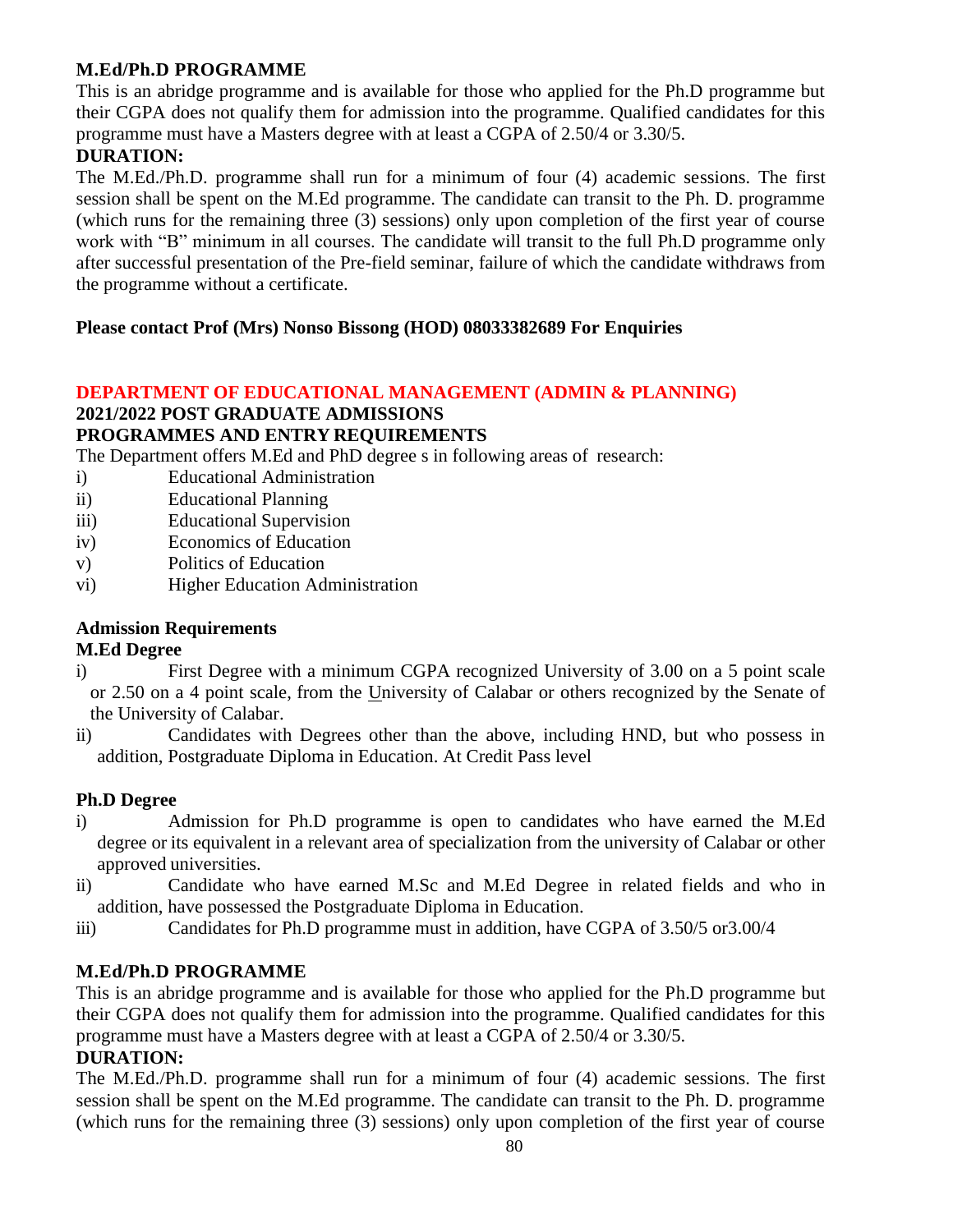## M.Ed/Ph.D PROGRAMME

This is an abridge programme and is available for those who applied for the Ph.D programme but their CGPA does not qualify them for admission into the programme. Qualified candidates for this programme must have a Masters degree with at least a CGPA of 2.50/4 or 3.30/5.

**DURATION:**

The M.Ed./Ph.D. programme shall run for a minimum of four (4) academic sessions. The first session shall be spent on the M.Ed programme. The candidate can transit to the Ph. D. programme (which runs for the remaining three (3) sessions) only upon completion of the first year of course work with "B" minimum in all courses. The candidate will transit to the full Ph.D programme only after successful presentation of the Pre-field seminar, failure of which the candidate withdraws from the programme without a certificate.

**Please contact Prof (Mrs) Nonso Bissong (HOD) 08033382689 For Enquiries**

# DEPARTMENT OF EDUCATIONAL MANAGEMENT (ADMIN & PLANNING)

## 2021/2022 POST GRADUATE ADMISSIONS

## PROGRAMMES AND ENTRY REQUIREMENTS

The Department offers M.Ed and PhD degree s in following areas of research:

i) Educational Administration
ii) Educational Planning
iii) Educational Supervision
iv) Economics of Education
v) Politics of Education
vi) Higher Education Administration

### Admission Requirements

**M.Ed Degree**

i) First Degree with a minimum CGPA recognized University of 3.00 on a 5 point scale or 2.50 on a 4 point scale, from the University of Calabar or others recognized by the Senate of the University of Calabar.

ii) Candidates with Degrees other than the above, including HND, but who possess in addition, Postgraduate Diploma in Education. At Credit Pass level

**Ph.D Degree**

i) Admission for Ph.D programme is open to candidates who have earned the M.Ed degree or its equivalent in a relevant area of specialization from the university of Calabar or other approved universities.

ii) Candidate who have earned M.Sc and M.Ed Degree in related fields and who in addition, have possessed the Postgraduate Diploma in Education.

iii) Candidates for Ph.D programme must in addition, have CGPA of 3.50/5 or3.00/4

## M.Ed/Ph.D PROGRAMME

This is an abridge programme and is available for those who applied for the Ph.D programme but their CGPA does not qualify them for admission into the programme. Qualified candidates for this programme must have a Masters degree with at least a CGPA of 2.50/4 or 3.30/5.

**DURATION:**

The M.Ed./Ph.D. programme shall run for a minimum of four (4) academic sessions. The first session shall be spent on the M.Ed programme. The candidate can transit to the Ph. D. programme (which runs for the remaining three (3) sessions) only upon completion of the first year of course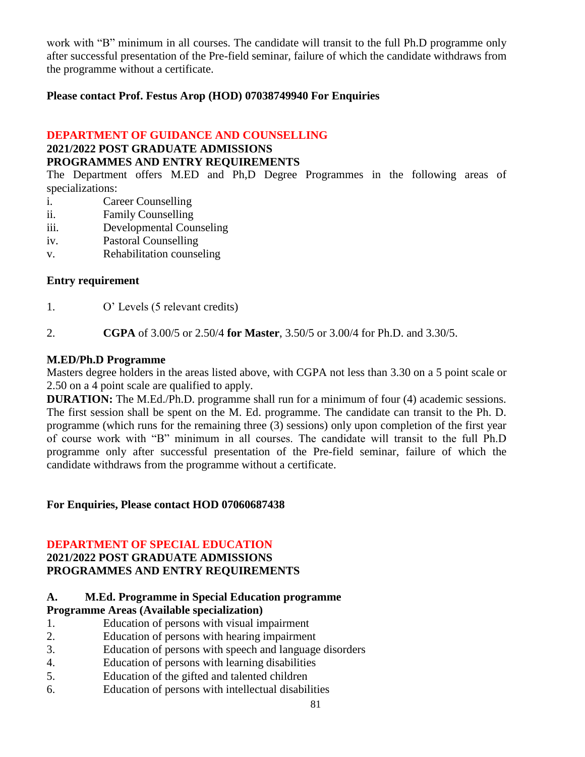work with "B" minimum in all courses. The candidate will transit to the full Ph.D programme only after successful presentation of the Pre-field seminar, failure of which the candidate withdraws from the programme without a certificate.

**Please contact Prof. Festus Arop (HOD) 07038749940 For Enquiries**

## DEPARTMENT OF GUIDANCE AND COUNSELLING

**2021/2022 POST GRADUATE ADMISSIONS**
**PROGRAMMES AND ENTRY REQUIREMENTS**

The Department offers M.ED and Ph,D Degree Programmes in the following areas of specializations:

i. Career Counselling
ii. Family Counselling
iii. Developmental Counseling
iv. Pastoral Counselling
v. Rehabilitation counseling

**Entry requirement**

1. O' Levels (5 relevant credits)

2. **CGPA** of 3.00/5 or 2.50/4 **for Master**, 3.50/5 or 3.00/4 for Ph.D. and 3.30/5.

**M.ED/Ph.D Programme**

Masters degree holders in the areas listed above, with CGPA not less than 3.30 on a 5 point scale or 2.50 on a 4 point scale are qualified to apply.

**DURATION:** The M.Ed./Ph.D. programme shall run for a minimum of four (4) academic sessions. The first session shall be spent on the M. Ed. programme. The candidate can transit to the Ph. D. programme (which runs for the remaining three (3) sessions) only upon completion of the first year of course work with "B" minimum in all courses. The candidate will transit to the full Ph.D programme only after successful presentation of the Pre-field seminar, failure of which the candidate withdraws from the programme without a certificate.

**For Enquiries, Please contact HOD 07060687438**

## DEPARTMENT OF SPECIAL EDUCATION

**2021/2022 POST GRADUATE ADMISSIONS**
**PROGRAMMES AND ENTRY REQUIREMENTS**

**A. M.Ed. Programme in Special Education programme**
**Programme Areas (Available specialization)**

1. Education of persons with visual impairment
2. Education of persons with hearing impairment
3. Education of persons with speech and language disorders
4. Education of persons with learning disabilities
5. Education of the gifted and talented children
6. Education of persons with intellectual disabilities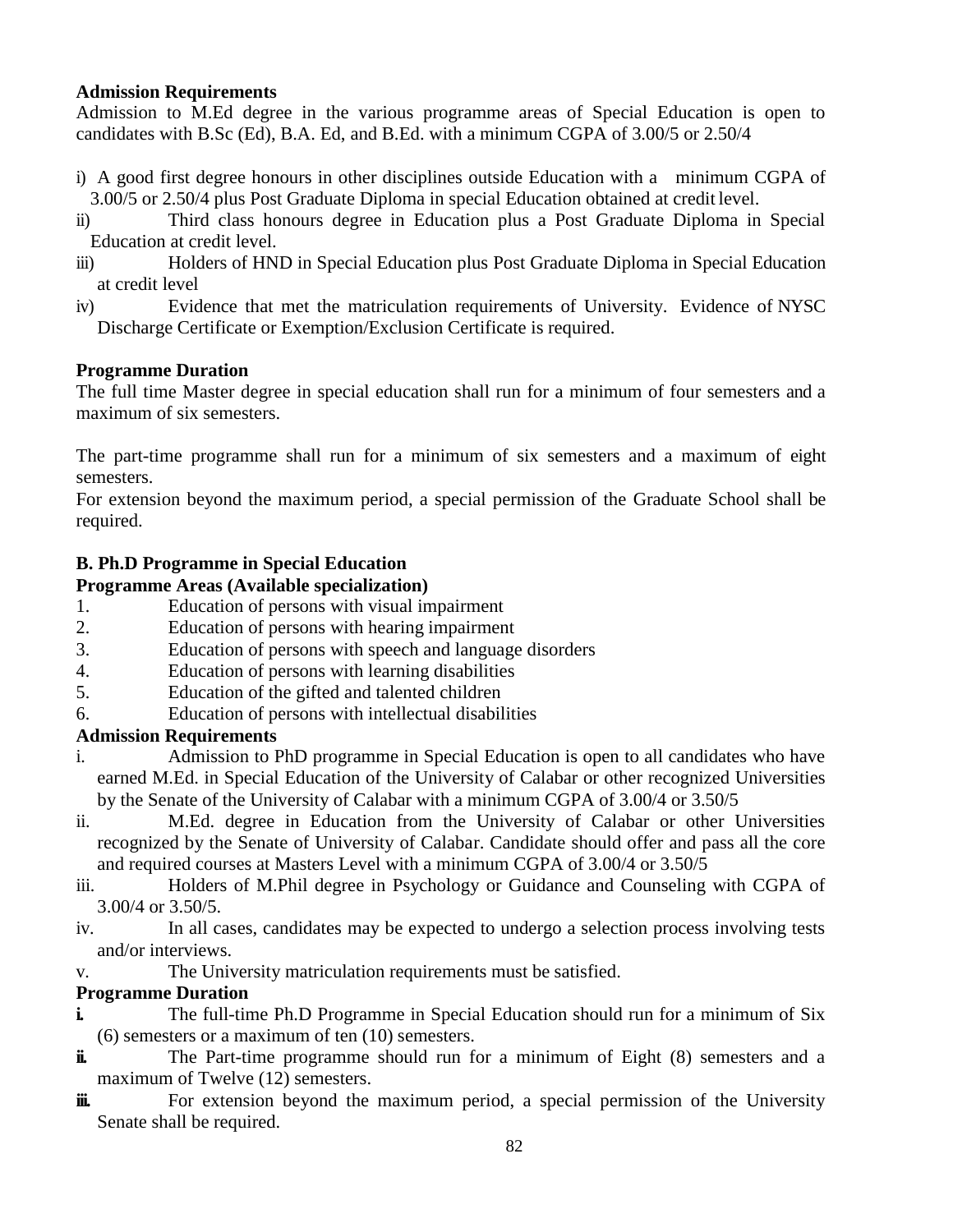**Admission Requirements**

Admission to M.Ed degree in the various programme areas of Special Education is open to candidates with B.Sc (Ed), B.A. Ed, and B.Ed. with a minimum CGPA of 3.00/5 or 2.50/4

i) A good first degree honours in other disciplines outside Education with a minimum CGPA of 3.00/5 or 2.50/4 plus Post Graduate Diploma in special Education obtained at credit level.

ii) Third class honours degree in Education plus a Post Graduate Diploma in Special Education at credit level.

iii) Holders of HND in Special Education plus Post Graduate Diploma in Special Education at credit level

iv) Evidence that met the matriculation requirements of University. Evidence of NYSC Discharge Certificate or Exemption/Exclusion Certificate is required.

**Programme Duration**

The full time Master degree in special education shall run for a minimum of four semesters and a maximum of six semesters.

The part-time programme shall run for a minimum of six semesters and a maximum of eight semesters.

For extension beyond the maximum period, a special permission of the Graduate School shall be required.

**B. Ph.D Programme in Special Education**

**Programme Areas (Available specialization)**

1. Education of persons with visual impairment
2. Education of persons with hearing impairment
3. Education of persons with speech and language disorders
4. Education of persons with learning disabilities
5. Education of the gifted and talented children
6. Education of persons with intellectual disabilities

**Admission Requirements**

i. Admission to PhD programme in Special Education is open to all candidates who have earned M.Ed. in Special Education of the University of Calabar or other recognized Universities by the Senate of the University of Calabar with a minimum CGPA of 3.00/4 or 3.50/5

ii. M.Ed. degree in Education from the University of Calabar or other Universities recognized by the Senate of University of Calabar. Candidate should offer and pass all the core and required courses at Masters Level with a minimum CGPA of 3.00/4 or 3.50/5

iii. Holders of M.Phil degree in Psychology or Guidance and Counseling with CGPA of 3.00/4 or 3.50/5.

iv. In all cases, candidates may be expected to undergo a selection process involving tests and/or interviews.

v. The University matriculation requirements must be satisfied.

**Programme Duration**

**i.** The full-time Ph.D Programme in Special Education should run for a minimum of Six (6) semesters or a maximum of ten (10) semesters.

**ii.** The Part-time programme should run for a minimum of Eight (8) semesters and a maximum of Twelve (12) semesters.

**iii.** For extension beyond the maximum period, a special permission of the University Senate shall be required.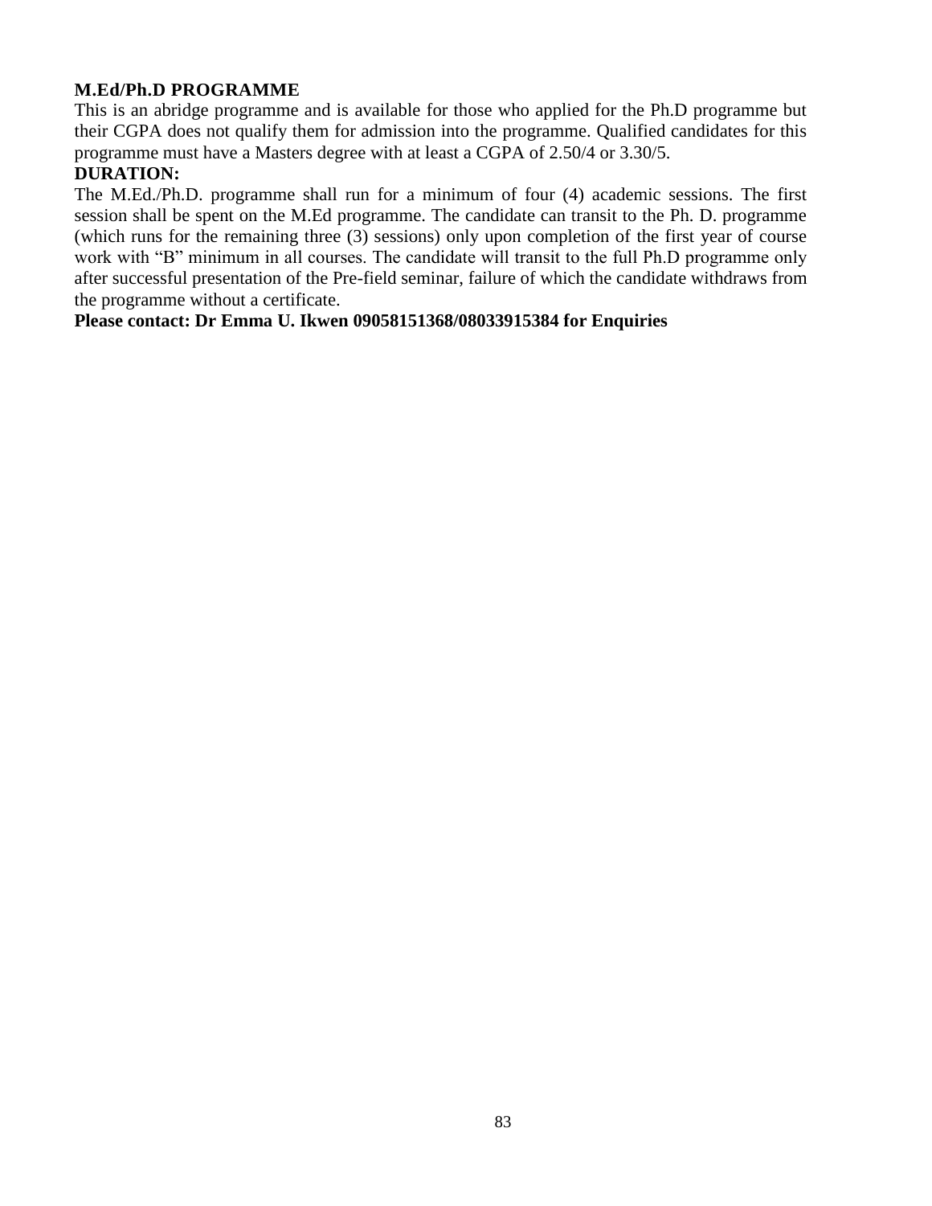**M.Ed/Ph.D PROGRAMME**

This is an abridge programme and is available for those who applied for the Ph.D programme but their CGPA does not qualify them for admission into the programme. Qualified candidates for this programme must have a Masters degree with at least a CGPA of 2.50/4 or 3.30/5.

**DURATION:**

The M.Ed./Ph.D. programme shall run for a minimum of four (4) academic sessions. The first session shall be spent on the M.Ed programme. The candidate can transit to the Ph. D. programme (which runs for the remaining three (3) sessions) only upon completion of the first year of course work with "B" minimum in all courses. The candidate will transit to the full Ph.D programme only after successful presentation of the Pre-field seminar, failure of which the candidate withdraws from the programme without a certificate.

**Please contact: Dr Emma U. Ikwen 09058151368/08033915384 for Enquiries**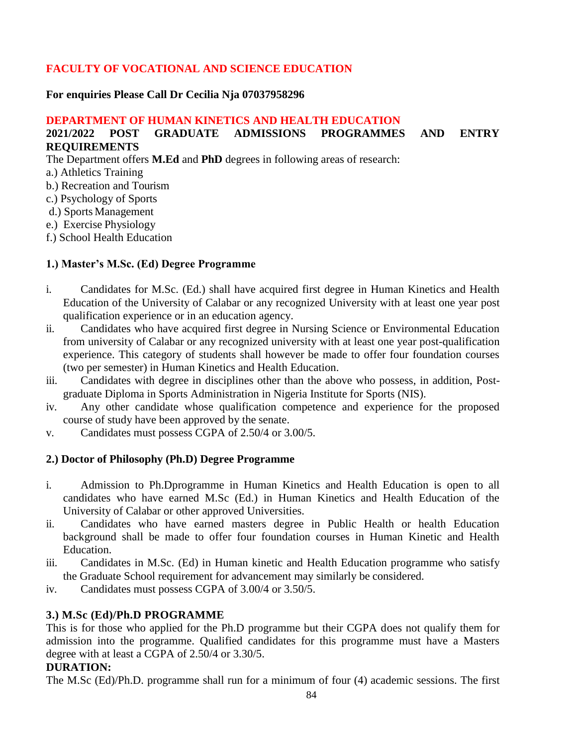## FACULTY OF VOCATIONAL AND SCIENCE EDUCATION

**For enquiries Please Call Dr Cecilia Nja 07037958296**

### DEPARTMENT OF HUMAN KINETICS AND HEALTH EDUCATION

**2021/2022 POST GRADUATE ADMISSIONS PROGRAMMES AND ENTRY REQUIREMENTS**

The Department offers **M.Ed** and **PhD** degrees in following areas of research:

a.) Athletics Training
b.) Recreation and Tourism
c.) Psychology of Sports
d.) Sports Management
e.) Exercise Physiology
f.) School Health Education

#### 1.) Master's M.Sc. (Ed) Degree Programme

i. Candidates for M.Sc. (Ed.) shall have acquired first degree in Human Kinetics and Health Education of the University of Calabar or any recognized University with at least one year post qualification experience or in an education agency.

ii. Candidates who have acquired first degree in Nursing Science or Environmental Education from university of Calabar or any recognized university with at least one year post-qualification experience. This category of students shall however be made to offer four foundation courses (two per semester) in Human Kinetics and Health Education.

iii. Candidates with degree in disciplines other than the above who possess, in addition, Post-graduate Diploma in Sports Administration in Nigeria Institute for Sports (NIS).

iv. Any other candidate whose qualification competence and experience for the proposed course of study have been approved by the senate.

v. Candidates must possess CGPA of 2.50/4 or 3.00/5.

#### 2.) Doctor of Philosophy (Ph.D) Degree Programme

i. Admission to Ph.Dprogramme in Human Kinetics and Health Education is open to all candidates who have earned M.Sc (Ed.) in Human Kinetics and Health Education of the University of Calabar or other approved Universities.

ii. Candidates who have earned masters degree in Public Health or health Education background shall be made to offer four foundation courses in Human Kinetic and Health Education.

iii. Candidates in M.Sc. (Ed) in Human kinetic and Health Education programme who satisfy the Graduate School requirement for advancement may similarly be considered.

iv. Candidates must possess CGPA of 3.00/4 or 3.50/5.

#### 3.) M.Sc (Ed)/Ph.D PROGRAMME

This is for those who applied for the Ph.D programme but their CGPA does not qualify them for admission into the programme. Qualified candidates for this programme must have a Masters degree with at least a CGPA of 2.50/4 or 3.30/5.

**DURATION:**

The M.Sc (Ed)/Ph.D. programme shall run for a minimum of four (4) academic sessions. The first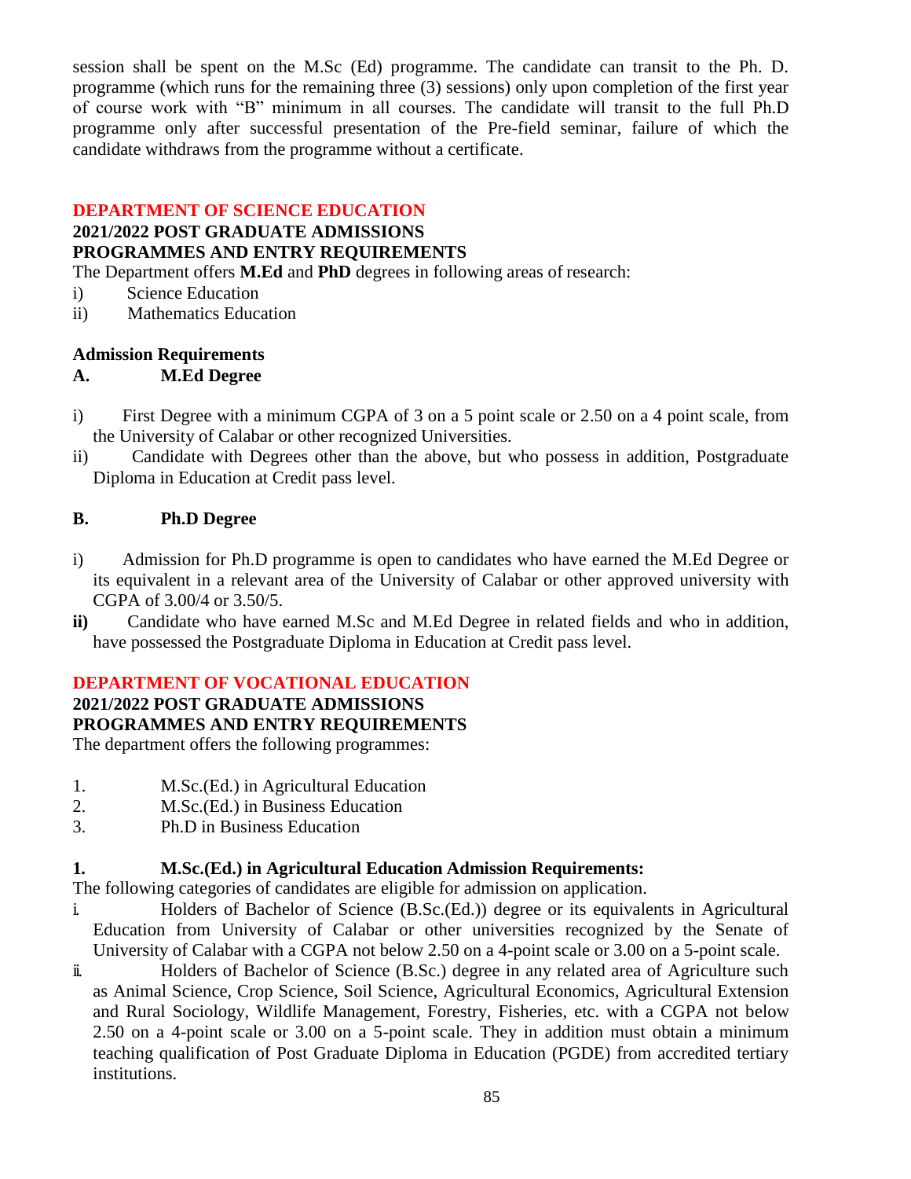session shall be spent on the M.Sc (Ed) programme. The candidate can transit to the Ph. D. programme (which runs for the remaining three (3) sessions) only upon completion of the first year of course work with "B" minimum in all courses. The candidate will transit to the full Ph.D programme only after successful presentation of the Pre-field seminar, failure of which the candidate withdraws from the programme without a certificate.

## DEPARTMENT OF SCIENCE EDUCATION

**2021/2022 POST GRADUATE ADMISSIONS**
**PROGRAMMES AND ENTRY REQUIREMENTS**

The Department offers **M.Ed** and **PhD** degrees in following areas of research:

i) Science Education
ii) Mathematics Education

**Admission Requirements**

**A. M.Ed Degree**

i) First Degree with a minimum CGPA of 3 on a 5 point scale or 2.50 on a 4 point scale, from the University of Calabar or other recognized Universities.
ii) Candidate with Degrees other than the above, but who possess in addition, Postgraduate Diploma in Education at Credit pass level.

**B. Ph.D Degree**

i) Admission for Ph.D programme is open to candidates who have earned the M.Ed Degree or its equivalent in a relevant area of the University of Calabar or other approved university with CGPA of 3.00/4 or 3.50/5.
**ii)** Candidate who have earned M.Sc and M.Ed Degree in related fields and who in addition, have possessed the Postgraduate Diploma in Education at Credit pass level.

## DEPARTMENT OF VOCATIONAL EDUCATION

**2021/2022 POST GRADUATE ADMISSIONS**
**PROGRAMMES AND ENTRY REQUIREMENTS**

The department offers the following programmes:

1. M.Sc.(Ed.) in Agricultural Education
2. M.Sc.(Ed.) in Business Education
3. Ph.D in Business Education

**1. M.Sc.(Ed.) in Agricultural Education Admission Requirements:**

The following categories of candidates are eligible for admission on application.

i. Holders of Bachelor of Science (B.Sc.(Ed.)) degree or its equivalents in Agricultural Education from University of Calabar or other universities recognized by the Senate of University of Calabar with a CGPA not below 2.50 on a 4-point scale or 3.00 on a 5-point scale.
ii. Holders of Bachelor of Science (B.Sc.) degree in any related area of Agriculture such as Animal Science, Crop Science, Soil Science, Agricultural Economics, Agricultural Extension and Rural Sociology, Wildlife Management, Forestry, Fisheries, etc. with a CGPA not below 2.50 on a 4-point scale or 3.00 on a 5-point scale. They in addition must obtain a minimum teaching qualification of Post Graduate Diploma in Education (PGDE) from accredited tertiary institutions.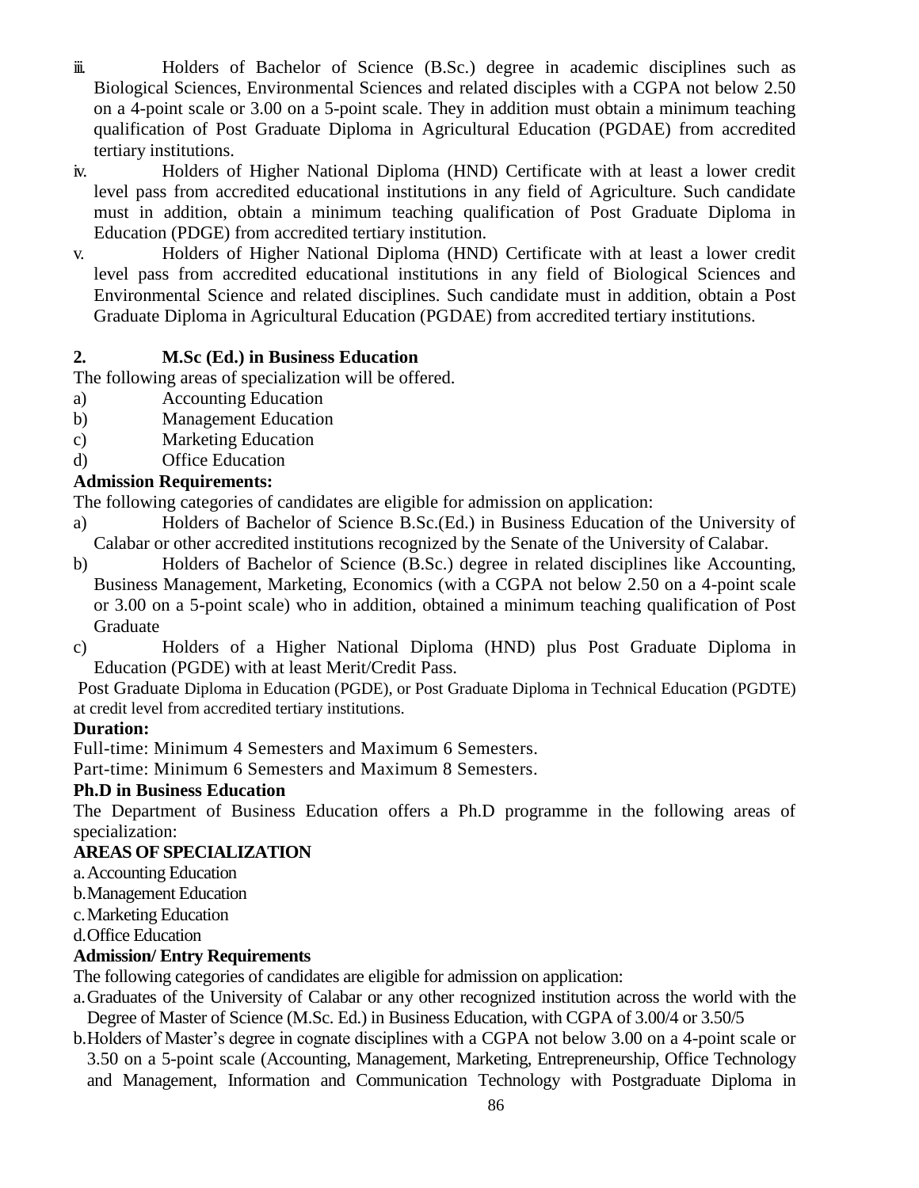iii. Holders of Bachelor of Science (B.Sc.) degree in academic disciplines such as Biological Sciences, Environmental Sciences and related disciples with a CGPA not below 2.50 on a 4-point scale or 3.00 on a 5-point scale. They in addition must obtain a minimum teaching qualification of Post Graduate Diploma in Agricultural Education (PGDAE) from accredited tertiary institutions.

iv. Holders of Higher National Diploma (HND) Certificate with at least a lower credit level pass from accredited educational institutions in any field of Agriculture. Such candidate must in addition, obtain a minimum teaching qualification of Post Graduate Diploma in Education (PDGE) from accredited tertiary institution.

v. Holders of Higher National Diploma (HND) Certificate with at least a lower credit level pass from accredited educational institutions in any field of Biological Sciences and Environmental Science and related disciplines. Such candidate must in addition, obtain a Post Graduate Diploma in Agricultural Education (PGDAE) from accredited tertiary institutions.

### 2. M.Sc (Ed.) in Business Education

The following areas of specialization will be offered.

a) Accounting Education
b) Management Education
c) Marketing Education
d) Office Education

**Admission Requirements:**

The following categories of candidates are eligible for admission on application:

a) Holders of Bachelor of Science B.Sc.(Ed.) in Business Education of the University of Calabar or other accredited institutions recognized by the Senate of the University of Calabar.

b) Holders of Bachelor of Science (B.Sc.) degree in related disciplines like Accounting, Business Management, Marketing, Economics (with a CGPA not below 2.50 on a 4-point scale or 3.00 on a 5-point scale) who in addition, obtained a minimum teaching qualification of Post Graduate

c) Holders of a Higher National Diploma (HND) plus Post Graduate Diploma in Education (PGDE) with at least Merit/Credit Pass.

Post Graduate Diploma in Education (PGDE), or Post Graduate Diploma in Technical Education (PGDTE) at credit level from accredited tertiary institutions.

**Duration:**

Full-time: Minimum 4 Semesters and Maximum 6 Semesters.

Part-time: Minimum 6 Semesters and Maximum 8 Semesters.

### Ph.D in Business Education

The Department of Business Education offers a Ph.D programme in the following areas of specialization:

**AREAS OF SPECIALIZATION**

a. Accounting Education
b. Management Education
c. Marketing Education
d. Office Education

**Admission/ Entry Requirements**

The following categories of candidates are eligible for admission on application:

a. Graduates of the University of Calabar or any other recognized institution across the world with the Degree of Master of Science (M.Sc. Ed.) in Business Education, with CGPA of 3.00/4 or 3.50/5

b. Holders of Master's degree in cognate disciplines with a CGPA not below 3.00 on a 4-point scale or 3.50 on a 5-point scale (Accounting, Management, Marketing, Entrepreneurship, Office Technology and Management, Information and Communication Technology with Postgraduate Diploma in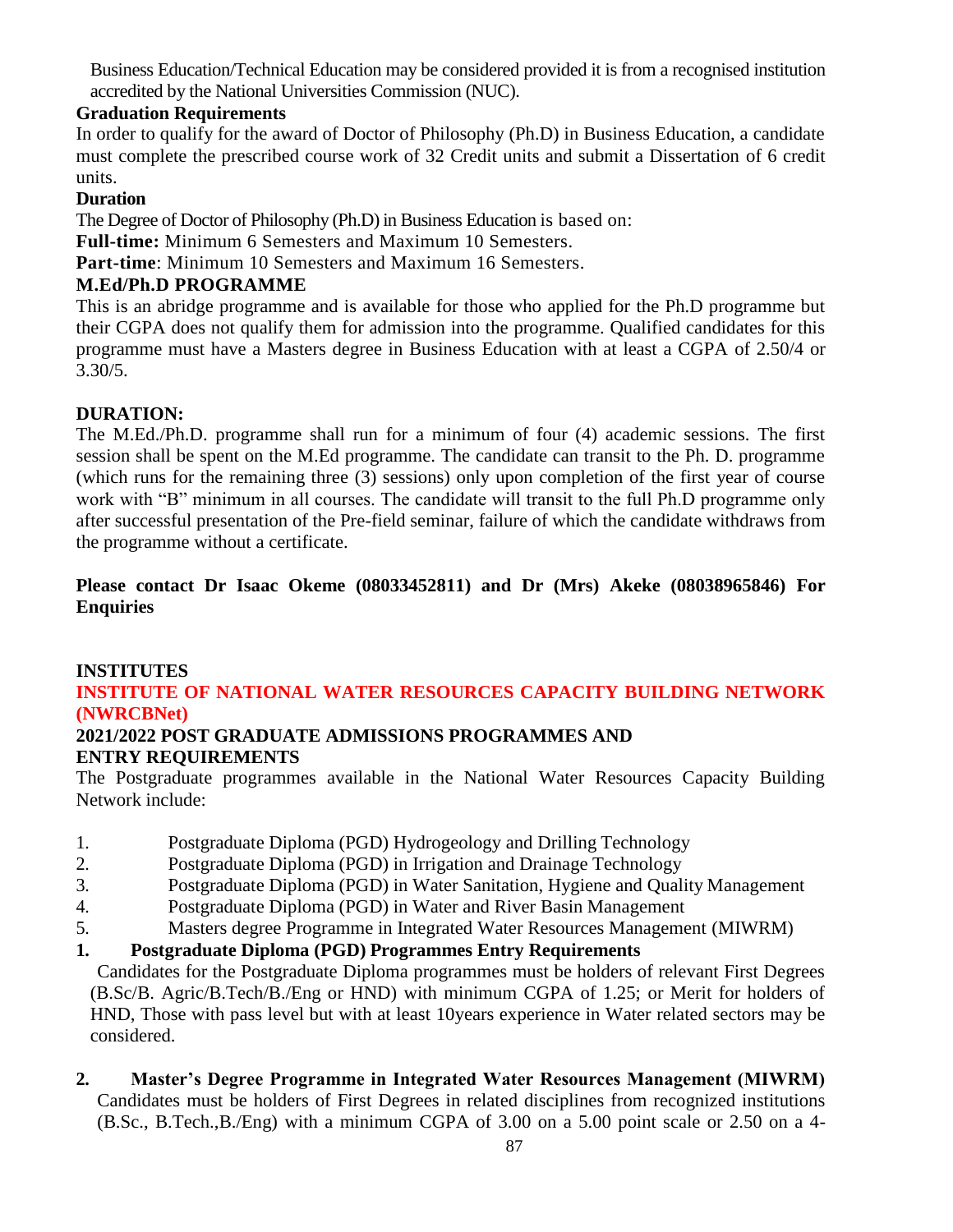Business Education/Technical Education may be considered provided it is from a recognised institution accredited by the National Universities Commission (NUC).

**Graduation Requirements**

In order to qualify for the award of Doctor of Philosophy (Ph.D) in Business Education, a candidate must complete the prescribed course work of 32 Credit units and submit a Dissertation of 6 credit units.

**Duration**

The Degree of Doctor of Philosophy (Ph.D) in Business Education is based on:

**Full-time:** Minimum 6 Semesters and Maximum 10 Semesters.

**Part-time**: Minimum 10 Semesters and Maximum 16 Semesters.

**M.Ed/Ph.D PROGRAMME**

This is an abridge programme and is available for those who applied for the Ph.D programme but their CGPA does not qualify them for admission into the programme. Qualified candidates for this programme must have a Masters degree in Business Education with at least a CGPA of 2.50/4 or 3.30/5.

**DURATION:**

The M.Ed./Ph.D. programme shall run for a minimum of four (4) academic sessions. The first session shall be spent on the M.Ed programme. The candidate can transit to the Ph. D. programme (which runs for the remaining three (3) sessions) only upon completion of the first year of course work with "B" minimum in all courses. The candidate will transit to the full Ph.D programme only after successful presentation of the Pre-field seminar, failure of which the candidate withdraws from the programme without a certificate.

**Please contact Dr Isaac Okeme (08033452811) and Dr (Mrs) Akeke (08038965846) For Enquiries**

## INSTITUTES

## INSTITUTE OF NATIONAL WATER RESOURCES CAPACITY BUILDING NETWORK (NWRCBNet)

### 2021/2022 POST GRADUATE ADMISSIONS PROGRAMMES AND ENTRY REQUIREMENTS

The Postgraduate programmes available in the National Water Resources Capacity Building Network include:

1. Postgraduate Diploma (PGD) Hydrogeology and Drilling Technology
2. Postgraduate Diploma (PGD) in Irrigation and Drainage Technology
3. Postgraduate Diploma (PGD) in Water Sanitation, Hygiene and Quality Management
4. Postgraduate Diploma (PGD) in Water and River Basin Management
5. Masters degree Programme in Integrated Water Resources Management (MIWRM)

**1. Postgraduate Diploma (PGD) Programmes Entry Requirements**

Candidates for the Postgraduate Diploma programmes must be holders of relevant First Degrees (B.Sc/B. Agric/B.Tech/B./Eng or HND) with minimum CGPA of 1.25; or Merit for holders of HND, Those with pass level but with at least 10years experience in Water related sectors may be considered.

**2. Master's Degree Programme in Integrated Water Resources Management (MIWRM)**

Candidates must be holders of First Degrees in related disciplines from recognized institutions (B.Sc., B.Tech.,B./Eng) with a minimum CGPA of 3.00 on a 5.00 point scale or 2.50 on a 4-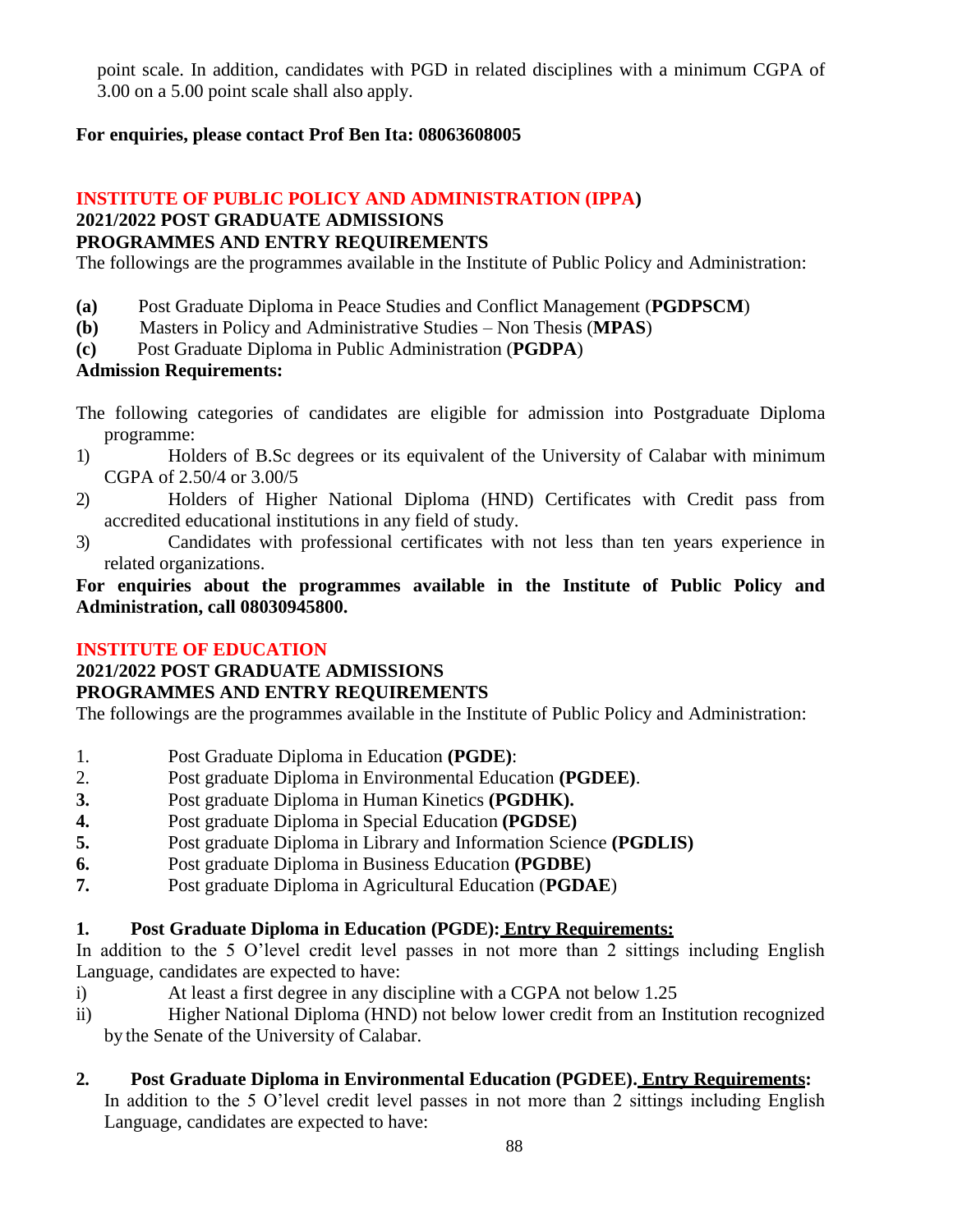point scale. In addition, candidates with PGD in related disciplines with a minimum CGPA of 3.00 on a 5.00 point scale shall also apply.

**For enquiries, please contact Prof Ben Ita: 08063608005**

## INSTITUTE OF PUBLIC POLICY AND ADMINISTRATION (IPPA)

**2021/2022 POST GRADUATE ADMISSIONS**

**PROGRAMMES AND ENTRY REQUIREMENTS**

The followings are the programmes available in the Institute of Public Policy and Administration:

- **(a)** Post Graduate Diploma in Peace Studies and Conflict Management (**PGDPSCM**)
- **(b)** Masters in Policy and Administrative Studies – Non Thesis (**MPAS**)
- **(c)** Post Graduate Diploma in Public Administration (**PGDPA**)

**Admission Requirements:**

The following categories of candidates are eligible for admission into Postgraduate Diploma programme:

1) Holders of B.Sc degrees or its equivalent of the University of Calabar with minimum CGPA of 2.50/4 or 3.00/5
2) Holders of Higher National Diploma (HND) Certificates with Credit pass from accredited educational institutions in any field of study.
3) Candidates with professional certificates with not less than ten years experience in related organizations.

**For enquiries about the programmes available in the Institute of Public Policy and Administration, call 08030945800.**

## INSTITUTE OF EDUCATION

**2021/2022 POST GRADUATE ADMISSIONS**

**PROGRAMMES AND ENTRY REQUIREMENTS**

The followings are the programmes available in the Institute of Public Policy and Administration:

1. Post Graduate Diploma in Education **(PGDE)**:
2. Post graduate Diploma in Environmental Education **(PGDEE)**.
3. Post graduate Diploma in Human Kinetics **(PGDHK).**
4. Post graduate Diploma in Special Education **(PGDSE)**
5. Post graduate Diploma in Library and Information Science **(PGDLIS)**
6. Post graduate Diploma in Business Education **(PGDBE)**
7. Post graduate Diploma in Agricultural Education (**PGDAE**)

### 1. Post Graduate Diploma in Education (PGDE): Entry Requirements:

In addition to the 5 O'level credit level passes in not more than 2 sittings including English Language, candidates are expected to have:

i) At least a first degree in any discipline with a CGPA not below 1.25
ii) Higher National Diploma (HND) not below lower credit from an Institution recognized by the Senate of the University of Calabar.

### 2. Post Graduate Diploma in Environmental Education (PGDEE). Entry Requirements:

In addition to the 5 O'level credit level passes in not more than 2 sittings including English Language, candidates are expected to have: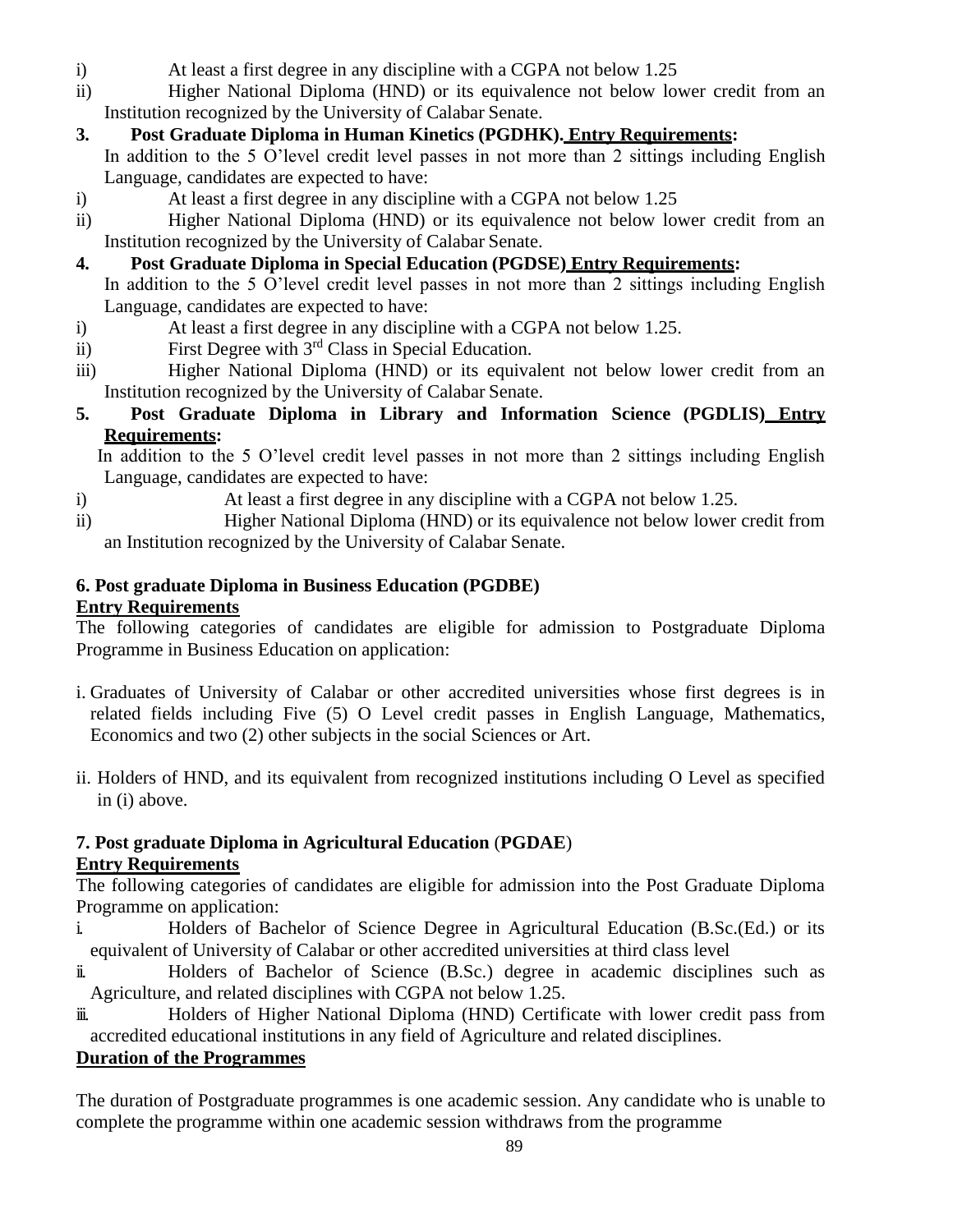i) At least a first degree in any discipline with a CGPA not below 1.25

ii) Higher National Diploma (HND) or its equivalence not below lower credit from an Institution recognized by the University of Calabar Senate.

**3. Post Graduate Diploma in Human Kinetics (PGDHK). Entry Requirements:**

In addition to the 5 O'level credit level passes in not more than 2 sittings including English Language, candidates are expected to have:

i) At least a first degree in any discipline with a CGPA not below 1.25

ii) Higher National Diploma (HND) or its equivalence not below lower credit from an Institution recognized by the University of Calabar Senate.

**4. Post Graduate Diploma in Special Education (PGDSE) Entry Requirements:**

In addition to the 5 O'level credit level passes in not more than 2 sittings including English Language, candidates are expected to have:

i) At least a first degree in any discipline with a CGPA not below 1.25.

ii) First Degree with 3rd Class in Special Education.

iii) Higher National Diploma (HND) or its equivalent not below lower credit from an Institution recognized by the University of Calabar Senate.

**5. Post Graduate Diploma in Library and Information Science (PGDLIS) Entry Requirements:**

In addition to the 5 O'level credit level passes in not more than 2 sittings including English Language, candidates are expected to have:

i) At least a first degree in any discipline with a CGPA not below 1.25.

ii) Higher National Diploma (HND) or its equivalence not below lower credit from an Institution recognized by the University of Calabar Senate.

**6. Post graduate Diploma in Business Education (PGDBE)**

**Entry Requirements**

The following categories of candidates are eligible for admission to Postgraduate Diploma Programme in Business Education on application:

i. Graduates of University of Calabar or other accredited universities whose first degrees is in related fields including Five (5) O Level credit passes in English Language, Mathematics, Economics and two (2) other subjects in the social Sciences or Art.

ii. Holders of HND, and its equivalent from recognized institutions including O Level as specified in (i) above.

**7. Post graduate Diploma in Agricultural Education (PGDAE)**

**Entry Requirements**

The following categories of candidates are eligible for admission into the Post Graduate Diploma Programme on application:

i. Holders of Bachelor of Science Degree in Agricultural Education (B.Sc.(Ed.) or its equivalent of University of Calabar or other accredited universities at third class level

ii. Holders of Bachelor of Science (B.Sc.) degree in academic disciplines such as Agriculture, and related disciplines with CGPA not below 1.25.

iii. Holders of Higher National Diploma (HND) Certificate with lower credit pass from accredited educational institutions in any field of Agriculture and related disciplines.

**Duration of the Programmes**

The duration of Postgraduate programmes is one academic session. Any candidate who is unable to complete the programme within one academic session withdraws from the programme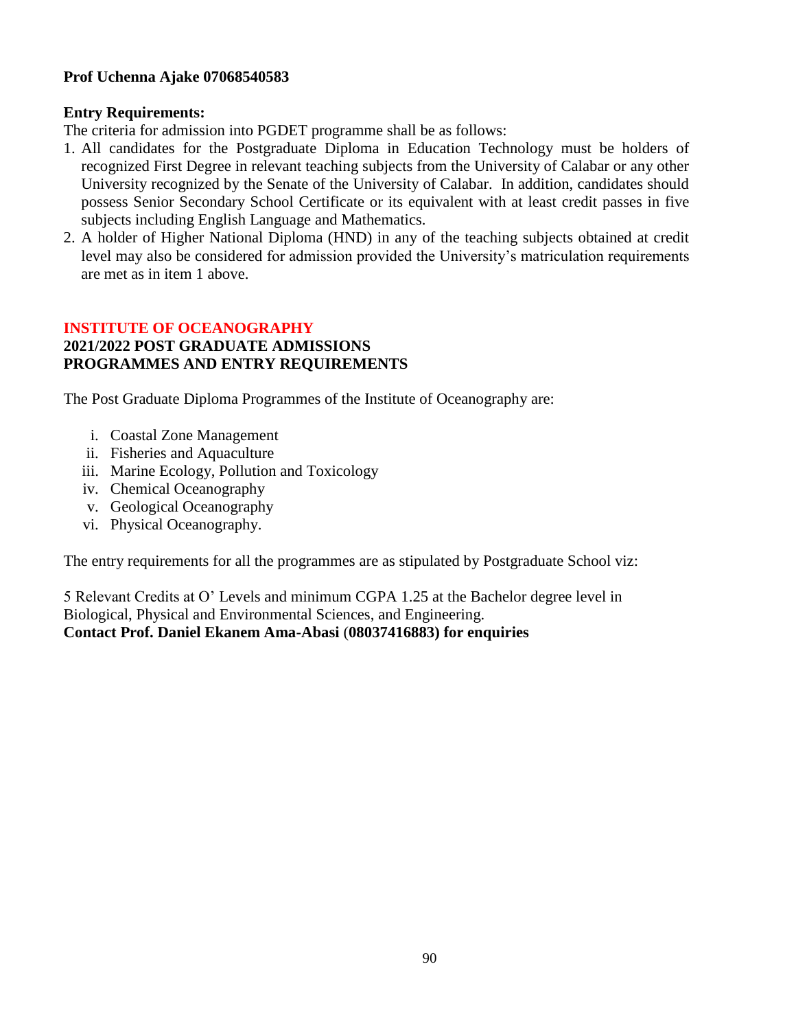**Prof Uchenna Ajake 07068540583**

**Entry Requirements:**

The criteria for admission into PGDET programme shall be as follows:

1. All candidates for the Postgraduate Diploma in Education Technology must be holders of recognized First Degree in relevant teaching subjects from the University of Calabar or any other University recognized by the Senate of the University of Calabar. In addition, candidates should possess Senior Secondary School Certificate or its equivalent with at least credit passes in five subjects including English Language and Mathematics.
2. A holder of Higher National Diploma (HND) in any of the teaching subjects obtained at credit level may also be considered for admission provided the University's matriculation requirements are met as in item 1 above.

## INSTITUTE OF OCEANOGRAPHY

### 2021/2022 POST GRADUATE ADMISSIONS PROGRAMMES AND ENTRY REQUIREMENTS

The Post Graduate Diploma Programmes of the Institute of Oceanography are:

i. Coastal Zone Management
ii. Fisheries and Aquaculture
iii. Marine Ecology, Pollution and Toxicology
iv. Chemical Oceanography
v. Geological Oceanography
vi. Physical Oceanography.

The entry requirements for all the programmes are as stipulated by Postgraduate School viz:

5 Relevant Credits at O' Levels and minimum CGPA 1.25 at the Bachelor degree level in Biological, Physical and Environmental Sciences, and Engineering.

**Contact Prof. Daniel Ekanem Ama-Abasi (08037416883) for enquiries**